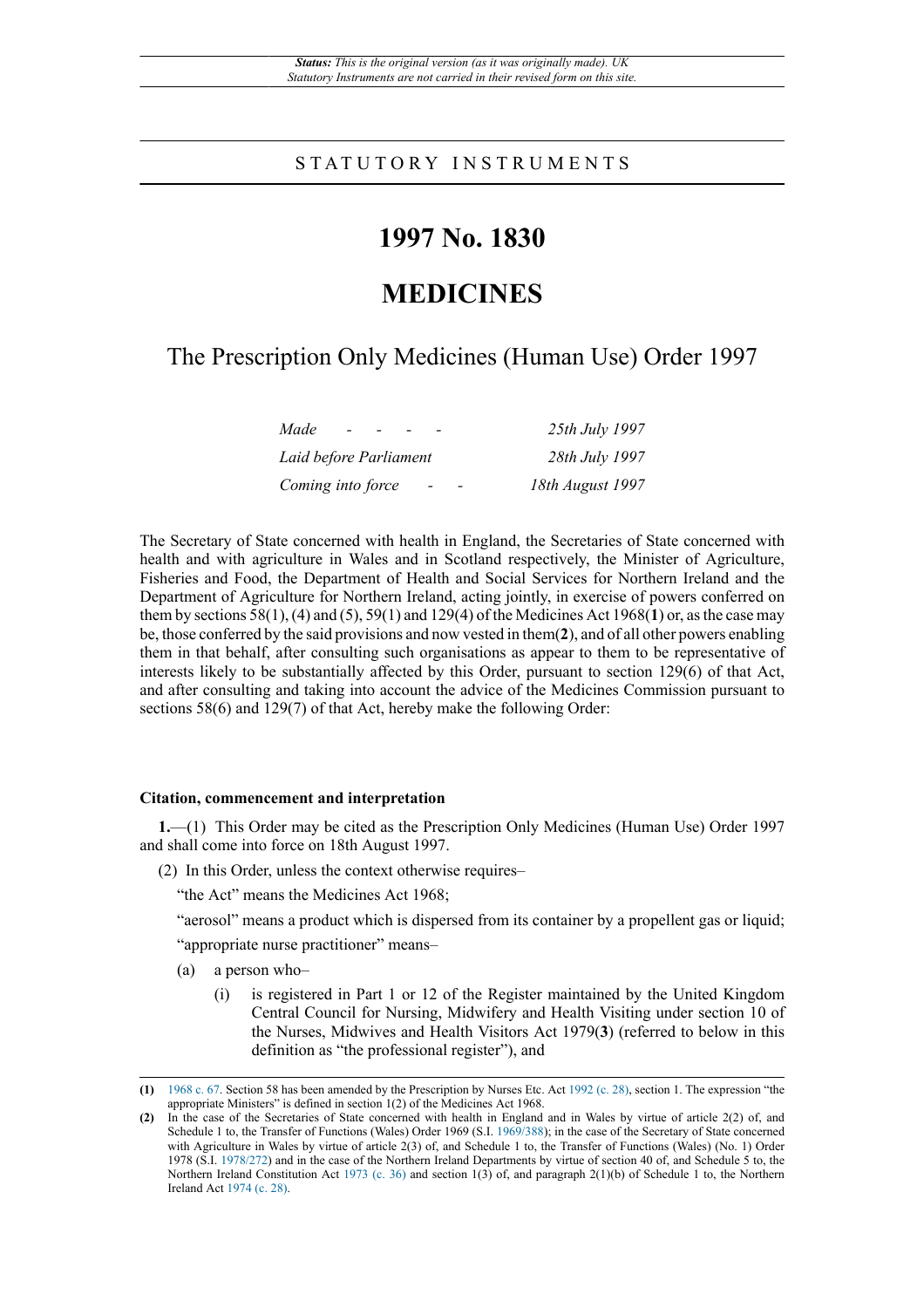*Status: This is the original version (as it was originally made). UK Statutory Instruments are not carried in their revised form on this site.*

STATUTORY INSTRUMENTS

# 1997 No. 1830

# MEDICINES

## The Prescription Only Medicines (Human Use) Order 1997

| | |
|---|---|
| *Made* | *25th July 1997* |
| *Laid before Parliament* | *28th July 1997* |
| *Coming into force* | *18th August 1997* |

The Secretary of State concerned with health in England, the Secretaries of State concerned with health and with agriculture in Wales and in Scotland respectively, the Minister of Agriculture, Fisheries and Food, the Department of Health and Social Services for Northern Ireland and the Department of Agriculture for Northern Ireland, acting jointly, in exercise of powers conferred on them by sections 58(1), (4) and (5), 59(1) and 129(4) of the Medicines Act 1968(**1**) or, as the case may be, those conferred by the said provisions and now vested in them(**2**), and of all other powers enabling them in that behalf, after consulting such organisations as appear to them to be representative of interests likely to be substantially affected by this Order, pursuant to section 129(6) of that Act, and after consulting and taking into account the advice of the Medicines Commission pursuant to sections 58(6) and 129(7) of that Act, hereby make the following Order:

**Citation, commencement and interpretation**

**1.**—(1) This Order may be cited as the Prescription Only Medicines (Human Use) Order 1997 and shall come into force on 18th August 1997.

(2) In this Order, unless the context otherwise requires–

"the Act" means the Medicines Act 1968;

"aerosol" means a product which is dispersed from its container by a propellent gas or liquid;

"appropriate nurse practitioner" means–

(a) a person who–

(i) is registered in Part 1 or 12 of the Register maintained by the United Kingdom Central Council for Nursing, Midwifery and Health Visiting under section 10 of the Nurses, Midwives and Health Visitors Act 1979(**3**) (referred to below in this definition as "the professional register"), and

---

**(1)** 1968 c. 67. Section 58 has been amended by the Prescription by Nurses Etc. Act 1992 (c. 28), section 1. The expression "the appropriate Ministers" is defined in section 1(2) of the Medicines Act 1968.

**(2)** In the case of the Secretaries of State concerned with health in England and in Wales by virtue of article 2(2) of, and Schedule 1 to, the Transfer of Functions (Wales) Order 1969 (S.I. 1969/388); in the case of the Secretary of State concerned with Agriculture in Wales by virtue of article 2(3) of, and Schedule 1 to, the Transfer of Functions (Wales) (No. 1) Order 1978 (S.I. 1978/272) and in the case of the Northern Ireland Departments by virtue of section 40 of, and Schedule 5 to, the Northern Ireland Constitution Act 1973 (c. 36) and section 1(3) of, and paragraph 2(1)(b) of Schedule 1 to, the Northern Ireland Act 1974 (c. 28).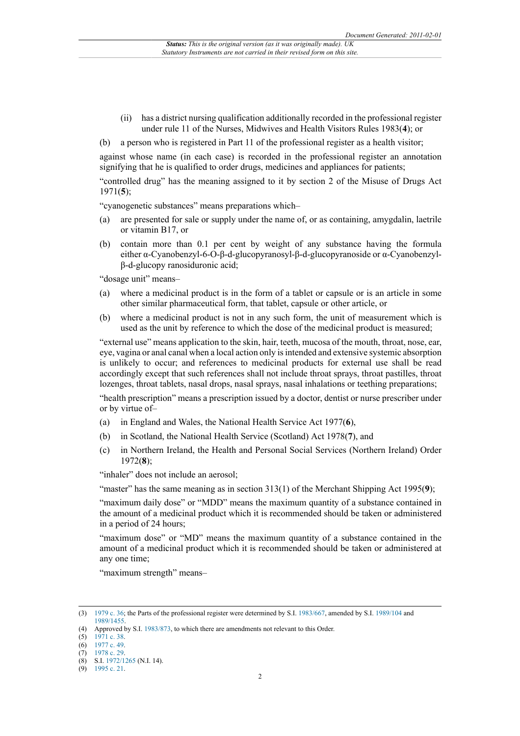(ii) has a district nursing qualification additionally recorded in the professional register under rule 11 of the Nurses, Midwives and Health Visitors Rules 1983(**4**); or

(b) a person who is registered in Part 11 of the professional register as a health visitor;

against whose name (in each case) is recorded in the professional register an annotation signifying that he is qualified to order drugs, medicines and appliances for patients;

"controlled drug" has the meaning assigned to it by section 2 of the Misuse of Drugs Act 1971(**5**);

"cyanogenetic substances" means preparations which–

(a) are presented for sale or supply under the name of, or as containing, amygdalin, laetrile or vitamin B17, or

(b) contain more than 0.1 per cent by weight of any substance having the formula either α-Cyanobenzyl-6-O-β-d-glucopyranosyl-β-d-glucopyranoside or α-Cyanobenzyl-β-d-glucopy ranosiduronic acid;

"dosage unit" means–

(a) where a medicinal product is in the form of a tablet or capsule or is an article in some other similar pharmaceutical form, that tablet, capsule or other article, or

(b) where a medicinal product is not in any such form, the unit of measurement which is used as the unit by reference to which the dose of the medicinal product is measured;

"external use" means application to the skin, hair, teeth, mucosa of the mouth, throat, nose, ear, eye, vagina or anal canal when a local action only is intended and extensive systemic absorption is unlikely to occur; and references to medicinal products for external use shall be read accordingly except that such references shall not include throat sprays, throat pastilles, throat lozenges, throat tablets, nasal drops, nasal sprays, nasal inhalations or teething preparations;

"health prescription" means a prescription issued by a doctor, dentist or nurse prescriber under or by virtue of–

(a) in England and Wales, the National Health Service Act 1977(**6**),

(b) in Scotland, the National Health Service (Scotland) Act 1978(**7**), and

(c) in Northern Ireland, the Health and Personal Social Services (Northern Ireland) Order 1972(**8**);

"inhaler" does not include an aerosol;

"master" has the same meaning as in section 313(1) of the Merchant Shipping Act 1995(**9**);

"maximum daily dose" or "MDD" means the maximum quantity of a substance contained in the amount of a medicinal product which it is recommended should be taken or administered in a period of 24 hours;

"maximum dose" or "MD" means the maximum quantity of a substance contained in the amount of a medicinal product which it is recommended should be taken or administered at any one time;

"maximum strength" means–

---

(3) 1979 c. 36; the Parts of the professional register were determined by S.I. 1983/667, amended by S.I. 1989/104 and 1989/1455.

(4) Approved by S.I. 1983/873, to which there are amendments not relevant to this Order.

(5) 1971 c. 38.

(6) 1977 c. 49.

(7) 1978 c. 29.

(8) S.I. 1972/1265 (N.I. 14).

(9) 1995 c. 21.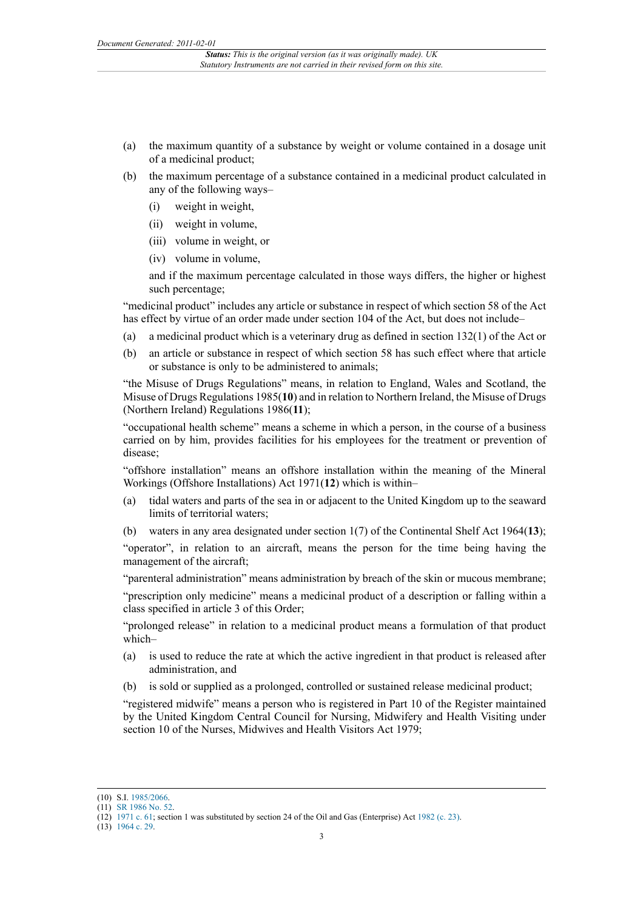(a) the maximum quantity of a substance by weight or volume contained in a dosage unit of a medicinal product;

(b) the maximum percentage of a substance contained in a medicinal product calculated in any of the following ways–

(i) weight in weight,

(ii) weight in volume,

(iii) volume in weight, or

(iv) volume in volume,

and if the maximum percentage calculated in those ways differs, the higher or highest such percentage;

"medicinal product" includes any article or substance in respect of which section 58 of the Act has effect by virtue of an order made under section 104 of the Act, but does not include–

(a) a medicinal product which is a veterinary drug as defined in section 132(1) of the Act or

(b) an article or substance in respect of which section 58 has such effect where that article or substance is only to be administered to animals;

"the Misuse of Drugs Regulations" means, in relation to England, Wales and Scotland, the Misuse of Drugs Regulations 1985(**10**) and in relation to Northern Ireland, the Misuse of Drugs (Northern Ireland) Regulations 1986(**11**);

"occupational health scheme" means a scheme in which a person, in the course of a business carried on by him, provides facilities for his employees for the treatment or prevention of disease;

"offshore installation" means an offshore installation within the meaning of the Mineral Workings (Offshore Installations) Act 1971(**12**) which is within–

(a) tidal waters and parts of the sea in or adjacent to the United Kingdom up to the seaward limits of territorial waters;

(b) waters in any area designated under section 1(7) of the Continental Shelf Act 1964(**13**);

"operator", in relation to an aircraft, means the person for the time being having the management of the aircraft;

"parenteral administration" means administration by breach of the skin or mucous membrane;

"prescription only medicine" means a medicinal product of a description or falling within a class specified in article 3 of this Order;

"prolonged release" in relation to a medicinal product means a formulation of that product which–

(a) is used to reduce the rate at which the active ingredient in that product is released after administration, and

(b) is sold or supplied as a prolonged, controlled or sustained release medicinal product;

"registered midwife" means a person who is registered in Part 10 of the Register maintained by the United Kingdom Central Council for Nursing, Midwifery and Health Visiting under section 10 of the Nurses, Midwives and Health Visitors Act 1979;

(10) S.I. 1985/2066.

(11) SR 1986 No. 52.

(12) 1971 c. 61; section 1 was substituted by section 24 of the Oil and Gas (Enterprise) Act 1982 (c. 23).

(13) 1964 c. 29.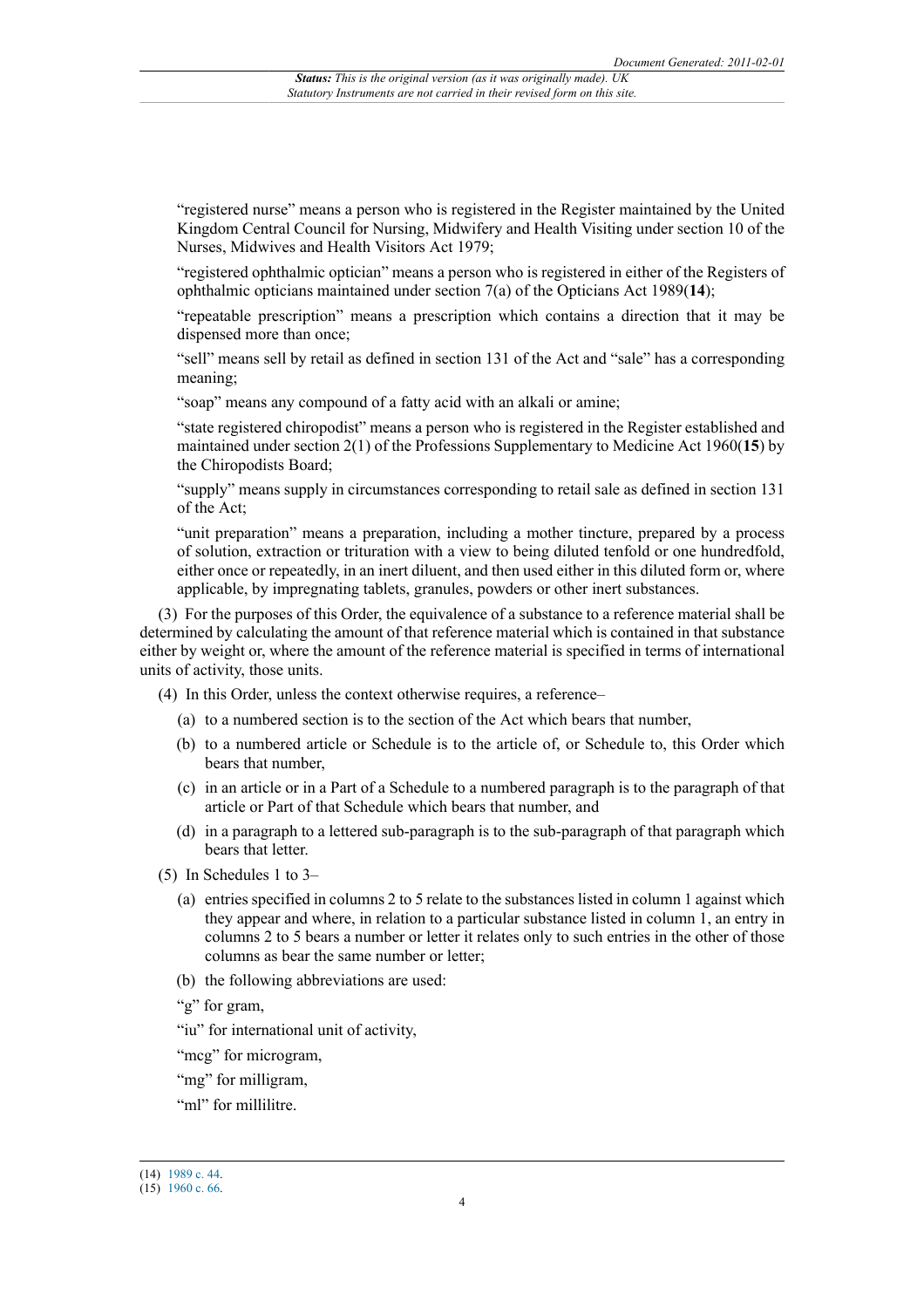"registered nurse" means a person who is registered in the Register maintained by the United Kingdom Central Council for Nursing, Midwifery and Health Visiting under section 10 of the Nurses, Midwives and Health Visitors Act 1979;

"registered ophthalmic optician" means a person who is registered in either of the Registers of ophthalmic opticians maintained under section 7(a) of the Opticians Act 1989(**14**);

"repeatable prescription" means a prescription which contains a direction that it may be dispensed more than once;

"sell" means sell by retail as defined in section 131 of the Act and "sale" has a corresponding meaning;

"soap" means any compound of a fatty acid with an alkali or amine;

"state registered chiropodist" means a person who is registered in the Register established and maintained under section 2(1) of the Professions Supplementary to Medicine Act 1960(**15**) by the Chiropodists Board;

"supply" means supply in circumstances corresponding to retail sale as defined in section 131 of the Act;

"unit preparation" means a preparation, including a mother tincture, prepared by a process of solution, extraction or trituration with a view to being diluted tenfold or one hundredfold, either once or repeatedly, in an inert diluent, and then used either in this diluted form or, where applicable, by impregnating tablets, granules, powders or other inert substances.

(3) For the purposes of this Order, the equivalence of a substance to a reference material shall be determined by calculating the amount of that reference material which is contained in that substance either by weight or, where the amount of the reference material is specified in terms of international units of activity, those units.

(4) In this Order, unless the context otherwise requires, a reference–

(a) to a numbered section is to the section of the Act which bears that number,

(b) to a numbered article or Schedule is to the article of, or Schedule to, this Order which bears that number,

(c) in an article or in a Part of a Schedule to a numbered paragraph is to the paragraph of that article or Part of that Schedule which bears that number, and

(d) in a paragraph to a lettered sub-paragraph is to the sub-paragraph of that paragraph which bears that letter.

(5) In Schedules 1 to 3–

(a) entries specified in columns 2 to 5 relate to the substances listed in column 1 against which they appear and where, in relation to a particular substance listed in column 1, an entry in columns 2 to 5 bears a number or letter it relates only to such entries in the other of those columns as bear the same number or letter;

(b) the following abbreviations are used:

"g" for gram,

"iu" for international unit of activity,

"mcg" for microgram,

"mg" for milligram,

"ml" for millilitre.

(14) 1989 c. 44.

(15) 1960 c. 66.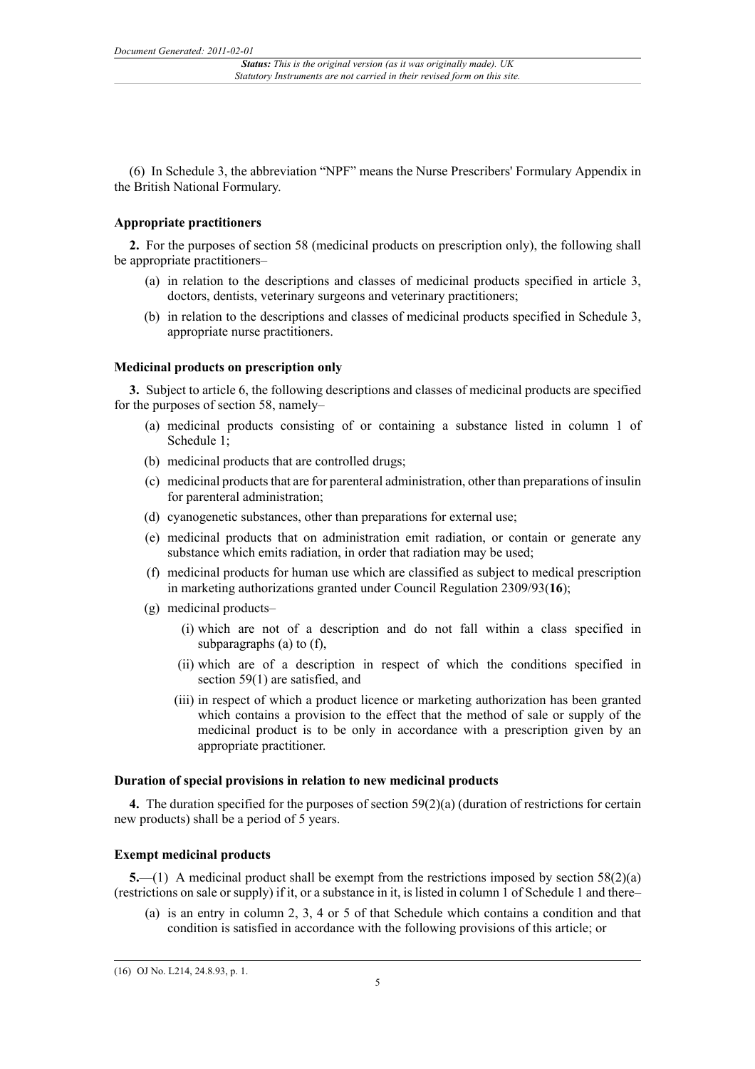(6) In Schedule 3, the abbreviation "NPF" means the Nurse Prescribers' Formulary Appendix in the British National Formulary.

### Appropriate practitioners

**2.** For the purposes of section 58 (medicinal products on prescription only), the following shall be appropriate practitioners–

(a) in relation to the descriptions and classes of medicinal products specified in article 3, doctors, dentists, veterinary surgeons and veterinary practitioners;

(b) in relation to the descriptions and classes of medicinal products specified in Schedule 3, appropriate nurse practitioners.

### Medicinal products on prescription only

**3.** Subject to article 6, the following descriptions and classes of medicinal products are specified for the purposes of section 58, namely–

(a) medicinal products consisting of or containing a substance listed in column 1 of Schedule 1;

(b) medicinal products that are controlled drugs;

(c) medicinal products that are for parenteral administration, other than preparations of insulin for parenteral administration;

(d) cyanogenetic substances, other than preparations for external use;

(e) medicinal products that on administration emit radiation, or contain or generate any substance which emits radiation, in order that radiation may be used;

(f) medicinal products for human use which are classified as subject to medical prescription in marketing authorizations granted under Council Regulation 2309/93(**16**);

(g) medicinal products–

(i) which are not of a description and do not fall within a class specified in subparagraphs (a) to (f),

(ii) which are of a description in respect of which the conditions specified in section 59(1) are satisfied, and

(iii) in respect of which a product licence or marketing authorization has been granted which contains a provision to the effect that the method of sale or supply of the medicinal product is to be only in accordance with a prescription given by an appropriate practitioner.

### Duration of special provisions in relation to new medicinal products

**4.** The duration specified for the purposes of section 59(2)(a) (duration of restrictions for certain new products) shall be a period of 5 years.

### Exempt medicinal products

**5.**—(1) A medicinal product shall be exempt from the restrictions imposed by section 58(2)(a) (restrictions on sale or supply) if it, or a substance in it, is listed in column 1 of Schedule 1 and there–

(a) is an entry in column 2, 3, 4 or 5 of that Schedule which contains a condition and that condition is satisfied in accordance with the following provisions of this article; or

(16) OJ No. L214, 24.8.93, p. 1.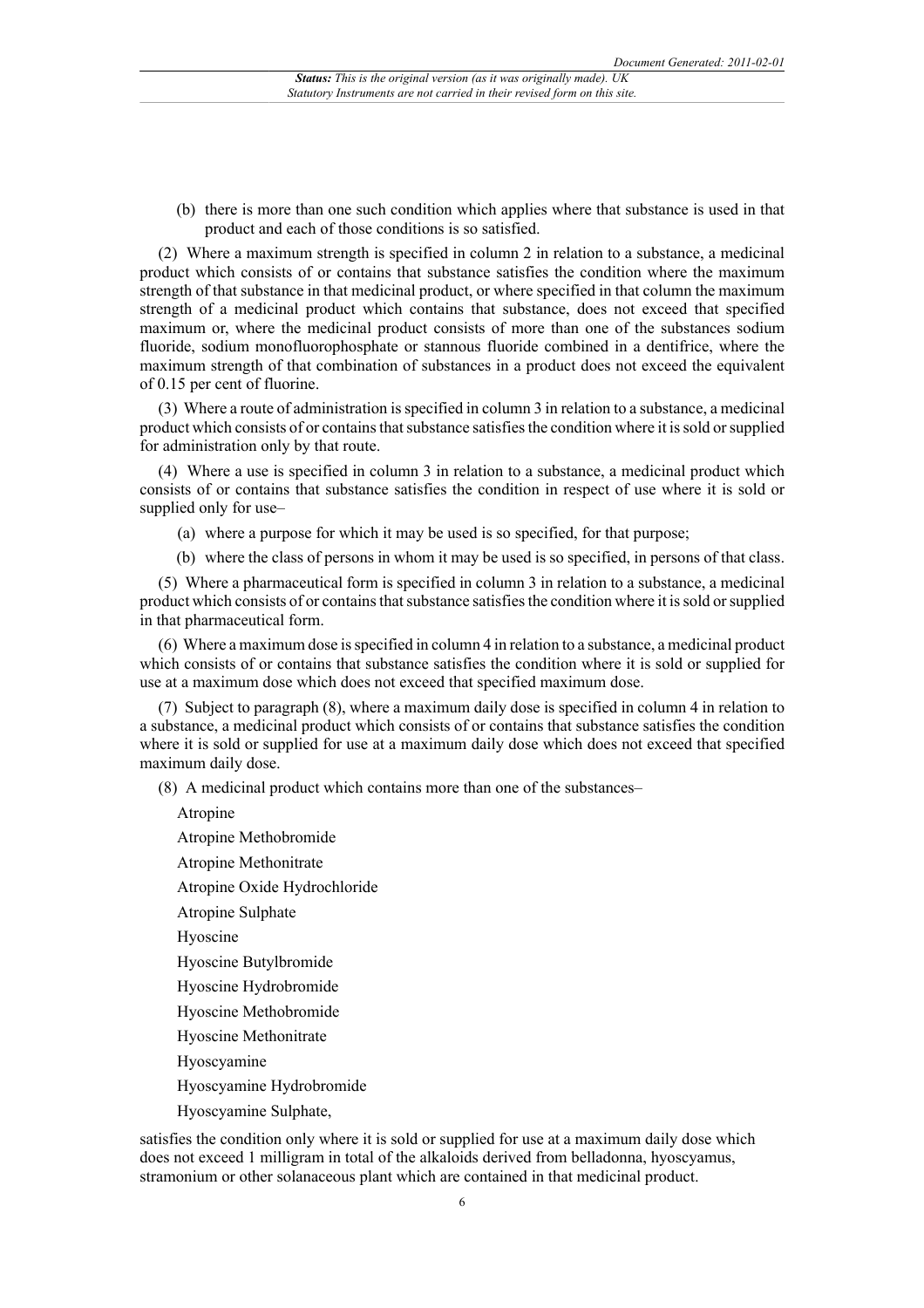(b) there is more than one such condition which applies where that substance is used in that product and each of those conditions is so satisfied.

(2) Where a maximum strength is specified in column 2 in relation to a substance, a medicinal product which consists of or contains that substance satisfies the condition where the maximum strength of that substance in that medicinal product, or where specified in that column the maximum strength of a medicinal product which contains that substance, does not exceed that specified maximum or, where the medicinal product consists of more than one of the substances sodium fluoride, sodium monofluorophosphate or stannous fluoride combined in a dentifrice, where the maximum strength of that combination of substances in a product does not exceed the equivalent of 0.15 per cent of fluorine.

(3) Where a route of administration is specified in column 3 in relation to a substance, a medicinal product which consists of or contains that substance satisfies the condition where it is sold or supplied for administration only by that route.

(4) Where a use is specified in column 3 in relation to a substance, a medicinal product which consists of or contains that substance satisfies the condition in respect of use where it is sold or supplied only for use–

(a) where a purpose for which it may be used is so specified, for that purpose;

(b) where the class of persons in whom it may be used is so specified, in persons of that class.

(5) Where a pharmaceutical form is specified in column 3 in relation to a substance, a medicinal product which consists of or contains that substance satisfies the condition where it is sold or supplied in that pharmaceutical form.

(6) Where a maximum dose is specified in column 4 in relation to a substance, a medicinal product which consists of or contains that substance satisfies the condition where it is sold or supplied for use at a maximum dose which does not exceed that specified maximum dose.

(7) Subject to paragraph (8), where a maximum daily dose is specified in column 4 in relation to a substance, a medicinal product which consists of or contains that substance satisfies the condition where it is sold or supplied for use at a maximum daily dose which does not exceed that specified maximum daily dose.

(8) A medicinal product which contains more than one of the substances–

Atropine

Atropine Methobromide

Atropine Methonitrate

Atropine Oxide Hydrochloride

Atropine Sulphate

Hyoscine

Hyoscine Butylbromide

Hyoscine Hydrobromide

Hyoscine Methobromide

Hyoscine Methonitrate

Hyoscyamine

Hyoscyamine Hydrobromide

Hyoscyamine Sulphate,

satisfies the condition only where it is sold or supplied for use at a maximum daily dose which does not exceed 1 milligram in total of the alkaloids derived from belladonna, hyoscyamus, stramonium or other solanaceous plant which are contained in that medicinal product.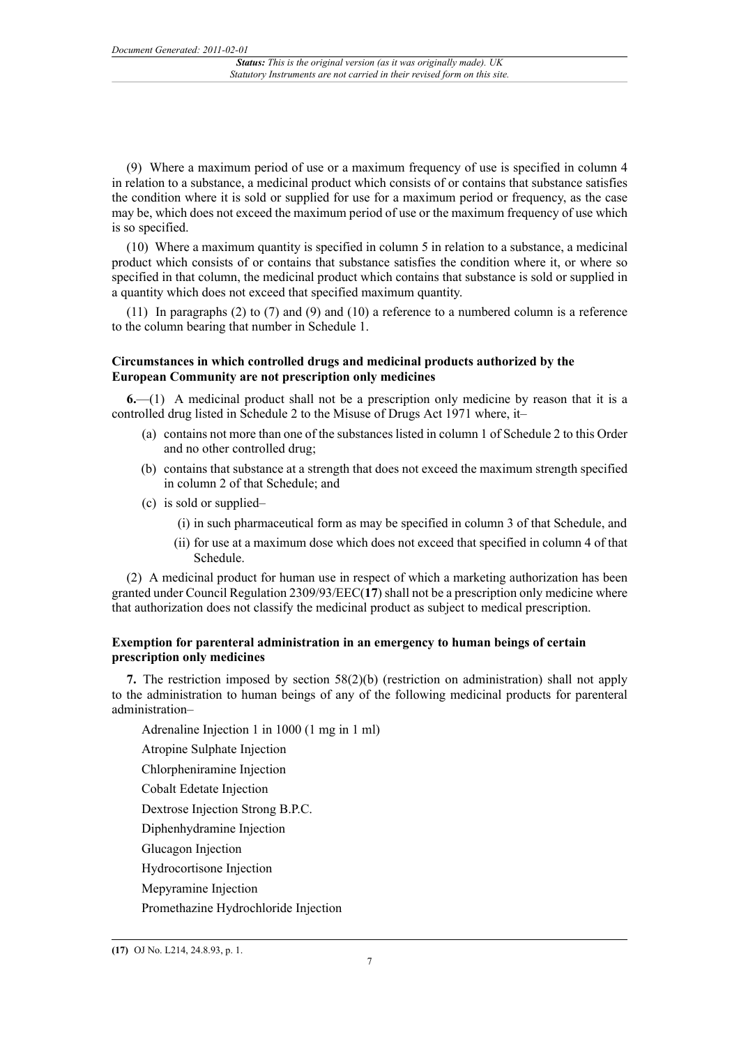(9) Where a maximum period of use or a maximum frequency of use is specified in column 4 in relation to a substance, a medicinal product which consists of or contains that substance satisfies the condition where it is sold or supplied for use for a maximum period or frequency, as the case may be, which does not exceed the maximum period of use or the maximum frequency of use which is so specified.

(10) Where a maximum quantity is specified in column 5 in relation to a substance, a medicinal product which consists of or contains that substance satisfies the condition where it, or where so specified in that column, the medicinal product which contains that substance is sold or supplied in a quantity which does not exceed that specified maximum quantity.

(11) In paragraphs (2) to (7) and (9) and (10) a reference to a numbered column is a reference to the column bearing that number in Schedule 1.

### Circumstances in which controlled drugs and medicinal products authorized by the European Community are not prescription only medicines

**6.**—(1) A medicinal product shall not be a prescription only medicine by reason that it is a controlled drug listed in Schedule 2 to the Misuse of Drugs Act 1971 where, it–

(a) contains not more than one of the substances listed in column 1 of Schedule 2 to this Order and no other controlled drug;

(b) contains that substance at a strength that does not exceed the maximum strength specified in column 2 of that Schedule; and

(c) is sold or supplied–

(i) in such pharmaceutical form as may be specified in column 3 of that Schedule, and

(ii) for use at a maximum dose which does not exceed that specified in column 4 of that Schedule.

(2) A medicinal product for human use in respect of which a marketing authorization has been granted under Council Regulation 2309/93/EEC(**17**) shall not be a prescription only medicine where that authorization does not classify the medicinal product as subject to medical prescription.

### Exemption for parenteral administration in an emergency to human beings of certain prescription only medicines

**7.** The restriction imposed by section 58(2)(b) (restriction on administration) shall not apply to the administration to human beings of any of the following medicinal products for parenteral administration–

Adrenaline Injection 1 in 1000 (1 mg in 1 ml)

Atropine Sulphate Injection

Chlorpheniramine Injection

Cobalt Edetate Injection

Dextrose Injection Strong B.P.C.

Diphenhydramine Injection

Glucagon Injection

Hydrocortisone Injection

Mepyramine Injection

Promethazine Hydrochloride Injection

(17) OJ No. L214, 24.8.93, p. 1.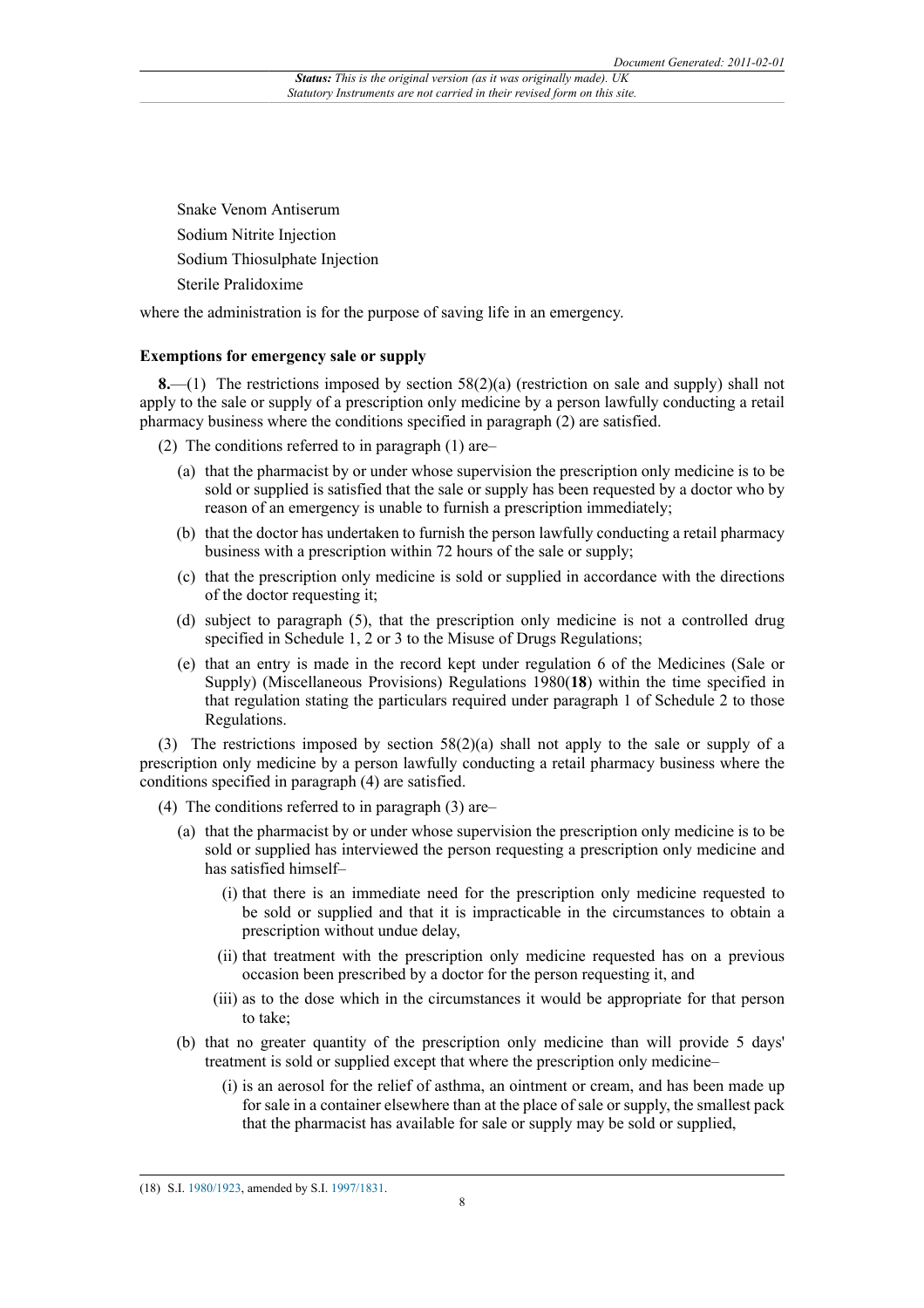Snake Venom Antiserum

Sodium Nitrite Injection

Sodium Thiosulphate Injection

Sterile Pralidoxime

where the administration is for the purpose of saving life in an emergency.

### Exemptions for emergency sale or supply

**8.**—(1) The restrictions imposed by section 58(2)(a) (restriction on sale and supply) shall not apply to the sale or supply of a prescription only medicine by a person lawfully conducting a retail pharmacy business where the conditions specified in paragraph (2) are satisfied.

(2) The conditions referred to in paragraph (1) are–

- (a) that the pharmacist by or under whose supervision the prescription only medicine is to be sold or supplied is satisfied that the sale or supply has been requested by a doctor who by reason of an emergency is unable to furnish a prescription immediately;
- (b) that the doctor has undertaken to furnish the person lawfully conducting a retail pharmacy business with a prescription within 72 hours of the sale or supply;
- (c) that the prescription only medicine is sold or supplied in accordance with the directions of the doctor requesting it;
- (d) subject to paragraph (5), that the prescription only medicine is not a controlled drug specified in Schedule 1, 2 or 3 to the Misuse of Drugs Regulations;
- (e) that an entry is made in the record kept under regulation 6 of the Medicines (Sale or Supply) (Miscellaneous Provisions) Regulations 1980(**18**) within the time specified in that regulation stating the particulars required under paragraph 1 of Schedule 2 to those Regulations.

(3) The restrictions imposed by section 58(2)(a) shall not apply to the sale or supply of a prescription only medicine by a person lawfully conducting a retail pharmacy business where the conditions specified in paragraph (4) are satisfied.

(4) The conditions referred to in paragraph (3) are–

- (a) that the pharmacist by or under whose supervision the prescription only medicine is to be sold or supplied has interviewed the person requesting a prescription only medicine and has satisfied himself–
  - (i) that there is an immediate need for the prescription only medicine requested to be sold or supplied and that it is impracticable in the circumstances to obtain a prescription without undue delay,
  - (ii) that treatment with the prescription only medicine requested has on a previous occasion been prescribed by a doctor for the person requesting it, and
  - (iii) as to the dose which in the circumstances it would be appropriate for that person to take;
- (b) that no greater quantity of the prescription only medicine than will provide 5 days' treatment is sold or supplied except that where the prescription only medicine–
  - (i) is an aerosol for the relief of asthma, an ointment or cream, and has been made up for sale in a container elsewhere than at the place of sale or supply, the smallest pack that the pharmacist has available for sale or supply may be sold or supplied,

---

(18) S.I. 1980/1923, amended by S.I. 1997/1831.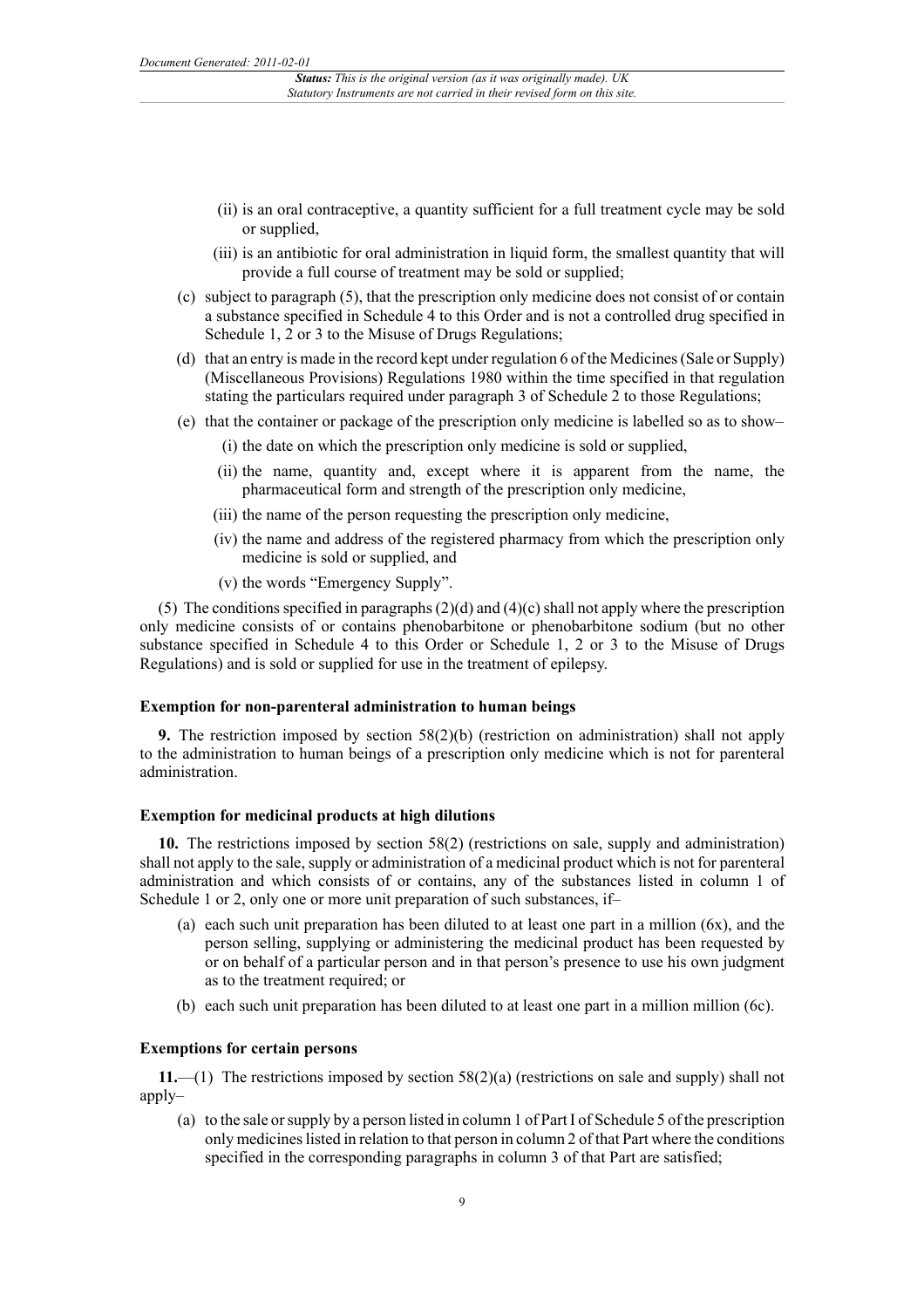- (ii) is an oral contraceptive, a quantity sufficient for a full treatment cycle may be sold or supplied,
- (iii) is an antibiotic for oral administration in liquid form, the smallest quantity that will provide a full course of treatment may be sold or supplied;

(c) subject to paragraph (5), that the prescription only medicine does not consist of or contain a substance specified in Schedule 4 to this Order and is not a controlled drug specified in Schedule 1, 2 or 3 to the Misuse of Drugs Regulations;

(d) that an entry is made in the record kept under regulation 6 of the Medicines (Sale or Supply) (Miscellaneous Provisions) Regulations 1980 within the time specified in that regulation stating the particulars required under paragraph 3 of Schedule 2 to those Regulations;

(e) that the container or package of the prescription only medicine is labelled so as to show–

- (i) the date on which the prescription only medicine is sold or supplied,
- (ii) the name, quantity and, except where it is apparent from the name, the pharmaceutical form and strength of the prescription only medicine,
- (iii) the name of the person requesting the prescription only medicine,
- (iv) the name and address of the registered pharmacy from which the prescription only medicine is sold or supplied, and
- (v) the words "Emergency Supply".

(5) The conditions specified in paragraphs (2)(d) and (4)(c) shall not apply where the prescription only medicine consists of or contains phenobarbitone or phenobarbitone sodium (but no other substance specified in Schedule 4 to this Order or Schedule 1, 2 or 3 to the Misuse of Drugs Regulations) and is sold or supplied for use in the treatment of epilepsy.

**Exemption for non-parenteral administration to human beings**

**9.** The restriction imposed by section 58(2)(b) (restriction on administration) shall not apply to the administration to human beings of a prescription only medicine which is not for parenteral administration.

**Exemption for medicinal products at high dilutions**

**10.** The restrictions imposed by section 58(2) (restrictions on sale, supply and administration) shall not apply to the sale, supply or administration of a medicinal product which is not for parenteral administration and which consists of or contains, any of the substances listed in column 1 of Schedule 1 or 2, only one or more unit preparation of such substances, if–

(a) each such unit preparation has been diluted to at least one part in a million (6x), and the person selling, supplying or administering the medicinal product has been requested by or on behalf of a particular person and in that person's presence to use his own judgment as to the treatment required; or

(b) each such unit preparation has been diluted to at least one part in a million million (6c).

**Exemptions for certain persons**

**11.**—(1) The restrictions imposed by section 58(2)(a) (restrictions on sale and supply) shall not apply–

(a) to the sale or supply by a person listed in column 1 of Part I of Schedule 5 of the prescription only medicines listed in relation to that person in column 2 of that Part where the conditions specified in the corresponding paragraphs in column 3 of that Part are satisfied;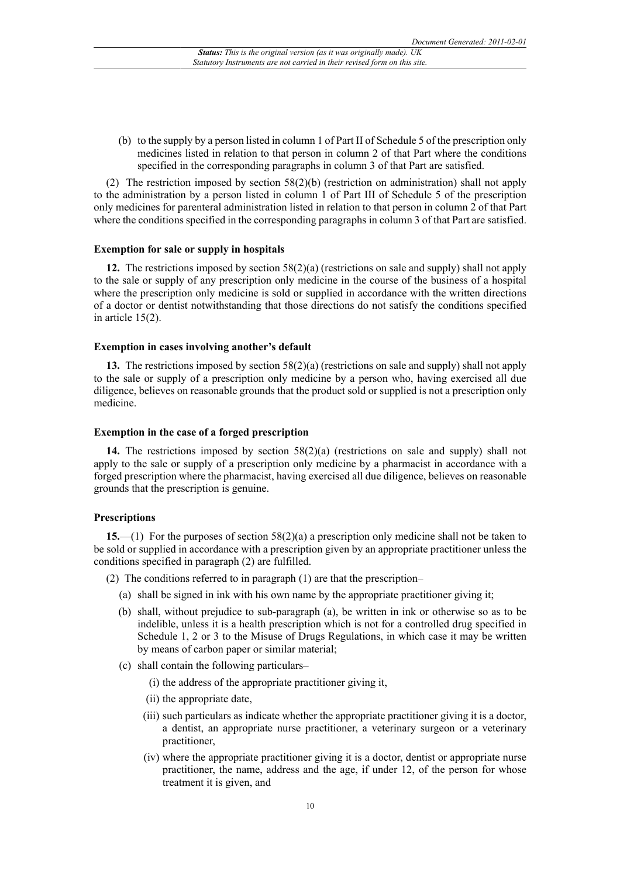(b) to the supply by a person listed in column 1 of Part II of Schedule 5 of the prescription only medicines listed in relation to that person in column 2 of that Part where the conditions specified in the corresponding paragraphs in column 3 of that Part are satisfied.

(2) The restriction imposed by section 58(2)(b) (restriction on administration) shall not apply to the administration by a person listed in column 1 of Part III of Schedule 5 of the prescription only medicines for parenteral administration listed in relation to that person in column 2 of that Part where the conditions specified in the corresponding paragraphs in column 3 of that Part are satisfied.

**Exemption for sale or supply in hospitals**

**12.** The restrictions imposed by section 58(2)(a) (restrictions on sale and supply) shall not apply to the sale or supply of any prescription only medicine in the course of the business of a hospital where the prescription only medicine is sold or supplied in accordance with the written directions of a doctor or dentist notwithstanding that those directions do not satisfy the conditions specified in article 15(2).

**Exemption in cases involving another's default**

**13.** The restrictions imposed by section 58(2)(a) (restrictions on sale and supply) shall not apply to the sale or supply of a prescription only medicine by a person who, having exercised all due diligence, believes on reasonable grounds that the product sold or supplied is not a prescription only medicine.

**Exemption in the case of a forged prescription**

**14.** The restrictions imposed by section 58(2)(a) (restrictions on sale and supply) shall not apply to the sale or supply of a prescription only medicine by a pharmacist in accordance with a forged prescription where the pharmacist, having exercised all due diligence, believes on reasonable grounds that the prescription is genuine.

**Prescriptions**

**15.**—(1) For the purposes of section 58(2)(a) a prescription only medicine shall not be taken to be sold or supplied in accordance with a prescription given by an appropriate practitioner unless the conditions specified in paragraph (2) are fulfilled.

(2) The conditions referred to in paragraph (1) are that the prescription–

(a) shall be signed in ink with his own name by the appropriate practitioner giving it;

(b) shall, without prejudice to sub-paragraph (a), be written in ink or otherwise so as to be indelible, unless it is a health prescription which is not for a controlled drug specified in Schedule 1, 2 or 3 to the Misuse of Drugs Regulations, in which case it may be written by means of carbon paper or similar material;

(c) shall contain the following particulars–

(i) the address of the appropriate practitioner giving it,

(ii) the appropriate date,

(iii) such particulars as indicate whether the appropriate practitioner giving it is a doctor, a dentist, an appropriate nurse practitioner, a veterinary surgeon or a veterinary practitioner,

(iv) where the appropriate practitioner giving it is a doctor, dentist or appropriate nurse practitioner, the name, address and the age, if under 12, of the person for whose treatment it is given, and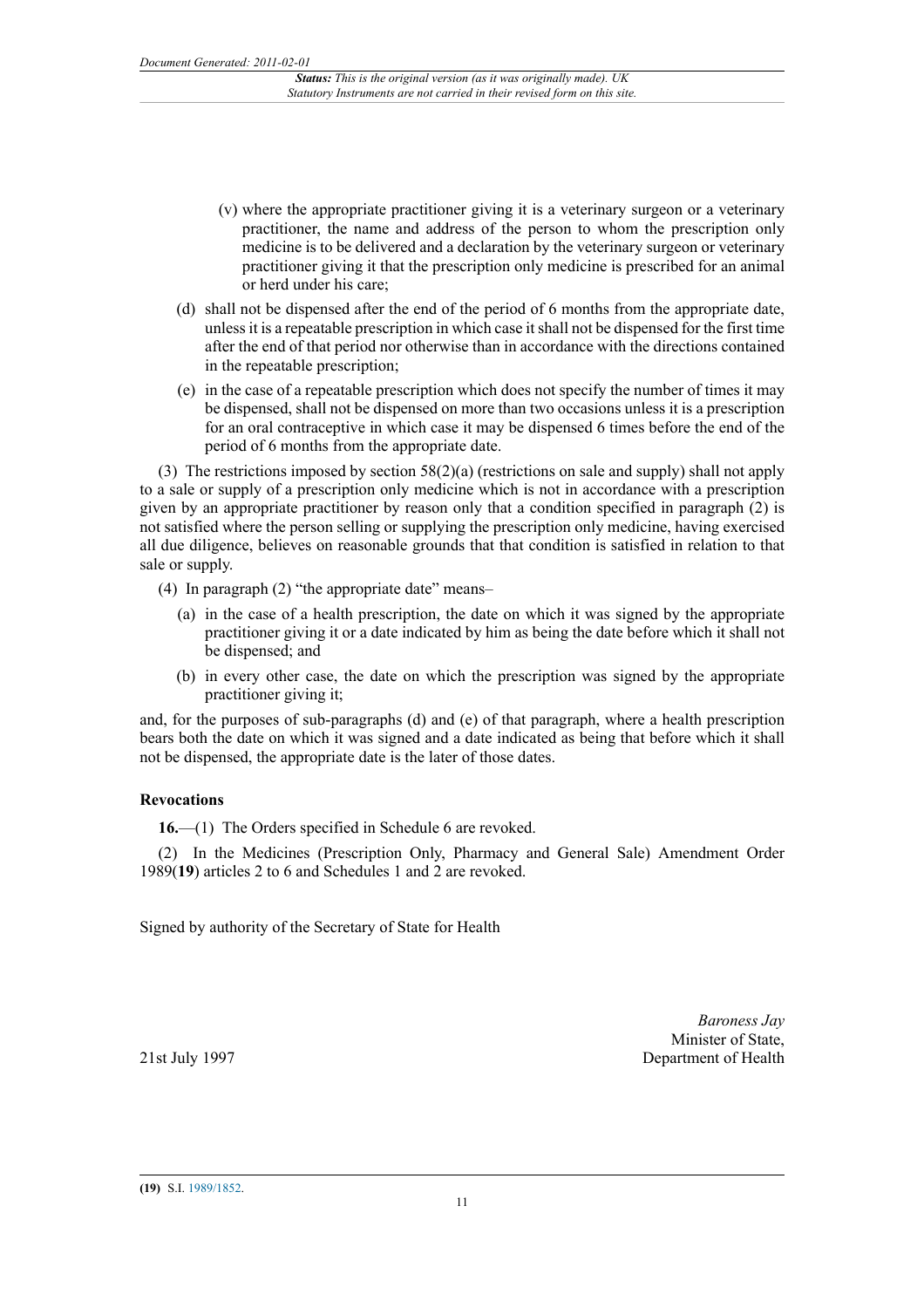(v) where the appropriate practitioner giving it is a veterinary surgeon or a veterinary practitioner, the name and address of the person to whom the prescription only medicine is to be delivered and a declaration by the veterinary surgeon or veterinary practitioner giving it that the prescription only medicine is prescribed for an animal or herd under his care;

(d) shall not be dispensed after the end of the period of 6 months from the appropriate date, unless it is a repeatable prescription in which case it shall not be dispensed for the first time after the end of that period nor otherwise than in accordance with the directions contained in the repeatable prescription;

(e) in the case of a repeatable prescription which does not specify the number of times it may be dispensed, shall not be dispensed on more than two occasions unless it is a prescription for an oral contraceptive in which case it may be dispensed 6 times before the end of the period of 6 months from the appropriate date.

(3) The restrictions imposed by section 58(2)(a) (restrictions on sale and supply) shall not apply to a sale or supply of a prescription only medicine which is not in accordance with a prescription given by an appropriate practitioner by reason only that a condition specified in paragraph (2) is not satisfied where the person selling or supplying the prescription only medicine, having exercised all due diligence, believes on reasonable grounds that that condition is satisfied in relation to that sale or supply.

(4) In paragraph (2) "the appropriate date" means–

(a) in the case of a health prescription, the date on which it was signed by the appropriate practitioner giving it or a date indicated by him as being the date before which it shall not be dispensed; and

(b) in every other case, the date on which the prescription was signed by the appropriate practitioner giving it;

and, for the purposes of sub-paragraphs (d) and (e) of that paragraph, where a health prescription bears both the date on which it was signed and a date indicated as being that before which it shall not be dispensed, the appropriate date is the later of those dates.

**Revocations**

**16.**—(1) The Orders specified in Schedule 6 are revoked.

(2) In the Medicines (Prescription Only, Pharmacy and General Sale) Amendment Order 1989(**19**) articles 2 to 6 and Schedules 1 and 2 are revoked.

Signed by authority of the Secretary of State for Health

*Baroness Jay*
Minister of State,
Department of Health

21st July 1997

(**19**) S.I. 1989/1852.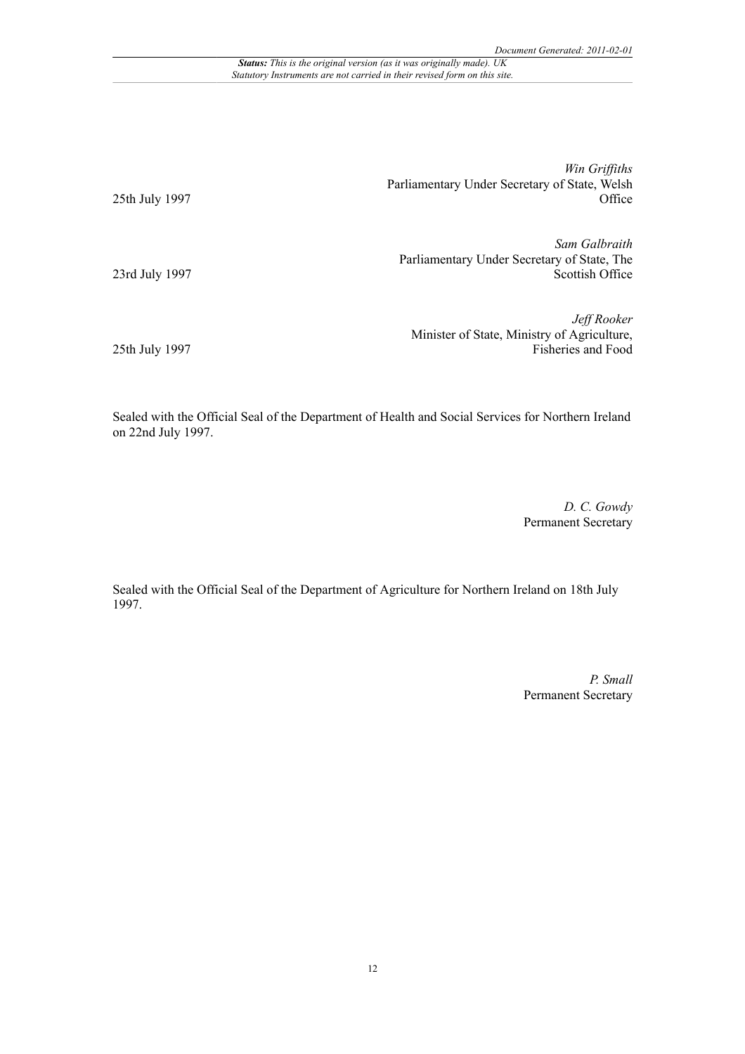*Win Griffiths*
Parliamentary Under Secretary of State, Welsh Office

25th July 1997

*Sam Galbraith*
Parliamentary Under Secretary of State, The Scottish Office

23rd July 1997

*Jeff Rooker*
Minister of State, Ministry of Agriculture, Fisheries and Food

25th July 1997

Sealed with the Official Seal of the Department of Health and Social Services for Northern Ireland on 22nd July 1997.

*D. C. Gowdy*
Permanent Secretary

Sealed with the Official Seal of the Department of Agriculture for Northern Ireland on 18th July 1997.

*P. Small*
Permanent Secretary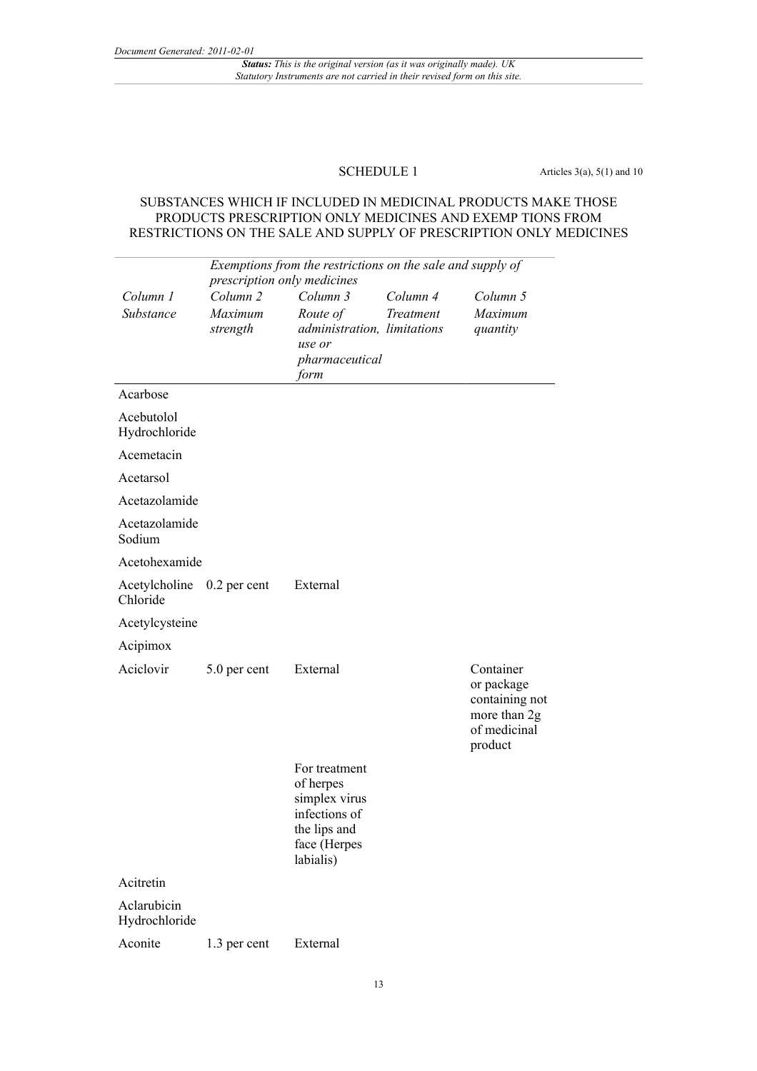SCHEDULE 1

Articles 3(a), 5(1) and 10

SUBSTANCES WHICH IF INCLUDED IN MEDICINAL PRODUCTS MAKE THOSE PRODUCTS PRESCRIPTION ONLY MEDICINES AND EXEMP TIONS FROM RESTRICTIONS ON THE SALE AND SUPPLY OF PRESCRIPTION ONLY MEDICINES

| | *Exemptions from the restrictions on the sale and supply of prescription only medicines* | | | |
|---|---|---|---|---|
| *Column 1* | *Column 2* | *Column 3* | *Column 4* | *Column 5* |
| *Substance* | *Maximum strength* | *Route of administration, use or pharmaceutical form* | *Treatment limitations* | *Maximum quantity* |
| Acarbose | | | | |
| Acebutolol Hydrochloride | | | | |
| Acemetacin | | | | |
| Acetarsol | | | | |
| Acetazolamide | | | | |
| Acetazolamide Sodium | | | | |
| Acetohexamide | | | | |
| Acetylcholine Chloride | 0.2 per cent | External | | |
| Acetylcysteine | | | | |
| Acipimox | | | | |
| Aciclovir | 5.0 per cent | External | | Container or package containing not more than 2g of medicinal product |
| | | For treatment of herpes simplex virus infections of the lips and face (Herpes labialis) | | |
| Acitretin | | | | |
| Aclarubicin Hydrochloride | | | | |
| Aconite | 1.3 per cent | External | | |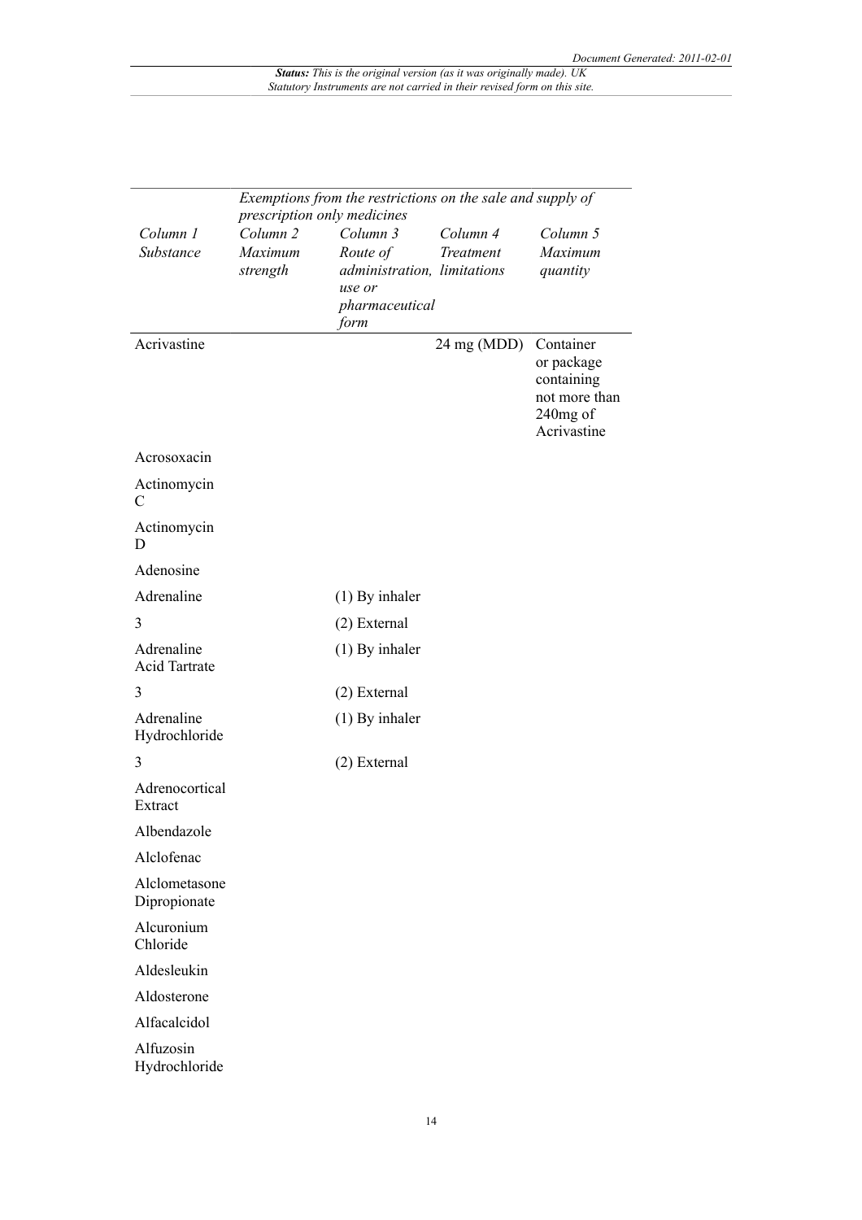| Column 1 Substance | Column 2 Maximum strength | Column 3 Route of administration, use or pharmaceutical form | Column 4 Treatment limitations | Column 5 Maximum quantity |
|---|---|---|---|---|
| | *Exemptions from the restrictions on the sale and supply of prescription only medicines* | | | |
| Acrivastine | | | 24 mg (MDD) | Container or package containing not more than 240mg of Acrivastine |
| Acrosoxacin | | | | |
| Actinomycin C | | | | |
| Actinomycin D | | | | |
| Adenosine | | | | |
| Adrenaline | | (1) By inhaler | | |
| 3 | | (2) External | | |
| Adrenaline Acid Tartrate | | (1) By inhaler | | |
| 3 | | (2) External | | |
| Adrenaline Hydrochloride | | (1) By inhaler | | |
| 3 | | (2) External | | |
| Adrenocortical Extract | | | | |
| Albendazole | | | | |
| Alclofenac | | | | |
| Alclometasone Dipropionate | | | | |
| Alcuronium Chloride | | | | |
| Aldesleukin | | | | |
| Aldosterone | | | | |
| Alfacalcidol | | | | |
| Alfuzosin Hydrochloride | | | | |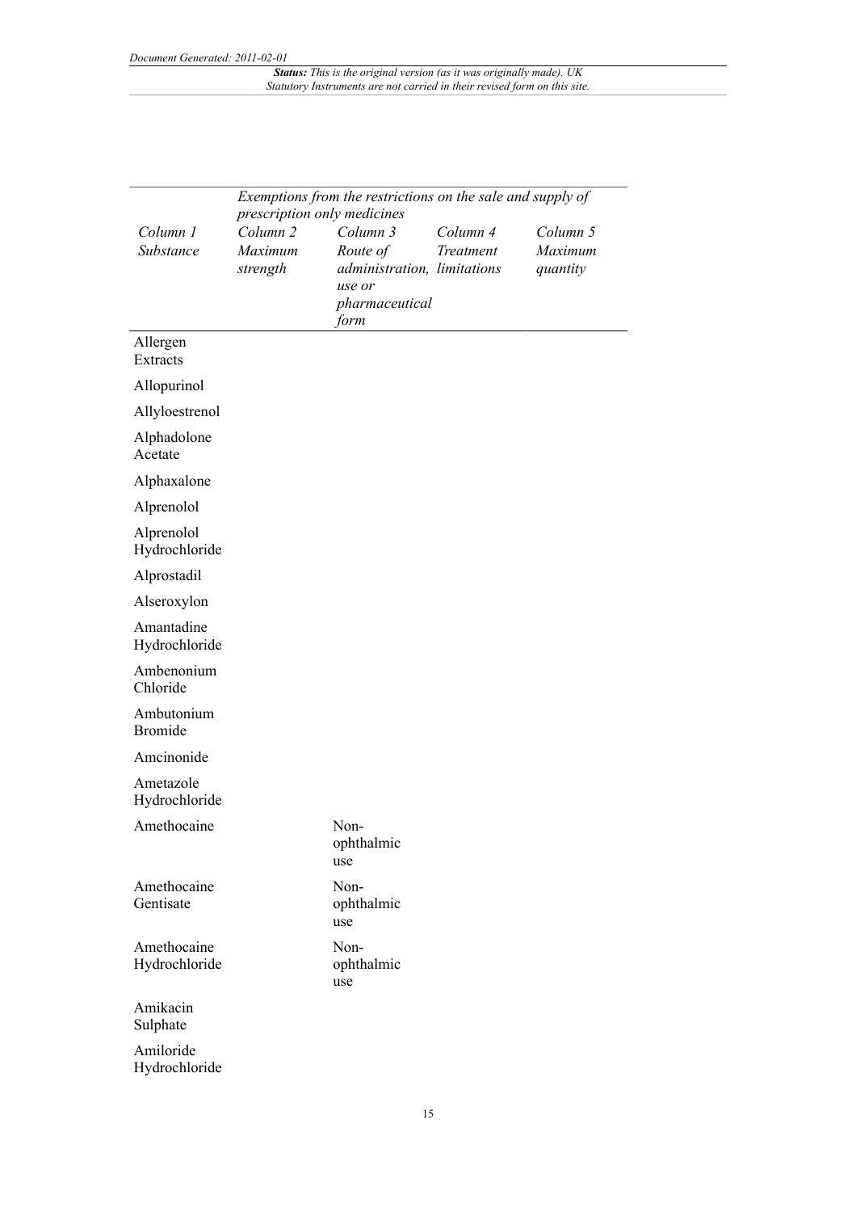| Exemptions from the restrictions on the sale and supply of prescription only medicines | | | | |
|---|---|---|---|---|
| *Column 1* *Substance* | *Column 2* *Maximum strength* | *Column 3* *Route of administration, use or pharmaceutical form* | *Column 4* *Treatment limitations* | *Column 5* *Maximum quantity* |
| Allergen Extracts | | | | |
| Allopurinol | | | | |
| Allyloestrenol | | | | |
| Alphadolone Acetate | | | | |
| Alphaxalone | | | | |
| Alprenolol | | | | |
| Alprenolol Hydrochloride | | | | |
| Alprostadil | | | | |
| Alseroxylon | | | | |
| Amantadine Hydrochloride | | | | |
| Ambenonium Chloride | | | | |
| Ambutonium Bromide | | | | |
| Amcinonide | | | | |
| Ametazole Hydrochloride | | | | |
| Amethocaine | | Non-ophthalmic use | | |
| Amethocaine Gentisate | | Non-ophthalmic use | | |
| Amethocaine Hydrochloride | | Non-ophthalmic use | | |
| Amikacin Sulphate | | | | |
| Amiloride Hydrochloride | | | | |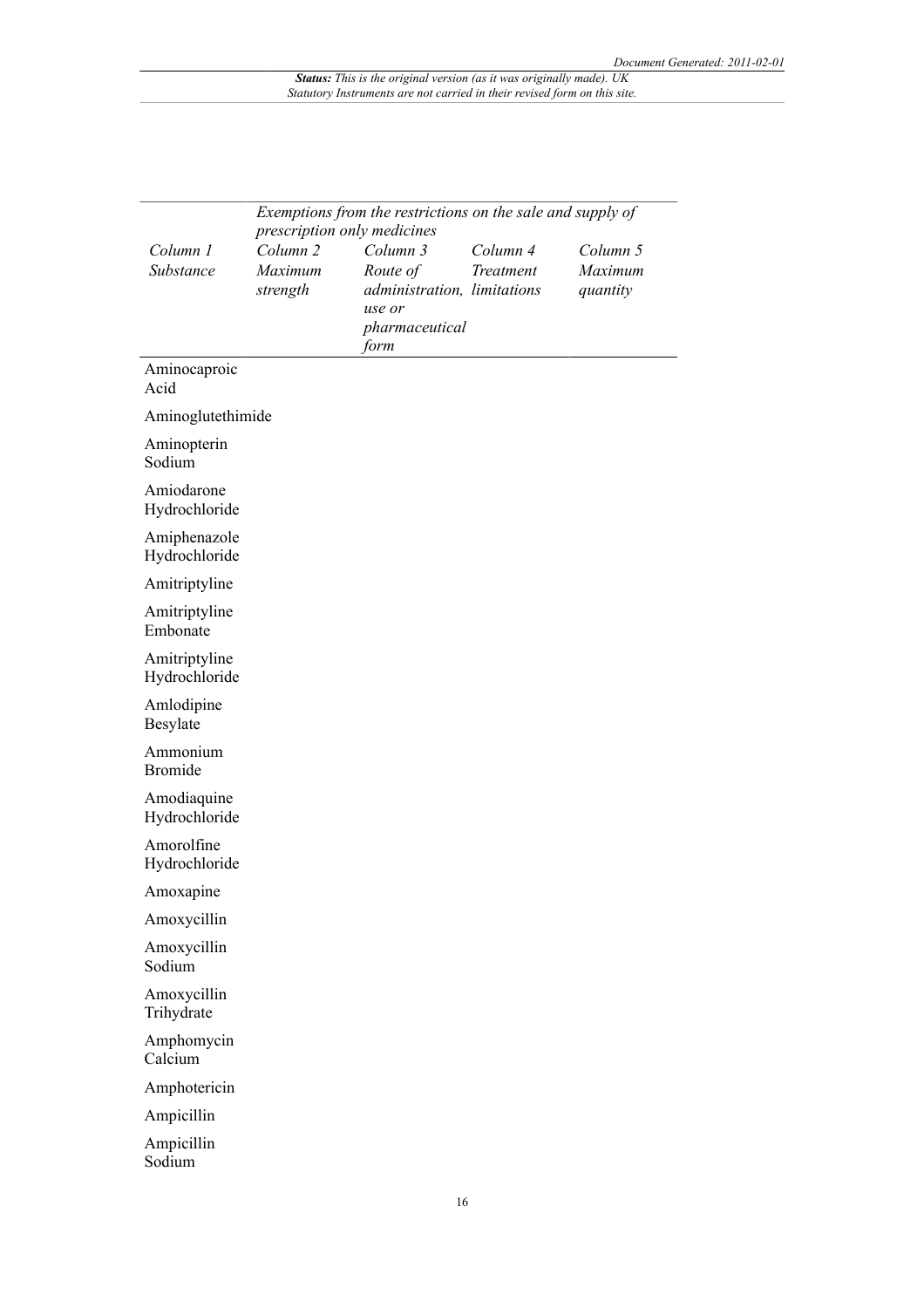| Column 1 Substance | Exemptions from the restrictions on the sale and supply of prescription only medicines | | | |
|---|---|---|---|---|
| | Column 2 Maximum strength | Column 3 Route of administration, use or pharmaceutical form | Column 4 Treatment limitations | Column 5 Maximum quantity |
| Aminocaproic Acid | | | | |
| Aminoglutethimide | | | | |
| Aminopterin Sodium | | | | |
| Amiodarone Hydrochloride | | | | |
| Amiphenazole Hydrochloride | | | | |
| Amitriptyline | | | | |
| Amitriptyline Embonate | | | | |
| Amitriptyline Hydrochloride | | | | |
| Amlodipine Besylate | | | | |
| Ammonium Bromide | | | | |
| Amodiaquine Hydrochloride | | | | |
| Amorolfine Hydrochloride | | | | |
| Amoxapine | | | | |
| Amoxycillin | | | | |
| Amoxycillin Sodium | | | | |
| Amoxycillin Trihydrate | | | | |
| Amphomycin Calcium | | | | |
| Amphotericin | | | | |
| Ampicillin | | | | |
| Ampicillin Sodium | | | | |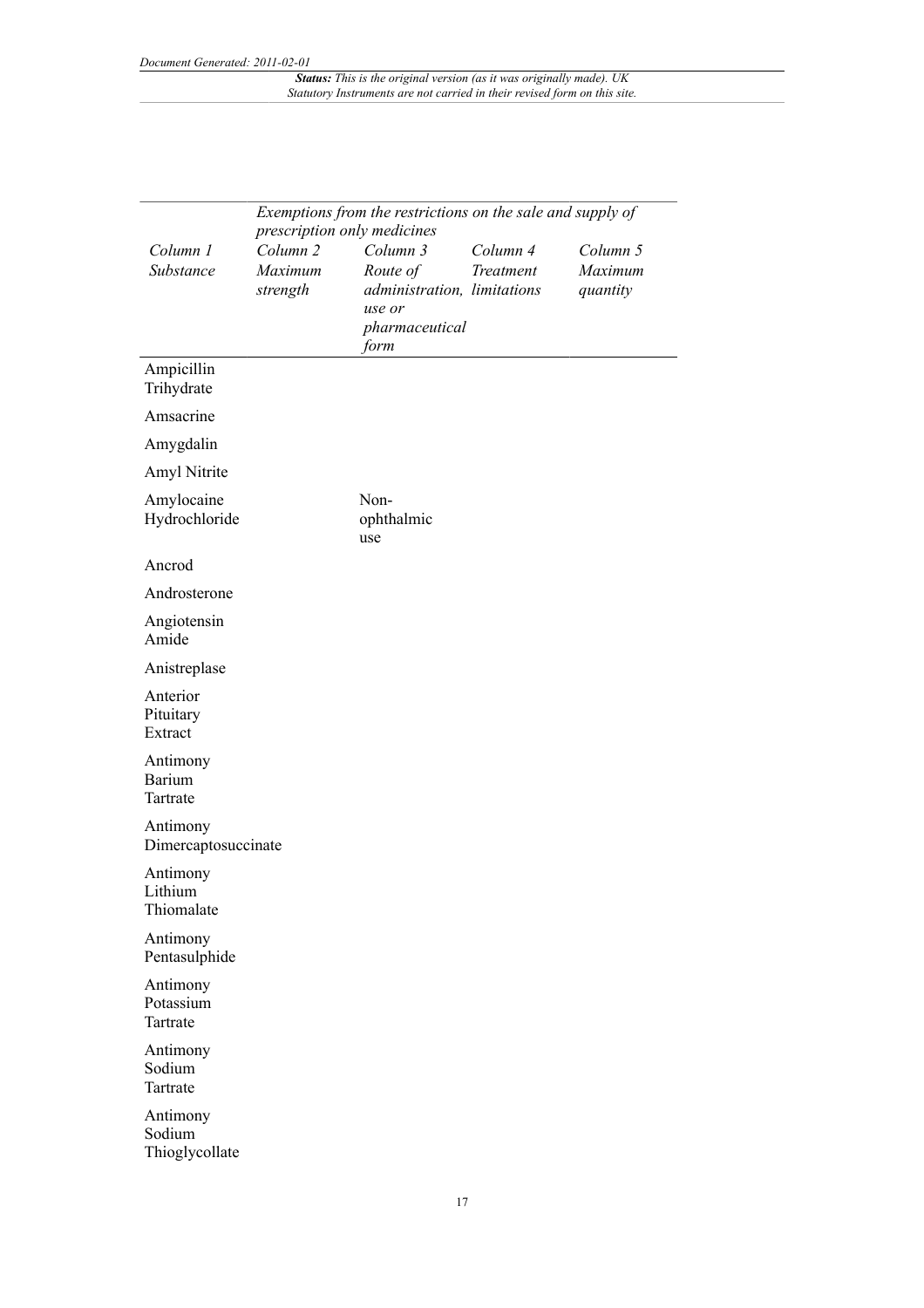| | *Exemptions from the restrictions on the sale and supply of prescription only medicines* | | | |
|---|---|---|---|---|
| *Column 1 Substance* | *Column 2 Maximum strength* | *Column 3 Route of administration, use or pharmaceutical form* | *Column 4 Treatment limitations* | *Column 5 Maximum quantity* |
| Ampicillin Trihydrate | | | | |
| Amsacrine | | | | |
| Amygdalin | | | | |
| Amyl Nitrite | | | | |
| Amylocaine Hydrochloride | | Non-ophthalmic use | | |
| Ancrod | | | | |
| Androsterone | | | | |
| Angiotensin Amide | | | | |
| Anistreplase | | | | |
| Anterior Pituitary Extract | | | | |
| Antimony Barium Tartrate | | | | |
| Antimony Dimercaptosuccinate | | | | |
| Antimony Lithium Thiomalate | | | | |
| Antimony Pentasulphide | | | | |
| Antimony Potassium Tartrate | | | | |
| Antimony Sodium Tartrate | | | | |
| Antimony Sodium Thioglycollate | | | | |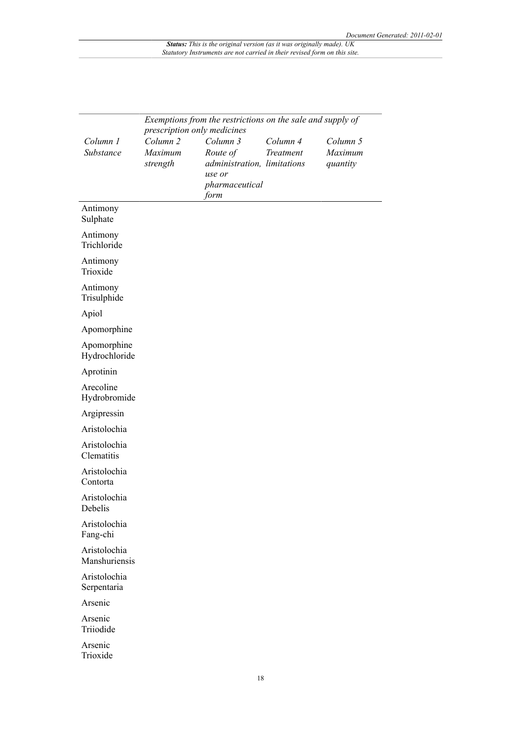| Column 1 Substance | Exemptions from the restrictions on the sale and supply of prescription only medicines | | | |
|---|---|---|---|---|
| | Column 2 Maximum strength | Column 3 Route of administration, use or pharmaceutical form | Column 4 Treatment limitations | Column 5 Maximum quantity |
| Antimony Sulphate | | | | |
| Antimony Trichloride | | | | |
| Antimony Trioxide | | | | |
| Antimony Trisulphide | | | | |
| Apiol | | | | |
| Apomorphine | | | | |
| Apomorphine Hydrochloride | | | | |
| Aprotinin | | | | |
| Arecoline Hydrobromide | | | | |
| Argipressin | | | | |
| Aristolochia | | | | |
| Aristolochia Clematitis | | | | |
| Aristolochia Contorta | | | | |
| Aristolochia Debelis | | | | |
| Aristolochia Fang-chi | | | | |
| Aristolochia Manshuriensis | | | | |
| Aristolochia Serpentaria | | | | |
| Arsenic | | | | |
| Arsenic Triiodide | | | | |
| Arsenic Trioxide | | | | |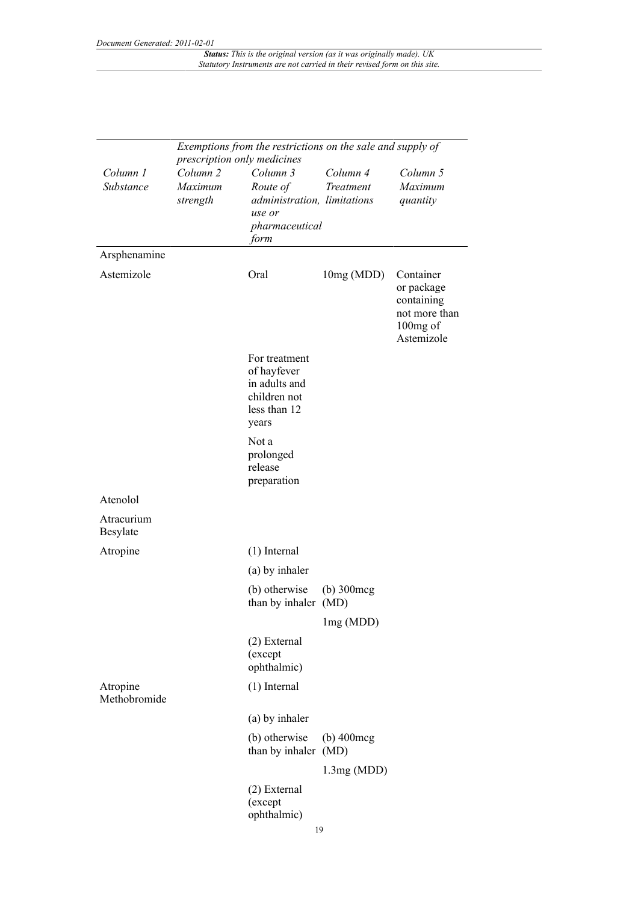| | *Exemptions from the restrictions on the sale and supply of prescription only medicines* | | | |
|---|---|---|---|---|
| *Column 1 Substance* | *Column 2 Maximum strength* | *Column 3 Route of administration, use or pharmaceutical form* | *Column 4 Treatment limitations* | *Column 5 Maximum quantity* |
| Arsphenamine | | | | |
| Astemizole | | Oral | 10mg (MDD) | Container or package containing not more than 100mg of Astemizole |
| | | For treatment of hayfever in adults and children not less than 12 years | | |
| | | Not a prolonged release preparation | | |
| Atenolol | | | | |
| Atracurium Besylate | | | | |
| Atropine | | (1) Internal | | |
| | | (a) by inhaler | | |
| | | (b) otherwise than by inhaler | (b) 300mcg (MD) | |
| | | | 1mg (MDD) | |
| | | (2) External (except ophthalmic) | | |
| Atropine Methobromide | | (1) Internal | | |
| | | (a) by inhaler | | |
| | | (b) otherwise than by inhaler | (b) 400mcg (MD) | |
| | | | 1.3mg (MDD) | |
| | | (2) External (except ophthalmic) | | |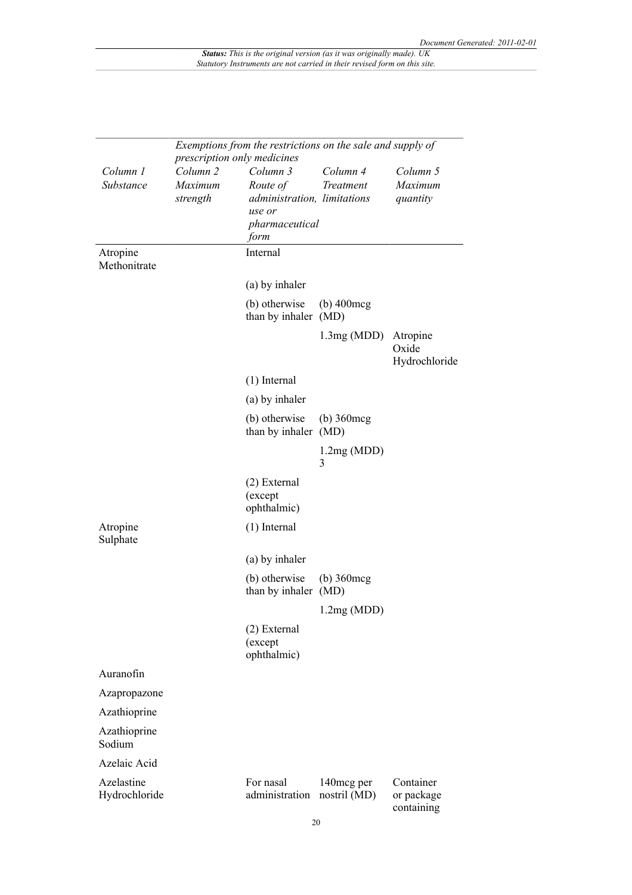| | *Exemptions from the restrictions on the sale and supply of prescription only medicines* | | | |
|---|---|---|---|---|
| *Column 1* *Substance* | *Column 2* *Maximum strength* | *Column 3* *Route of administration, use or pharmaceutical form* | *Column 4* *Treatment limitations* | *Column 5* *Maximum quantity* |
| Atropine Methonitrate | | Internal | | |
| | | (a) by inhaler | | |
| | | (b) otherwise than by inhaler | (b) 400mcg (MD) | |
| | | | 1.3mg (MDD) | Atropine Oxide Hydrochloride |
| | | (1) Internal | | |
| | | (a) by inhaler | | |
| | | (b) otherwise than by inhaler | (b) 360mcg (MD) | |
| | | | 1.2mg (MDD) 3 | |
| | | (2) External (except ophthalmic) | | |
| Atropine Sulphate | | (1) Internal | | |
| | | (a) by inhaler | | |
| | | (b) otherwise than by inhaler | (b) 360mcg (MD) | |
| | | | 1.2mg (MDD) | |
| | | (2) External (except ophthalmic) | | |
| Auranofin | | | | |
| Azapropazone | | | | |
| Azathioprine | | | | |
| Azathioprine Sodium | | | | |
| Azelaic Acid | | | | |
| Azelastine Hydrochloride | | For nasal administration | 140mcg per nostril (MD) | Container or package containing |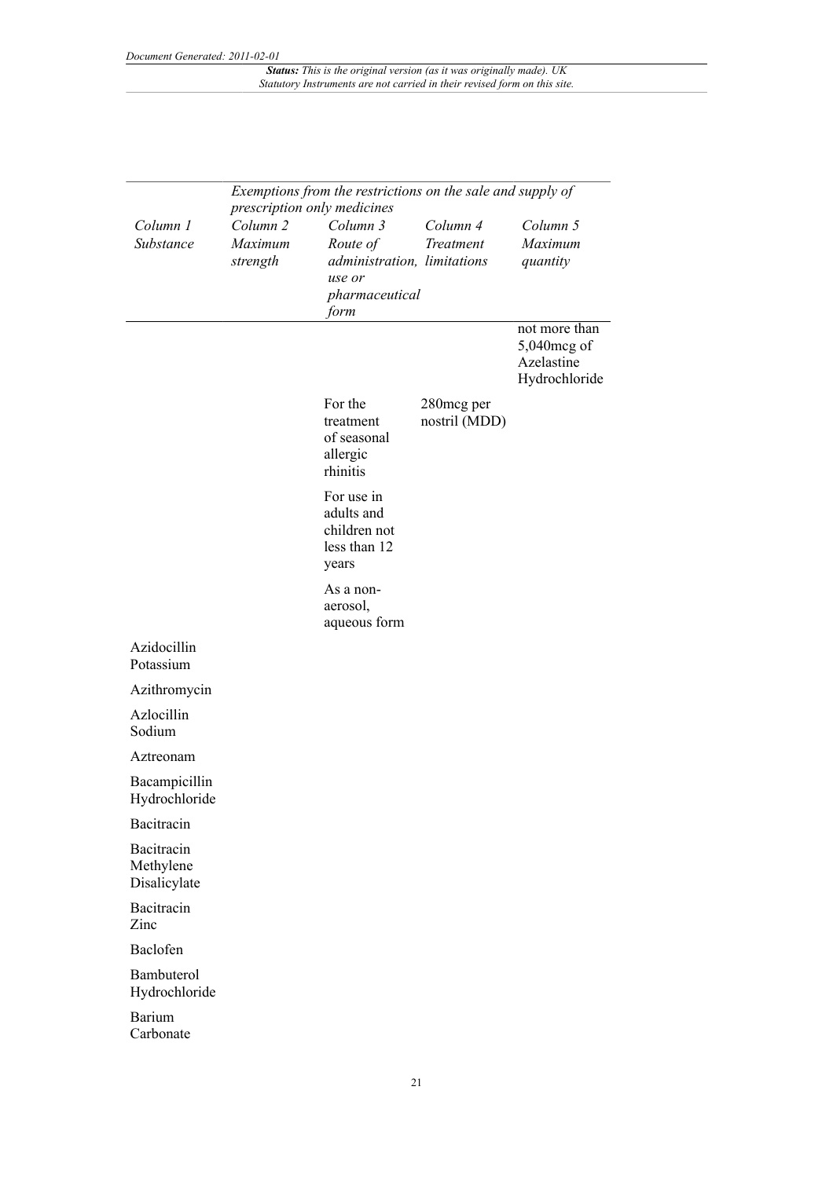| | Exemptions from the restrictions on the sale and supply of prescription only medicines | | | |
|---|---|---|---|---|
| *Column 1 Substance* | *Column 2 Maximum strength* | *Column 3 Route of administration, use or pharmaceutical form* | *Column 4 Treatment limitations* | *Column 5 Maximum quantity* |
| | | | | not more than 5,040mcg of Azelastine Hydrochloride |
| | | For the treatment of seasonal allergic rhinitis | 280mcg per nostril (MDD) | |
| | | For use in adults and children not less than 12 years | | |
| | | As a non-aerosol, aqueous form | | |
| Azidocillin Potassium | | | | |
| Azithromycin | | | | |
| Azlocillin Sodium | | | | |
| Aztreonam | | | | |
| Bacampicillin Hydrochloride | | | | |
| Bacitracin | | | | |
| Bacitracin Methylene Disalicylate | | | | |
| Bacitracin Zinc | | | | |
| Baclofen | | | | |
| Bambuterol Hydrochloride | | | | |
| Barium Carbonate | | | | |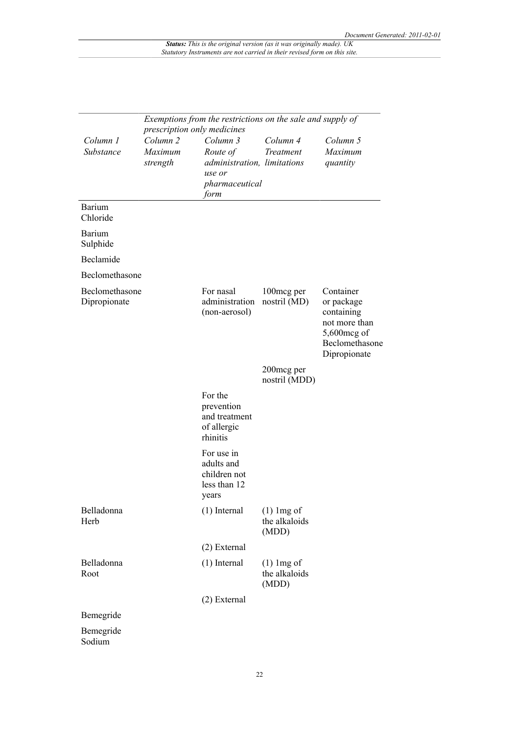| Exemptions from the restrictions on the sale and supply of prescription only medicines | | | | |
|---|---|---|---|---|
| *Column 1* *Substance* | *Column 2* *Maximum strength* | *Column 3* *Route of administration, use or pharmaceutical form* | *Column 4* *Treatment limitations* | *Column 5* *Maximum quantity* |
| Barium Chloride | | | | |
| Barium Sulphide | | | | |
| Beclamide | | | | |
| Beclomethasone | | | | |
| Beclomethasone Dipropionate | | For nasal administration (non-aerosol) | 100mcg per nostril (MD) | Container or package containing not more than 5,600mcg of Beclomethasone Dipropionate |
| | | | 200mcg per nostril (MDD) | |
| | | For the prevention and treatment of allergic rhinitis | | |
| | | For use in adults and children not less than 12 years | | |
| Belladonna Herb | | (1) Internal | (1) 1mg of the alkaloids (MDD) | |
| | | (2) External | | |
| Belladonna Root | | (1) Internal | (1) 1mg of the alkaloids (MDD) | |
| | | (2) External | | |
| Bemegride | | | | |
| Bemegride Sodium | | | | |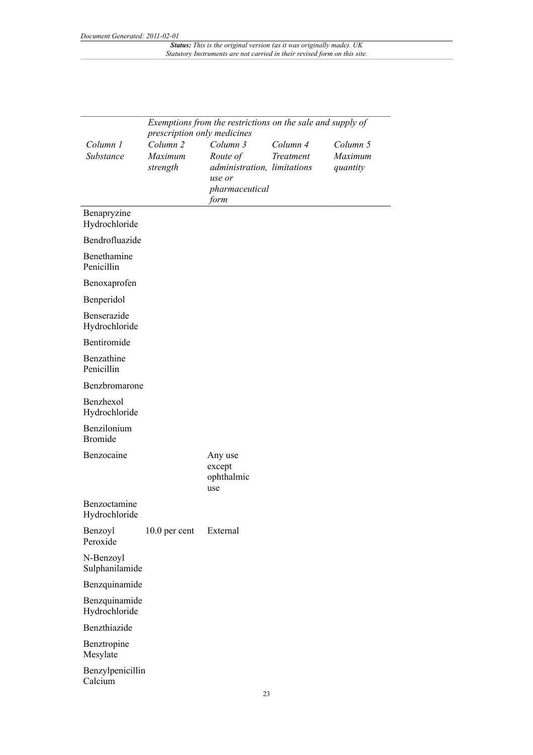| Column 1 Substance | Exemptions from the restrictions on the sale and supply of prescription only medicines | | | |
|---|---|---|---|---|
| | Column 2 Maximum strength | Column 3 Route of administration, use or pharmaceutical form | Column 4 Treatment limitations | Column 5 Maximum quantity |
| Benapryzine Hydrochloride | | | | |
| Bendrofluazide | | | | |
| Benethamine Penicillin | | | | |
| Benoxaprofen | | | | |
| Benperidol | | | | |
| Benserazide Hydrochloride | | | | |
| Bentiromide | | | | |
| Benzathine Penicillin | | | | |
| Benzbromarone | | | | |
| Benzhexol Hydrochloride | | | | |
| Benzilonium Bromide | | | | |
| Benzocaine | | Any use except ophthalmic use | | |
| Benzoctamine Hydrochloride | | | | |
| Benzoyl Peroxide | 10.0 per cent | External | | |
| N-Benzoyl Sulphanilamide | | | | |
| Benzquinamide | | | | |
| Benzquinamide Hydrochloride | | | | |
| Benzthiazide | | | | |
| Benztropine Mesylate | | | | |
| Benzylpenicillin Calcium | | | | |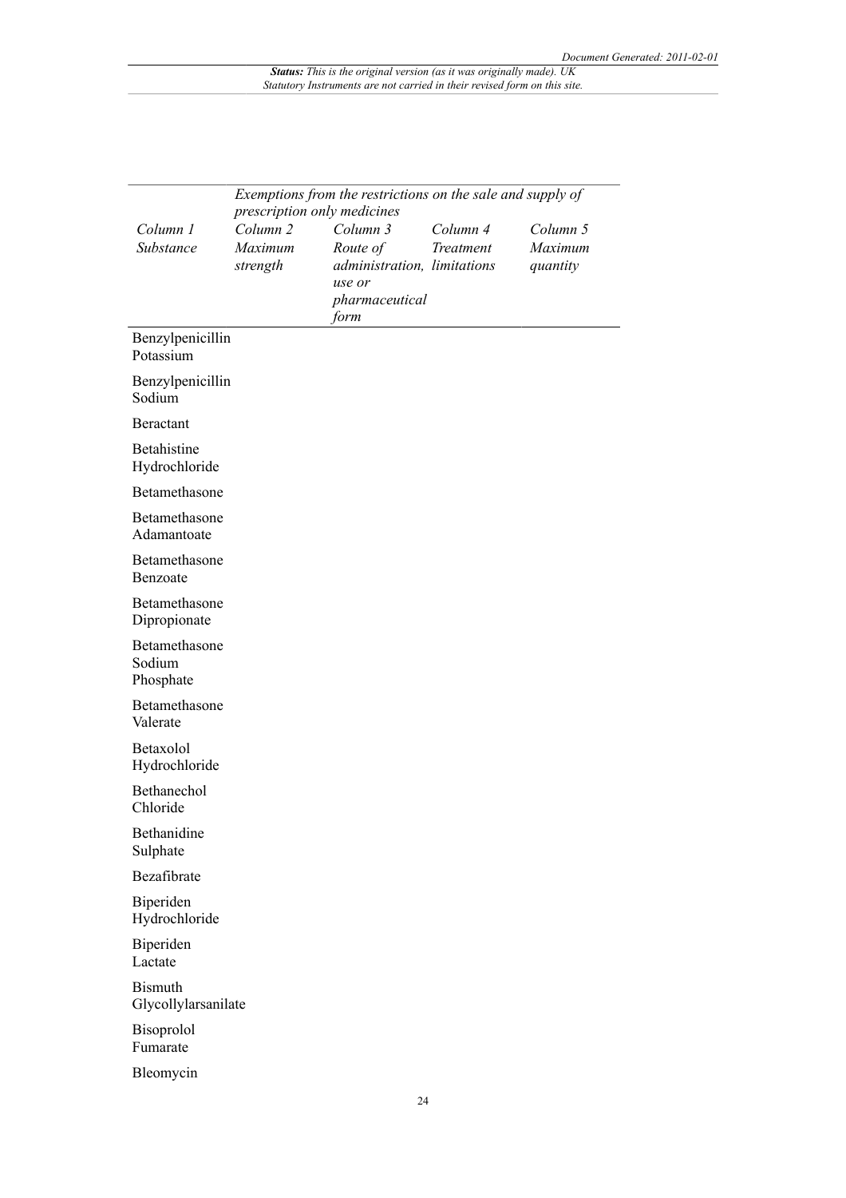| | Exemptions from the restrictions on the sale and supply of prescription only medicines | | | |
|---|---|---|---|---|
| *Column 1* *Substance* | *Column 2* *Maximum strength* | *Column 3* *Route of administration, use or pharmaceutical form* | *Column 4* *Treatment limitations* | *Column 5* *Maximum quantity* |
| Benzylpenicillin Potassium | | | | |
| Benzylpenicillin Sodium | | | | |
| Beractant | | | | |
| Betahistine Hydrochloride | | | | |
| Betamethasone | | | | |
| Betamethasone Adamantoate | | | | |
| Betamethasone Benzoate | | | | |
| Betamethasone Dipropionate | | | | |
| Betamethasone Sodium Phosphate | | | | |
| Betamethasone Valerate | | | | |
| Betaxolol Hydrochloride | | | | |
| Bethanechol Chloride | | | | |
| Bethanidine Sulphate | | | | |
| Bezafibrate | | | | |
| Biperiden Hydrochloride | | | | |
| Biperiden Lactate | | | | |
| Bismuth Glycollylarsanilate | | | | |
| Bisoprolol Fumarate | | | | |
| Bleomycin | | | | |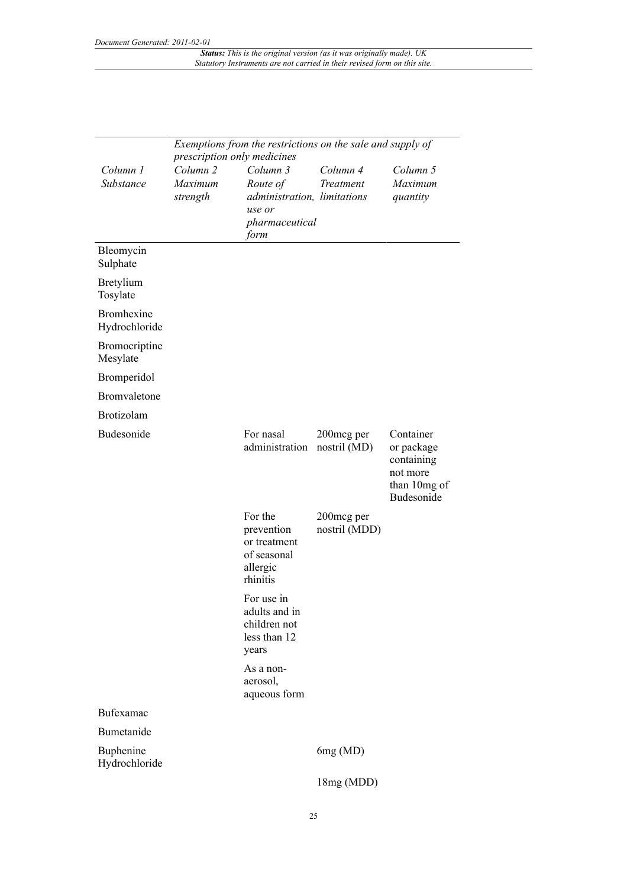| Column 1 Substance | Column 2 Maximum strength | Column 3 Route of administration, use or pharmaceutical form | Column 4 Treatment limitations | Column 5 Maximum quantity |
|---|---|---|---|---|
| | *Exemptions from the restrictions on the sale and supply of prescription only medicines* | | | |
| Bleomycin Sulphate | | | | |
| Bretylium Tosylate | | | | |
| Bromhexine Hydrochloride | | | | |
| Bromocriptine Mesylate | | | | |
| Bromperidol | | | | |
| Bromvaletone | | | | |
| Brotizolam | | | | |
| Budesonide | | For nasal administration | 200mcg per nostril (MD) | Container or package containing not more than 10mg of Budesonide |
| | | For the prevention or treatment of seasonal allergic rhinitis | 200mcg per nostril (MDD) | |
| | | For use in adults and in children not less than 12 years | | |
| | | As a non-aerosol, aqueous form | | |
| Bufexamac | | | | |
| Bumetanide | | | | |
| Buphenine Hydrochloride | | | 6mg (MD) | |
| | | | 18mg (MDD) | |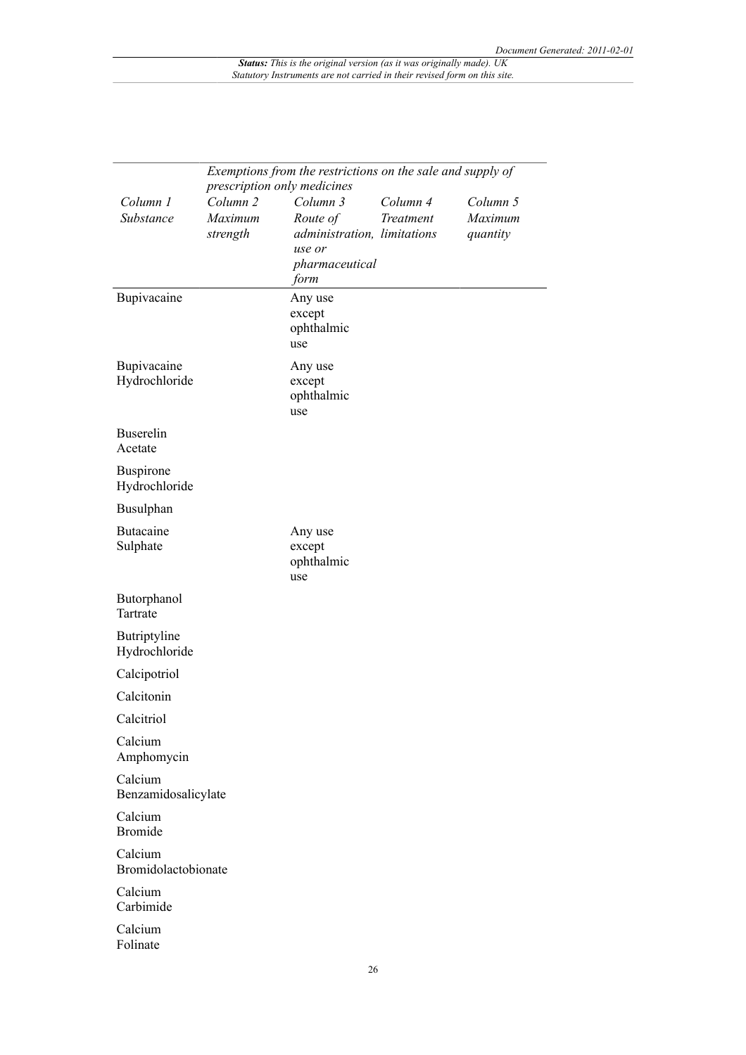| | Exemptions from the restrictions on the sale and supply of prescription only medicines | | | |
|---|---|---|---|---|
| *Column 1* *Substance* | *Column 2* *Maximum strength* | *Column 3* *Route of administration, use or pharmaceutical form* | *Column 4* *Treatment limitations* | *Column 5* *Maximum quantity* |
| Bupivacaine | | Any use except ophthalmic use | | |
| Bupivacaine Hydrochloride | | Any use except ophthalmic use | | |
| Buserelin Acetate | | | | |
| Buspirone Hydrochloride | | | | |
| Busulphan | | | | |
| Butacaine Sulphate | | Any use except ophthalmic use | | |
| Butorphanol Tartrate | | | | |
| Butriptyline Hydrochloride | | | | |
| Calcipotriol | | | | |
| Calcitonin | | | | |
| Calcitriol | | | | |
| Calcium Amphomycin | | | | |
| Calcium Benzamidosalicylate | | | | |
| Calcium Bromide | | | | |
| Calcium Bromidolactobionate | | | | |
| Calcium Carbimide | | | | |
| Calcium Folinate | | | | |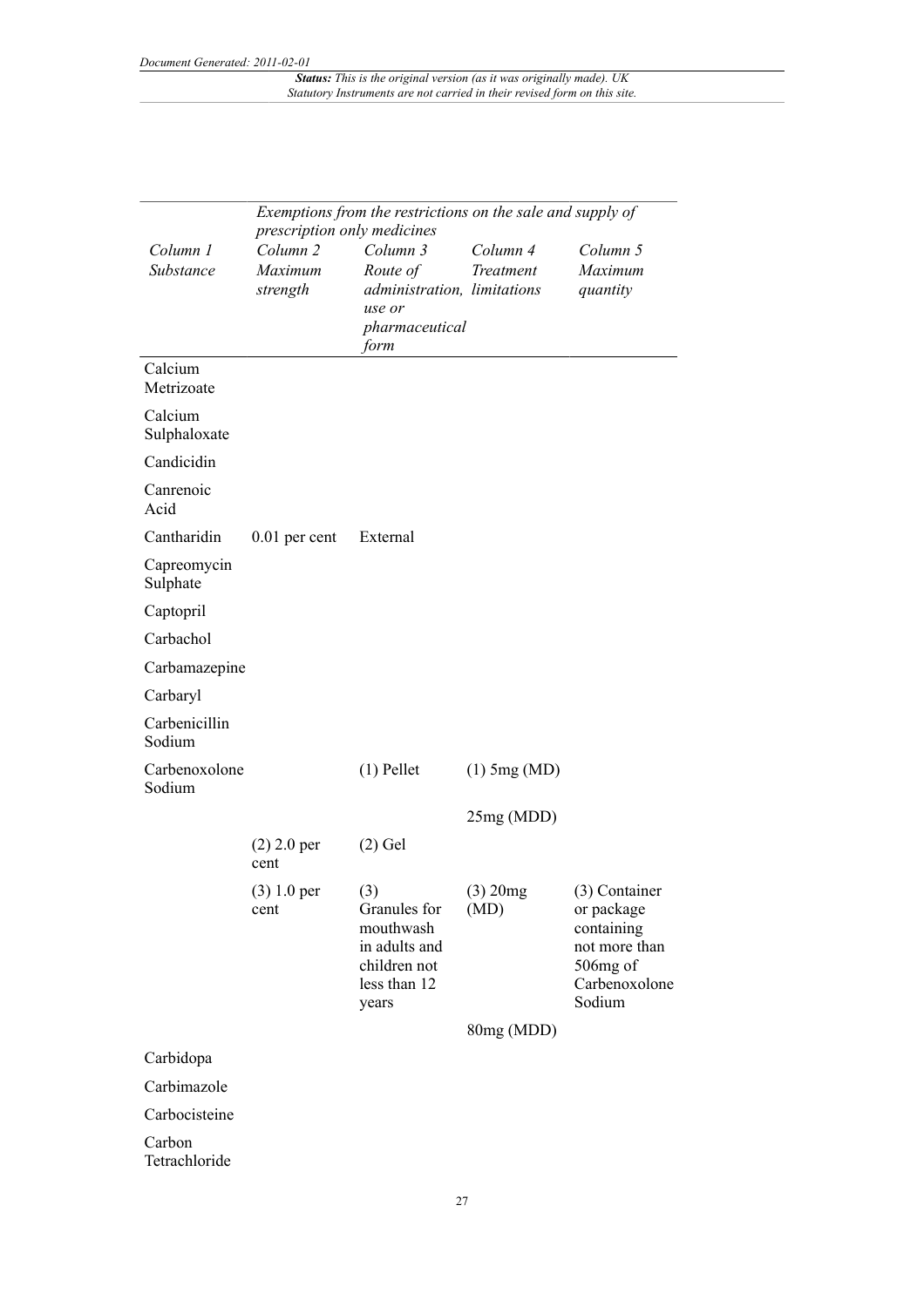| | *Exemptions from the restrictions on the sale and supply of prescription only medicines* | | | |
|---|---|---|---|---|
| *Column 1* *Substance* | *Column 2* *Maximum strength* | *Column 3* *Route of administration, use or pharmaceutical form* | *Column 4* *Treatment limitations* | *Column 5* *Maximum quantity* |
| Calcium Metrizoate | | | | |
| Calcium Sulphaloxate | | | | |
| Candicidin | | | | |
| Canrenoic Acid | | | | |
| Cantharidin | 0.01 per cent | External | | |
| Capreomycin Sulphate | | | | |
| Captopril | | | | |
| Carbachol | | | | |
| Carbamazepine | | | | |
| Carbaryl | | | | |
| Carbenicillin Sodium | | | | |
| Carbenoxolone Sodium | | (1) Pellet | (1) 5mg (MD) | |
| | | | 25mg (MDD) | |
| | (2) 2.0 per cent | (2) Gel | | |
| | (3) 1.0 per cent | (3) Granules for mouthwash in adults and children not less than 12 years | (3) 20mg (MD) | (3) Container or package containing not more than 506mg of Carbenoxolone Sodium |
| | | | 80mg (MDD) | |
| Carbidopa | | | | |
| Carbimazole | | | | |
| Carbocisteine | | | | |
| Carbon Tetrachloride | | | | |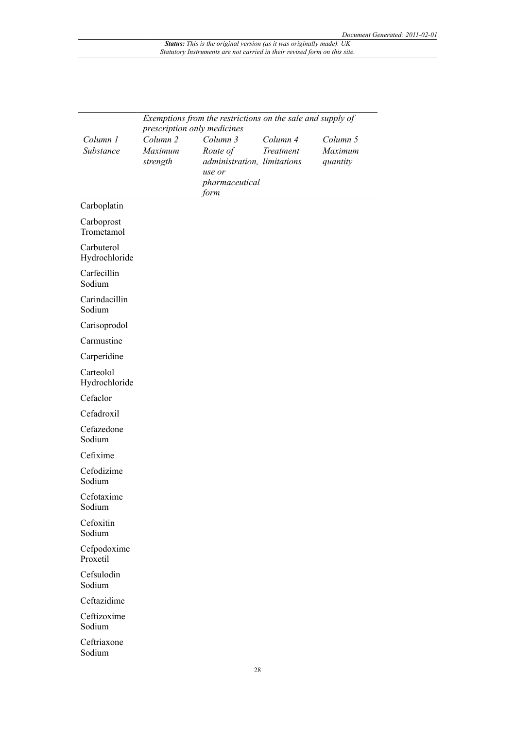| | *Exemptions from the restrictions on the sale and supply of prescription only medicines* | | | |
|---|---|---|---|---|
| *Column 1 Substance* | *Column 2 Maximum strength* | *Column 3 Route of administration, use or pharmaceutical form* | *Column 4 Treatment limitations* | *Column 5 Maximum quantity* |
| Carboplatin | | | | |
| Carboprost Trometamol | | | | |
| Carbuterol Hydrochloride | | | | |
| Carfecillin Sodium | | | | |
| Carindacillin Sodium | | | | |
| Carisoprodol | | | | |
| Carmustine | | | | |
| Carperidine | | | | |
| Carteolol Hydrochloride | | | | |
| Cefaclor | | | | |
| Cefadroxil | | | | |
| Cefazedone Sodium | | | | |
| Cefixime | | | | |
| Cefodizime Sodium | | | | |
| Cefotaxime Sodium | | | | |
| Cefoxitin Sodium | | | | |
| Cefpodoxime Proxetil | | | | |
| Cefsulodin Sodium | | | | |
| Ceftazidime | | | | |
| Ceftizoxime Sodium | | | | |
| Ceftriaxone Sodium | | | | |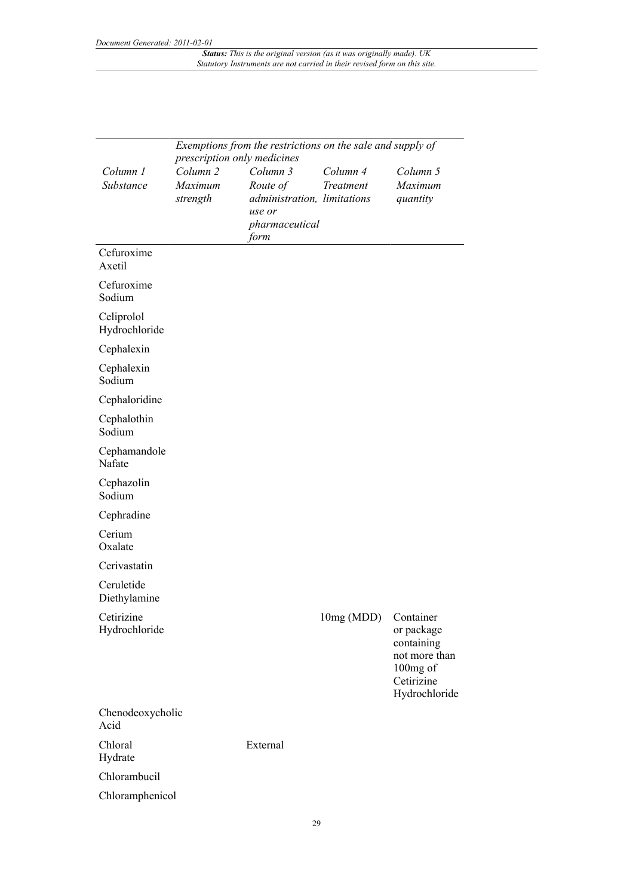| | Exemptions from the restrictions on the sale and supply of prescription only medicines | | | |
|---|---|---|---|---|
| *Column 1* *Substance* | *Column 2* *Maximum strength* | *Column 3* *Route of administration, use or pharmaceutical form* | *Column 4* *Treatment limitations* | *Column 5* *Maximum quantity* |
| Cefuroxime Axetil | | | | |
| Cefuroxime Sodium | | | | |
| Celiprolol Hydrochloride | | | | |
| Cephalexin | | | | |
| Cephalexin Sodium | | | | |
| Cephaloridine | | | | |
| Cephalothin Sodium | | | | |
| Cephamandole Nafate | | | | |
| Cephazolin Sodium | | | | |
| Cephradine | | | | |
| Cerium Oxalate | | | | |
| Cerivastatin | | | | |
| Ceruletide Diethylamine | | | | |
| Cetirizine Hydrochloride | | | 10mg (MDD) | Container or package containing not more than 100mg of Cetirizine Hydrochloride |
| Chenodeoxycholic Acid | | | | |
| Chloral Hydrate | | External | | |
| Chlorambucil | | | | |
| Chloramphenicol | | | | |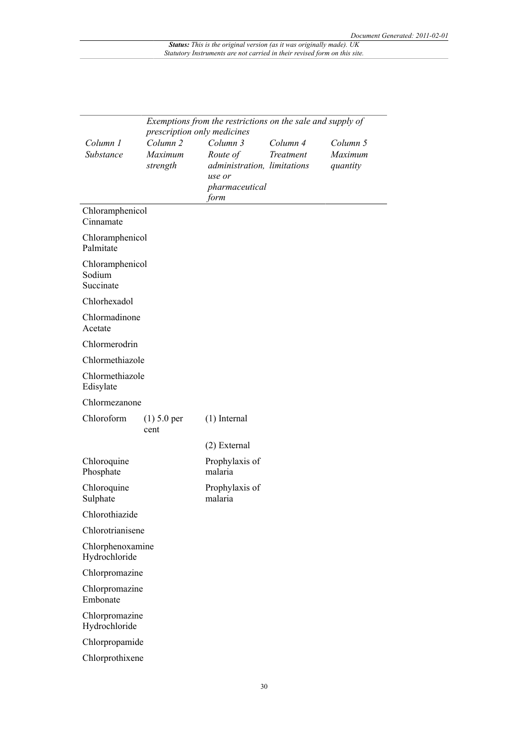| | *Exemptions from the restrictions on the sale and supply of prescription only medicines* | | | |
|---|---|---|---|---|
| *Column 1 Substance* | *Column 2 Maximum strength* | *Column 3 Route of administration, use or pharmaceutical form* | *Column 4 Treatment limitations* | *Column 5 Maximum quantity* |
| Chloramphenicol Cinnamate | | | | |
| Chloramphenicol Palmitate | | | | |
| Chloramphenicol Sodium Succinate | | | | |
| Chlorhexadol | | | | |
| Chlormadinone Acetate | | | | |
| Chlormerodrin | | | | |
| Chlormethiazole | | | | |
| Chlormethiazole Edisylate | | | | |
| Chlormezanone | | | | |
| Chloroform | (1) 5.0 per cent | (1) Internal | | |
| | | (2) External | | |
| Chloroquine Phosphate | | Prophylaxis of malaria | | |
| Chloroquine Sulphate | | Prophylaxis of malaria | | |
| Chlorothiazide | | | | |
| Chlorotrianisene | | | | |
| Chlorphenoxamine Hydrochloride | | | | |
| Chlorpromazine | | | | |
| Chlorpromazine Embonate | | | | |
| Chlorpromazine Hydrochloride | | | | |
| Chlorpropamide | | | | |
| Chlorprothixene | | | | |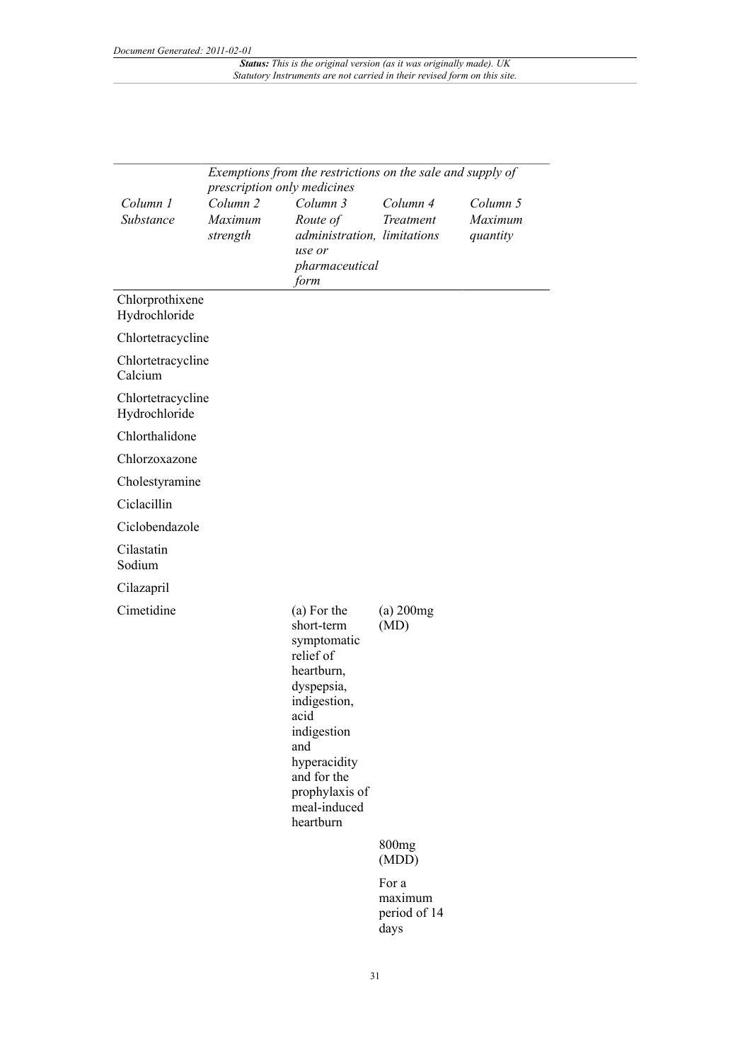| | Exemptions from the restrictions on the sale and supply of prescription only medicines | | | |
|---|---|---|---|---|
| *Column 1 Substance* | *Column 2 Maximum strength* | *Column 3 Route of administration, use or pharmaceutical form* | *Column 4 Treatment limitations* | *Column 5 Maximum quantity* |
| Chlorprothixene Hydrochloride | | | | |
| Chlortetracycline | | | | |
| Chlortetracycline Calcium | | | | |
| Chlortetracycline Hydrochloride | | | | |
| Chlorthalidone | | | | |
| Chlorzoxazone | | | | |
| Cholestyramine | | | | |
| Ciclacillin | | | | |
| Ciclobendazole | | | | |
| Cilastatin Sodium | | | | |
| Cilazapril | | | | |
| Cimetidine | | (a) For the short-term symptomatic relief of heartburn, dyspepsia, indigestion, acid indigestion and hyperacidity and for the prophylaxis of meal-induced heartburn | (a) 200mg (MD) | |
| | | | 800mg (MDD) | |
| | | | For a maximum period of 14 days | |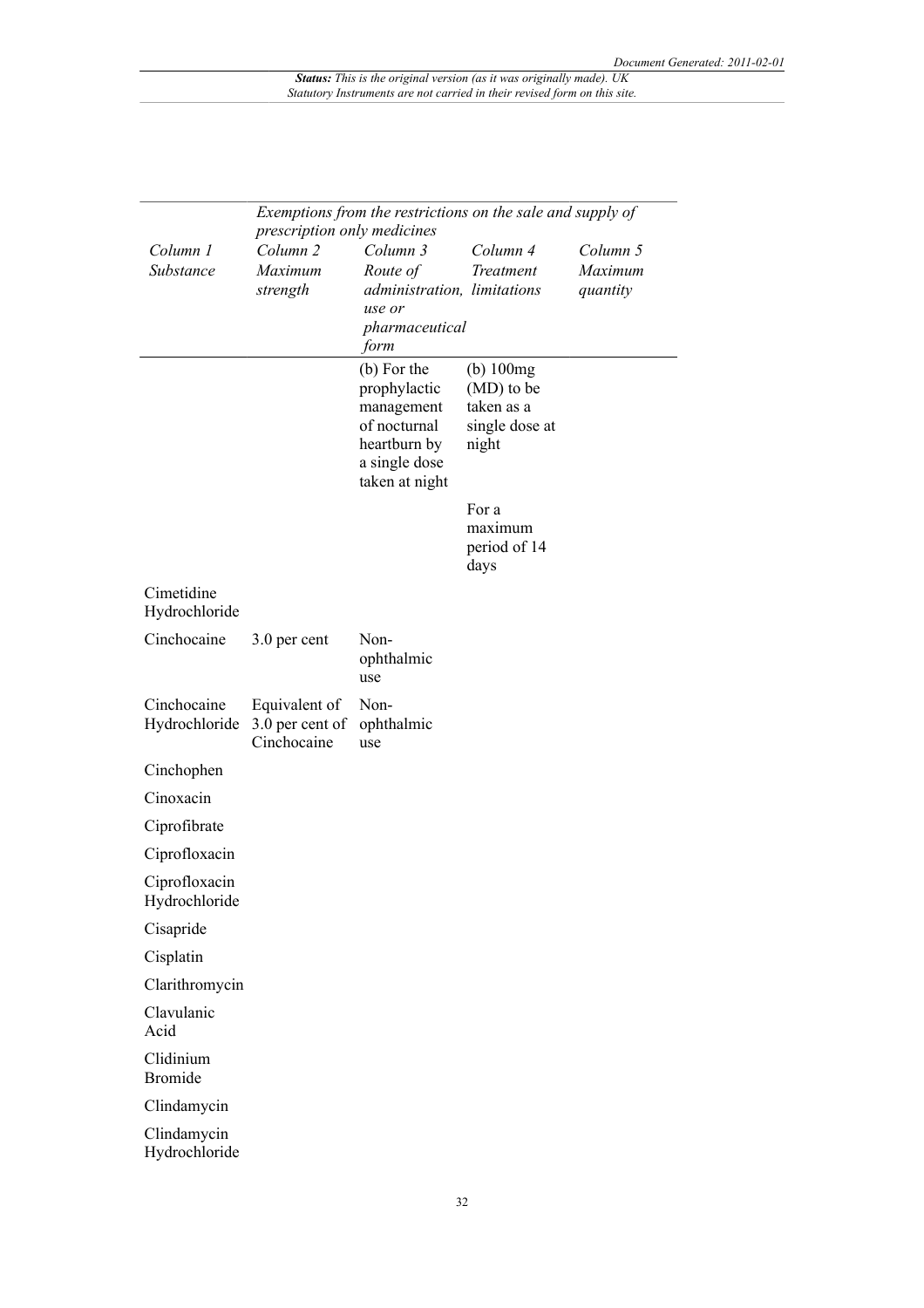| Column 1 Substance | *Exemptions from the restrictions on the sale and supply of prescription only medicines* Column 2 Maximum strength | Column 3 Route of administration, use or pharmaceutical form | Column 4 Treatment limitations | Column 5 Maximum quantity |
|---|---|---|---|---|
| | | (b) For the prophylactic management of nocturnal heartburn by a single dose taken at night | (b) 100mg (MD) to be taken as a single dose at night | |
| | | | For a maximum period of 14 days | |
| Cimetidine Hydrochloride | | | | |
| Cinchocaine | 3.0 per cent | Non-ophthalmic use | | |
| Cinchocaine Hydrochloride | Equivalent of 3.0 per cent of Cinchocaine | Non-ophthalmic use | | |
| Cinchophen | | | | |
| Cinoxacin | | | | |
| Ciprofibrate | | | | |
| Ciprofloxacin | | | | |
| Ciprofloxacin Hydrochloride | | | | |
| Cisapride | | | | |
| Cisplatin | | | | |
| Clarithromycin | | | | |
| Clavulanic Acid | | | | |
| Clidinium Bromide | | | | |
| Clindamycin | | | | |
| Clindamycin Hydrochloride | | | | |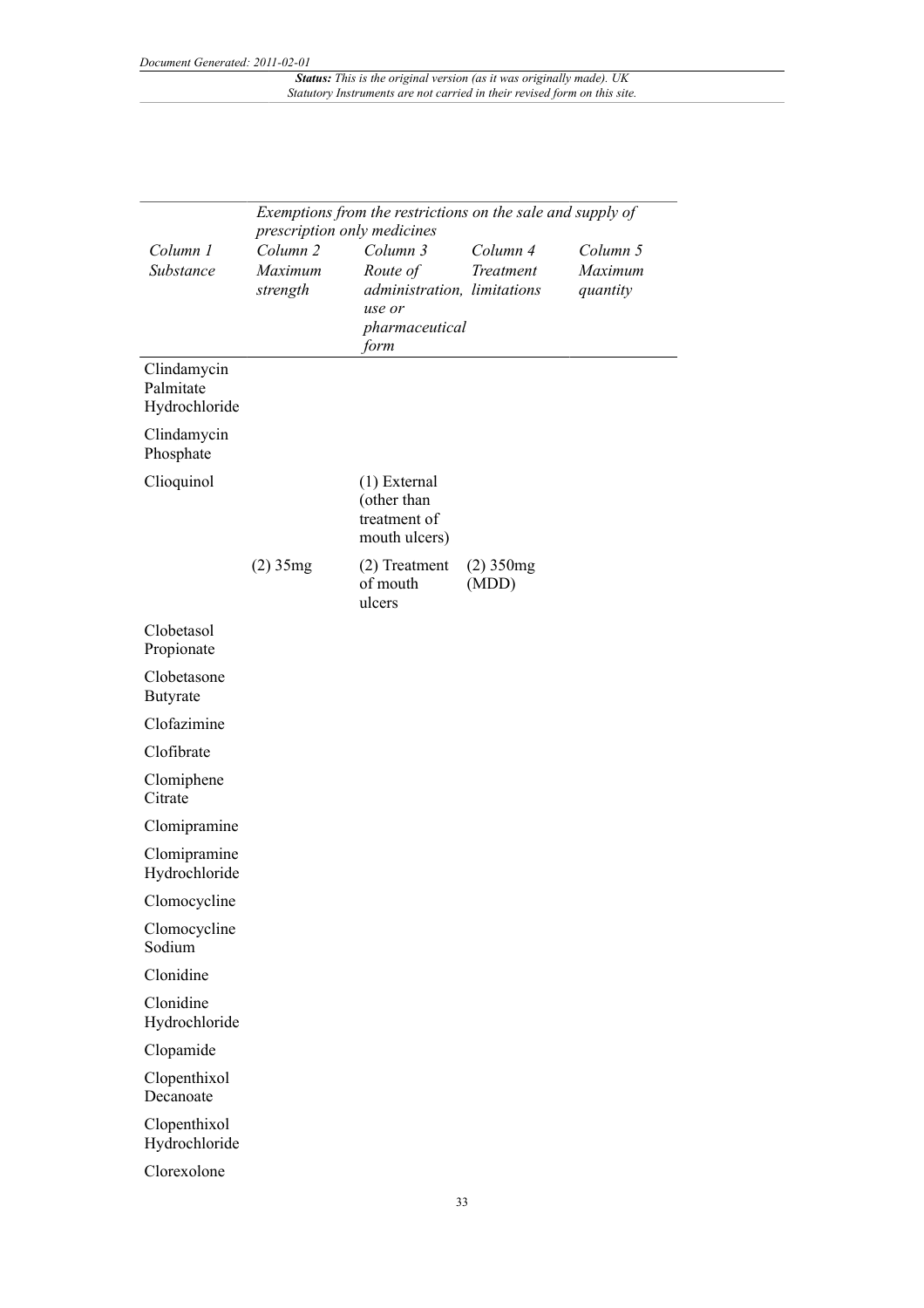| Column 1 Substance | Exemptions from the restrictions on the sale and supply of prescription only medicines | | | |
|---|---|---|---|---|
| | Column 2 Maximum strength | Column 3 Route of administration, use or pharmaceutical form | Column 4 Treatment limitations | Column 5 Maximum quantity |
| Clindamycin Palmitate Hydrochloride | | | | |
| Clindamycin Phosphate | | | | |
| Clioquinol | | (1) External (other than treatment of mouth ulcers) | | |
| | (2) 35mg | (2) Treatment of mouth ulcers | (2) 350mg (MDD) | |
| Clobetasol Propionate | | | | |
| Clobetasone Butyrate | | | | |
| Clofazimine | | | | |
| Clofibrate | | | | |
| Clomiphene Citrate | | | | |
| Clomipramine | | | | |
| Clomipramine Hydrochloride | | | | |
| Clomocycline | | | | |
| Clomocycline Sodium | | | | |
| Clonidine | | | | |
| Clonidine Hydrochloride | | | | |
| Clopamide | | | | |
| Clopenthixol Decanoate | | | | |
| Clopenthixol Hydrochloride | | | | |
| Clorexolone | | | | |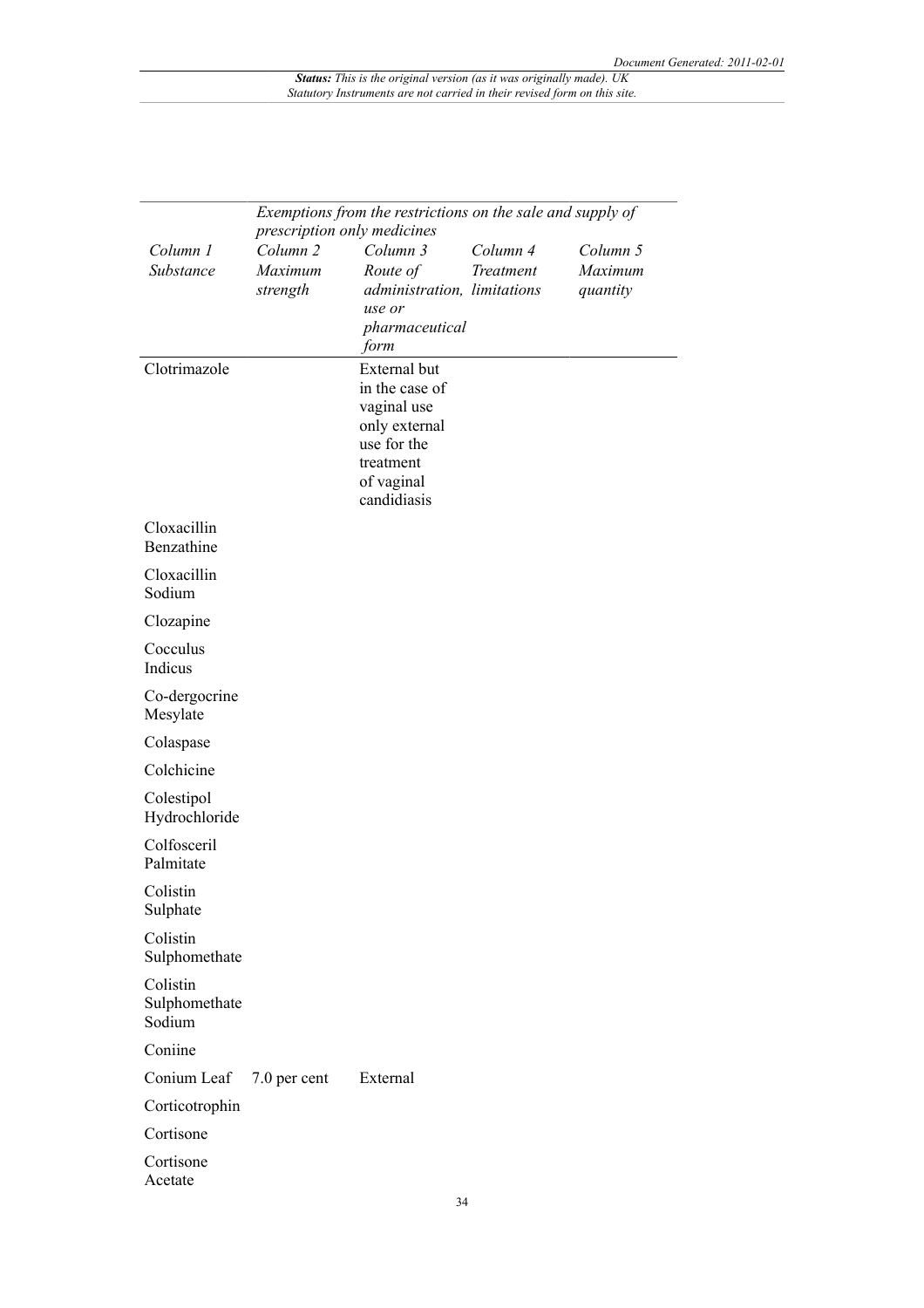| Column 1 Substance | Column 2 Maximum strength | Column 3 Route of administration, use or pharmaceutical form | Column 4 Treatment limitations | Column 5 Maximum quantity |
|---|---|---|---|---|
| | *Exemptions from the restrictions on the sale and supply of prescription only medicines* | | | |
| Clotrimazole | | External but in the case of vaginal use only external use for the treatment of vaginal candidiasis | | |
| Cloxacillin Benzathine | | | | |
| Cloxacillin Sodium | | | | |
| Clozapine | | | | |
| Cocculus Indicus | | | | |
| Co-dergocrine Mesylate | | | | |
| Colaspase | | | | |
| Colchicine | | | | |
| Colestipol Hydrochloride | | | | |
| Colfosceril Palmitate | | | | |
| Colistin Sulphate | | | | |
| Colistin Sulphomethate | | | | |
| Colistin Sulphomethate Sodium | | | | |
| Coniine | | | | |
| Conium Leaf | 7.0 per cent | External | | |
| Corticotrophin | | | | |
| Cortisone | | | | |
| Cortisone Acetate | | | | |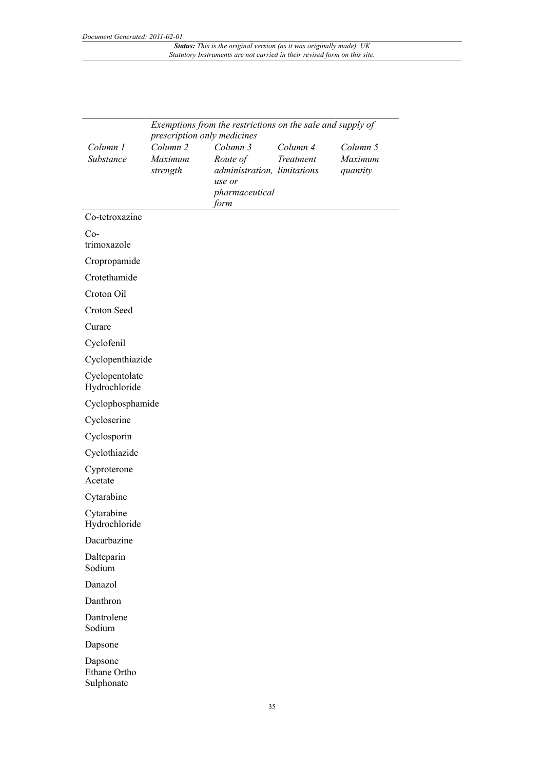| Column 1 Substance | Exemptions from the restrictions on the sale and supply of prescription only medicines | | | |
|---|---|---|---|---|
| | Column 2 Maximum strength | Column 3 Route of administration, use or pharmaceutical form | Column 4 Treatment limitations | Column 5 Maximum quantity |
| Co-tetroxazine | | | | |
| Co-trimoxazole | | | | |
| Cropropamide | | | | |
| Crotethamide | | | | |
| Croton Oil | | | | |
| Croton Seed | | | | |
| Curare | | | | |
| Cyclofenil | | | | |
| Cyclopenthiazide | | | | |
| Cyclopentolate Hydrochloride | | | | |
| Cyclophosphamide | | | | |
| Cycloserine | | | | |
| Cyclosporin | | | | |
| Cyclothiazide | | | | |
| Cyproterone Acetate | | | | |
| Cytarabine | | | | |
| Cytarabine Hydrochloride | | | | |
| Dacarbazine | | | | |
| Dalteparin Sodium | | | | |
| Danazol | | | | |
| Danthron | | | | |
| Dantrolene Sodium | | | | |
| Dapsone | | | | |
| Dapsone Ethane Ortho Sulphonate | | | | |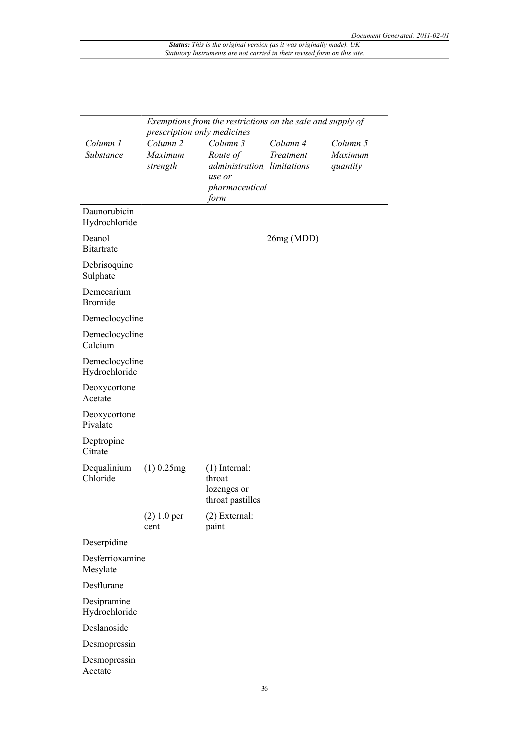| Column 1 Substance | Column 2 Maximum strength | Column 3 Route of administration, use or pharmaceutical form | Column 4 Treatment limitations | Column 5 Maximum quantity |
|---|---|---|---|---|
| | *Exemptions from the restrictions on the sale and supply of prescription only medicines* | | | |
| Daunorubicin Hydrochloride | | | | |
| Deanol Bitartrate | | | 26mg (MDD) | |
| Debrisoquine Sulphate | | | | |
| Demecarium Bromide | | | | |
| Demeclocycline | | | | |
| Demeclocycline Calcium | | | | |
| Demeclocycline Hydrochloride | | | | |
| Deoxycortone Acetate | | | | |
| Deoxycortone Pivalate | | | | |
| Deptropine Citrate | | | | |
| Dequalinium Chloride | (1) 0.25mg | (1) Internal: throat lozenges or throat pastilles | | |
| | (2) 1.0 per cent | (2) External: paint | | |
| Deserpidine | | | | |
| Desferrioxamine Mesylate | | | | |
| Desflurane | | | | |
| Desipramine Hydrochloride | | | | |
| Deslanoside | | | | |
| Desmopressin | | | | |
| Desmopressin Acetate | | | | |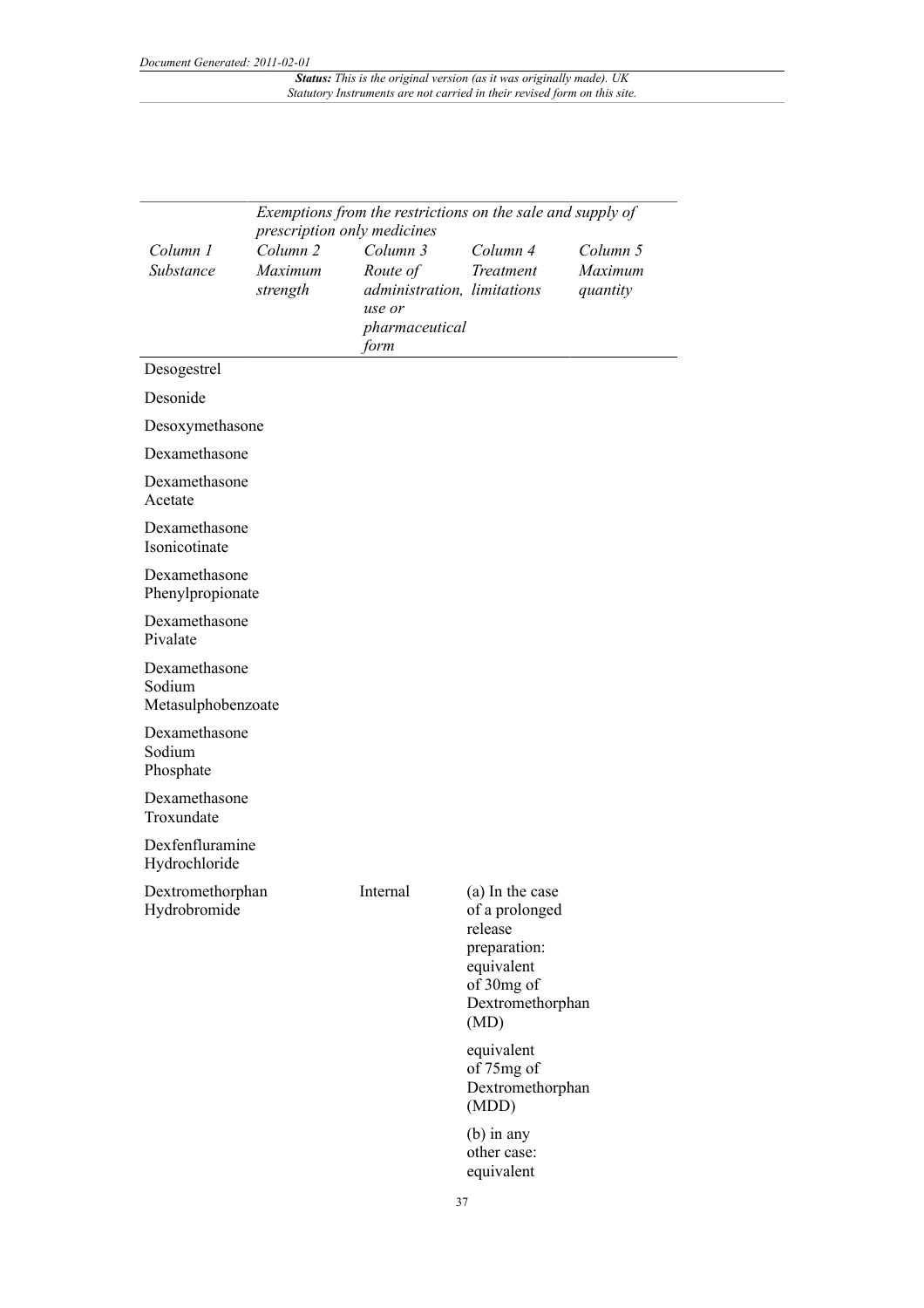| | Exemptions from the restrictions on the sale and supply of prescription only medicines | | | |
|---|---|---|---|---|
| *Column 1* *Substance* | *Column 2* *Maximum strength* | *Column 3* *Route of administration, use or pharmaceutical form* | *Column 4* *Treatment limitations* | *Column 5* *Maximum quantity* |
| Desogestrel | | | | |
| Desonide | | | | |
| Desoxymethasone | | | | |
| Dexamethasone | | | | |
| Dexamethasone Acetate | | | | |
| Dexamethasone Isonicotinate | | | | |
| Dexamethasone Phenylpropionate | | | | |
| Dexamethasone Pivalate | | | | |
| Dexamethasone Sodium Metasulphobenzoate | | | | |
| Dexamethasone Sodium Phosphate | | | | |
| Dexamethasone Troxundate | | | | |
| Dexfenfluramine Hydrochloride | | | | |
| Dextromethorphan Hydrobromide | | Internal | (a) In the case of a prolonged release preparation: equivalent of 30mg of Dextromethorphan (MD) equivalent of 75mg of Dextromethorphan (MDD) (b) in any other case: equivalent | |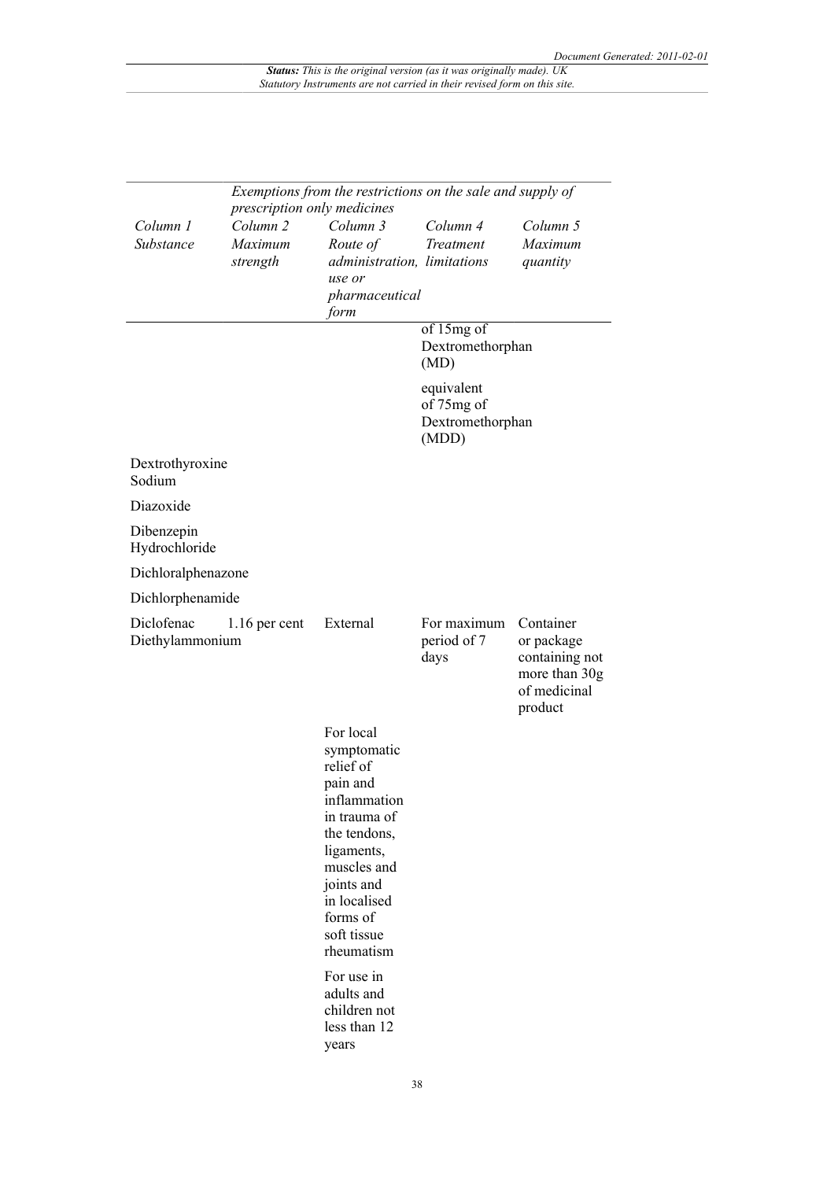| Column 1 Substance | Column 2 Maximum strength | Column 3 Route of administration, use or pharmaceutical form | Column 4 Treatment limitations | Column 5 Maximum quantity |
|---|---|---|---|---|
| | | | of 15mg of Dextromethorphan (MD) | |
| | | | equivalent of 75mg of Dextromethorphan (MDD) | |
| Dextrothyroxine Sodium | | | | |
| Diazoxide | | | | |
| Dibenzepin Hydrochloride | | | | |
| Dichloralphenazone | | | | |
| Dichlorphenamide | | | | |
| Diclofenac Diethylammonium | 1.16 per cent | External | For maximum period of 7 days | Container or package containing not more than 30g of medicinal product |
| | | For local symptomatic relief of pain and inflammation in trauma of the tendons, ligaments, muscles and joints and in localised forms of soft tissue rheumatism | | |
| | | For use in adults and children not less than 12 years | | |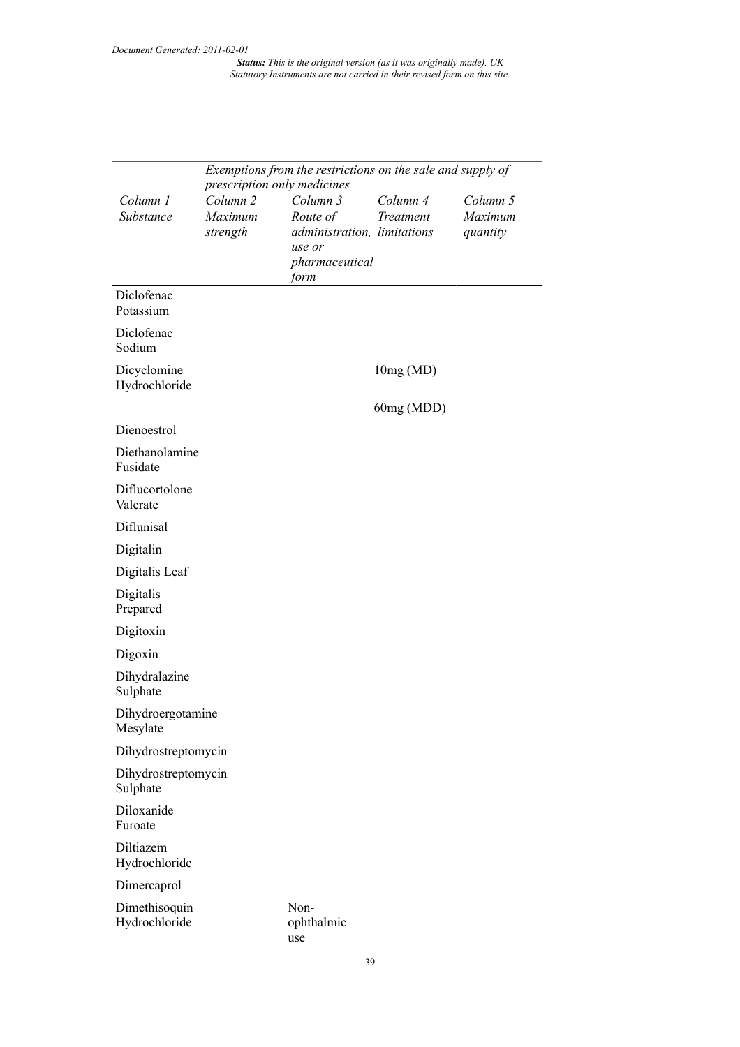| | Exemptions from the restrictions on the sale and supply of prescription only medicines | | | |
|---|---|---|---|---|
| *Column 1 Substance* | *Column 2 Maximum strength* | *Column 3 Route of administration, use or pharmaceutical form* | *Column 4 Treatment limitations* | *Column 5 Maximum quantity* |
| Diclofenac Potassium | | | | |
| Diclofenac Sodium | | | | |
| Dicyclomine Hydrochloride | | | 10mg (MD) | |
| | | | 60mg (MDD) | |
| Dienoestrol | | | | |
| Diethanolamine Fusidate | | | | |
| Diflucortolone Valerate | | | | |
| Diflunisal | | | | |
| Digitalin | | | | |
| Digitalis Leaf | | | | |
| Digitalis Prepared | | | | |
| Digitoxin | | | | |
| Digoxin | | | | |
| Dihydralazine Sulphate | | | | |
| Dihydroergotamine Mesylate | | | | |
| Dihydrostreptomycin | | | | |
| Dihydrostreptomycin Sulphate | | | | |
| Diloxanide Furoate | | | | |
| Diltiazem Hydrochloride | | | | |
| Dimercaprol | | | | |
| Dimethisoquin Hydrochloride | | Non-ophthalmic use | | |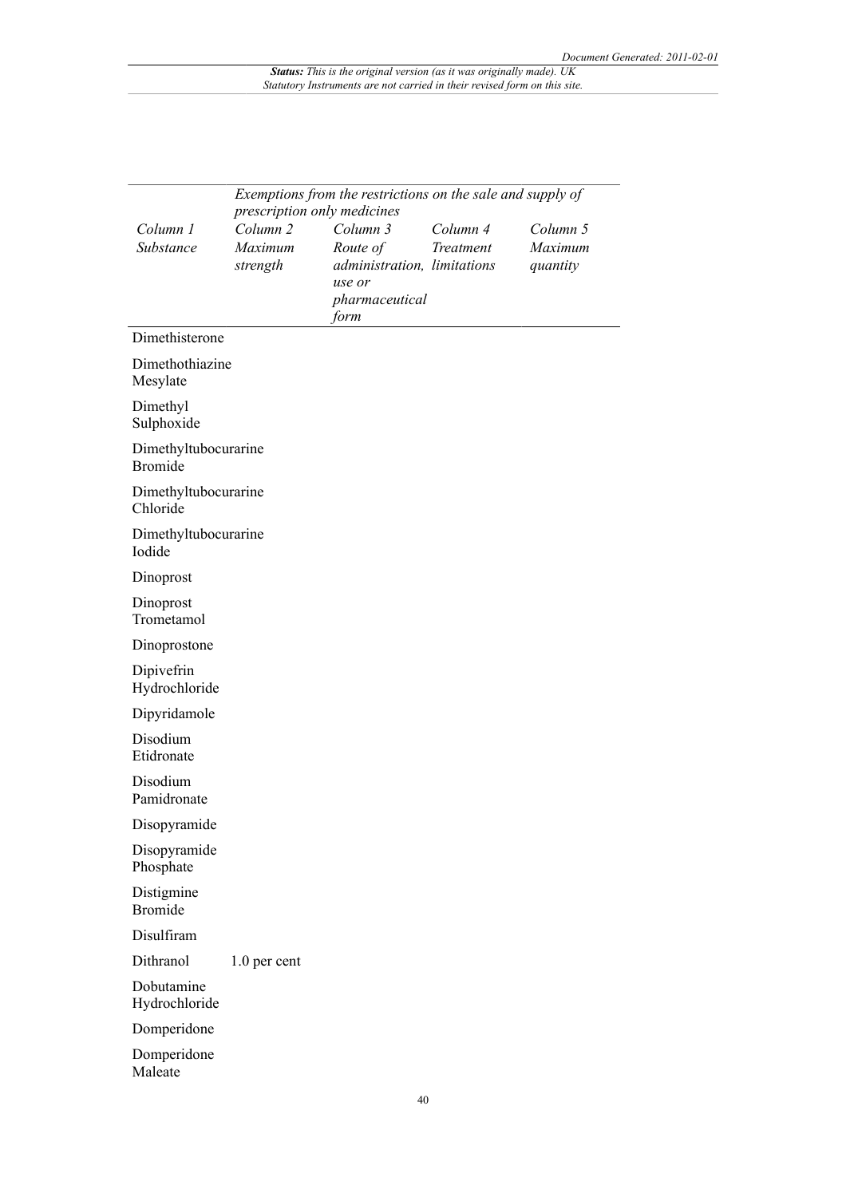| Column 1 Substance | Exemptions from the restrictions on the sale and supply of prescription only medicines | | | |
|---|---|---|---|---|
| | Column 2 Maximum strength | Column 3 Route of administration, use or pharmaceutical form | Column 4 Treatment limitations | Column 5 Maximum quantity |
| Dimethisterone | | | | |
| Dimethothiazine Mesylate | | | | |
| Dimethyl Sulphoxide | | | | |
| Dimethyltubocurarine Bromide | | | | |
| Dimethyltubocurarine Chloride | | | | |
| Dimethyltubocurarine Iodide | | | | |
| Dinoprost | | | | |
| Dinoprost Trometamol | | | | |
| Dinoprostone | | | | |
| Dipivefrin Hydrochloride | | | | |
| Dipyridamole | | | | |
| Disodium Etidronate | | | | |
| Disodium Pamidronate | | | | |
| Disopyramide | | | | |
| Disopyramide Phosphate | | | | |
| Distigmine Bromide | | | | |
| Disulfiram | | | | |
| Dithranol | 1.0 per cent | | | |
| Dobutamine Hydrochloride | | | | |
| Domperidone | | | | |
| Domperidone Maleate | | | | |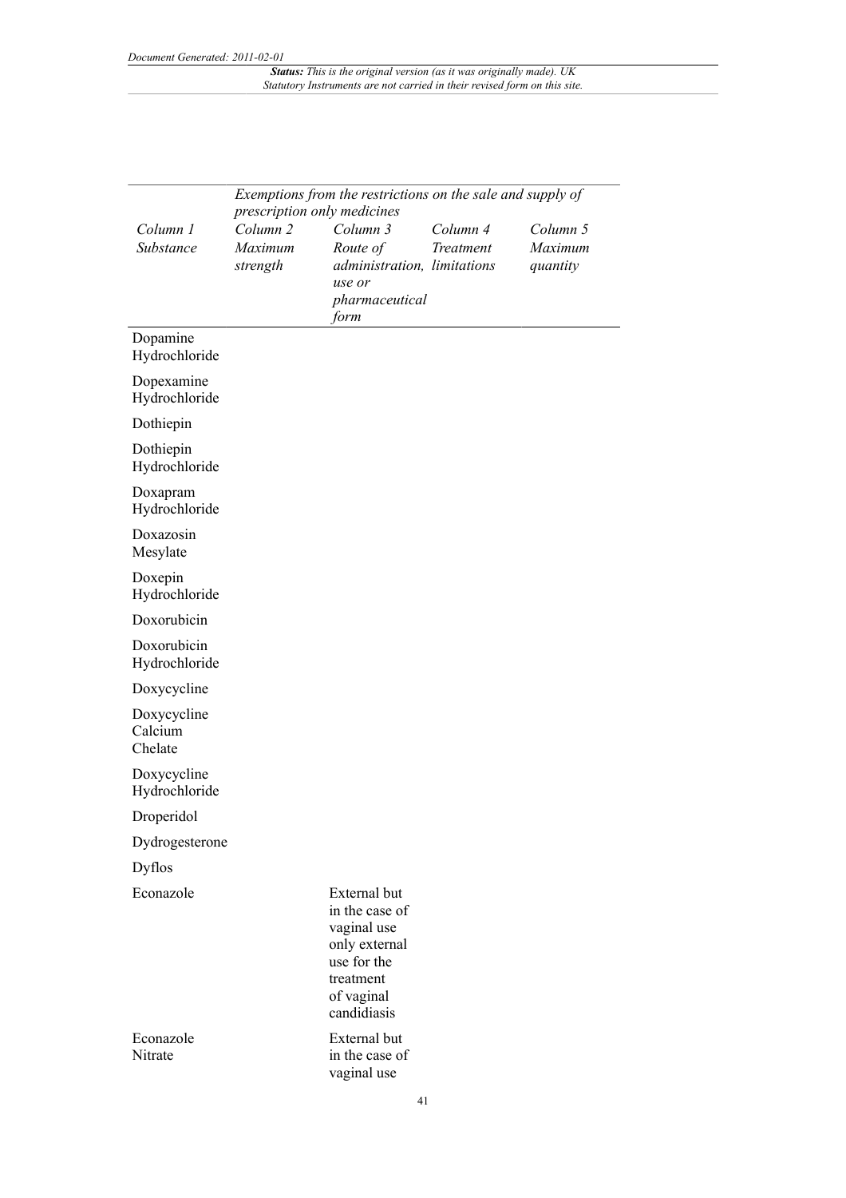| Column 1 Substance | Column 2 Maximum strength | Column 3 Route of administration, use or pharmaceutical form | Column 4 Treatment limitations | Column 5 Maximum quantity |
|---|---|---|---|---|
| | *Exemptions from the restrictions on the sale and supply of prescription only medicines* | | | |
| Dopamine Hydrochloride | | | | |
| Dopexamine Hydrochloride | | | | |
| Dothiepin | | | | |
| Dothiepin Hydrochloride | | | | |
| Doxapram Hydrochloride | | | | |
| Doxazosin Mesylate | | | | |
| Doxepin Hydrochloride | | | | |
| Doxorubicin | | | | |
| Doxorubicin Hydrochloride | | | | |
| Doxycycline | | | | |
| Doxycycline Calcium Chelate | | | | |
| Doxycycline Hydrochloride | | | | |
| Droperidol | | | | |
| Dydrogesterone | | | | |
| Dyflos | | | | |
| Econazole | | External but in the case of vaginal use only external use for the treatment of vaginal candidiasis | | |
| Econazole Nitrate | | External but in the case of vaginal use | | |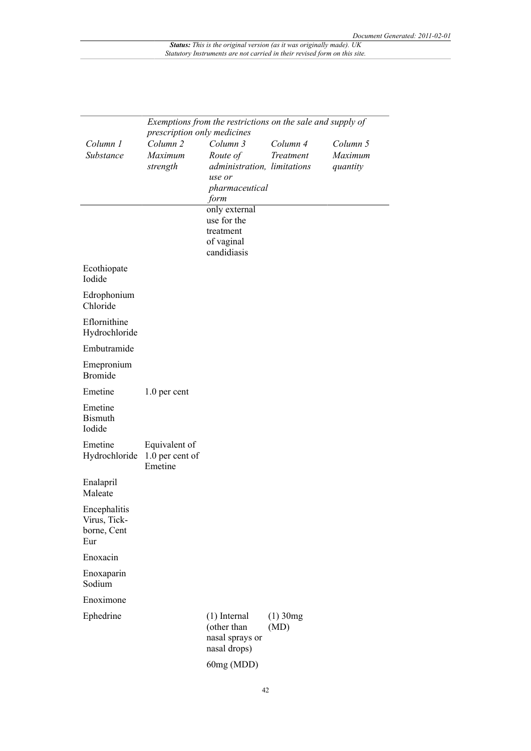| Column 1 Substance | Column 2 Maximum strength | Column 3 Route of administration, use or pharmaceutical form | Column 4 Treatment limitations | Column 5 Maximum quantity |
|---|---|---|---|---|
| *Exemptions from the restrictions on the sale and supply of prescription only medicines* | | | | |
| | | only external use for the treatment of vaginal candidiasis | | |
| Ecothiopate Iodide | | | | |
| Edrophonium Chloride | | | | |
| Eflornithine Hydrochloride | | | | |
| Embutramide | | | | |
| Emepronium Bromide | | | | |
| Emetine | 1.0 per cent | | | |
| Emetine Bismuth Iodide | | | | |
| Emetine Hydrochloride | Equivalent of 1.0 per cent of Emetine | | | |
| Enalapril Maleate | | | | |
| Encephalitis Virus, Tick-borne, Cent Eur | | | | |
| Enoxacin | | | | |
| Enoxaparin Sodium | | | | |
| Enoximone | | | | |
| Ephedrine | | (1) Internal (other than nasal sprays or nasal drops) | (1) 30mg (MD) | |
| | | 60mg (MDD) | | |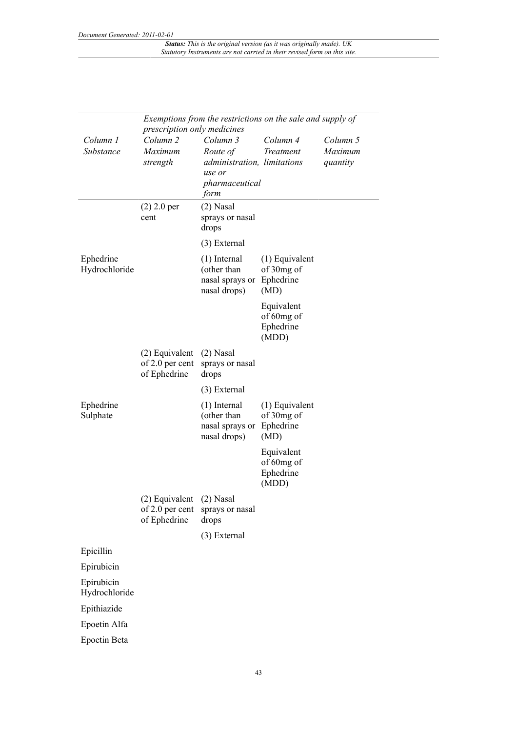Exemptions from the restrictions on the sale and supply of prescription only medicines

| Column 1 Substance | Column 2 Maximum strength | Column 3 Route of administration, use or pharmaceutical form | Column 4 Treatment limitations | Column 5 Maximum quantity |
|---|---|---|---|---|
| | (2) 2.0 per cent | (2) Nasal sprays or nasal drops | | |
| | | (3) External | | |
| Ephedrine Hydrochloride | | (1) Internal (other than nasal sprays or nasal drops) | (1) Equivalent of 30mg of Ephedrine (MD) | |
| | | | Equivalent of 60mg of Ephedrine (MDD) | |
| | (2) Equivalent of 2.0 per cent of Ephedrine | (2) Nasal sprays or nasal drops | | |
| | | (3) External | | |
| Ephedrine Sulphate | | (1) Internal (other than nasal sprays or nasal drops) | (1) Equivalent of 30mg of Ephedrine (MD) | |
| | | | Equivalent of 60mg of Ephedrine (MDD) | |
| | (2) Equivalent of 2.0 per cent of Ephedrine | (2) Nasal sprays or nasal drops | | |
| | | (3) External | | |
| Epicillin | | | | |
| Epirubicin | | | | |
| Epirubicin Hydrochloride | | | | |
| Epithiazide | | | | |
| Epoetin Alfa | | | | |
| Epoetin Beta | | | | |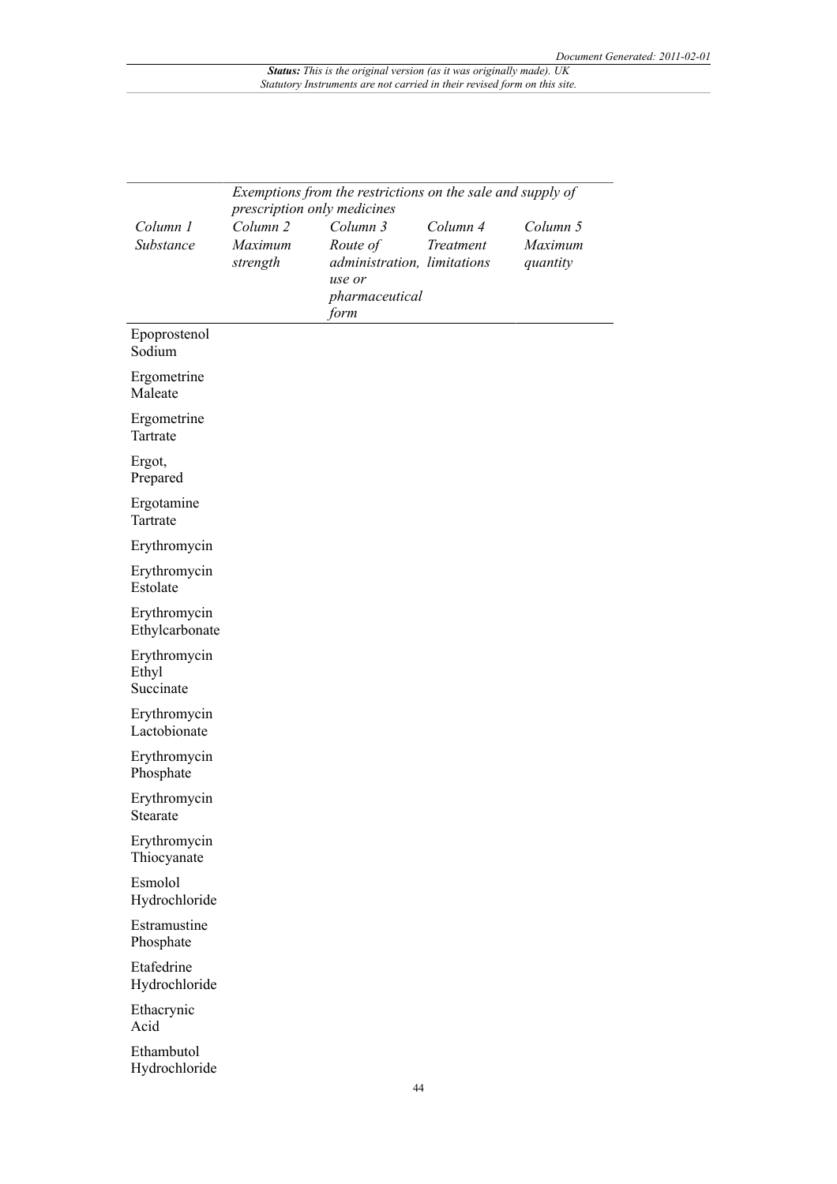| Column 1 Substance | Exemptions from the restrictions on the sale and supply of prescription only medicines | | | |
|---|---|---|---|---|
| | Column 2 Maximum strength | Column 3 Route of administration, use or pharmaceutical form | Column 4 Treatment limitations | Column 5 Maximum quantity |
| Epoprostenol Sodium | | | | |
| Ergometrine Maleate | | | | |
| Ergometrine Tartrate | | | | |
| Ergot, Prepared | | | | |
| Ergotamine Tartrate | | | | |
| Erythromycin | | | | |
| Erythromycin Estolate | | | | |
| Erythromycin Ethylcarbonate | | | | |
| Erythromycin Ethyl Succinate | | | | |
| Erythromycin Lactobionate | | | | |
| Erythromycin Phosphate | | | | |
| Erythromycin Stearate | | | | |
| Erythromycin Thiocyanate | | | | |
| Esmolol Hydrochloride | | | | |
| Estramustine Phosphate | | | | |
| Etafedrine Hydrochloride | | | | |
| Ethacrynic Acid | | | | |
| Ethambutol Hydrochloride | | | | |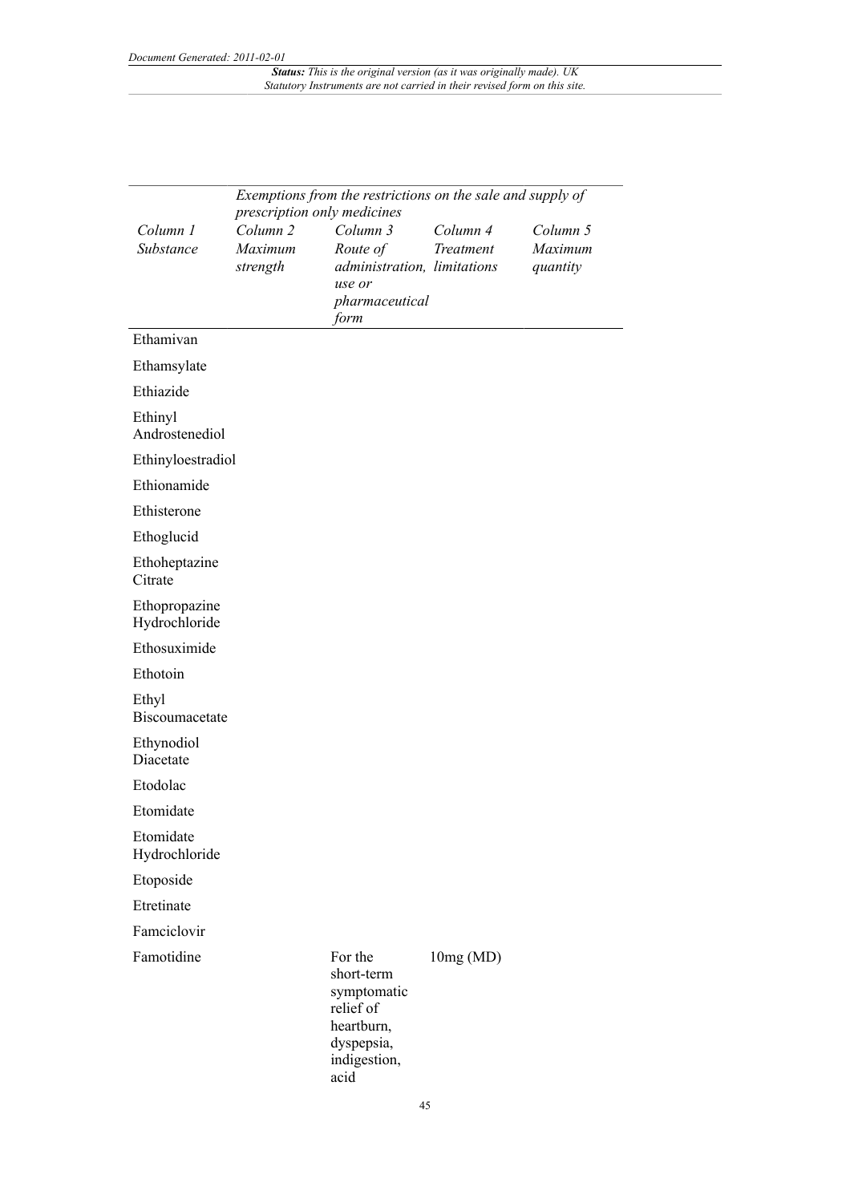| | Exemptions from the restrictions on the sale and supply of prescription only medicines | | | |
|---|---|---|---|---|
| *Column 1 Substance* | *Column 2 Maximum strength* | *Column 3 Route of administration, use or pharmaceutical form* | *Column 4 Treatment limitations* | *Column 5 Maximum quantity* |
| Ethamivan | | | | |
| Ethamsylate | | | | |
| Ethiazide | | | | |
| Ethinyl Androstenediol | | | | |
| Ethinyloestradiol | | | | |
| Ethionamide | | | | |
| Ethisterone | | | | |
| Ethoglucid | | | | |
| Ethoheptazine Citrate | | | | |
| Ethopropazine Hydrochloride | | | | |
| Ethosuximide | | | | |
| Ethotoin | | | | |
| Ethyl Biscoumacetate | | | | |
| Ethynodiol Diacetate | | | | |
| Etodolac | | | | |
| Etomidate | | | | |
| Etomidate Hydrochloride | | | | |
| Etoposide | | | | |
| Etretinate | | | | |
| Famciclovir | | | | |
| Famotidine | | For the short-term symptomatic relief of heartburn, dyspepsia, indigestion, acid | 10mg (MD) | |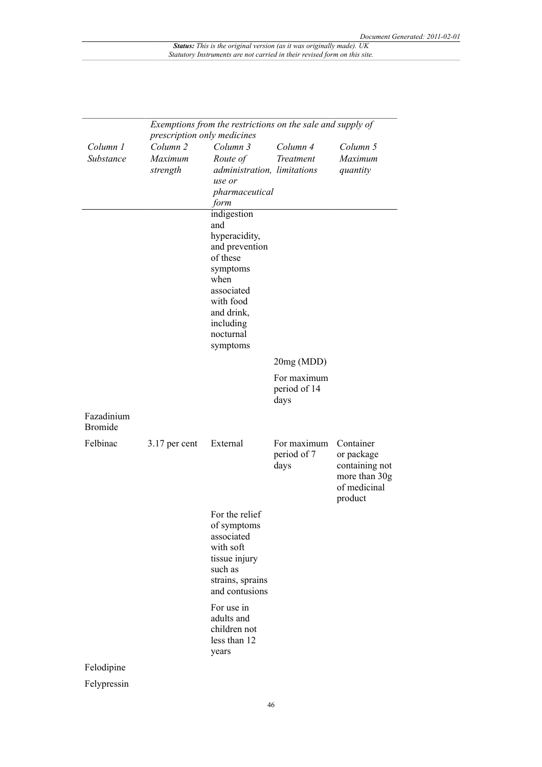| Column 1 Substance | Column 2 Maximum strength | Column 3 Route of administration, use or pharmaceutical form | Column 4 Treatment limitations | Column 5 Maximum quantity |
|---|---|---|---|---|
| | | indigestion and hyperacidity, and prevention of these symptoms when associated with food and drink, including nocturnal symptoms | | |
| | | | 20mg (MDD) | |
| | | | For maximum period of 14 days | |
| Fazadinium Bromide | | | | |
| Felbinac | 3.17 per cent | External | For maximum period of 7 days | Container or package containing not more than 30g of medicinal product |
| | | For the relief of symptoms associated with soft tissue injury such as strains, sprains and contusions | | |
| | | For use in adults and children not less than 12 years | | |
| Felodipine | | | | |
| Felypressin | | | | |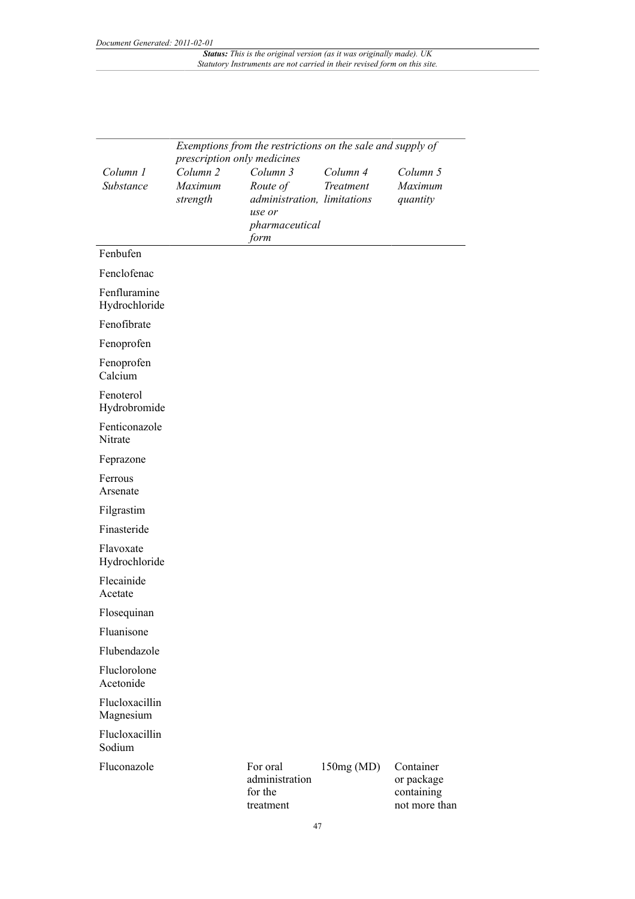| Column 1 Substance | Column 2 Maximum strength | Column 3 Route of administration, use or pharmaceutical form | Column 4 Treatment limitations | Column 5 Maximum quantity |
|---|---|---|---|---|
| | *Exemptions from the restrictions on the sale and supply of prescription only medicines* | | | |
| Fenbufen | | | | |
| Fenclofenac | | | | |
| Fenfluramine Hydrochloride | | | | |
| Fenofibrate | | | | |
| Fenoprofen | | | | |
| Fenoprofen Calcium | | | | |
| Fenoterol Hydrobromide | | | | |
| Fenticonazole Nitrate | | | | |
| Feprazone | | | | |
| Ferrous Arsenate | | | | |
| Filgrastim | | | | |
| Finasteride | | | | |
| Flavoxate Hydrochloride | | | | |
| Flecainide Acetate | | | | |
| Flosequinan | | | | |
| Fluanisone | | | | |
| Flubendazole | | | | |
| Fluclorolone Acetonide | | | | |
| Flucloxacillin Magnesium | | | | |
| Flucloxacillin Sodium | | | | |
| Fluconazole | | For oral administration for the treatment | 150mg (MD) | Container or package containing not more than |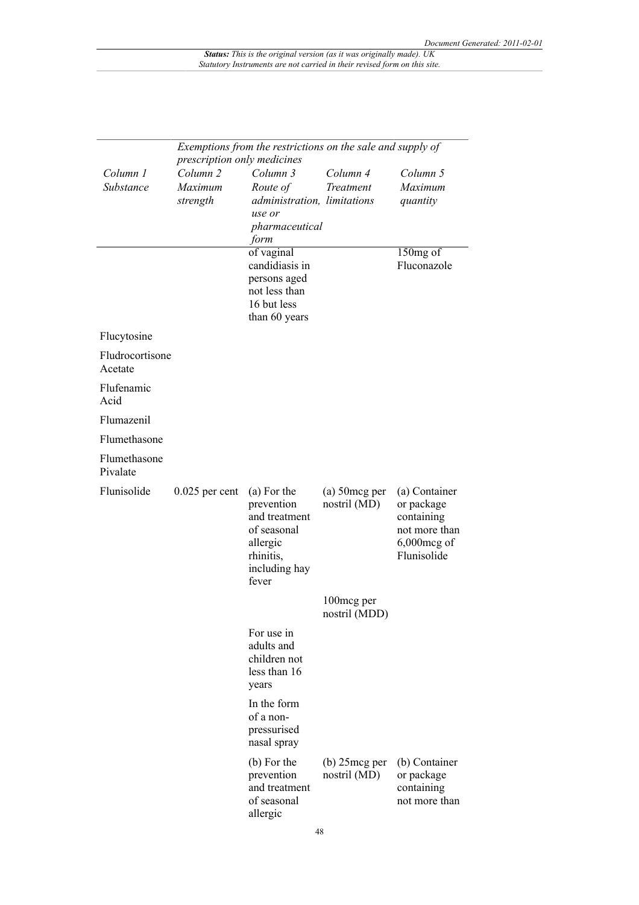| Column 1 Substance | Column 2 Maximum strength | Column 3 Route of administration, use or pharmaceutical form | Column 4 Treatment limitations | Column 5 Maximum quantity |
|---|---|---|---|---|
| *Exemptions from the restrictions on the sale and supply of prescription only medicines* | | | | |
| | | of vaginal candidiasis in persons aged not less than 16 but less than 60 years | | 150mg of Fluconazole |
| Flucytosine | | | | |
| Fludrocortisone Acetate | | | | |
| Flufenamic Acid | | | | |
| Flumazenil | | | | |
| Flumethasone | | | | |
| Flumethasone Pivalate | | | | |
| Flunisolide | 0.025 per cent | (a) For the prevention and treatment of seasonal allergic rhinitis, including hay fever | (a) 50mcg per nostril (MD) | (a) Container or package containing not more than 6,000mcg of Flunisolide |
| | | | 100mcg per nostril (MDD) | |
| | | For use in adults and children not less than 16 years | | |
| | | In the form of a non-pressurised nasal spray | | |
| | | (b) For the prevention and treatment of seasonal allergic | (b) 25mcg per nostril (MD) | (b) Container or package containing not more than |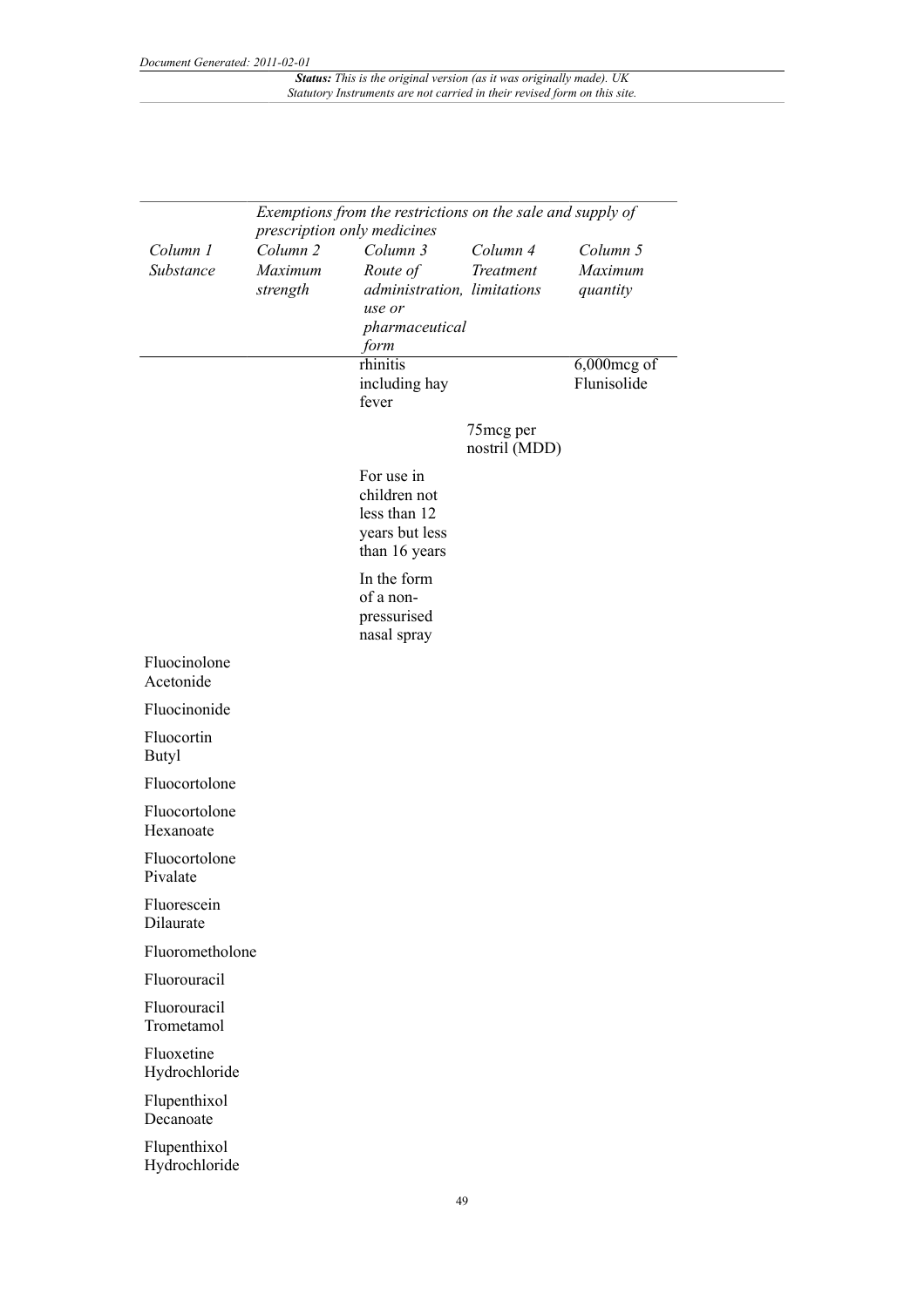| Exemptions from the restrictions on the sale and supply of prescription only medicines | | | | |
|---|---|---|---|---|
| *Column 1* *Substance* | *Column 2* *Maximum strength* | *Column 3* *Route of administration, use or pharmaceutical form* | *Column 4* *Treatment limitations* | *Column 5* *Maximum quantity* |
| | | rhinitis including hay fever | | 6,000mcg of Flunisolide |
| | | | 75mcg per nostril (MDD) | |
| | | For use in children not less than 12 years but less than 16 years | | |
| | | In the form of a non-pressurised nasal spray | | |
| Fluocinolone Acetonide | | | | |
| Fluocinonide | | | | |
| Fluocortin Butyl | | | | |
| Fluocortolone | | | | |
| Fluocortolone Hexanoate | | | | |
| Fluocortolone Pivalate | | | | |
| Fluorescein Dilaurate | | | | |
| Fluorometholone | | | | |
| Fluorouracil | | | | |
| Fluorouracil Trometamol | | | | |
| Fluoxetine Hydrochloride | | | | |
| Flupenthixol Decanoate | | | | |
| Flupenthixol Hydrochloride | | | | |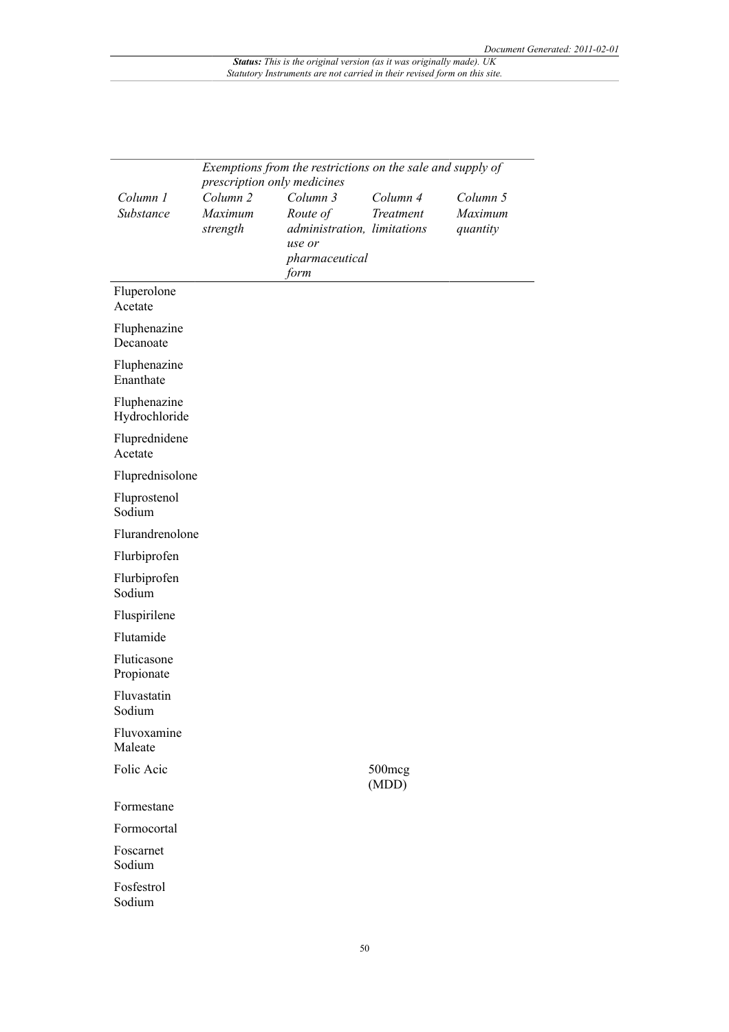| Column 1 Substance | Exemptions from the restrictions on the sale and supply of prescription only medicines | | | |
|---|---|---|---|---|
| | Column 2 Maximum strength | Column 3 Route of administration, use or pharmaceutical form | Column 4 Treatment limitations | Column 5 Maximum quantity |
| Fluperolone Acetate | | | | |
| Fluphenazine Decanoate | | | | |
| Fluphenazine Enanthate | | | | |
| Fluphenazine Hydrochloride | | | | |
| Fluprednidene Acetate | | | | |
| Fluprednisolone | | | | |
| Fluprostenol Sodium | | | | |
| Flurandrenolone | | | | |
| Flurbiprofen | | | | |
| Flurbiprofen Sodium | | | | |
| Fluspirilene | | | | |
| Flutamide | | | | |
| Fluticasone Propionate | | | | |
| Fluvastatin Sodium | | | | |
| Fluvoxamine Maleate | | | | |
| Folic Acic | | | 500mcg (MDD) | |
| Formestane | | | | |
| Formocortal | | | | |
| Foscarnet Sodium | | | | |
| Fosfestrol Sodium | | | | |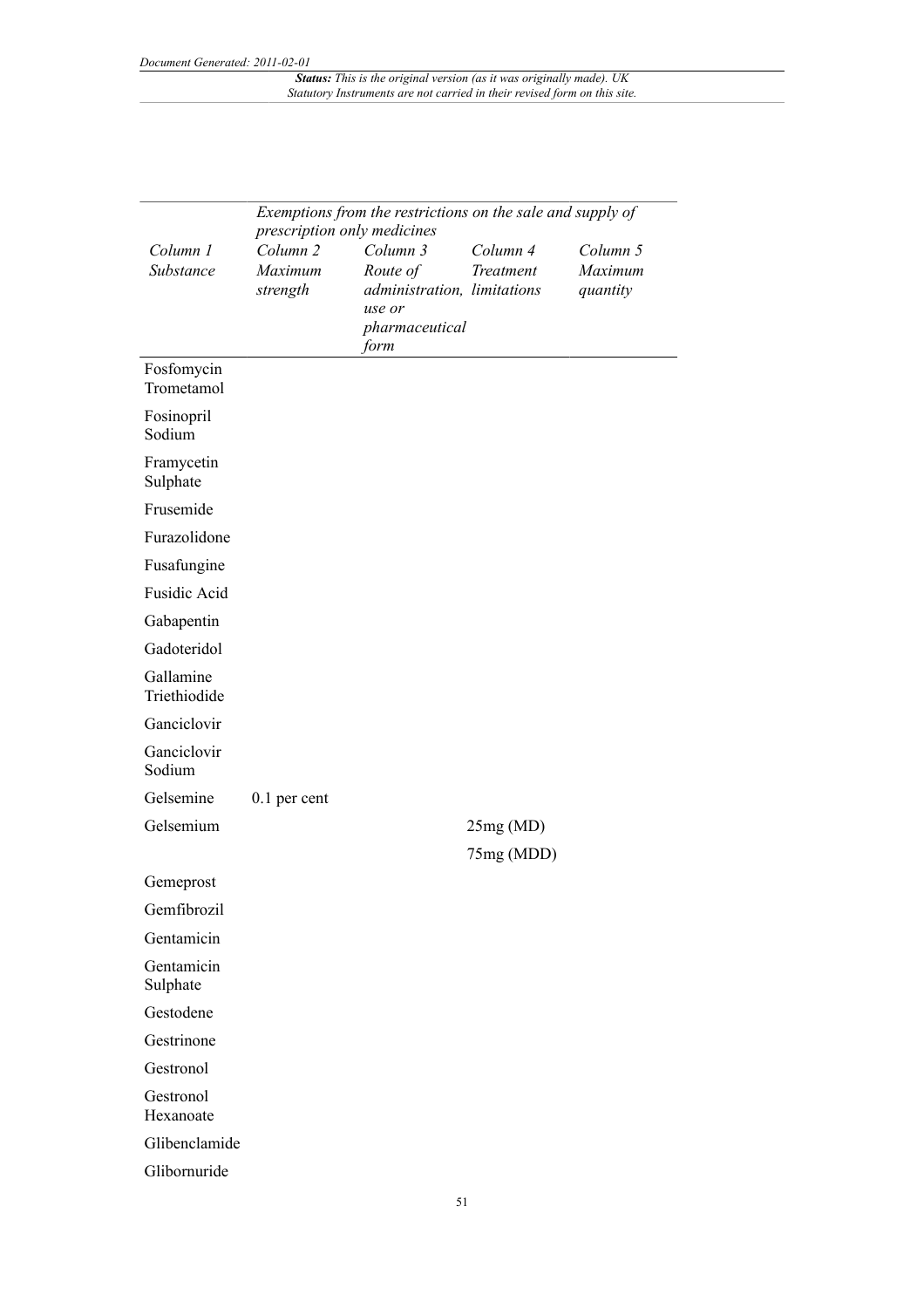| Column 1 Substance | Exemptions from the restrictions on the sale and supply of prescription only medicines | | | |
|---|---|---|---|---|
| | Column 2 Maximum strength | Column 3 Route of administration, use or pharmaceutical form | Column 4 Treatment limitations | Column 5 Maximum quantity |
| Fosfomycin Trometamol | | | | |
| Fosinopril Sodium | | | | |
| Framycetin Sulphate | | | | |
| Frusemide | | | | |
| Furazolidone | | | | |
| Fusafungine | | | | |
| Fusidic Acid | | | | |
| Gabapentin | | | | |
| Gadoteridol | | | | |
| Gallamine Triethiodide | | | | |
| Ganciclovir | | | | |
| Ganciclovir Sodium | | | | |
| Gelsemine | 0.1 per cent | | | |
| Gelsemium | | | 25mg (MD) 75mg (MDD) | |
| Gemeprost | | | | |
| Gemfibrozil | | | | |
| Gentamicin | | | | |
| Gentamicin Sulphate | | | | |
| Gestodene | | | | |
| Gestrinone | | | | |
| Gestronol | | | | |
| Gestronol Hexanoate | | | | |
| Glibenclamide | | | | |
| Glibornuride | | | | |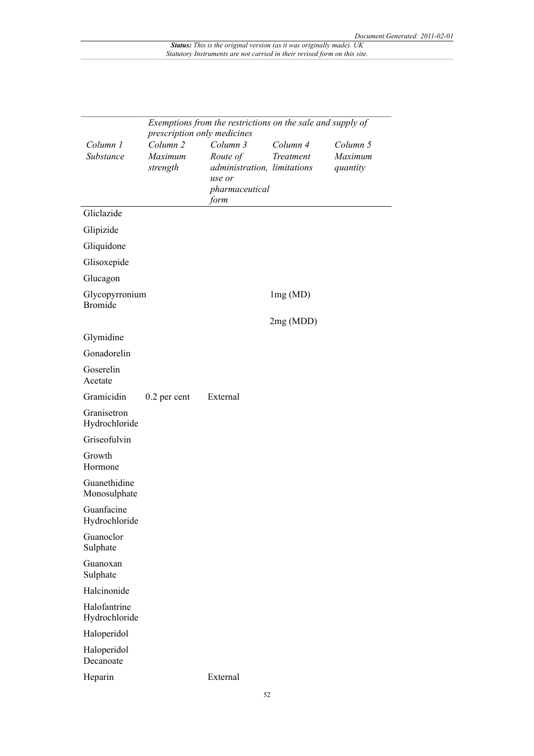| | Exemptions from the restrictions on the sale and supply of prescription only medicines | | | |
|---|---|---|---|---|
| *Column 1 Substance* | *Column 2 Maximum strength* | *Column 3 Route of administration, use or pharmaceutical form* | *Column 4 Treatment limitations* | *Column 5 Maximum quantity* |
| Gliclazide | | | | |
| Glipizide | | | | |
| Gliquidone | | | | |
| Glisoxepide | | | | |
| Glucagon | | | | |
| Glycopyrronium Bromide | | | 1mg (MD) | |
| | | | 2mg (MDD) | |
| Glymidine | | | | |
| Gonadorelin | | | | |
| Goserelin Acetate | | | | |
| Gramicidin | 0.2 per cent | External | | |
| Granisetron Hydrochloride | | | | |
| Griseofulvin | | | | |
| Growth Hormone | | | | |
| Guanethidine Monosulphate | | | | |
| Guanfacine Hydrochloride | | | | |
| Guanoclor Sulphate | | | | |
| Guanoxan Sulphate | | | | |
| Halcinonide | | | | |
| Halofantrine Hydrochloride | | | | |
| Haloperidol | | | | |
| Haloperidol Decanoate | | | | |
| Heparin | | External | | |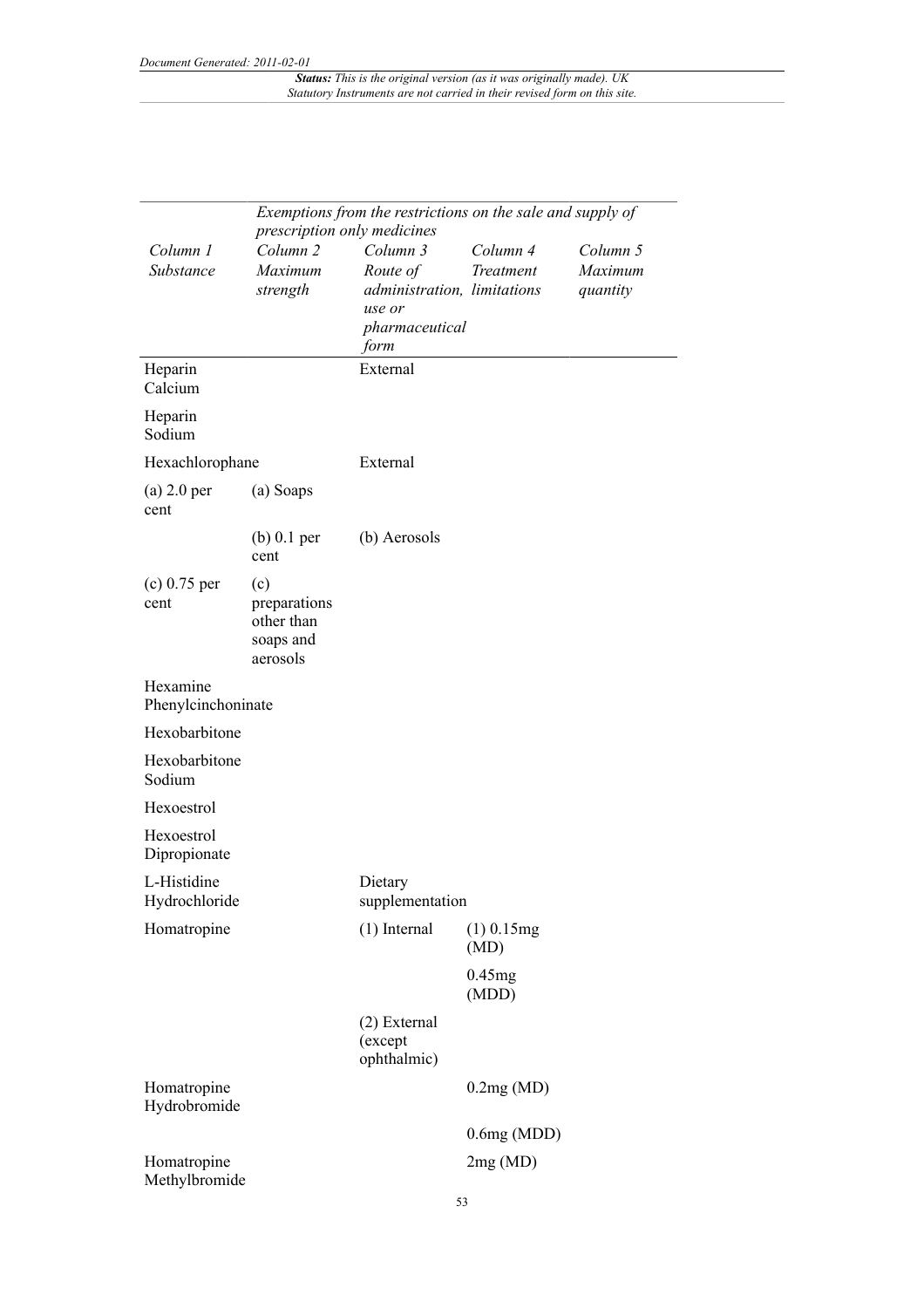| | *Exemptions from the restrictions on the sale and supply of prescription only medicines* | | | |
|---|---|---|---|---|
| *Column 1 Substance* | *Column 2 Maximum strength* | *Column 3 Route of administration, use or pharmaceutical form* | *Column 4 Treatment limitations* | *Column 5 Maximum quantity* |
| Heparin Calcium | | External | | |
| Heparin Sodium | | | | |
| Hexachlorophane | | External | | |
| (a) 2.0 per cent | (a) Soaps | | | |
| | (b) 0.1 per cent | (b) Aerosols | | |
| (c) 0.75 per cent | (c) preparations other than soaps and aerosols | | | |
| Hexamine Phenylcinchoninate | | | | |
| Hexobarbitone | | | | |
| Hexobarbitone Sodium | | | | |
| Hexoestrol | | | | |
| Hexoestrol Dipropionate | | | | |
| L-Histidine Hydrochloride | | Dietary supplementation | | |
| Homatropine | | (1) Internal | (1) 0.15mg (MD) | |
| | | | 0.45mg (MDD) | |
| | | (2) External (except ophthalmic) | | |
| Homatropine Hydrobromide | | | 0.2mg (MD) | |
| | | | 0.6mg (MDD) | |
| Homatropine Methylbromide | | | 2mg (MD) | |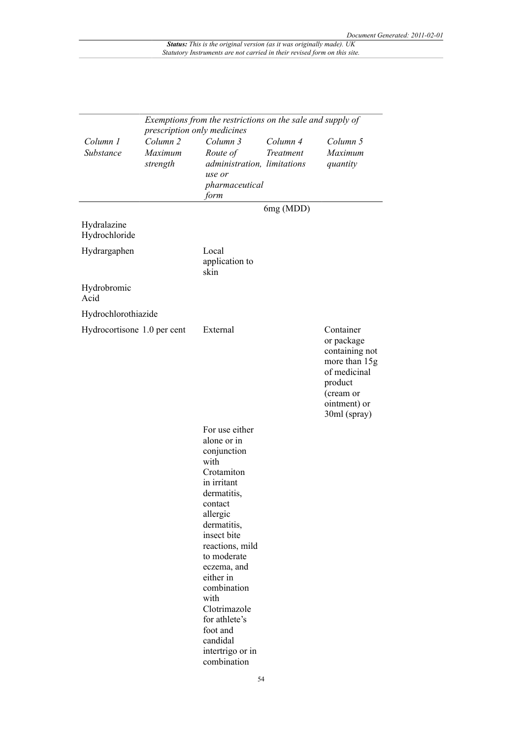| Column 1 Substance | Column 2 Maximum strength | Column 3 Route of administration, use or pharmaceutical form | Column 4 Treatment limitations | Column 5 Maximum quantity |
|---|---|---|---|---|
| | | | 6mg (MDD) | |
| Hydralazine Hydrochloride | | | | |
| Hydrargaphen | | Local application to skin | | |
| Hydrobromic Acid | | | | |
| Hydrochlorothiazide | | | | |
| Hydrocortisone | 1.0 per cent | External | | Container or package containing not more than 15g of medicinal product (cream or ointment) or 30ml (spray) |
| | | For use either alone or in conjunction with Crotamiton in irritant dermatitis, contact allergic dermatitis, insect bite reactions, mild to moderate eczema, and either in combination with Clotrimazole for athlete's foot and candidal intertrigo or in combination | | |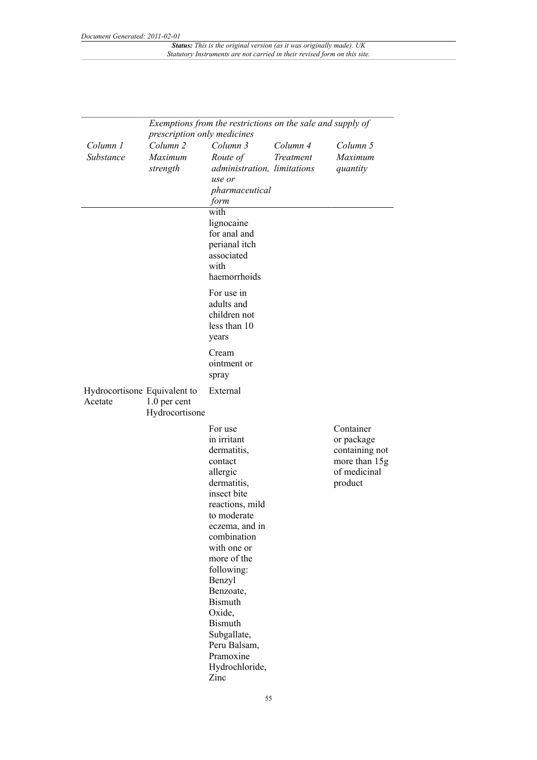| Column 1 Substance | Column 2 Maximum strength | Column 3 Route of administration, use or pharmaceutical form | Column 4 Treatment limitations | Column 5 Maximum quantity |
|---|---|---|---|---|
| | | with lignocaine for anal and perianal itch associated with haemorrhoids | | |
| | | For use in adults and children not less than 10 years | | |
| | | Cream ointment or spray | | |
| Hydrocortisone Acetate | Equivalent to 1.0 per cent Hydrocortisone | External | | |
| | | For use in irritant dermatitis, contact allergic dermatitis, insect bite reactions, mild to moderate eczema, and in combination with one or more of the following: Benzyl Benzoate, Bismuth Oxide, Bismuth Subgallate, Peru Balsam, Pramoxine Hydrochloride, Zinc | | Container or package containing not more than 15g of medicinal product |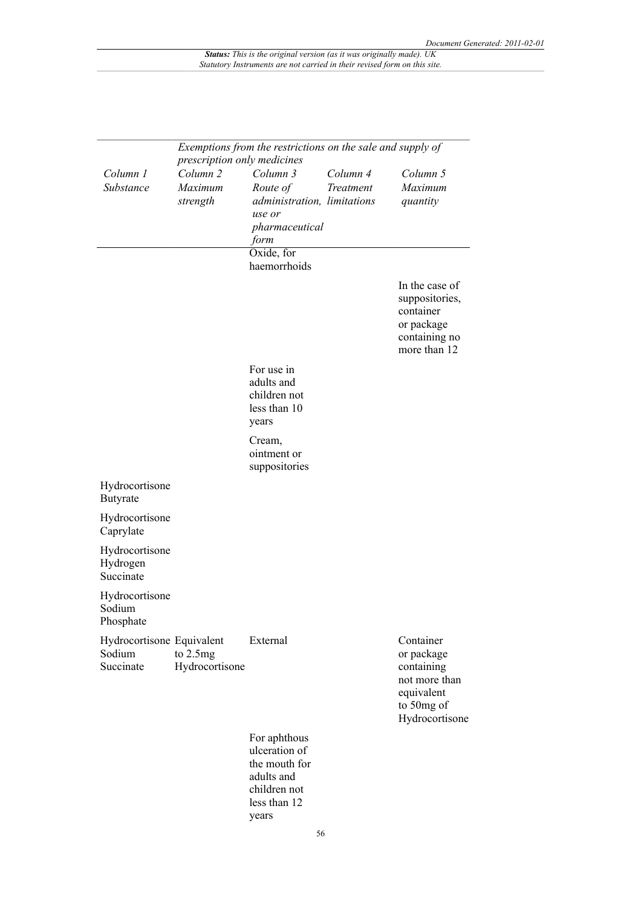| Column 1 Substance | Column 2 Maximum strength | Column 3 Route of administration, use or pharmaceutical form | Column 4 Treatment limitations | Column 5 Maximum quantity |
|---|---|---|---|---|
| *Exemptions from the restrictions on the sale and supply of prescription only medicines* | | | | |
| | | Oxide, for haemorrhoids | | |
| | | | | In the case of suppositories, container or package containing no more than 12 |
| | | For use in adults and children not less than 10 years | | |
| | | Cream, ointment or suppositories | | |
| Hydrocortisone Butyrate | | | | |
| Hydrocortisone Caprylate | | | | |
| Hydrocortisone Hydrogen Succinate | | | | |
| Hydrocortisone Sodium Phosphate | | | | |
| Hydrocortisone Sodium Succinate | Equivalent to 2.5mg Hydrocortisone | External | | Container or package containing not more than equivalent to 50mg of Hydrocortisone |
| | | For aphthous ulceration of the mouth for adults and children not less than 12 years | | |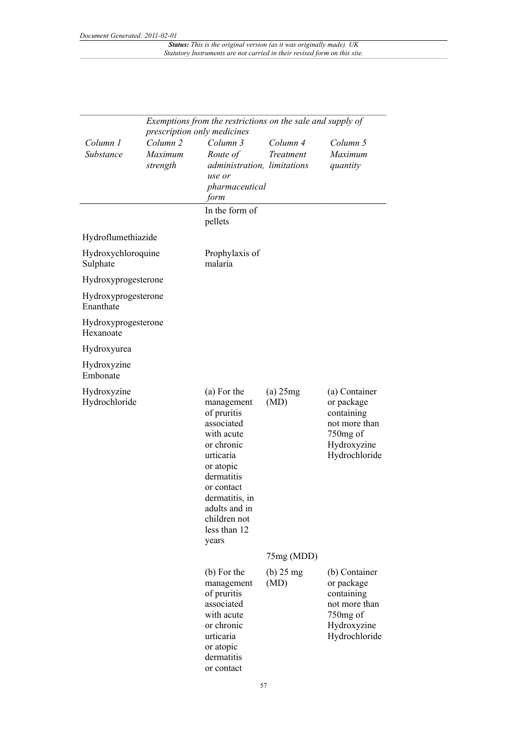| Exemptions from the restrictions on the sale and supply of prescription only medicines | | | | |
|---|---|---|---|---|
| *Column 1* *Substance* | *Column 2* *Maximum strength* | *Column 3* *Route of administration, use or pharmaceutical form* | *Column 4* *Treatment limitations* | *Column 5* *Maximum quantity* |
| | | In the form of pellets | | |
| Hydroflumethiazide | | | | |
| Hydroxychloroquine Sulphate | | Prophylaxis of malaria | | |
| Hydroxyprogesterone | | | | |
| Hydroxyprogesterone Enanthate | | | | |
| Hydroxyprogesterone Hexanoate | | | | |
| Hydroxyurea | | | | |
| Hydroxyzine Embonate | | | | |
| Hydroxyzine Hydrochloride | | (a) For the management of pruritis associated with acute or chronic urticaria or atopic dermatitis or contact dermatitis, in adults and in children not less than 12 years | (a) 25mg (MD) | (a) Container or package containing not more than 750mg of Hydroxyzine Hydrochloride |
| | | | 75mg (MDD) | |
| | | (b) For the management of pruritis associated with acute or chronic urticaria or atopic dermatitis or contact | (b) 25 mg (MD) | (b) Container or package containing not more than 750mg of Hydroxyzine Hydrochloride |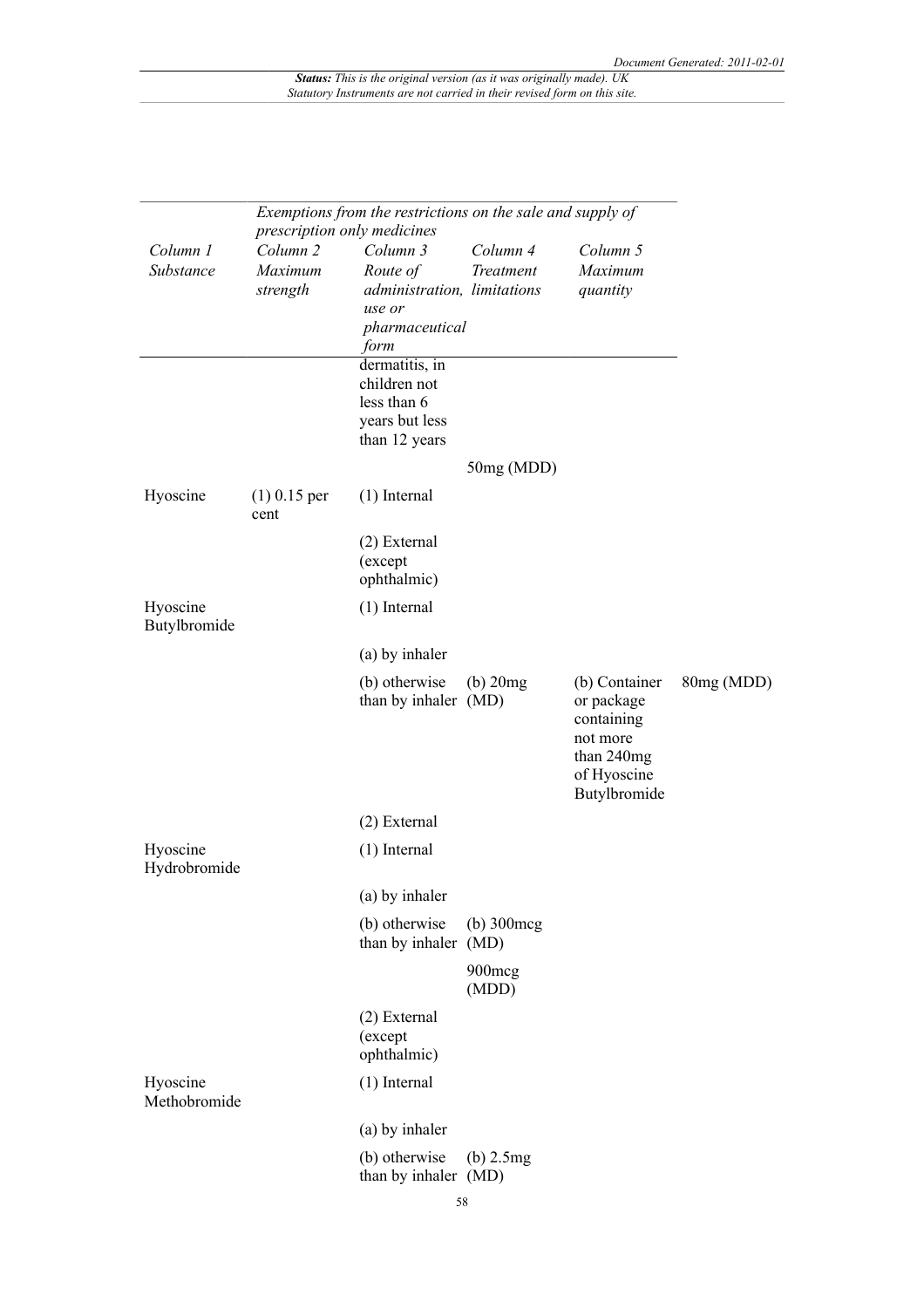| Exemptions from the restrictions on the sale and supply of prescription only medicines | | | | | |
|---|---|---|---|---|---|
| *Column 1 Substance* | *Column 2 Maximum strength* | *Column 3 Route of administration, use or pharmaceutical form* | *Column 4 Treatment limitations* | *Column 5 Maximum quantity* | |
| | | dermatitis, in children not less than 6 years but less than 12 years | | | |
| | | | 50mg (MDD) | | |
| Hyoscine | (1) 0.15 per cent | (1) Internal | | | |
| | | (2) External (except ophthalmic) | | | |
| Hyoscine Butylbromide | | (1) Internal | | | |
| | | (a) by inhaler | | | |
| | | (b) otherwise than by inhaler | (b) 20mg (MD) | (b) Container or package containing not more than 240mg of Hyoscine Butylbromide | 80mg (MDD) |
| | | (2) External | | | |
| Hyoscine Hydrobromide | | (1) Internal | | | |
| | | (a) by inhaler | | | |
| | | (b) otherwise than by inhaler | (b) 300mcg (MD) | | |
| | | | 900mcg (MDD) | | |
| | | (2) External (except ophthalmic) | | | |
| Hyoscine Methobromide | | (1) Internal | | | |
| | | (a) by inhaler | | | |
| | | (b) otherwise than by inhaler | (b) 2.5mg (MD) | | |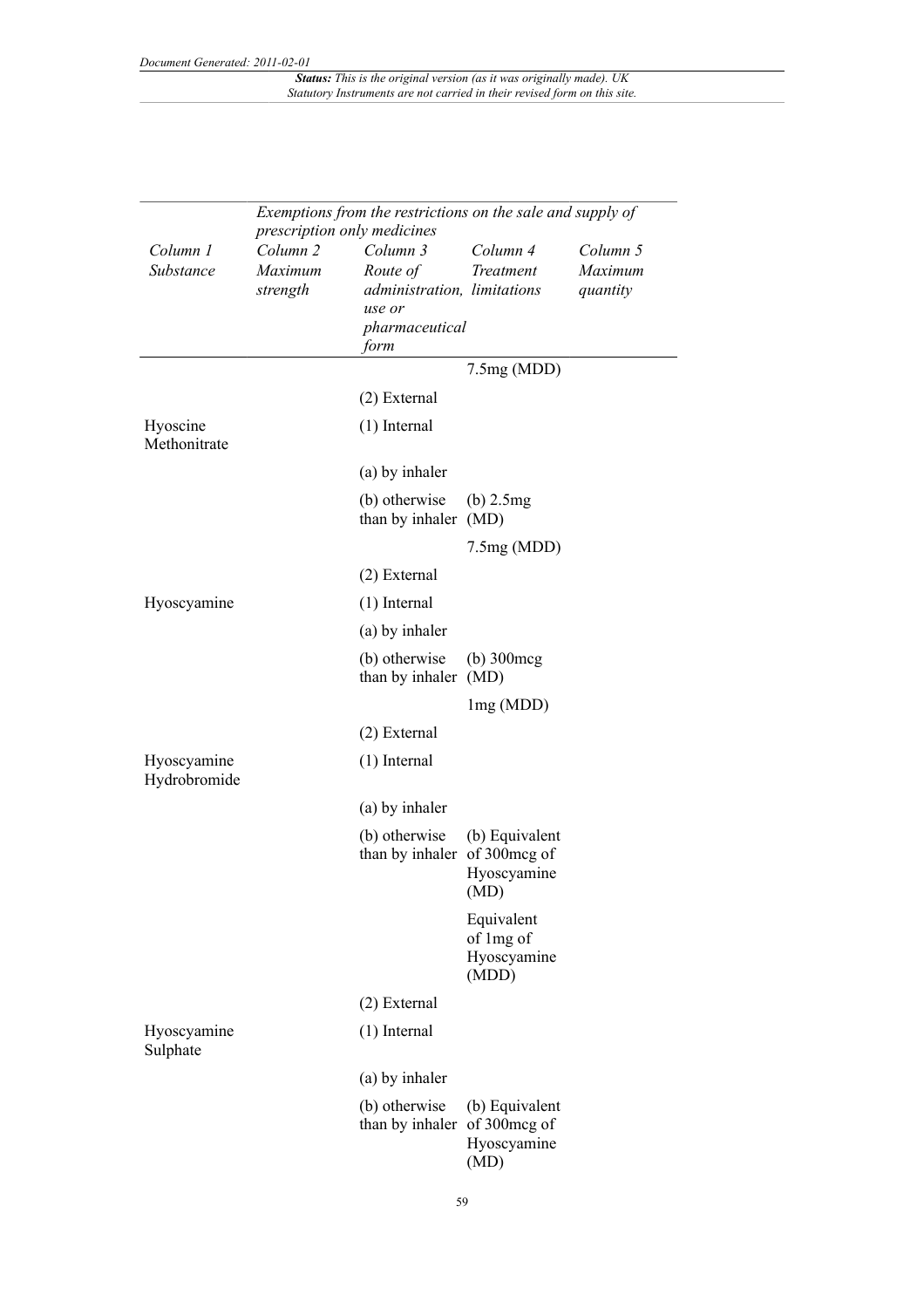| Column 1 Substance | Column 2 Maximum strength | Column 3 Route of administration, use or pharmaceutical form | Column 4 Treatment limitations | Column 5 Maximum quantity |
|---|---|---|---|---|
| | | | | |
| | | | 7.5mg (MDD) | |
| | | (2) External | | |
| Hyoscine Methonitrate | | (1) Internal | | |
| | | (a) by inhaler | | |
| | | (b) otherwise than by inhaler | (b) 2.5mg (MD) | |
| | | | 7.5mg (MDD) | |
| | | (2) External | | |
| Hyoscyamine | | (1) Internal | | |
| | | (a) by inhaler | | |
| | | (b) otherwise than by inhaler | (b) 300mcg (MD) | |
| | | | 1mg (MDD) | |
| | | (2) External | | |
| Hyoscyamine Hydrobromide | | (1) Internal | | |
| | | (a) by inhaler | | |
| | | (b) otherwise than by inhaler | (b) Equivalent of 300mcg of Hyoscyamine (MD) | |
| | | | Equivalent of 1mg of Hyoscyamine (MDD) | |
| | | (2) External | | |
| Hyoscyamine Sulphate | | (1) Internal | | |
| | | (a) by inhaler | | |
| | | (b) otherwise than by inhaler | (b) Equivalent of 300mcg of Hyoscyamine (MD) | |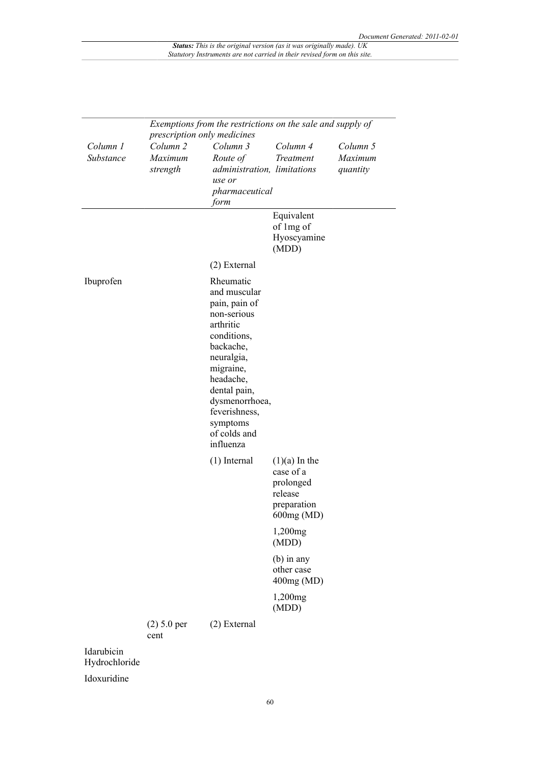| | Exemptions from the restrictions on the sale and supply of prescription only medicines | | | |
|---|---|---|---|---|
| *Column 1 Substance* | *Column 2 Maximum strength* | *Column 3 Route of administration, use or pharmaceutical form* | *Column 4 Treatment limitations* | *Column 5 Maximum quantity* |
| | | | Equivalent of 1mg of Hyoscyamine (MDD) | |
| | | (2) External | | |
| Ibuprofen | | Rheumatic and muscular pain, pain of non-serious arthritic conditions, backache, neuralgia, migraine, headache, dental pain, dysmenorrhoea, feverishness, symptoms of colds and influenza | | |
| | | (1) Internal | (1)(a) In the case of a prolonged release preparation 600mg (MD) | |
| | | | 1,200mg (MDD) | |
| | | | (b) in any other case 400mg (MD) | |
| | | | 1,200mg (MDD) | |
| | (2) 5.0 per cent | (2) External | | |
| Idarubicin Hydrochloride | | | | |
| Idoxuridine | | | | |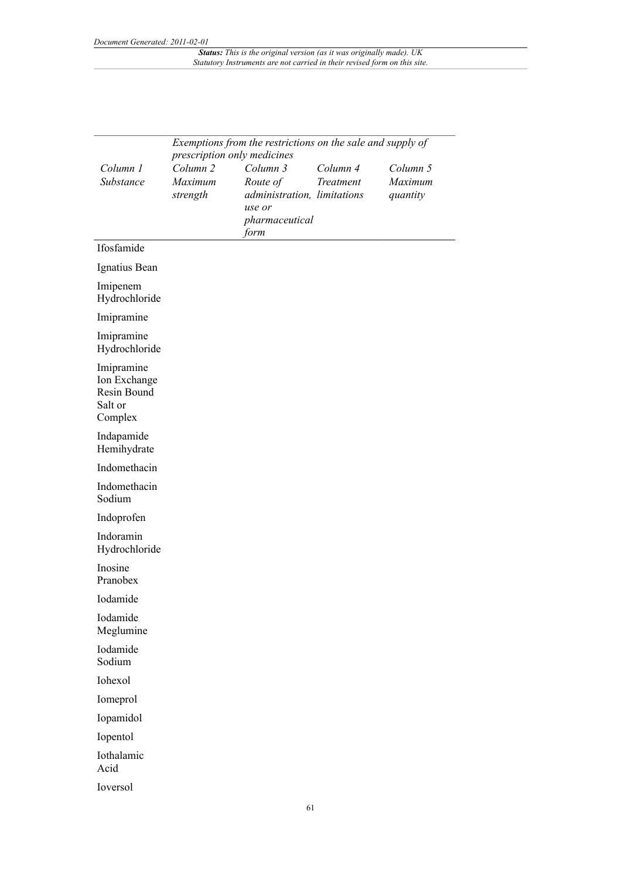| Column 1 Substance | Exemptions from the restrictions on the sale and supply of prescription only medicines | | | |
|---|---|---|---|---|
| | Column 2 Maximum strength | Column 3 Route of administration, use or pharmaceutical form | Column 4 Treatment limitations | Column 5 Maximum quantity |
| Ifosfamide | | | | |
| Ignatius Bean | | | | |
| Imipenem Hydrochloride | | | | |
| Imipramine | | | | |
| Imipramine Hydrochloride | | | | |
| Imipramine Ion Exchange Resin Bound Salt or Complex | | | | |
| Indapamide Hemihydrate | | | | |
| Indomethacin | | | | |
| Indomethacin Sodium | | | | |
| Indoprofen | | | | |
| Indoramin Hydrochloride | | | | |
| Inosine Pranobex | | | | |
| Iodamide | | | | |
| Iodamide Meglumine | | | | |
| Iodamide Sodium | | | | |
| Iohexol | | | | |
| Iomeprol | | | | |
| Iopamidol | | | | |
| Iopentol | | | | |
| Iothalamic Acid | | | | |
| Ioversol | | | | |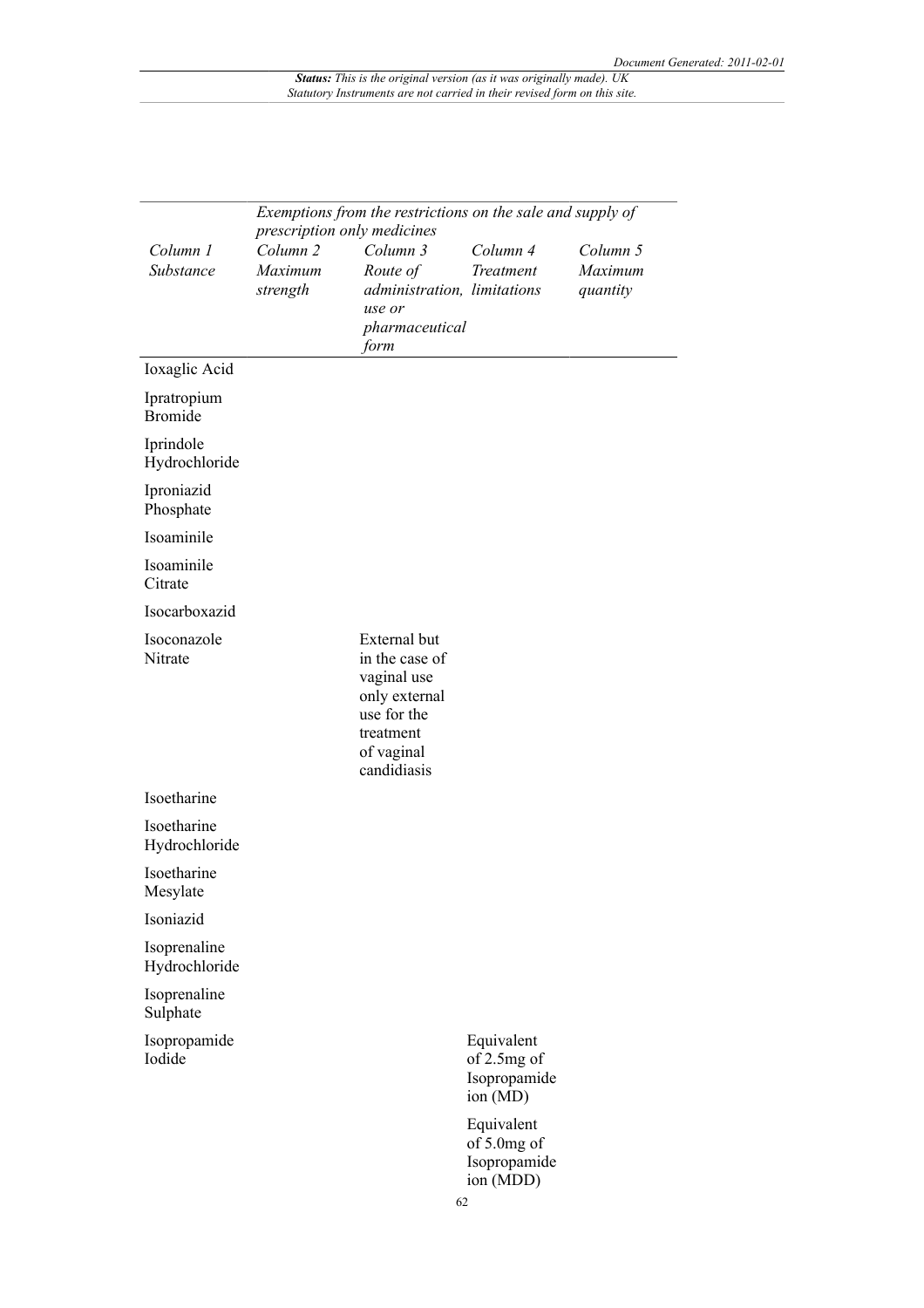| | *Exemptions from the restrictions on the sale and supply of prescription only medicines* | | | |
|---|---|---|---|---|
| *Column 1* *Substance* | *Column 2* *Maximum strength* | *Column 3* *Route of administration, use or pharmaceutical form* | *Column 4* *Treatment limitations* | *Column 5* *Maximum quantity* |
| Ioxaglic Acid | | | | |
| Ipratropium Bromide | | | | |
| Iprindole Hydrochloride | | | | |
| Iproniazid Phosphate | | | | |
| Isoaminile | | | | |
| Isoaminile Citrate | | | | |
| Isocarboxazid | | | | |
| Isoconazole Nitrate | | External but in the case of vaginal use only external use for the treatment of vaginal candidiasis | | |
| Isoetharine | | | | |
| Isoetharine Hydrochloride | | | | |
| Isoetharine Mesylate | | | | |
| Isoniazid | | | | |
| Isoprenaline Hydrochloride | | | | |
| Isoprenaline Sulphate | | | | |
| Isopropamide Iodide | | | Equivalent of 2.5mg of Isopropamide ion (MD) Equivalent of 5.0mg of Isopropamide ion (MDD) | |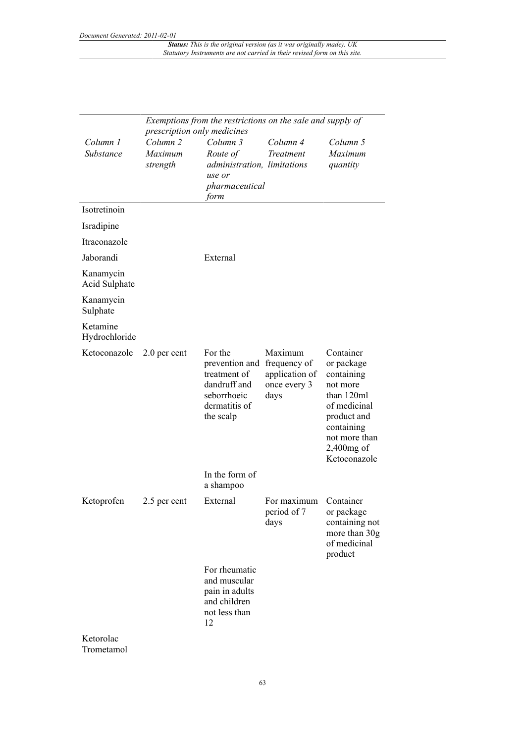| | *Exemptions from the restrictions on the sale and supply of prescription only medicines* | | | |
|---|---|---|---|---|
| *Column 1 Substance* | *Column 2 Maximum strength* | *Column 3 Route of administration, use or pharmaceutical form* | *Column 4 Treatment limitations* | *Column 5 Maximum quantity* |
| Isotretinoin | | | | |
| Isradipine | | | | |
| Itraconazole | | | | |
| Jaborandi | | External | | |
| Kanamycin Acid Sulphate | | | | |
| Kanamycin Sulphate | | | | |
| Ketamine Hydrochloride | | | | |
| Ketoconazole | 2.0 per cent | For the prevention and treatment of dandruff and seborrhoeic dermatitis of the scalp | Maximum frequency of application of once every 3 days | Container or package containing not more than 120ml of medicinal product and containing not more than 2,400mg of Ketoconazole |
| | | In the form of a shampoo | | |
| Ketoprofen | 2.5 per cent | External | For maximum period of 7 days | Container or package containing not more than 30g of medicinal product |
| | | For rheumatic and muscular pain in adults and children not less than 12 | | |
| Ketorolac Trometamol | | | | |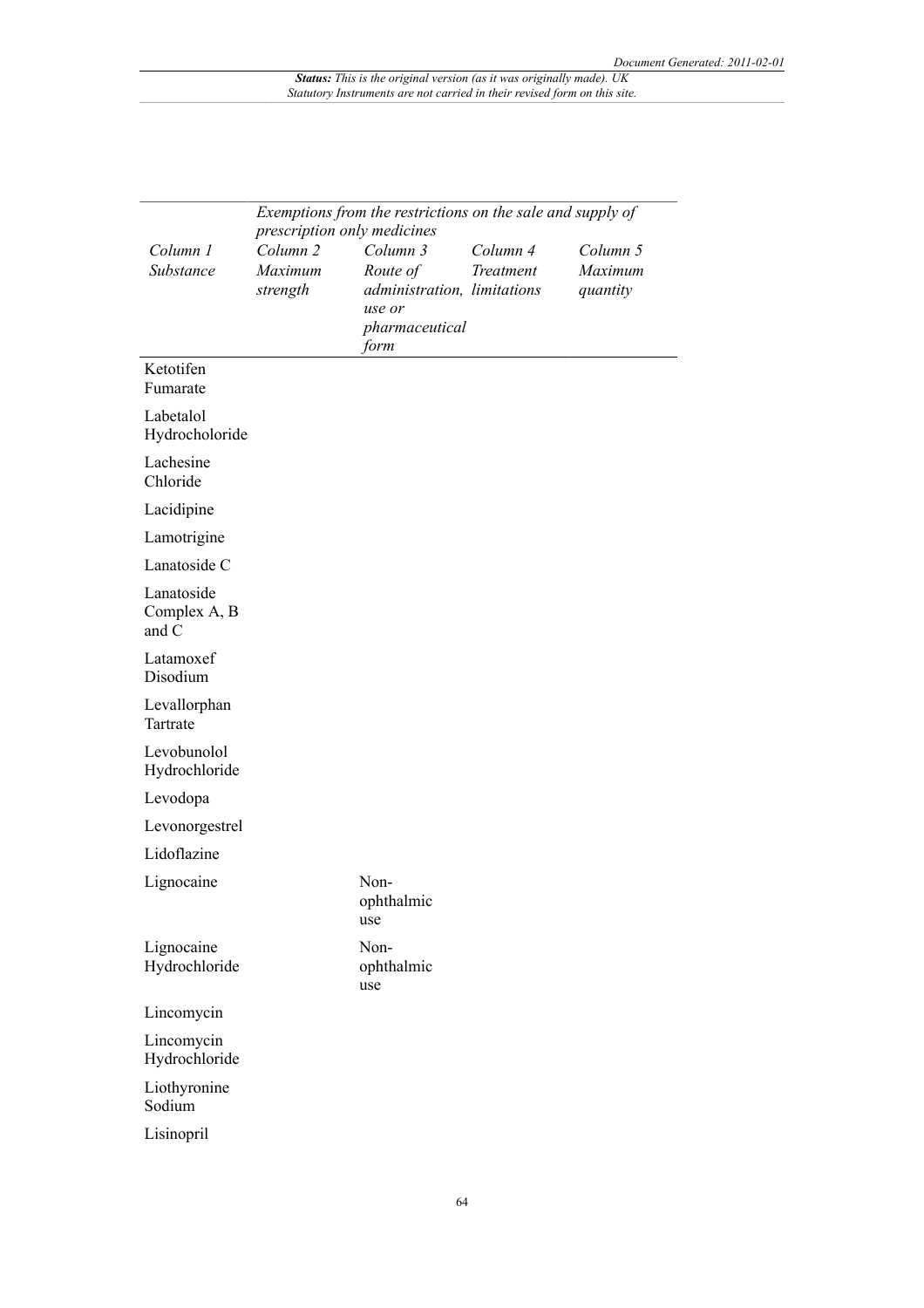| Column 1 Substance | Exemptions from the restrictions on the sale and supply of prescription only medicines | | | |
|---|---|---|---|---|
| | Column 2 Maximum strength | Column 3 Route of administration, use or pharmaceutical form | Column 4 Treatment limitations | Column 5 Maximum quantity |
| Ketotifen Fumarate | | | | |
| Labetalol Hydrocholoride | | | | |
| Lachesine Chloride | | | | |
| Lacidipine | | | | |
| Lamotrigine | | | | |
| Lanatoside C | | | | |
| Lanatoside Complex A, B and C | | | | |
| Latamoxef Disodium | | | | |
| Levallorphan Tartrate | | | | |
| Levobunolol Hydrochloride | | | | |
| Levodopa | | | | |
| Levonorgestrel | | | | |
| Lidoflazine | | | | |
| Lignocaine | | Non-ophthalmic use | | |
| Lignocaine Hydrochloride | | Non-ophthalmic use | | |
| Lincomycin | | | | |
| Lincomycin Hydrochloride | | | | |
| Liothyronine Sodium | | | | |
| Lisinopril | | | | |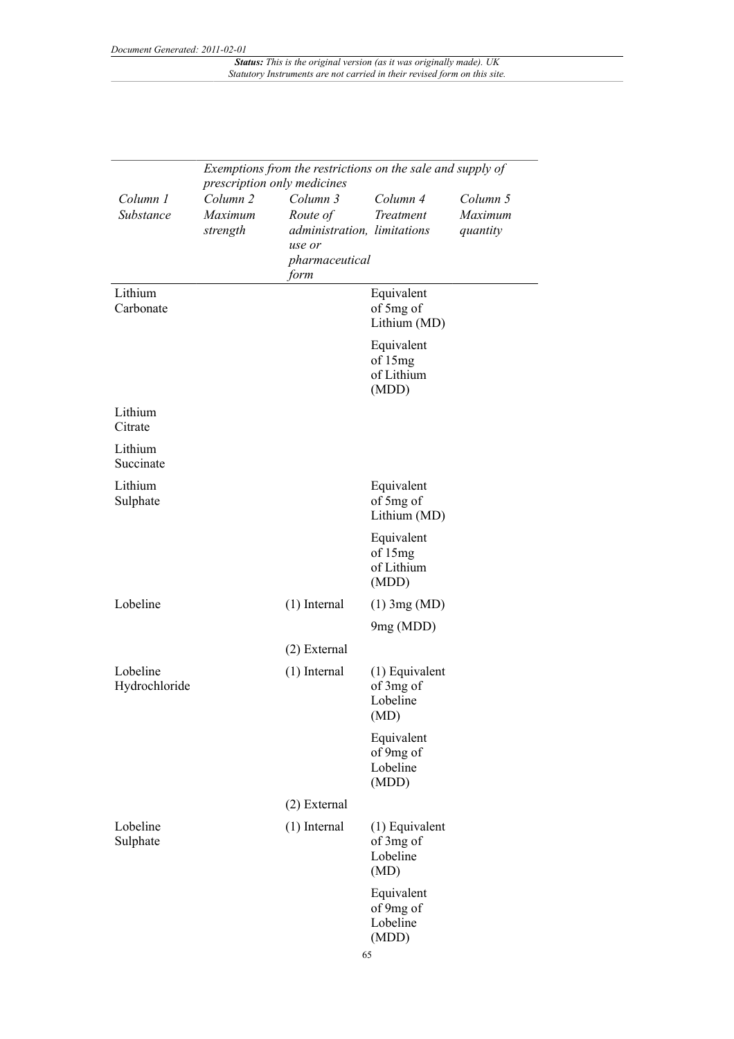| Column 1 Substance | Column 2 Maximum strength | Column 3 Route of administration, use or pharmaceutical form | Column 4 Treatment limitations | Column 5 Maximum quantity |
|---|---|---|---|---|
| | *Exemptions from the restrictions on the sale and supply of prescription only medicines* | | | |
| Lithium Carbonate | | | Equivalent of 5mg of Lithium (MD) | |
| | | | Equivalent of 15mg of Lithium (MDD) | |
| Lithium Citrate | | | | |
| Lithium Succinate | | | | |
| Lithium Sulphate | | | Equivalent of 5mg of Lithium (MD) | |
| | | | Equivalent of 15mg of Lithium (MDD) | |
| Lobeline | | (1) Internal | (1) 3mg (MD) | |
| | | | 9mg (MDD) | |
| | | (2) External | | |
| Lobeline Hydrochloride | | (1) Internal | (1) Equivalent of 3mg of Lobeline (MD) | |
| | | | Equivalent of 9mg of Lobeline (MDD) | |
| | | (2) External | | |
| Lobeline Sulphate | | (1) Internal | (1) Equivalent of 3mg of Lobeline (MD) | |
| | | | Equivalent of 9mg of Lobeline (MDD) | |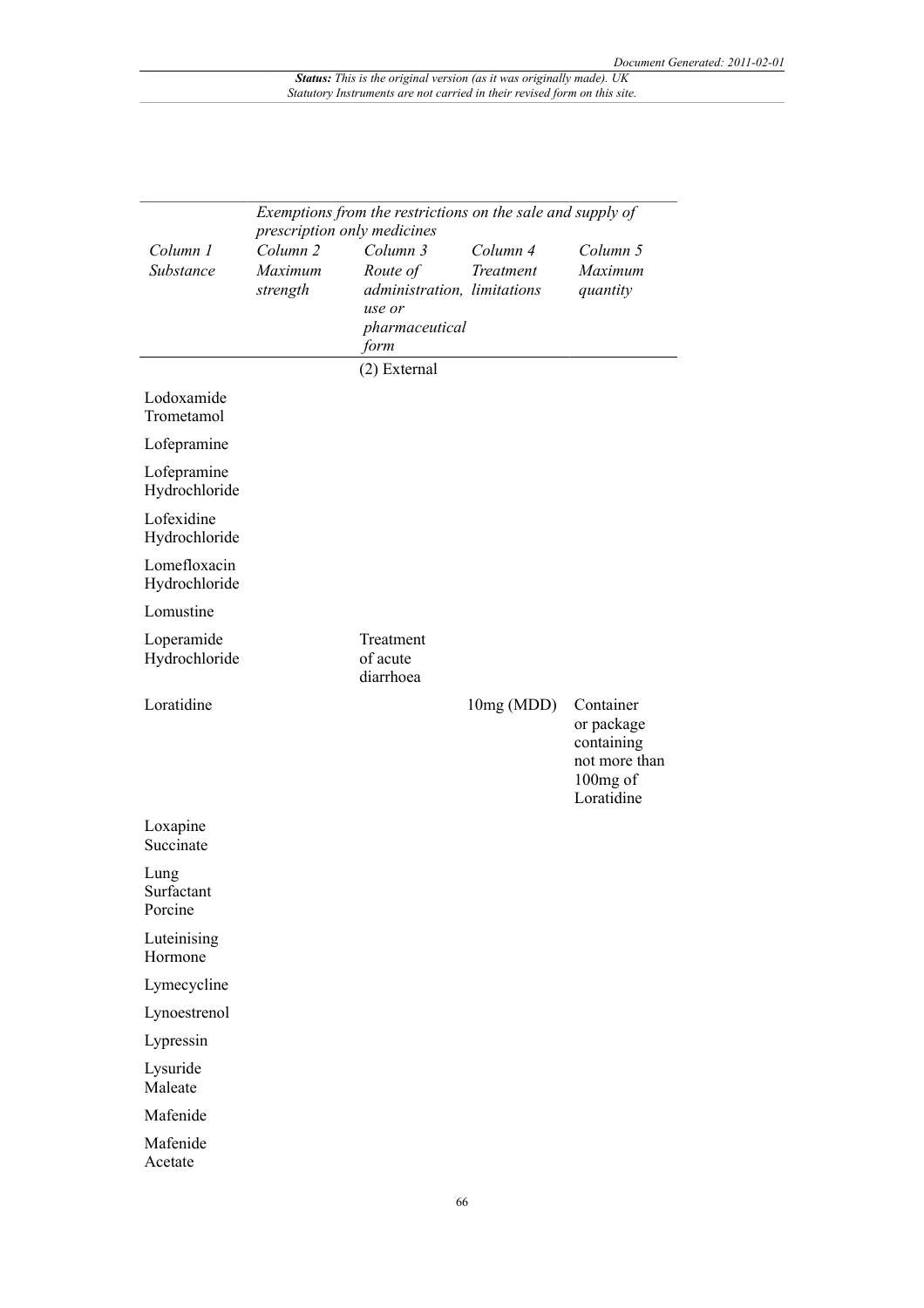| | Exemptions from the restrictions on the sale and supply of prescription only medicines | | | |
|---|---|---|---|---|
| *Column 1* *Substance* | *Column 2* *Maximum strength* | *Column 3* *Route of administration, use or pharmaceutical form* | *Column 4* *Treatment limitations* | *Column 5* *Maximum quantity* |
| | | (2) External | | |
| Lodoxamide Trometamol | | | | |
| Lofepramine | | | | |
| Lofepramine Hydrochloride | | | | |
| Lofexidine Hydrochloride | | | | |
| Lomefloxacin Hydrochloride | | | | |
| Lomustine | | | | |
| Loperamide Hydrochloride | | Treatment of acute diarrhoea | | |
| Loratidine | | | 10mg (MDD) | Container or package containing not more than 100mg of Loratidine |
| Loxapine Succinate | | | | |
| Lung Surfactant Porcine | | | | |
| Luteinising Hormone | | | | |
| Lymecycline | | | | |
| Lynoestrenol | | | | |
| Lypressin | | | | |
| Lysuride Maleate | | | | |
| Mafenide | | | | |
| Mafenide Acetate | | | | |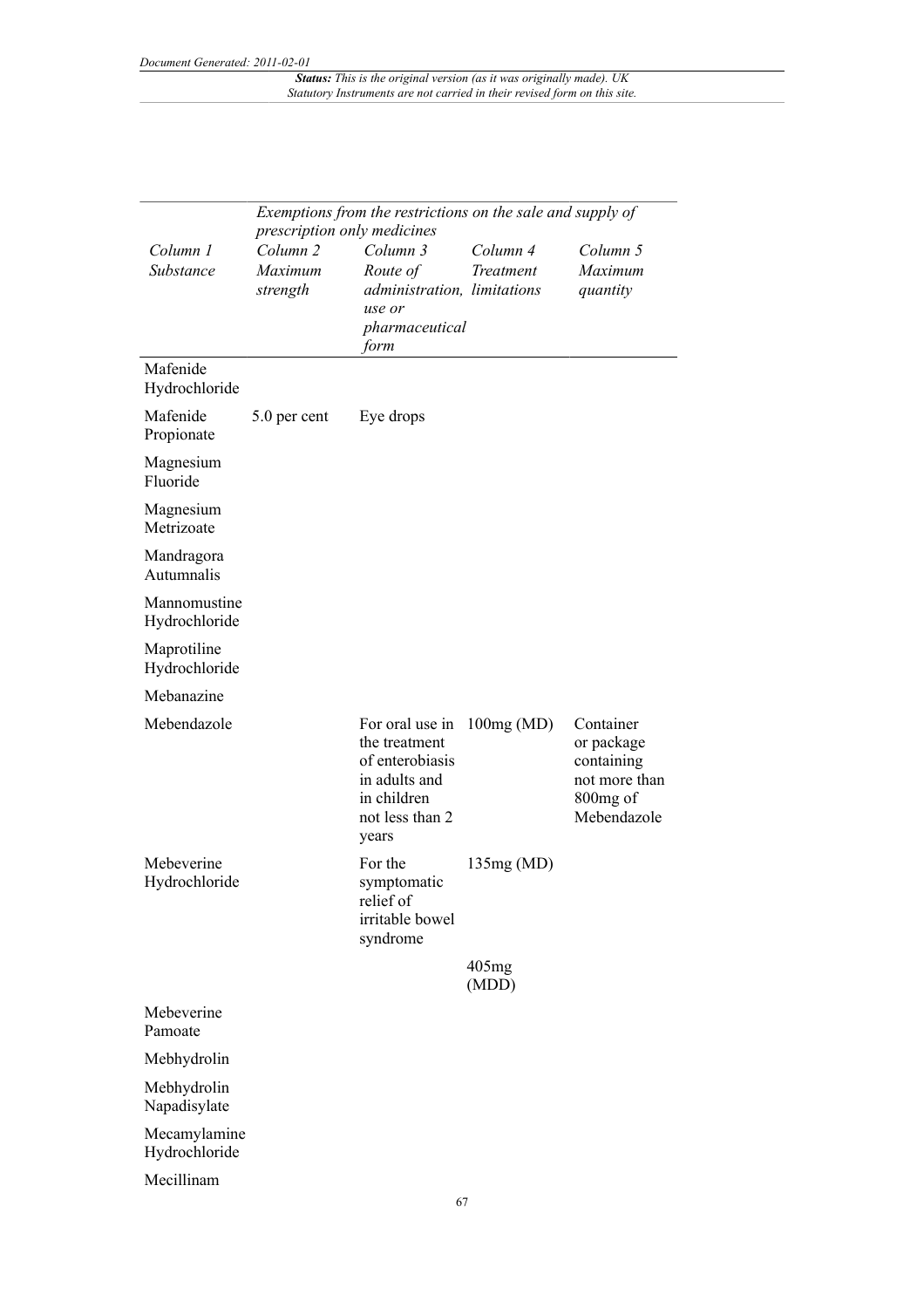| Column 1 Substance | Column 2 Maximum strength | Column 3 Route of administration, use or pharmaceutical form | Column 4 Treatment limitations | Column 5 Maximum quantity |
|---|---|---|---|---|
| | *Exemptions from the restrictions on the sale and supply of prescription only medicines* | | | |
| Mafenide Hydrochloride | | | | |
| Mafenide Propionate | 5.0 per cent | Eye drops | | |
| Magnesium Fluoride | | | | |
| Magnesium Metrizoate | | | | |
| Mandragora Autumnalis | | | | |
| Mannomustine Hydrochloride | | | | |
| Maprotiline Hydrochloride | | | | |
| Mebanazine | | | | |
| Mebendazole | | For oral use in the treatment of enterobiasis in adults and in children not less than 2 years | 100mg (MD) | Container or package containing not more than 800mg of Mebendazole |
| Mebeverine Hydrochloride | | For the symptomatic relief of irritable bowel syndrome | 135mg (MD) | |
| | | | 405mg (MDD) | |
| Mebeverine Pamoate | | | | |
| Mebhydrolin | | | | |
| Mebhydrolin Napadisylate | | | | |
| Mecamylamine Hydrochloride | | | | |
| Mecillinam | | | | |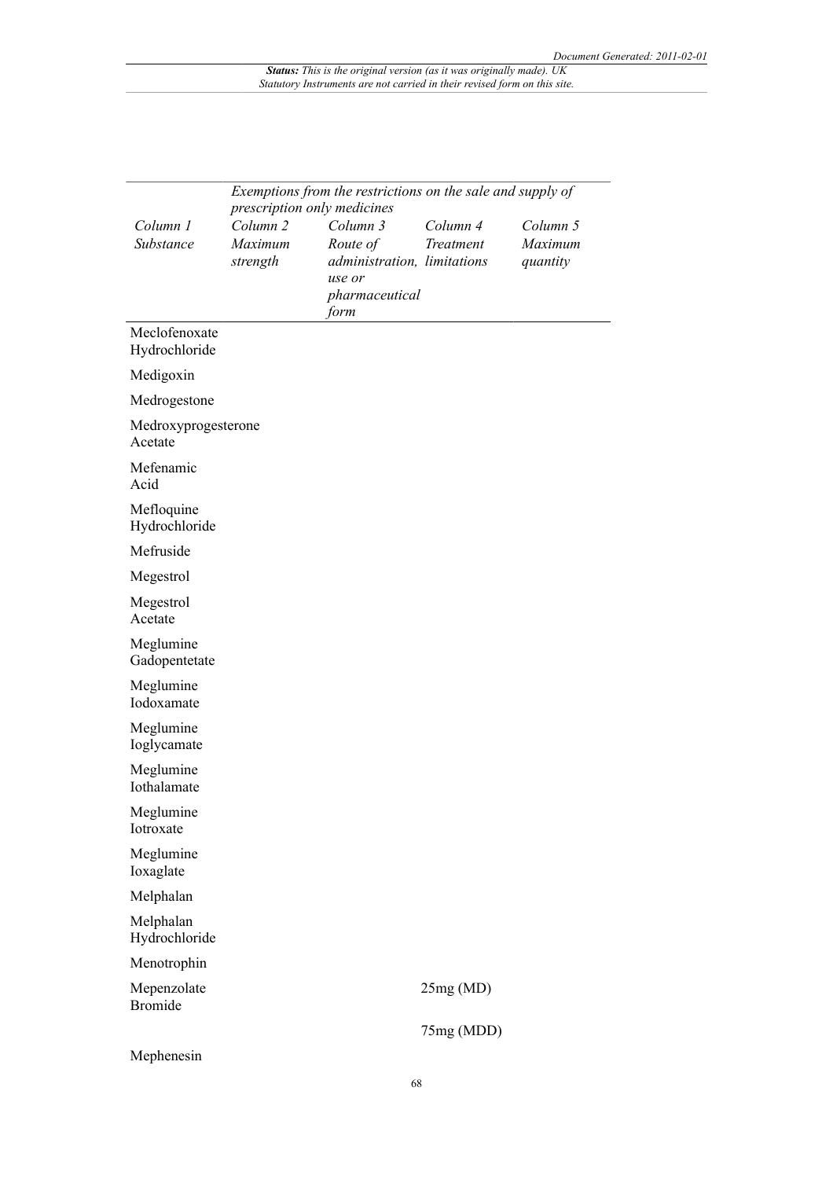| Column 1 Substance | Exemptions from the restrictions on the sale and supply of prescription only medicines | | | |
|---|---|---|---|---|
| | Column 2 Maximum strength | Column 3 Route of administration, use or pharmaceutical form | Column 4 Treatment limitations | Column 5 Maximum quantity |
| Meclofenoxate Hydrochloride | | | | |
| Medigoxin | | | | |
| Medrogestone | | | | |
| Medroxyprogesterone Acetate | | | | |
| Mefenamic Acid | | | | |
| Mefloquine Hydrochloride | | | | |
| Mefruside | | | | |
| Megestrol | | | | |
| Megestrol Acetate | | | | |
| Meglumine Gadopentetate | | | | |
| Meglumine Iodoxamate | | | | |
| Meglumine Ioglycamate | | | | |
| Meglumine Iothalamate | | | | |
| Meglumine Iotroxate | | | | |
| Meglumine Ioxaglate | | | | |
| Melphalan | | | | |
| Melphalan Hydrochloride | | | | |
| Menotrophin | | | | |
| Mepenzolate Bromide | | | 25mg (MD) | |
| | | | 75mg (MDD) | |
| Mephenesin | | | | |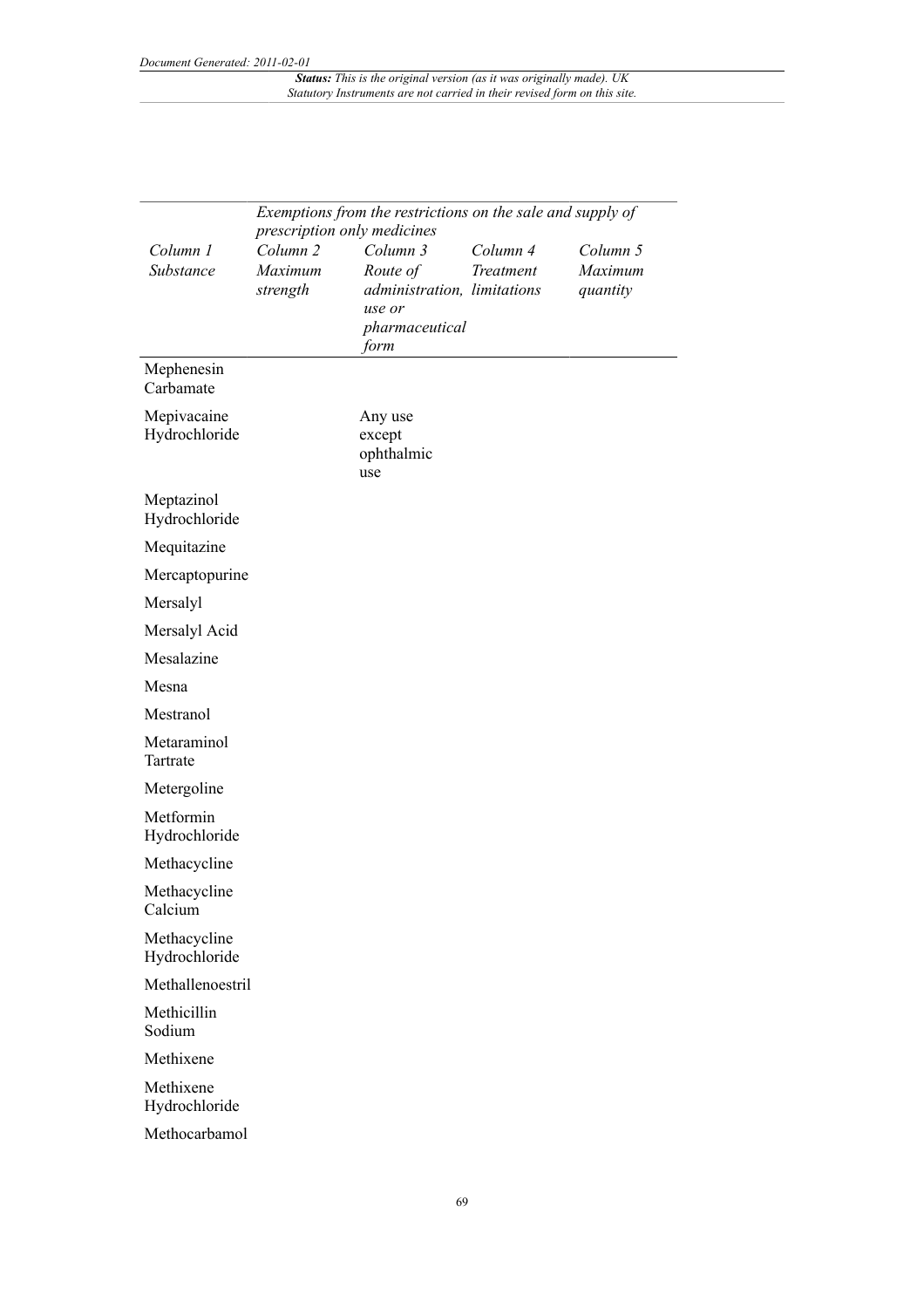| | Exemptions from the restrictions on the sale and supply of prescription only medicines | | | |
|---|---|---|---|---|
| *Column 1 Substance* | *Column 2 Maximum strength* | *Column 3 Route of administration, use or pharmaceutical form* | *Column 4 Treatment limitations* | *Column 5 Maximum quantity* |
| Mephenesin Carbamate | | | | |
| Mepivacaine Hydrochloride | | Any use except ophthalmic use | | |
| Meptazinol Hydrochloride | | | | |
| Mequitazine | | | | |
| Mercaptopurine | | | | |
| Mersalyl | | | | |
| Mersalyl Acid | | | | |
| Mesalazine | | | | |
| Mesna | | | | |
| Mestranol | | | | |
| Metaraminol Tartrate | | | | |
| Metergoline | | | | |
| Metformin Hydrochloride | | | | |
| Methacycline | | | | |
| Methacycline Calcium | | | | |
| Methacycline Hydrochloride | | | | |
| Methallenoestril | | | | |
| Methicillin Sodium | | | | |
| Methixene | | | | |
| Methixene Hydrochloride | | | | |
| Methocarbamol | | | | |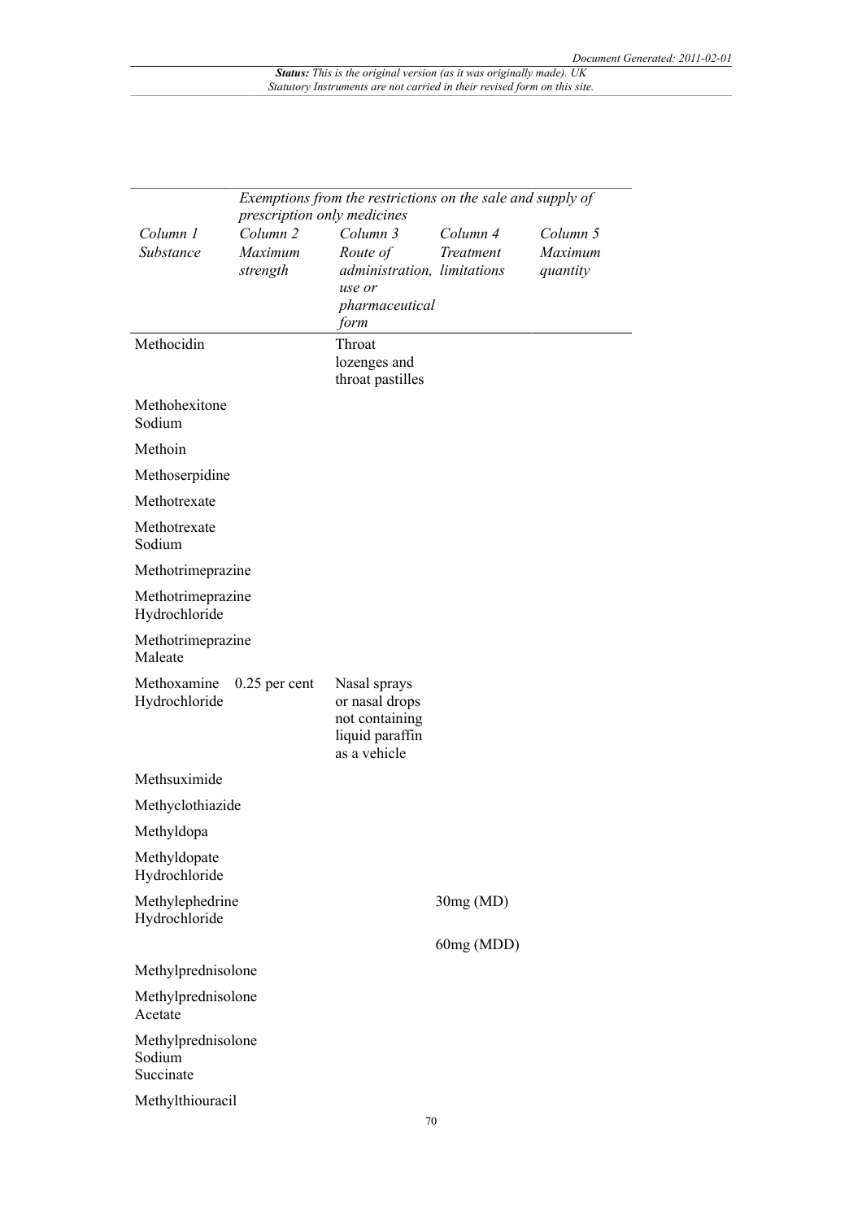| Column 1 Substance | Column 2 Maximum strength | Column 3 Route of administration, use or pharmaceutical form | Column 4 Treatment limitations | Column 5 Maximum quantity |
|---|---|---|---|---|
| | *Exemptions from the restrictions on the sale and supply of prescription only medicines* | | | |
| Methocidin | | Throat lozenges and throat pastilles | | |
| Methohexitone Sodium | | | | |
| Methoin | | | | |
| Methoserpidine | | | | |
| Methotrexate | | | | |
| Methotrexate Sodium | | | | |
| Methotrimeprazine | | | | |
| Methotrimeprazine Hydrochloride | | | | |
| Methotrimeprazine Maleate | | | | |
| Methoxamine Hydrochloride | 0.25 per cent | Nasal sprays or nasal drops not containing liquid paraffin as a vehicle | | |
| Methsuximide | | | | |
| Methyclothiazide | | | | |
| Methyldopa | | | | |
| Methyldopate Hydrochloride | | | | |
| Methylephedrine Hydrochloride | | | 30mg (MD) | |
| | | | 60mg (MDD) | |
| Methylprednisolone | | | | |
| Methylprednisolone Acetate | | | | |
| Methylprednisolone Sodium Succinate | | | | |
| Methylthiouracil | | | | |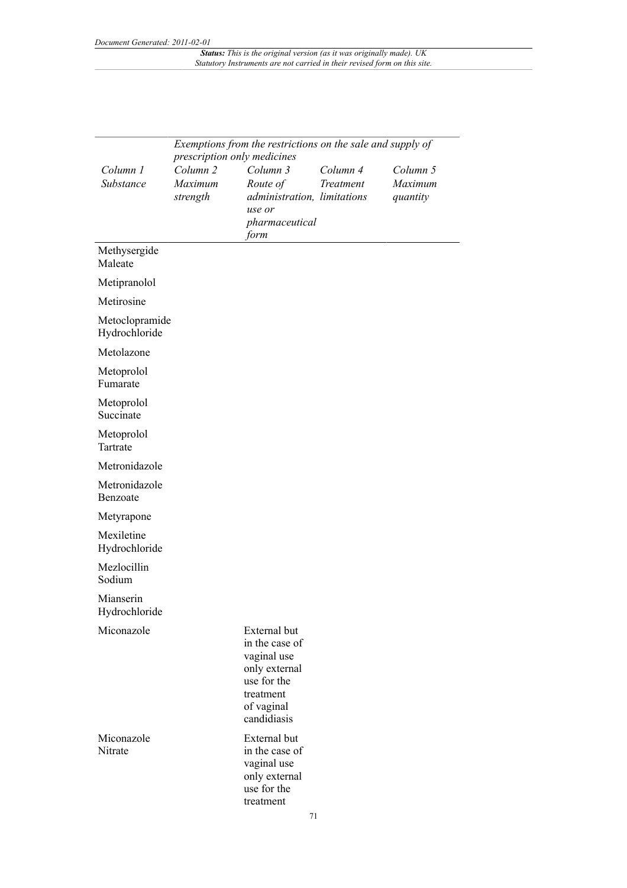| | Exemptions from the restrictions on the sale and supply of prescription only medicines | | | |
|---|---|---|---|---|
| *Column 1 Substance* | *Column 2 Maximum strength* | *Column 3 Route of administration, use or pharmaceutical form* | *Column 4 Treatment limitations* | *Column 5 Maximum quantity* |
| Methysergide Maleate | | | | |
| Metipranolol | | | | |
| Metirosine | | | | |
| Metoclopramide Hydrochloride | | | | |
| Metolazone | | | | |
| Metoprolol Fumarate | | | | |
| Metoprolol Succinate | | | | |
| Metoprolol Tartrate | | | | |
| Metronidazole | | | | |
| Metronidazole Benzoate | | | | |
| Metyrapone | | | | |
| Mexiletine Hydrochloride | | | | |
| Mezlocillin Sodium | | | | |
| Mianserin Hydrochloride | | | | |
| Miconazole | | External but in the case of vaginal use only external use for the treatment of vaginal candidiasis | | |
| Miconazole Nitrate | | External but in the case of vaginal use only external use for the treatment | | |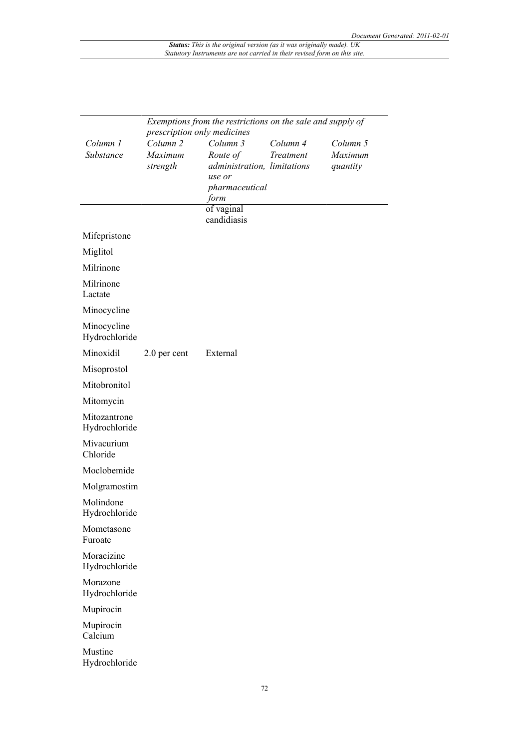| Exemptions from the restrictions on the sale and supply of prescription only medicines | | | | |
|---|---|---|---|---|
| *Column 1* *Substance* | *Column 2* *Maximum strength* | *Column 3* *Route of administration, use or pharmaceutical form* | *Column 4* *Treatment limitations* | *Column 5* *Maximum quantity* |
| | | of vaginal candidiasis | | |
| Mifepristone | | | | |
| Miglitol | | | | |
| Milrinone | | | | |
| Milrinone Lactate | | | | |
| Minocycline | | | | |
| Minocycline Hydrochloride | | | | |
| Minoxidil | 2.0 per cent | External | | |
| Misoprostol | | | | |
| Mitobronitol | | | | |
| Mitomycin | | | | |
| Mitozantrone Hydrochloride | | | | |
| Mivacurium Chloride | | | | |
| Moclobemide | | | | |
| Molgramostim | | | | |
| Molindone Hydrochloride | | | | |
| Mometasone Furoate | | | | |
| Moracizine Hydrochloride | | | | |
| Morazone Hydrochloride | | | | |
| Mupirocin | | | | |
| Mupirocin Calcium | | | | |
| Mustine Hydrochloride | | | | |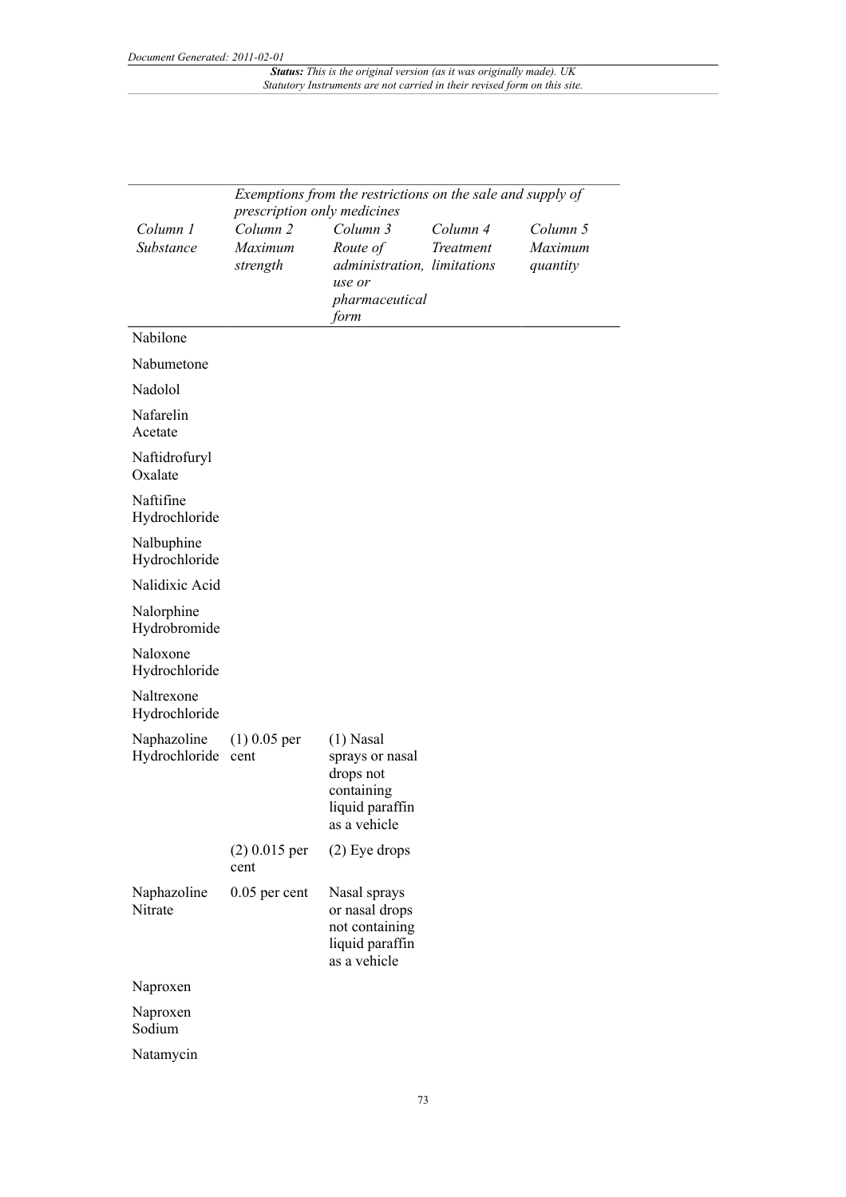| Column 1 Substance | Exemptions from the restrictions on the sale and supply of prescription only medicines | | | |
|---|---|---|---|---|
| | Column 2 Maximum strength | Column 3 Route of administration, use or pharmaceutical form | Column 4 Treatment limitations | Column 5 Maximum quantity |
| Nabilone | | | | |
| Nabumetone | | | | |
| Nadolol | | | | |
| Nafarelin Acetate | | | | |
| Naftidrofuryl Oxalate | | | | |
| Naftifine Hydrochloride | | | | |
| Nalbuphine Hydrochloride | | | | |
| Nalidixic Acid | | | | |
| Nalorphine Hydrobromide | | | | |
| Naloxone Hydrochloride | | | | |
| Naltrexone Hydrochloride | | | | |
| Naphazoline Hydrochloride | (1) 0.05 per cent | (1) Nasal sprays or nasal drops not containing liquid paraffin as a vehicle | | |
| | (2) 0.015 per cent | (2) Eye drops | | |
| Naphazoline Nitrate | 0.05 per cent | Nasal sprays or nasal drops not containing liquid paraffin as a vehicle | | |
| Naproxen | | | | |
| Naproxen Sodium | | | | |
| Natamycin | | | | |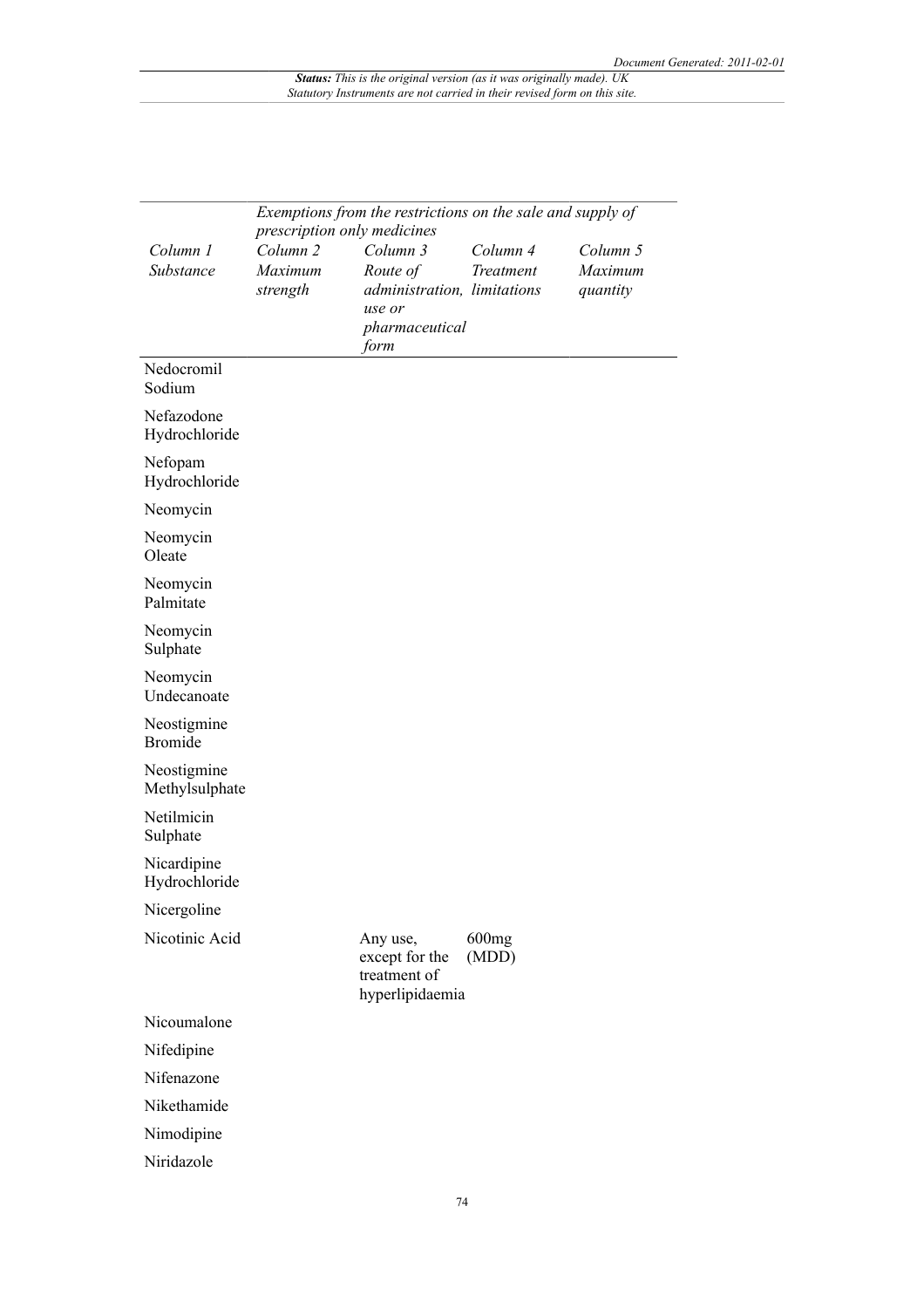| Column 1 Substance | Exemptions from the restrictions on the sale and supply of prescription only medicines | | | |
|---|---|---|---|---|
| | Column 2 Maximum strength | Column 3 Route of administration, use or pharmaceutical form | Column 4 Treatment limitations | Column 5 Maximum quantity |
| Nedocromil Sodium | | | | |
| Nefazodone Hydrochloride | | | | |
| Nefopam Hydrochloride | | | | |
| Neomycin | | | | |
| Neomycin Oleate | | | | |
| Neomycin Palmitate | | | | |
| Neomycin Sulphate | | | | |
| Neomycin Undecanoate | | | | |
| Neostigmine Bromide | | | | |
| Neostigmine Methylsulphate | | | | |
| Netilmicin Sulphate | | | | |
| Nicardipine Hydrochloride | | | | |
| Nicergoline | | | | |
| Nicotinic Acid | | Any use, except for the treatment of hyperlipidaemia | 600mg (MDD) | |
| Nicoumalone | | | | |
| Nifedipine | | | | |
| Nifenazone | | | | |
| Nikethamide | | | | |
| Nimodipine | | | | |
| Niridazole | | | | |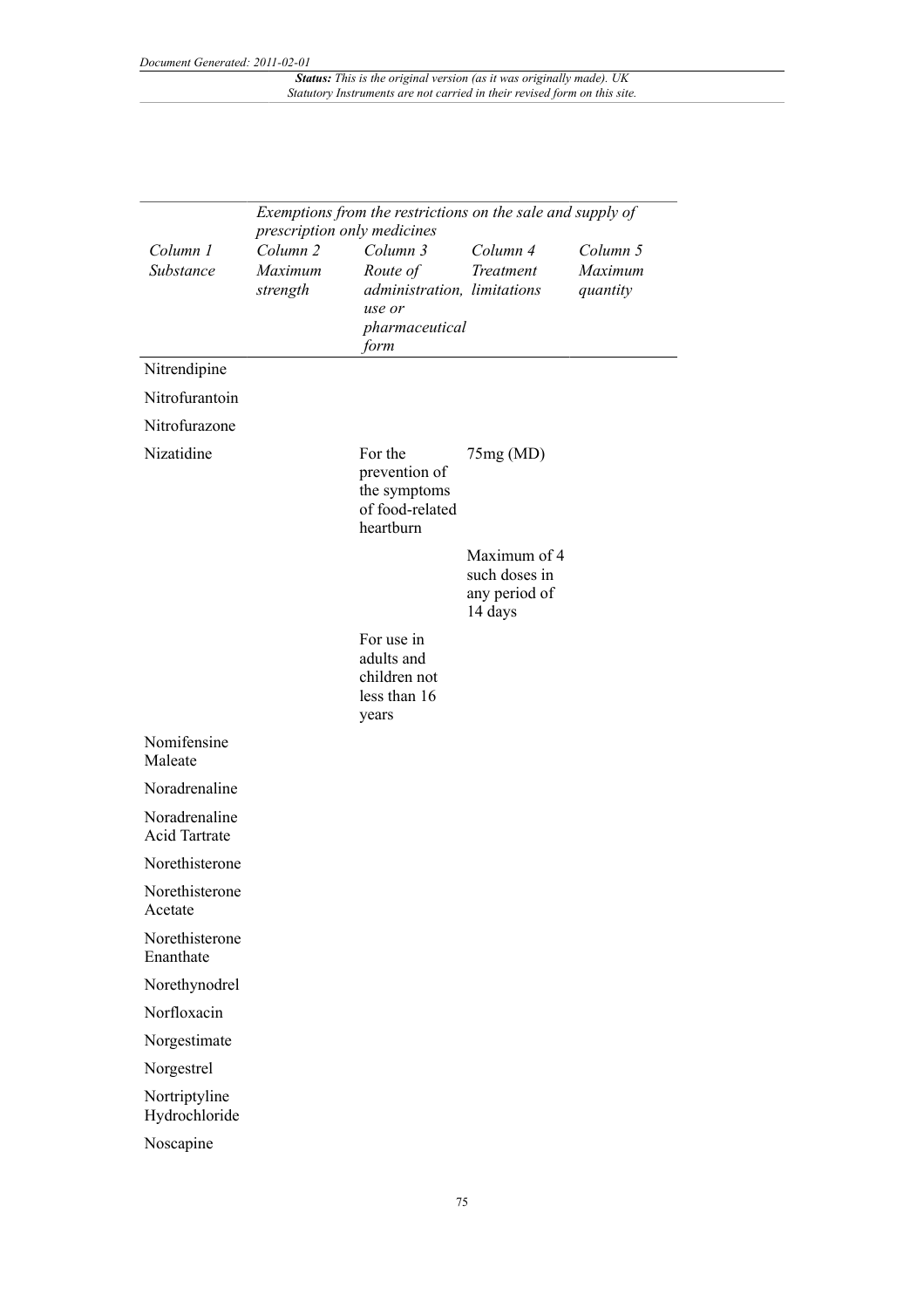| Column 1 Substance | Exemptions from the restrictions on the sale and supply of prescription only medicines | | | |
|---|---|---|---|---|
| | Column 2 Maximum strength | Column 3 Route of administration, use or pharmaceutical form | Column 4 Treatment limitations | Column 5 Maximum quantity |
| Nitrendipine | | | | |
| Nitrofurantoin | | | | |
| Nitrofurazone | | | | |
| Nizatidine | | For the prevention of the symptoms of food-related heartburn | 75mg (MD) | |
| | | | Maximum of 4 such doses in any period of 14 days | |
| | | For use in adults and children not less than 16 years | | |
| Nomifensine Maleate | | | | |
| Noradrenaline | | | | |
| Noradrenaline Acid Tartrate | | | | |
| Norethisterone | | | | |
| Norethisterone Acetate | | | | |
| Norethisterone Enanthate | | | | |
| Norethynodrel | | | | |
| Norfloxacin | | | | |
| Norgestimate | | | | |
| Norgestrel | | | | |
| Nortriptyline Hydrochloride | | | | |
| Noscapine | | | | |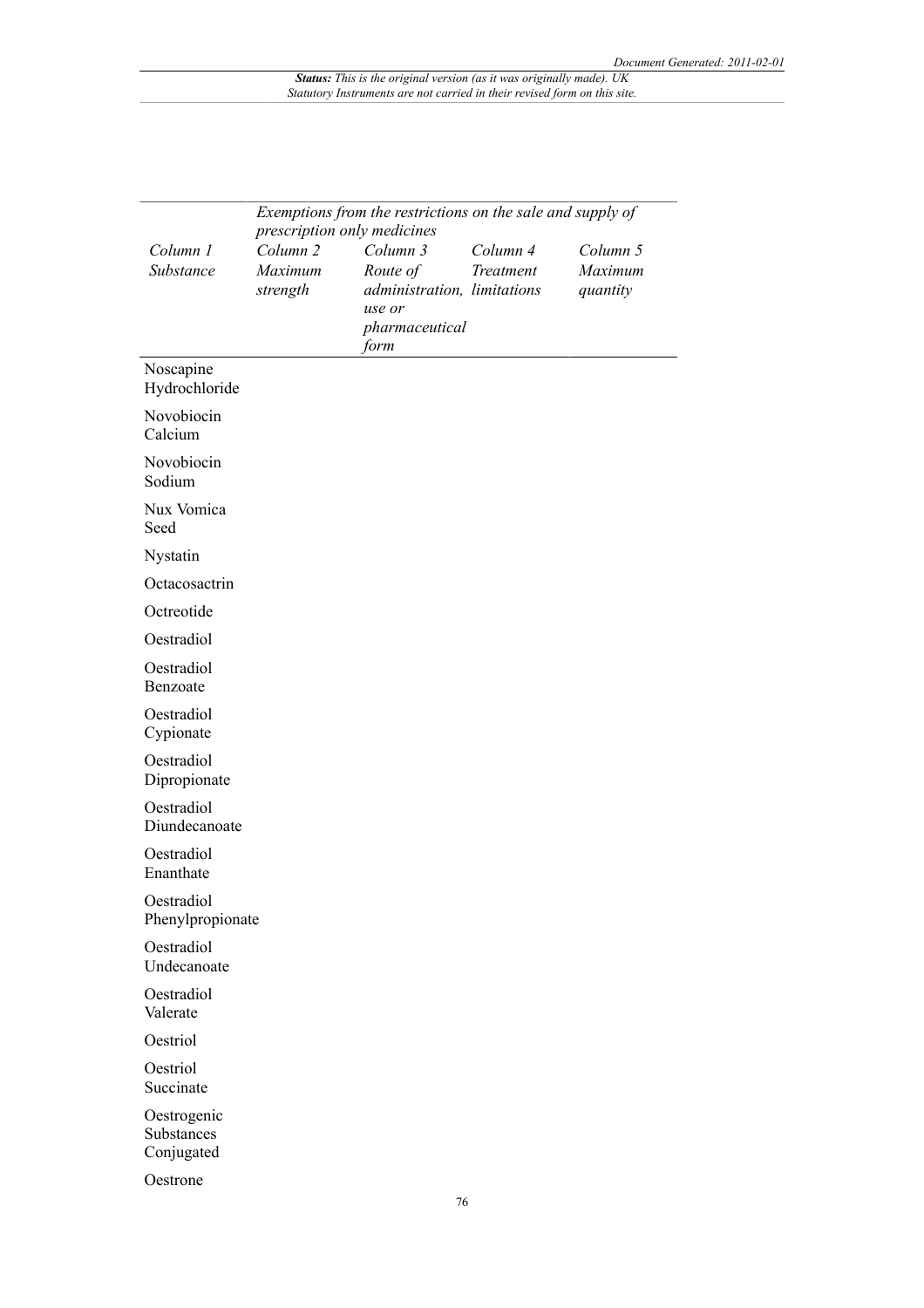| Column 1 Substance | Exemptions from the restrictions on the sale and supply of prescription only medicines | | | |
|---|---|---|---|---|
| | Column 2 Maximum strength | Column 3 Route of administration, use or pharmaceutical form | Column 4 Treatment limitations | Column 5 Maximum quantity |
| Noscapine Hydrochloride | | | | |
| Novobiocin Calcium | | | | |
| Novobiocin Sodium | | | | |
| Nux Vomica Seed | | | | |
| Nystatin | | | | |
| Octacosactrin | | | | |
| Octreotide | | | | |
| Oestradiol | | | | |
| Oestradiol Benzoate | | | | |
| Oestradiol Cypionate | | | | |
| Oestradiol Dipropionate | | | | |
| Oestradiol Diundecanoate | | | | |
| Oestradiol Enanthate | | | | |
| Oestradiol Phenylpropionate | | | | |
| Oestradiol Undecanoate | | | | |
| Oestradiol Valerate | | | | |
| Oestriol | | | | |
| Oestriol Succinate | | | | |
| Oestrogenic Substances Conjugated | | | | |
| Oestrone | | | | |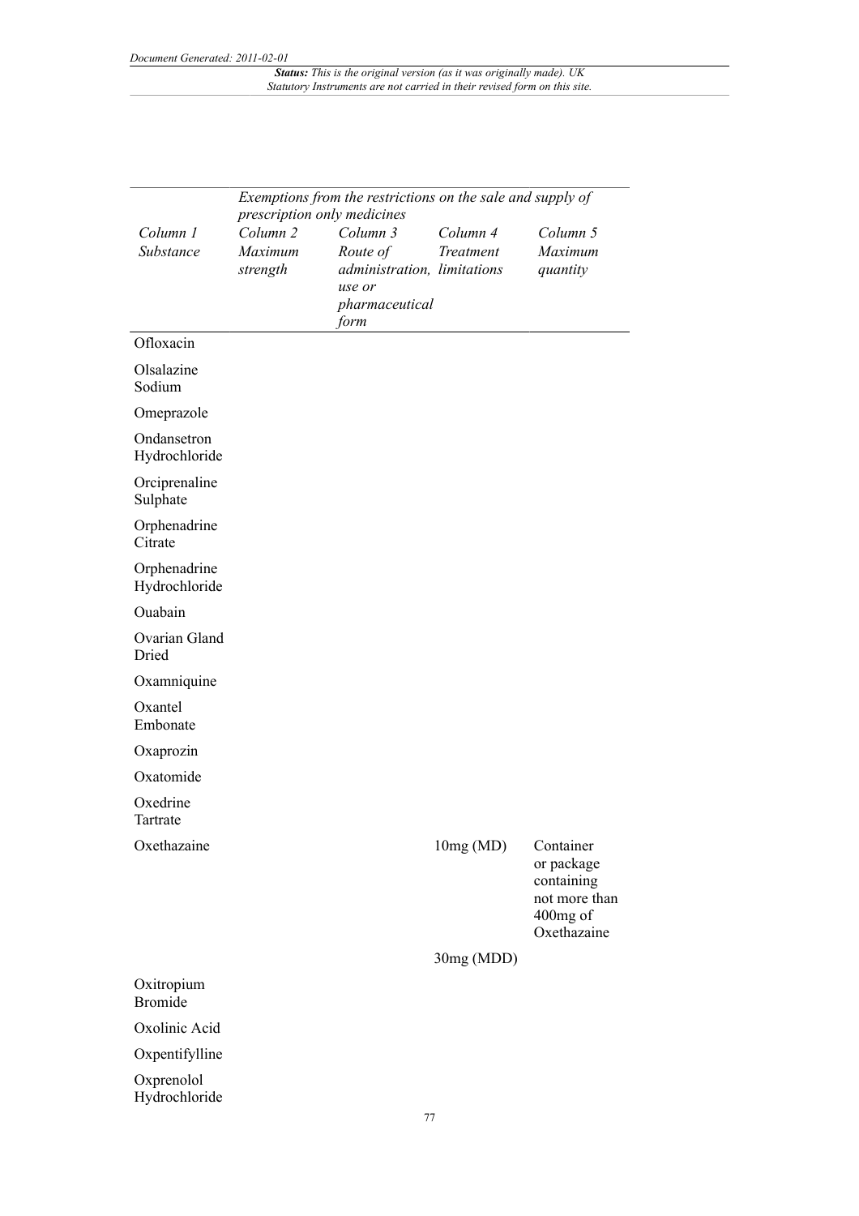| | Exemptions from the restrictions on the sale and supply of prescription only medicines | | | |
|---|---|---|---|---|
| *Column 1* *Substance* | *Column 2* *Maximum strength* | *Column 3* *Route of administration, use or pharmaceutical form* | *Column 4* *Treatment limitations* | *Column 5* *Maximum quantity* |
| Ofloxacin | | | | |
| Olsalazine Sodium | | | | |
| Omeprazole | | | | |
| Ondansetron Hydrochloride | | | | |
| Orciprenaline Sulphate | | | | |
| Orphenadrine Citrate | | | | |
| Orphenadrine Hydrochloride | | | | |
| Ouabain | | | | |
| Ovarian Gland Dried | | | | |
| Oxamniquine | | | | |
| Oxantel Embonate | | | | |
| Oxaprozin | | | | |
| Oxatomide | | | | |
| Oxedrine Tartrate | | | | |
| Oxethazaine | | | 10mg (MD) | Container or package containing not more than 400mg of Oxethazaine |
| | | | 30mg (MDD) | |
| Oxitropium Bromide | | | | |
| Oxolinic Acid | | | | |
| Oxpentifylline | | | | |
| Oxprenolol Hydrochloride | | | | |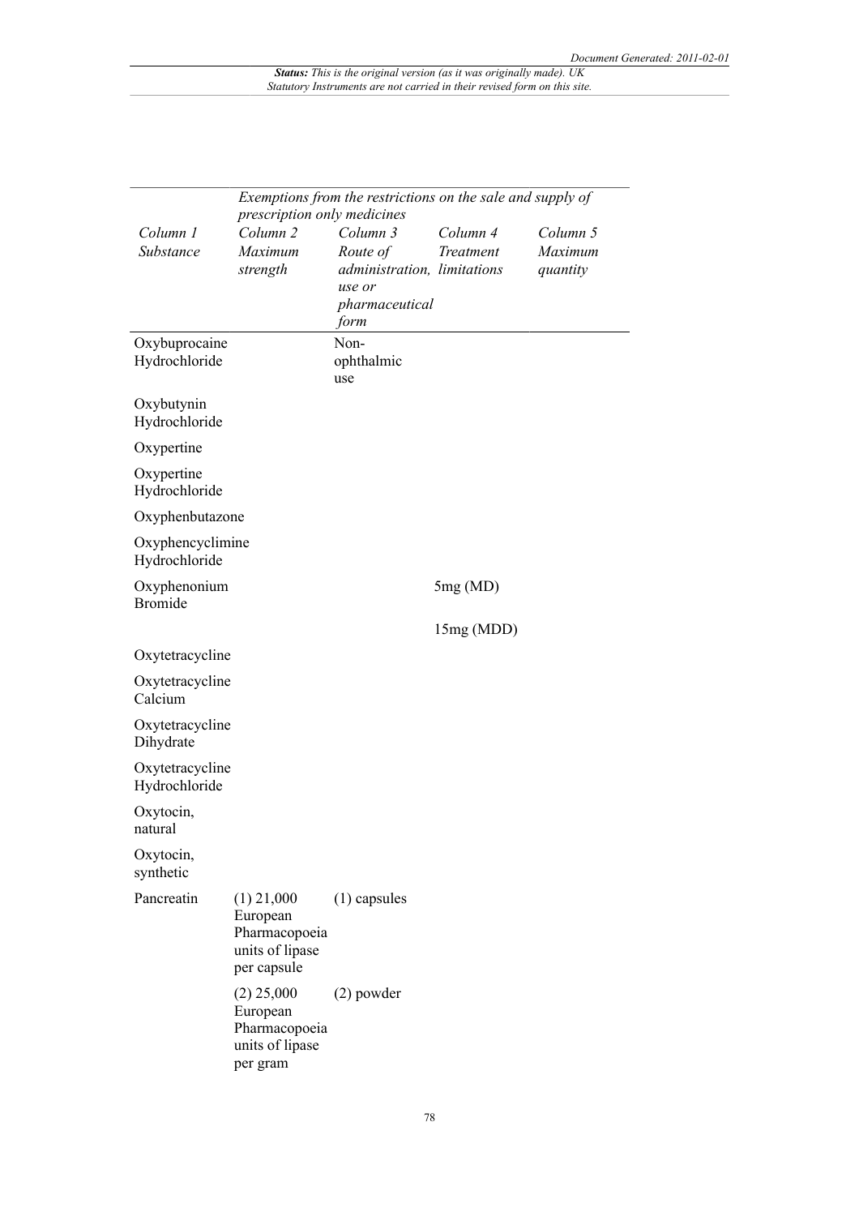| | Exemptions from the restrictions on the sale and supply of prescription only medicines | | | |
|---|---|---|---|---|
| *Column 1* *Substance* | *Column 2* *Maximum strength* | *Column 3* *Route of administration, use or pharmaceutical form* | *Column 4* *Treatment limitations* | *Column 5* *Maximum quantity* |
| Oxybuprocaine Hydrochloride | | Non-ophthalmic use | | |
| Oxybutynin Hydrochloride | | | | |
| Oxypertine | | | | |
| Oxypertine Hydrochloride | | | | |
| Oxyphenbutazone | | | | |
| Oxyphencyclimine Hydrochloride | | | | |
| Oxyphenonium Bromide | | | 5mg (MD) | |
| | | | 15mg (MDD) | |
| Oxytetracycline | | | | |
| Oxytetracycline Calcium | | | | |
| Oxytetracycline Dihydrate | | | | |
| Oxytetracycline Hydrochloride | | | | |
| Oxytocin, natural | | | | |
| Oxytocin, synthetic | | | | |
| Pancreatin | (1) 21,000 European Pharmacopoeia units of lipase per capsule | (1) capsules | | |
| | (2) 25,000 European Pharmacopoeia units of lipase per gram | (2) powder | | |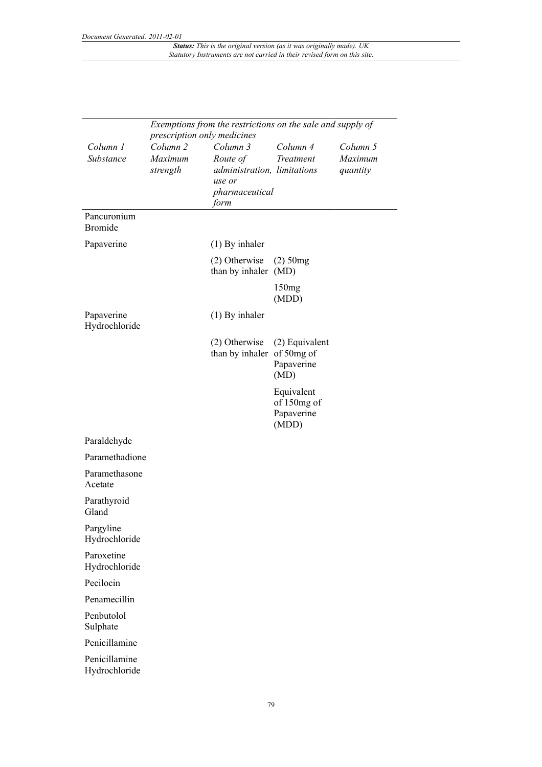| | Exemptions from the restrictions on the sale and supply of prescription only medicines | | | |
|---|---|---|---|---|
| *Column 1* *Substance* | *Column 2* *Maximum strength* | *Column 3* *Route of administration, use or pharmaceutical form* | *Column 4* *Treatment limitations* | *Column 5* *Maximum quantity* |
| Pancuronium Bromide | | | | |
| Papaverine | | (1) By inhaler | | |
| | | (2) Otherwise than by inhaler | (2) 50mg (MD) | |
| | | | 150mg (MDD) | |
| Papaverine Hydrochloride | | (1) By inhaler | | |
| | | (2) Otherwise than by inhaler | (2) Equivalent of 50mg of Papaverine (MD) | |
| | | | Equivalent of 150mg of Papaverine (MDD) | |
| Paraldehyde | | | | |
| Paramethadione | | | | |
| Paramethasone Acetate | | | | |
| Parathyroid Gland | | | | |
| Pargyline Hydrochloride | | | | |
| Paroxetine Hydrochloride | | | | |
| Pecilocin | | | | |
| Penamecillin | | | | |
| Penbutolol Sulphate | | | | |
| Penicillamine | | | | |
| Penicillamine Hydrochloride | | | | |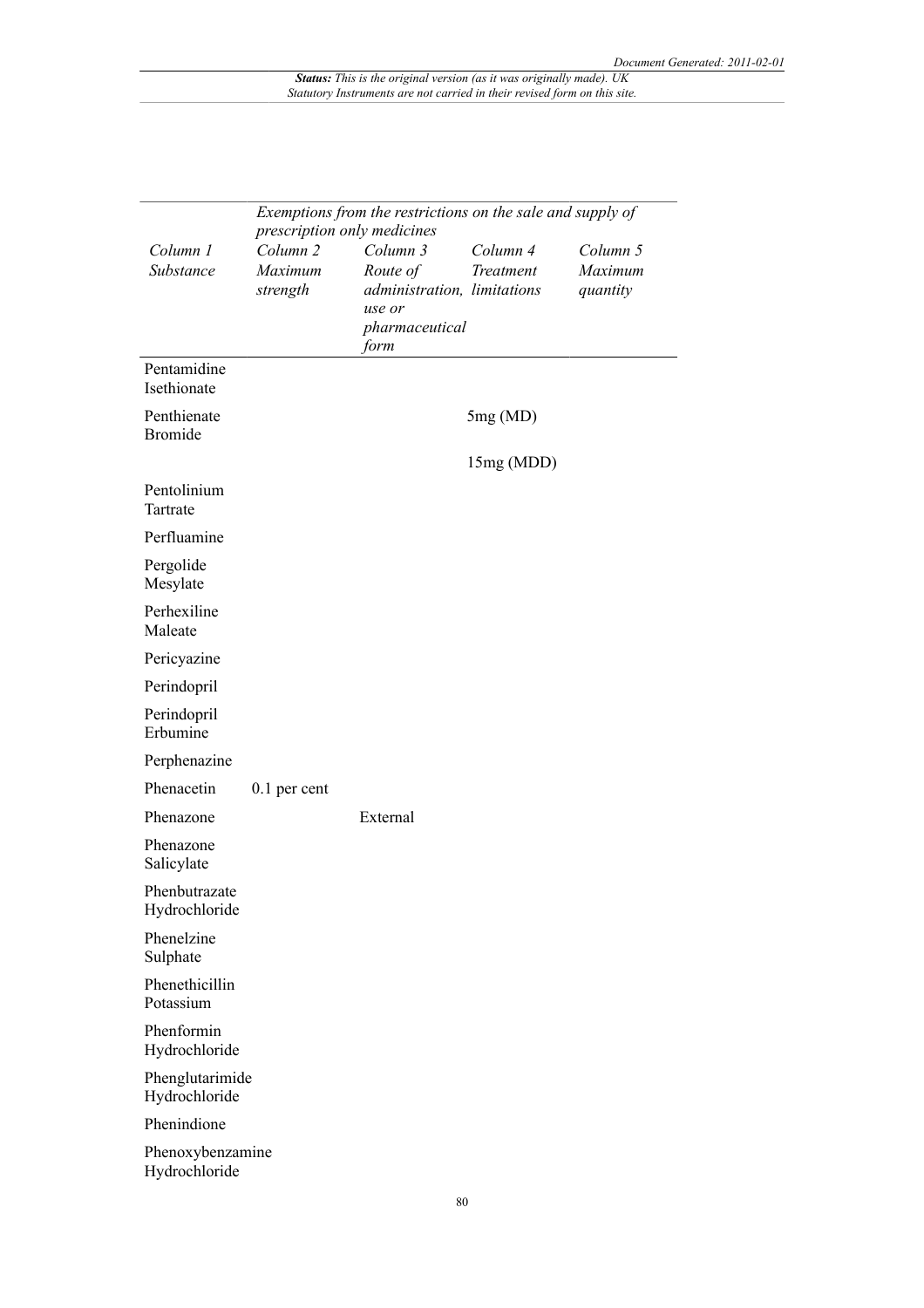| | Exemptions from the restrictions on the sale and supply of prescription only medicines | | | |
|---|---|---|---|---|
| *Column 1* *Substance* | *Column 2* *Maximum strength* | *Column 3* *Route of administration, use or pharmaceutical form* | *Column 4* *Treatment limitations* | *Column 5* *Maximum quantity* |
| Pentamidine Isethionate | | | | |
| Penthienate Bromide | | | 5mg (MD) 15mg (MDD) | |
| Pentolinium Tartrate | | | | |
| Perfluamine | | | | |
| Pergolide Mesylate | | | | |
| Perhexiline Maleate | | | | |
| Pericyazine | | | | |
| Perindopril | | | | |
| Perindopril Erbumine | | | | |
| Perphenazine | | | | |
| Phenacetin | 0.1 per cent | | | |
| Phenazone | | External | | |
| Phenazone Salicylate | | | | |
| Phenbutrazate Hydrochloride | | | | |
| Phenelzine Sulphate | | | | |
| Phenethicillin Potassium | | | | |
| Phenformin Hydrochloride | | | | |
| Phenglutarimide Hydrochloride | | | | |
| Phenindione | | | | |
| Phenoxybenzamine Hydrochloride | | | | |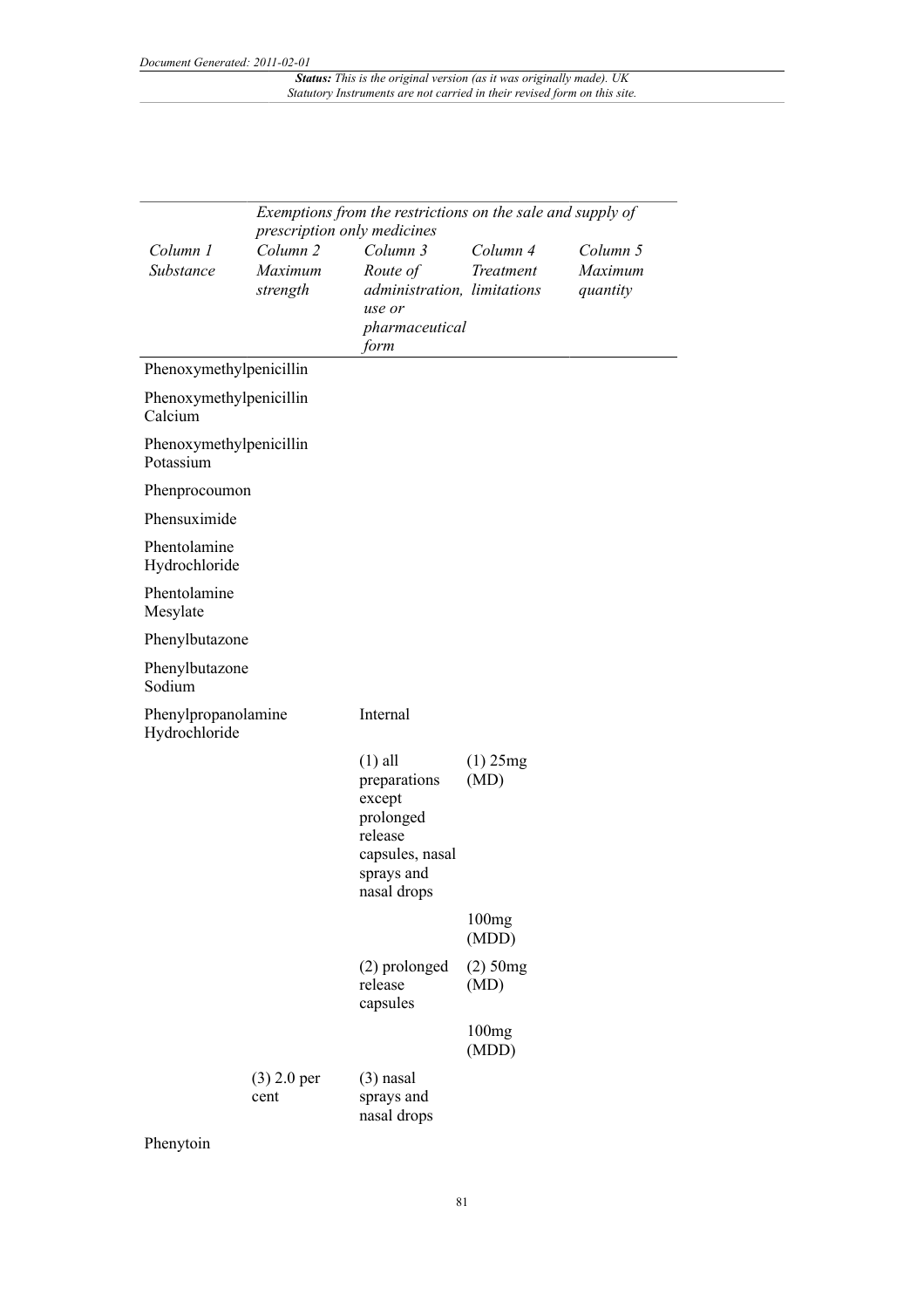| Column 1 Substance | Column 2 Maximum strength | Column 3 Route of administration, use or pharmaceutical form | Column 4 Treatment limitations | Column 5 Maximum quantity |
|---|---|---|---|---|
| | *Exemptions from the restrictions on the sale and supply of prescription only medicines* | | | |
| Phenoxymethylpenicillin | | | | |
| Phenoxymethylpenicillin Calcium | | | | |
| Phenoxymethylpenicillin Potassium | | | | |
| Phenprocoumon | | | | |
| Phensuximide | | | | |
| Phentolamine Hydrochloride | | | | |
| Phentolamine Mesylate | | | | |
| Phenylbutazone | | | | |
| Phenylbutazone Sodium | | | | |
| Phenylpropanolamine Hydrochloride | | Internal | | |
| | | (1) all preparations except prolonged release capsules, nasal sprays and nasal drops | (1) 25mg (MD) | |
| | | | 100mg (MDD) | |
| | | (2) prolonged release capsules | (2) 50mg (MD) | |
| | | | 100mg (MDD) | |
| | (3) 2.0 per cent | (3) nasal sprays and nasal drops | | |
| Phenytoin | | | | |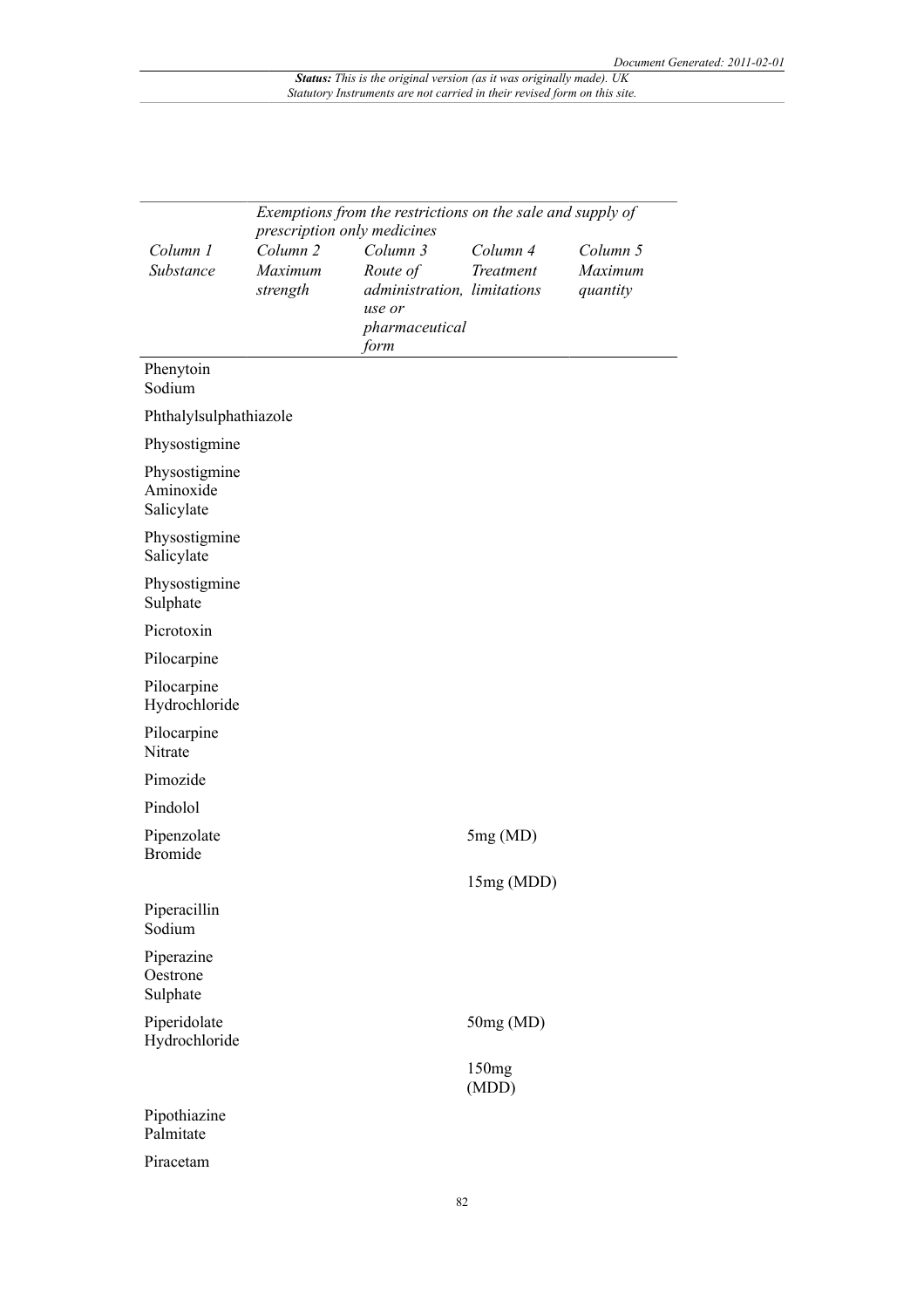| | Exemptions from the restrictions on the sale and supply of prescription only medicines | | | |
|---|---|---|---|---|
| *Column 1* *Substance* | *Column 2* *Maximum strength* | *Column 3* *Route of administration, use or pharmaceutical form* | *Column 4* *Treatment limitations* | *Column 5* *Maximum quantity* |
| Phenytoin Sodium | | | | |
| Phthalylsulphathiazole | | | | |
| Physostigmine | | | | |
| Physostigmine Aminoxide Salicylate | | | | |
| Physostigmine Salicylate | | | | |
| Physostigmine Sulphate | | | | |
| Picrotoxin | | | | |
| Pilocarpine | | | | |
| Pilocarpine Hydrochloride | | | | |
| Pilocarpine Nitrate | | | | |
| Pimozide | | | | |
| Pindolol | | | | |
| Pipenzolate Bromide | | | 5mg (MD) | |
| | | | 15mg (MDD) | |
| Piperacillin Sodium | | | | |
| Piperazine Oestrone Sulphate | | | | |
| Piperidolate Hydrochloride | | | 50mg (MD) | |
| | | | 150mg (MDD) | |
| Pipothiazine Palmitate | | | | |
| Piracetam | | | | |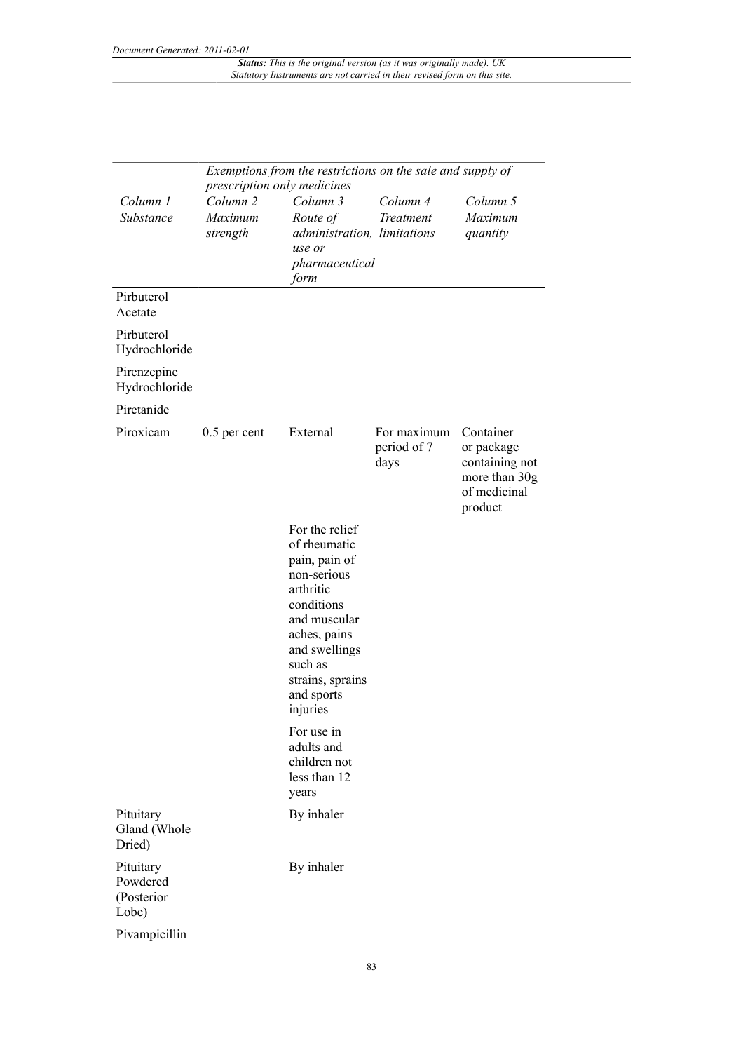| | *Exemptions from the restrictions on the sale and supply of prescription only medicines* | | | |
|---|---|---|---|---|
| *Column 1 Substance* | *Column 2 Maximum strength* | *Column 3 Route of administration, use or pharmaceutical form* | *Column 4 Treatment limitations* | *Column 5 Maximum quantity* |
| Pirbuterol Acetate | | | | |
| Pirbuterol Hydrochloride | | | | |
| Pirenzepine Hydrochloride | | | | |
| Piretanide | | | | |
| Piroxicam | 0.5 per cent | External | For maximum period of 7 days | Container or package containing not more than 30g of medicinal product |
| | | For the relief of rheumatic pain, pain of non-serious arthritic conditions and muscular aches, pains and swellings such as strains, sprains and sports injuries | | |
| | | For use in adults and children not less than 12 years | | |
| Pituitary Gland (Whole Dried) | | By inhaler | | |
| Pituitary Powdered (Posterior Lobe) | | By inhaler | | |
| Pivampicillin | | | | |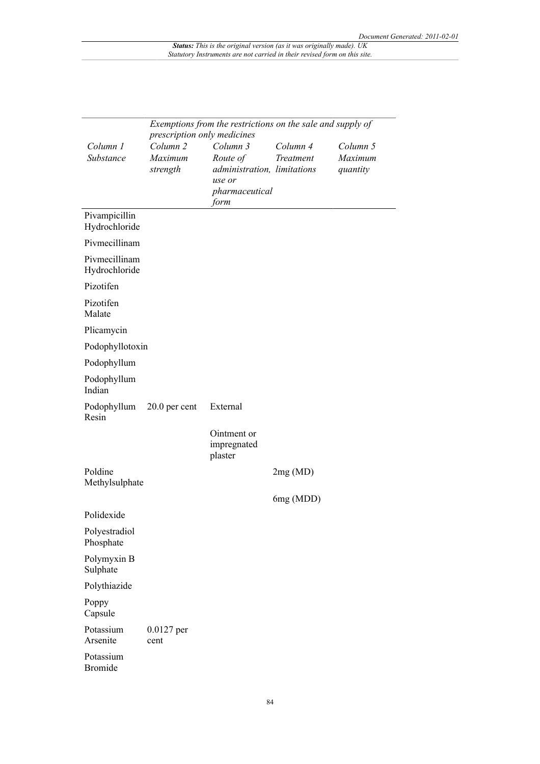| | *Exemptions from the restrictions on the sale and supply of prescription only medicines* | | | |
|---|---|---|---|---|
| *Column 1* *Substance* | *Column 2* *Maximum strength* | *Column 3* *Route of administration, use or pharmaceutical form* | *Column 4* *Treatment limitations* | *Column 5* *Maximum quantity* |
| Pivampicillin Hydrochloride | | | | |
| Pivmecillinam | | | | |
| Pivmecillinam Hydrochloride | | | | |
| Pizotifen | | | | |
| Pizotifen Malate | | | | |
| Plicamycin | | | | |
| Podophyllotoxin | | | | |
| Podophyllum | | | | |
| Podophyllum Indian | | | | |
| Podophyllum Resin | 20.0 per cent | External | | |
| | | Ointment or impregnated plaster | | |
| Poldine Methylsulphate | | | 2mg (MD) | |
| | | | 6mg (MDD) | |
| Polidexide | | | | |
| Polyestradiol Phosphate | | | | |
| Polymyxin B Sulphate | | | | |
| Polythiazide | | | | |
| Poppy Capsule | | | | |
| Potassium Arsenite | 0.0127 per cent | | | |
| Potassium Bromide | | | | |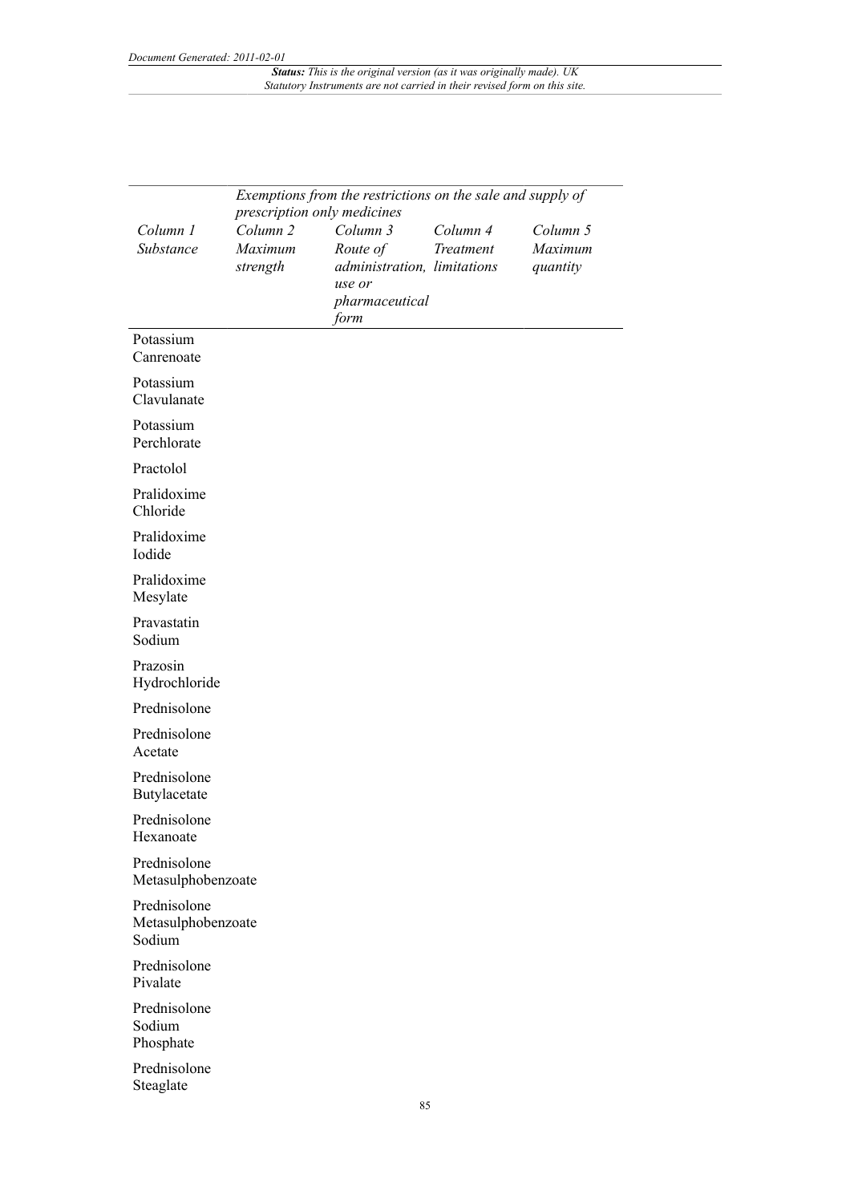| | *Exemptions from the restrictions on the sale and supply of prescription only medicines* | | | |
|---|---|---|---|---|
| *Column 1* *Substance* | *Column 2* *Maximum strength* | *Column 3* *Route of administration, use or pharmaceutical form* | *Column 4* *Treatment limitations* | *Column 5* *Maximum quantity* |
| Potassium Canrenoate | | | | |
| Potassium Clavulanate | | | | |
| Potassium Perchlorate | | | | |
| Practolol | | | | |
| Pralidoxime Chloride | | | | |
| Pralidoxime Iodide | | | | |
| Pralidoxime Mesylate | | | | |
| Pravastatin Sodium | | | | |
| Prazosin Hydrochloride | | | | |
| Prednisolone | | | | |
| Prednisolone Acetate | | | | |
| Prednisolone Butylacetate | | | | |
| Prednisolone Hexanoate | | | | |
| Prednisolone Metasulphobenzoate | | | | |
| Prednisolone Metasulphobenzoate Sodium | | | | |
| Prednisolone Pivalate | | | | |
| Prednisolone Sodium Phosphate | | | | |
| Prednisolone Steaglate | | | | |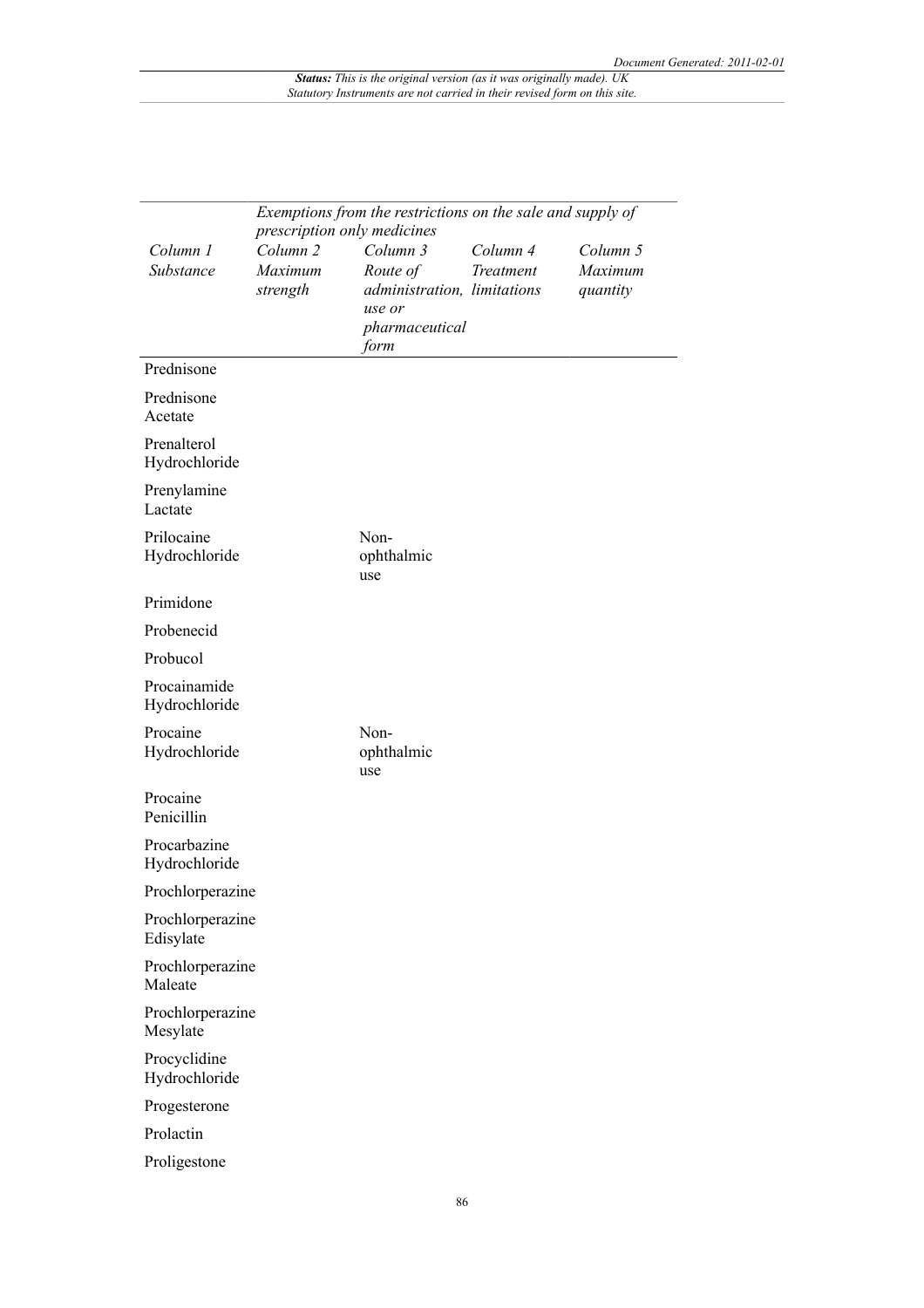| | Exemptions from the restrictions on the sale and supply of prescription only medicines | | | |
|---|---|---|---|---|
| *Column 1* *Substance* | *Column 2* *Maximum strength* | *Column 3* *Route of administration, use or pharmaceutical form* | *Column 4* *Treatment limitations* | *Column 5* *Maximum quantity* |
| Prednisone | | | | |
| Prednisone Acetate | | | | |
| Prenalterol Hydrochloride | | | | |
| Prenylamine Lactate | | | | |
| Prilocaine Hydrochloride | | Non-ophthalmic use | | |
| Primidone | | | | |
| Probenecid | | | | |
| Probucol | | | | |
| Procainamide Hydrochloride | | | | |
| Procaine Hydrochloride | | Non-ophthalmic use | | |
| Procaine Penicillin | | | | |
| Procarbazine Hydrochloride | | | | |
| Prochlorperazine | | | | |
| Prochlorperazine Edisylate | | | | |
| Prochlorperazine Maleate | | | | |
| Prochlorperazine Mesylate | | | | |
| Procyclidine Hydrochloride | | | | |
| Progesterone | | | | |
| Prolactin | | | | |
| Proligestone | | | | |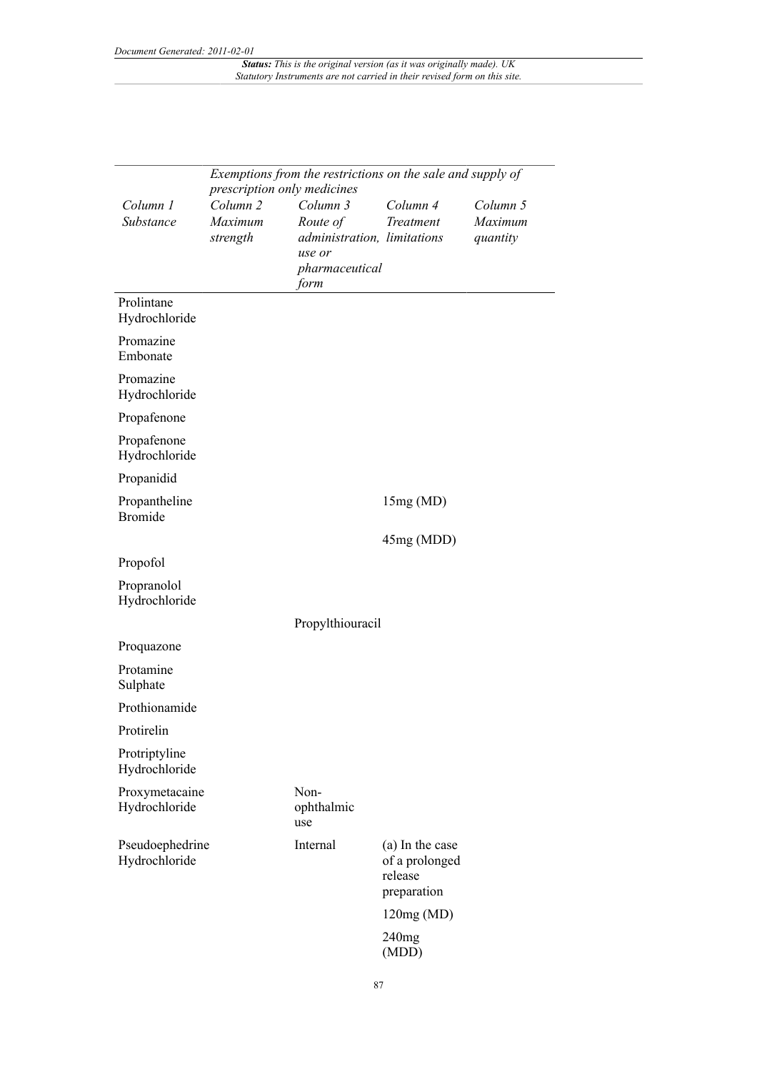| Column 1 Substance | Column 2 Maximum strength | Column 3 Route of administration, use or pharmaceutical form | Column 4 Treatment limitations | Column 5 Maximum quantity |
|---|---|---|---|---|
| | *Exemptions from the restrictions on the sale and supply of prescription only medicines* | | | |
| Prolintane Hydrochloride | | | | |
| Promazine Embonate | | | | |
| Promazine Hydrochloride | | | | |
| Propafenone | | | | |
| Propafenone Hydrochloride | | | | |
| Propanidid | | | | |
| Propantheline Bromide | | | 15mg (MD) | |
| | | | 45mg (MDD) | |
| Propofol | | | | |
| Propranolol Hydrochloride | | | | |
| | | Propylthiouracil | | |
| Proquazone | | | | |
| Protamine Sulphate | | | | |
| Prothionamide | | | | |
| Protirelin | | | | |
| Protriptyline Hydrochloride | | | | |
| Proxymetacaine Hydrochloride | | Non-ophthalmic use | | |
| Pseudoephedrine Hydrochloride | | Internal | (a) In the case of a prolonged release preparation | |
| | | | 120mg (MD) | |
| | | | 240mg (MDD) | |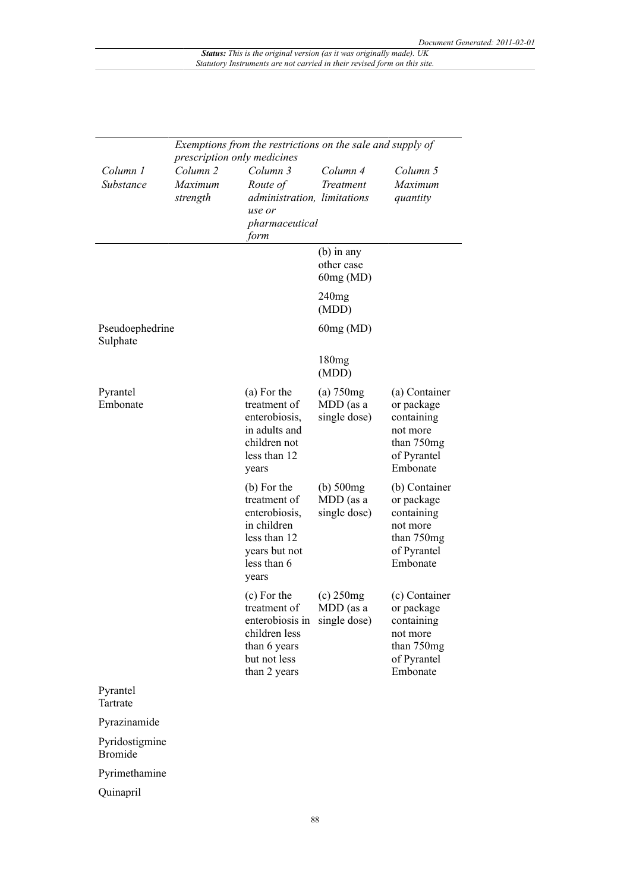| Column 1 Substance | Column 2 Maximum strength | Column 3 Route of administration, use or pharmaceutical form | Column 4 Treatment limitations | Column 5 Maximum quantity |
|---|---|---|---|---|
| *Exemptions from the restrictions on the sale and supply of prescription only medicines* | | | | |
| | | | (b) in any other case 60mg (MD) | |
| | | | 240mg (MDD) | |
| Pseudoephedrine Sulphate | | | 60mg (MD) | |
| | | | 180mg (MDD) | |
| Pyrantel Embonate | | (a) For the treatment of enterobiosis, in adults and children not less than 12 years | (a) 750mg MDD (as a single dose) | (a) Container or package containing not more than 750mg of Pyrantel Embonate |
| | | (b) For the treatment of enterobiosis, in children less than 12 years but not less than 6 years | (b) 500mg MDD (as a single dose) | (b) Container or package containing not more than 750mg of Pyrantel Embonate |
| | | (c) For the treatment of enterobiosis in children less than 6 years but not less than 2 years | (c) 250mg MDD (as a single dose) | (c) Container or package containing not more than 750mg of Pyrantel Embonate |
| Pyrantel Tartrate | | | | |
| Pyrazinamide | | | | |
| Pyridostigmine Bromide | | | | |
| Pyrimethamine | | | | |
| Quinapril | | | | |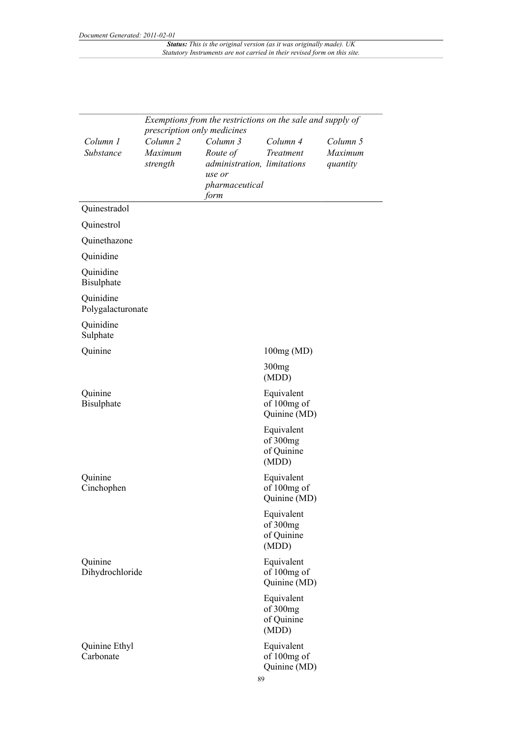| Column 1 Substance | Exemptions from the restrictions on the sale and supply of prescription only medicines | | | |
|---|---|---|---|---|
| | Column 2 Maximum strength | Column 3 Route of administration, use or pharmaceutical form | Column 4 Treatment limitations | Column 5 Maximum quantity |
| Quinestradol | | | | |
| Quinestrol | | | | |
| Quinethazone | | | | |
| Quinidine | | | | |
| Quinidine Bisulphate | | | | |
| Quinidine Polygalacturonate | | | | |
| Quinidine Sulphate | | | | |
| Quinine | | | 100mg (MD) | |
| | | | 300mg (MDD) | |
| Quinine Bisulphate | | | Equivalent of 100mg of Quinine (MD) | |
| | | | Equivalent of 300mg of Quinine (MDD) | |
| Quinine Cinchophen | | | Equivalent of 100mg of Quinine (MD) | |
| | | | Equivalent of 300mg of Quinine (MDD) | |
| Quinine Dihydrochloride | | | Equivalent of 100mg of Quinine (MD) | |
| | | | Equivalent of 300mg of Quinine (MDD) | |
| Quinine Ethyl Carbonate | | | Equivalent of 100mg of Quinine (MD) | |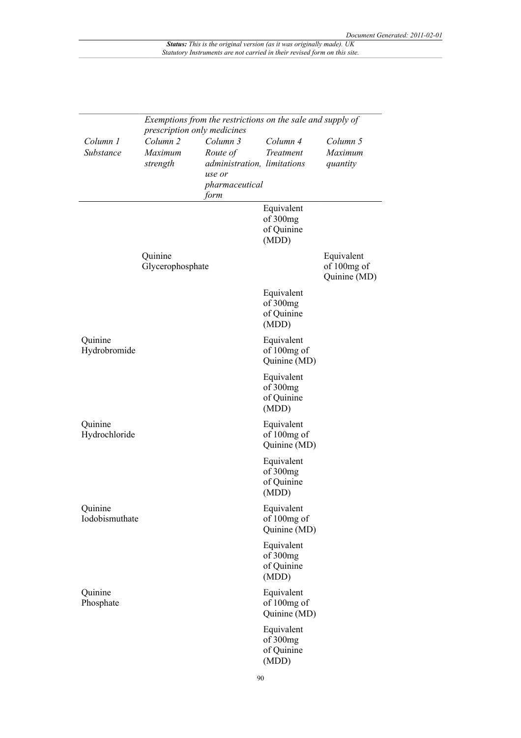| | Exemptions from the restrictions on the sale and supply of prescription only medicines | | | |
|---|---|---|---|---|
| *Column 1* *Substance* | *Column 2* *Maximum strength* | *Column 3* *Route of administration, use or pharmaceutical form* | *Column 4* *Treatment limitations* | *Column 5* *Maximum quantity* |
| | | | Equivalent of 300mg of Quinine (MDD) | |
| | Quinine Glycerophosphate | | | Equivalent of 100mg of Quinine (MD) |
| | | | Equivalent of 300mg of Quinine (MDD) | |
| Quinine Hydrobromide | | | Equivalent of 100mg of Quinine (MD) | |
| | | | Equivalent of 300mg of Quinine (MDD) | |
| Quinine Hydrochloride | | | Equivalent of 100mg of Quinine (MD) | |
| | | | Equivalent of 300mg of Quinine (MDD) | |
| Quinine Iodobismuthate | | | Equivalent of 100mg of Quinine (MD) | |
| | | | Equivalent of 300mg of Quinine (MDD) | |
| Quinine Phosphate | | | Equivalent of 100mg of Quinine (MD) | |
| | | | Equivalent of 300mg of Quinine (MDD) | |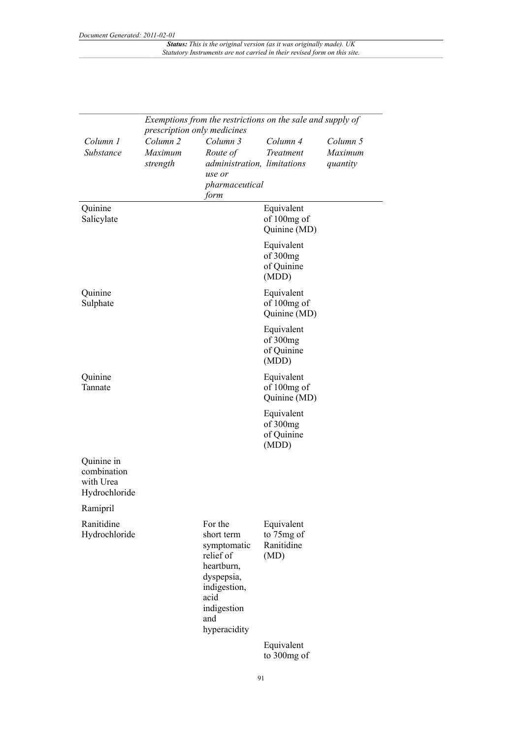| | Exemptions from the restrictions on the sale and supply of prescription only medicines | | | |
|---|---|---|---|---|
| *Column 1 Substance* | *Column 2 Maximum strength* | *Column 3 Route of administration, use or pharmaceutical form* | *Column 4 Treatment limitations* | *Column 5 Maximum quantity* |
| Quinine Salicylate | | | Equivalent of 100mg of Quinine (MD) | |
| | | | Equivalent of 300mg of Quinine (MDD) | |
| Quinine Sulphate | | | Equivalent of 100mg of Quinine (MD) | |
| | | | Equivalent of 300mg of Quinine (MDD) | |
| Quinine Tannate | | | Equivalent of 100mg of Quinine (MD) | |
| | | | Equivalent of 300mg of Quinine (MDD) | |
| Quinine in combination with Urea Hydrochloride | | | | |
| Ramipril | | | | |
| Ranitidine Hydrochloride | | For the short term symptomatic relief of heartburn, dyspepsia, indigestion, acid indigestion and hyperacidity | Equivalent to 75mg of Ranitidine (MD) | |
| | | | Equivalent to 300mg of | |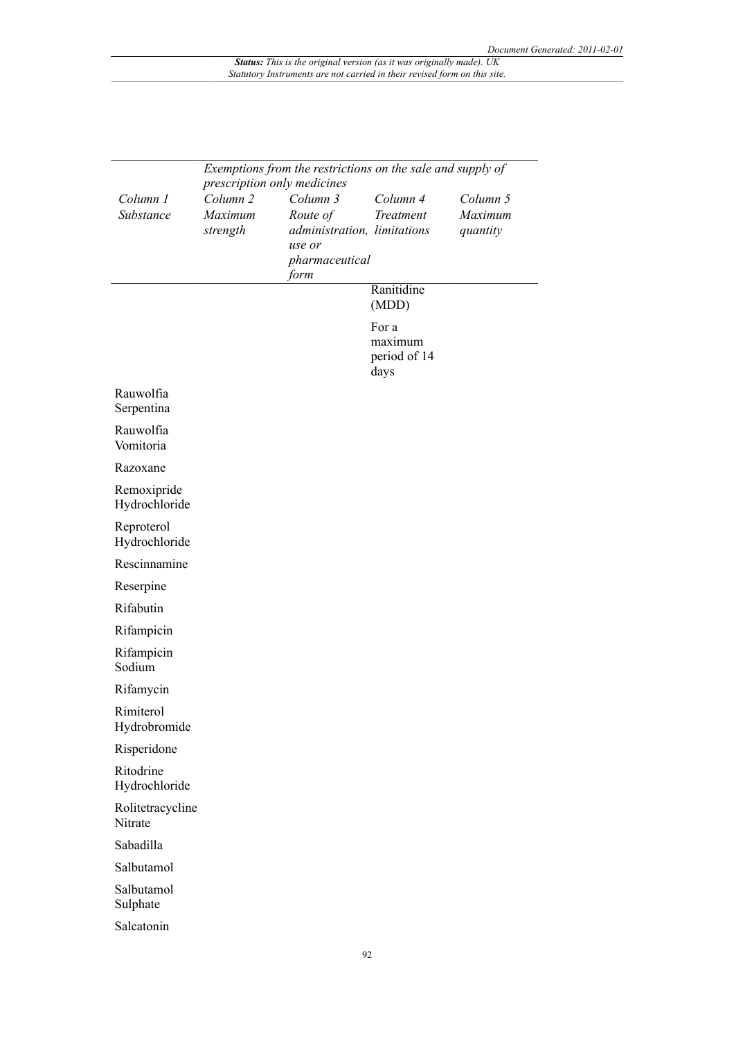| Column 1 Substance | Exemptions from the restrictions on the sale and supply of prescription only medicines | | | |
|---|---|---|---|---|
| | Column 2 Maximum strength | Column 3 Route of administration, use or pharmaceutical form | Column 4 Treatment limitations | Column 5 Maximum quantity |
| | | | Ranitidine (MDD) For a maximum period of 14 days | |
| Rauwolfia Serpentina | | | | |
| Rauwolfia Vomitoria | | | | |
| Razoxane | | | | |
| Remoxipride Hydrochloride | | | | |
| Reproterol Hydrochloride | | | | |
| Rescinnamine | | | | |
| Reserpine | | | | |
| Rifabutin | | | | |
| Rifampicin | | | | |
| Rifampicin Sodium | | | | |
| Rifamycin | | | | |
| Rimiterol Hydrobromide | | | | |
| Risperidone | | | | |
| Ritodrine Hydrochloride | | | | |
| Rolitetracycline Nitrate | | | | |
| Sabadilla | | | | |
| Salbutamol | | | | |
| Salbutamol Sulphate | | | | |
| Salcatonin | | | | |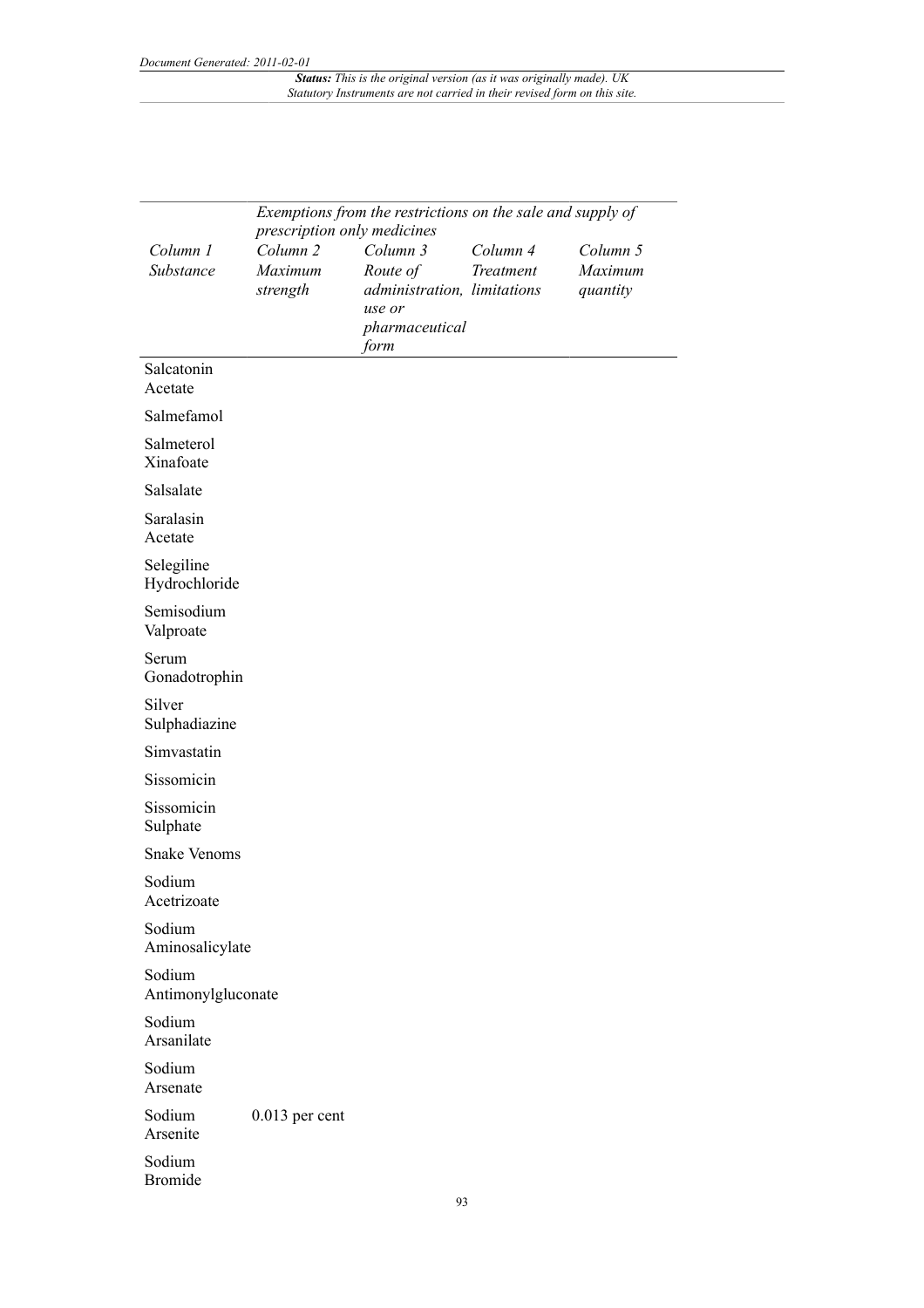| | *Exemptions from the restrictions on the sale and supply of prescription only medicines* | | | |
|---|---|---|---|---|
| *Column 1 Substance* | *Column 2 Maximum strength* | *Column 3 Route of administration, use or pharmaceutical form* | *Column 4 Treatment limitations* | *Column 5 Maximum quantity* |
| Salcatonin Acetate | | | | |
| Salmefamol | | | | |
| Salmeterol Xinafoate | | | | |
| Salsalate | | | | |
| Saralasin Acetate | | | | |
| Selegiline Hydrochloride | | | | |
| Semisodium Valproate | | | | |
| Serum Gonadotrophin | | | | |
| Silver Sulphadiazine | | | | |
| Simvastatin | | | | |
| Sissomicin | | | | |
| Sissomicin Sulphate | | | | |
| Snake Venoms | | | | |
| Sodium Acetrizoate | | | | |
| Sodium Aminosalicylate | | | | |
| Sodium Antimonylgluconate | | | | |
| Sodium Arsanilate | | | | |
| Sodium Arsenate | | | | |
| Sodium Arsenite | 0.013 per cent | | | |
| Sodium Bromide | | | | |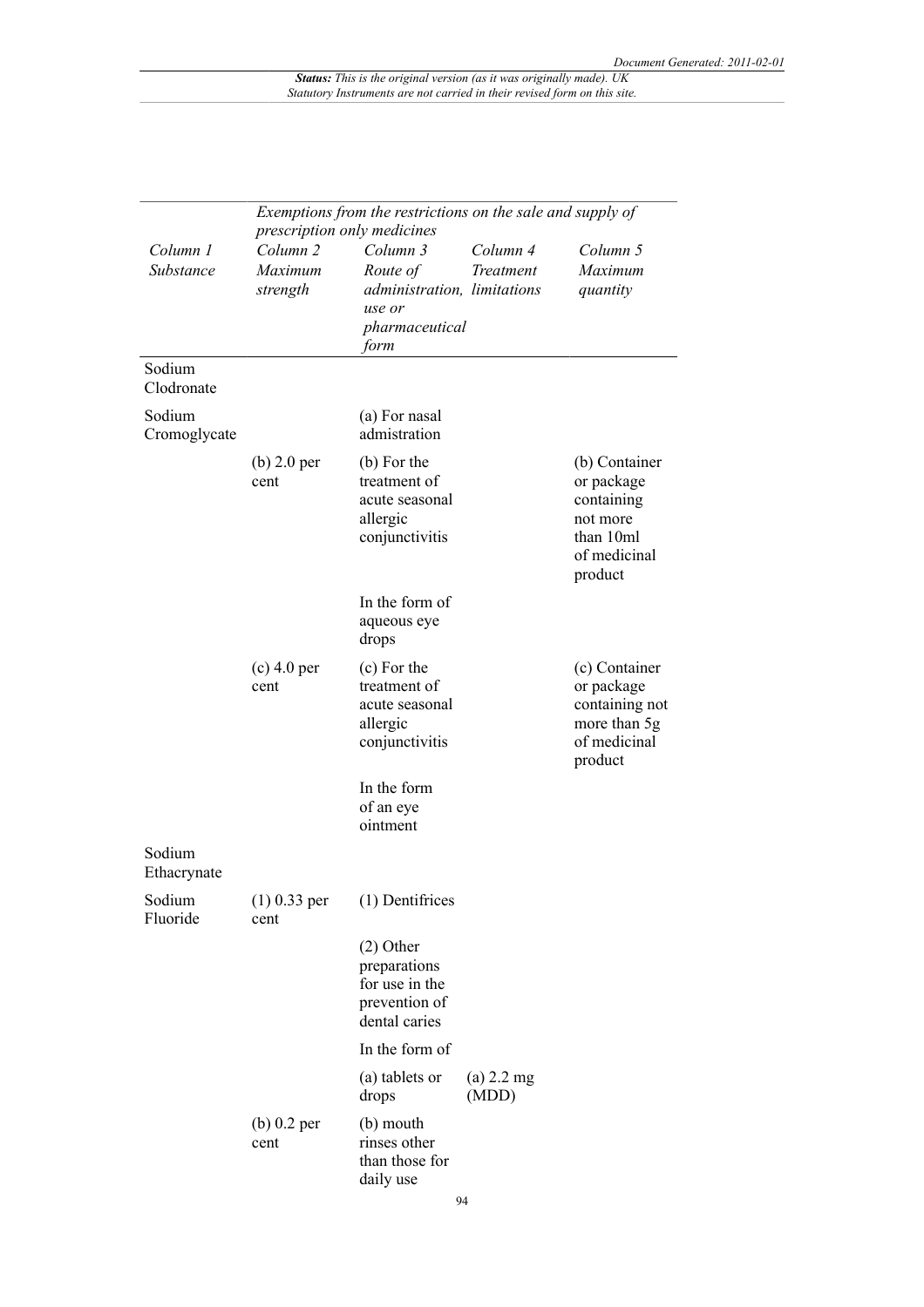| | *Exemptions from the restrictions on the sale and supply of prescription only medicines* | | | |
|---|---|---|---|---|
| *Column 1 Substance* | *Column 2 Maximum strength* | *Column 3 Route of administration, use or pharmaceutical form* | *Column 4 Treatment limitations* | *Column 5 Maximum quantity* |
| Sodium Clodronate | | | | |
| Sodium Cromoglycate | | (a) For nasal admistration | | |
| | (b) 2.0 per cent | (b) For the treatment of acute seasonal allergic conjunctivitis | | (b) Container or package containing not more than 10ml of medicinal product |
| | | In the form of aqueous eye drops | | |
| | (c) 4.0 per cent | (c) For the treatment of acute seasonal allergic conjunctivitis | | (c) Container or package containing not more than 5g of medicinal product |
| | | In the form of an eye ointment | | |
| Sodium Ethacrynate | | | | |
| Sodium Fluoride | (1) 0.33 per cent | (1) Dentifrices | | |
| | | (2) Other preparations for use in the prevention of dental caries | | |
| | | In the form of | | |
| | | (a) tablets or drops | (a) 2.2 mg (MDD) | |
| | (b) 0.2 per cent | (b) mouth rinses other than those for daily use | | |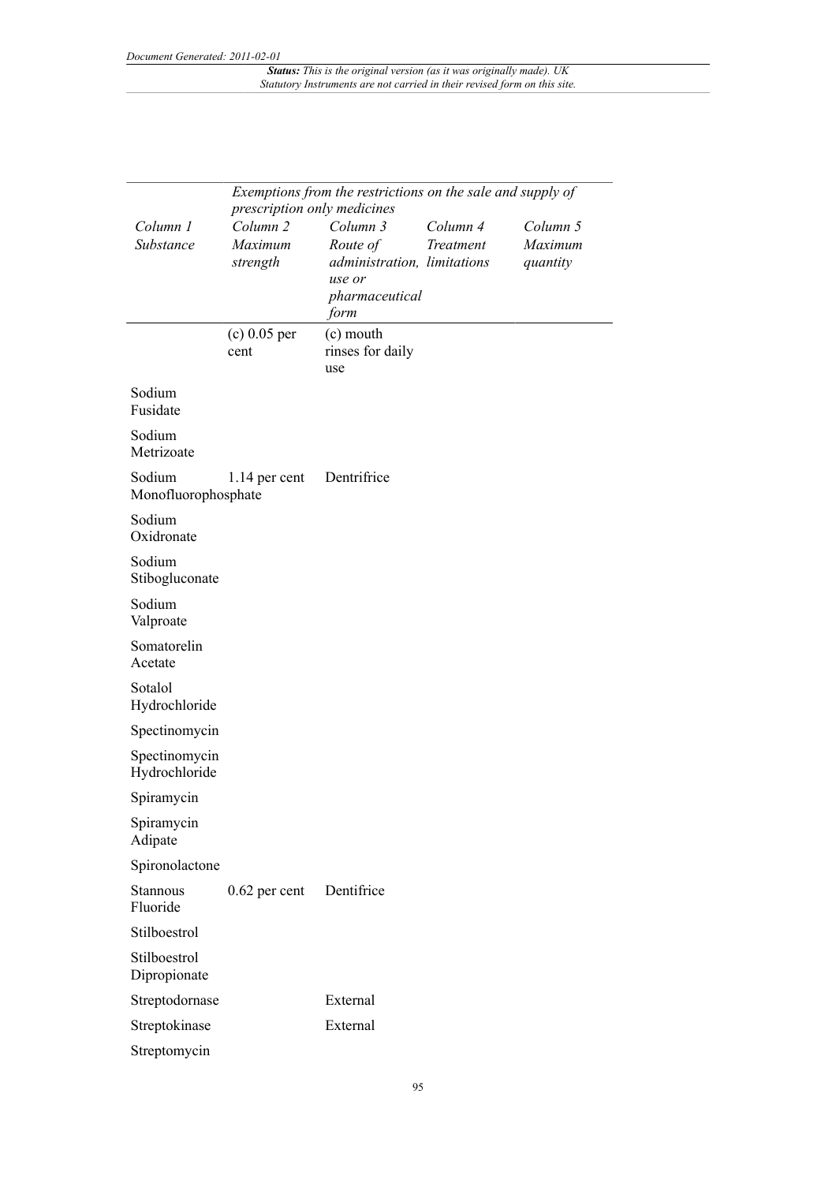| | *Exemptions from the restrictions on the sale and supply of prescription only medicines* | | | |
|---|---|---|---|---|
| *Column 1* *Substance* | *Column 2* *Maximum strength* | *Column 3* *Route of administration, use or pharmaceutical form* | *Column 4* *Treatment limitations* | *Column 5* *Maximum quantity* |
| | (c) 0.05 per cent | (c) mouth rinses for daily use | | |
| Sodium Fusidate | | | | |
| Sodium Metrizoate | | | | |
| Sodium Monofluorophosphate | 1.14 per cent | Dentrifrice | | |
| Sodium Oxidronate | | | | |
| Sodium Stibogluconate | | | | |
| Sodium Valproate | | | | |
| Somatorelin Acetate | | | | |
| Sotalol Hydrochloride | | | | |
| Spectinomycin | | | | |
| Spectinomycin Hydrochloride | | | | |
| Spiramycin | | | | |
| Spiramycin Adipate | | | | |
| Spironolactone | | | | |
| Stannous Fluoride | 0.62 per cent | Dentrifrice | | |
| Stilboestrol | | | | |
| Stilboestrol Dipropionate | | | | |
| Streptodornase | | External | | |
| Streptokinase | | External | | |
| Streptomycin | | | | |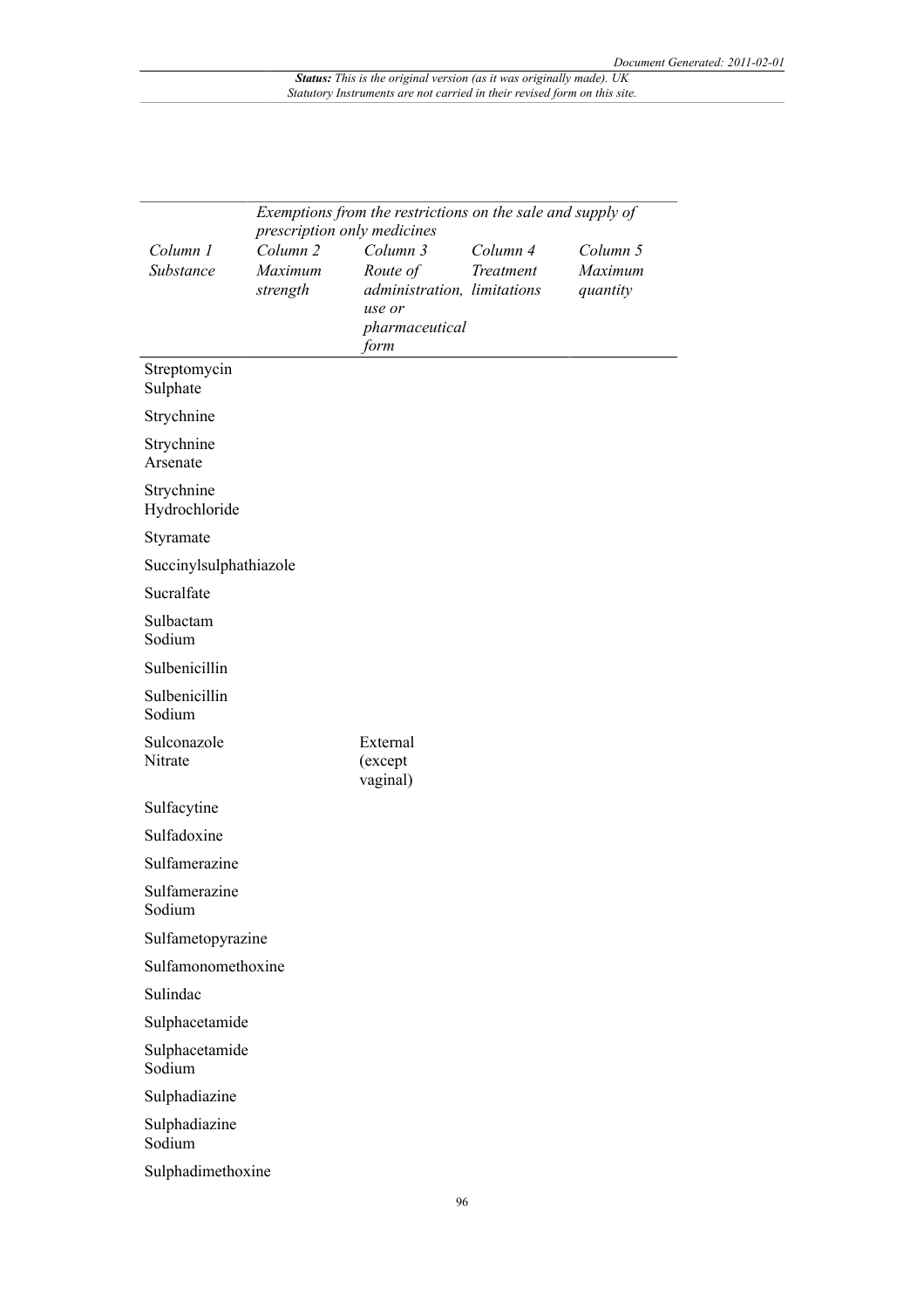| | *Exemptions from the restrictions on the sale and supply of prescription only medicines* | | | |
|---|---|---|---|---|
| *Column 1 Substance* | *Column 2 Maximum strength* | *Column 3 Route of administration, use or pharmaceutical form* | *Column 4 Treatment limitations* | *Column 5 Maximum quantity* |
| Streptomycin Sulphate | | | | |
| Strychnine | | | | |
| Strychnine Arsenate | | | | |
| Strychnine Hydrochloride | | | | |
| Styramate | | | | |
| Succinylsulphathiazole | | | | |
| Sucralfate | | | | |
| Sulbactam Sodium | | | | |
| Sulbenicillin | | | | |
| Sulbenicillin Sodium | | | | |
| Sulconazole Nitrate | | External (except vaginal) | | |
| Sulfacytine | | | | |
| Sulfadoxine | | | | |
| Sulfamerazine | | | | |
| Sulfamerazine Sodium | | | | |
| Sulfametopyrazine | | | | |
| Sulfamonomethoxine | | | | |
| Sulindac | | | | |
| Sulphacetamide | | | | |
| Sulphacetamide Sodium | | | | |
| Sulphadiazine | | | | |
| Sulphadiazine Sodium | | | | |
| Sulphadimethoxine | | | | |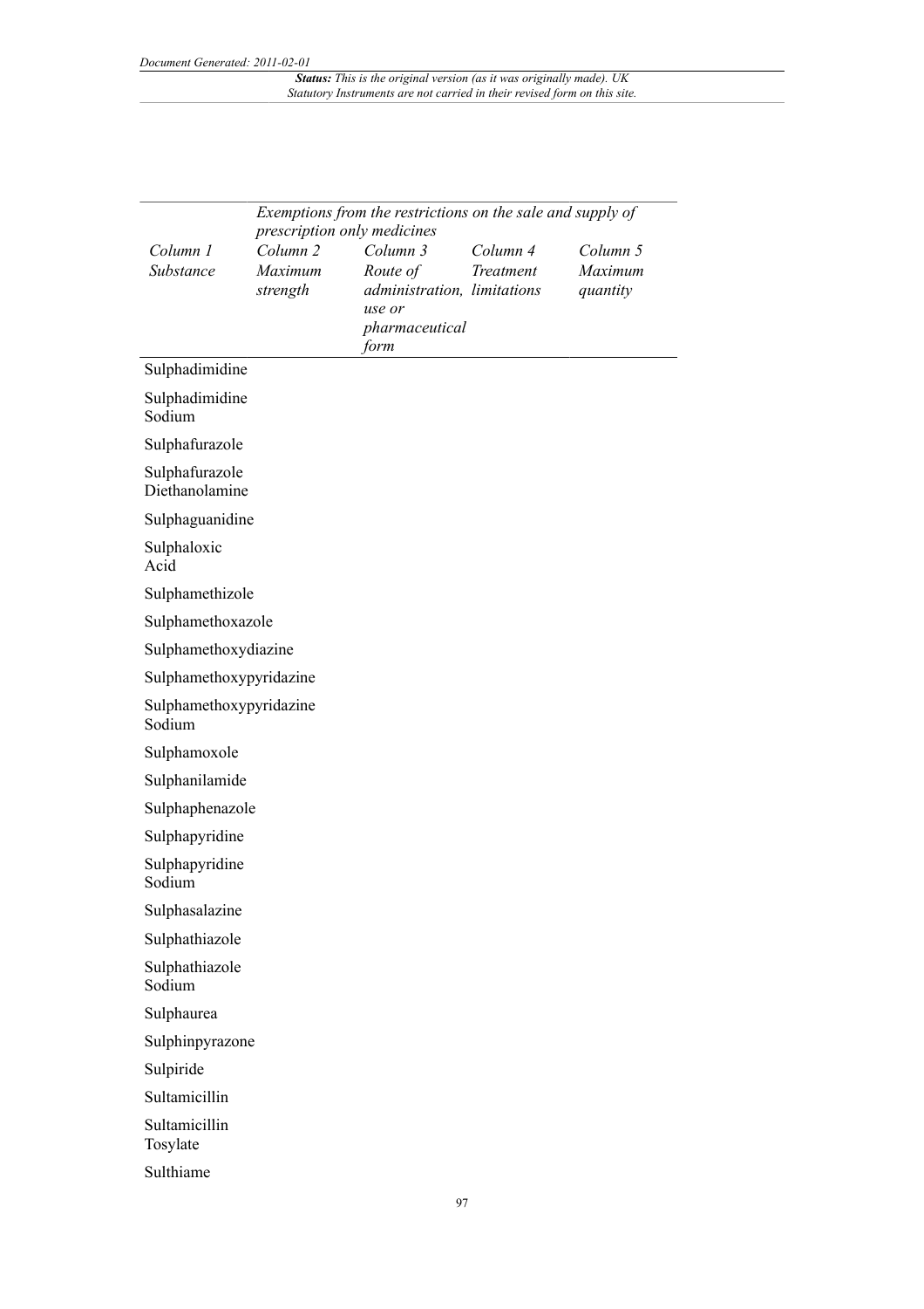| | Exemptions from the restrictions on the sale and supply of prescription only medicines | | | |
|---|---|---|---|---|
| *Column 1* *Substance* | *Column 2* *Maximum strength* | *Column 3* *Route of administration, use or pharmaceutical form* | *Column 4* *Treatment limitations* | *Column 5* *Maximum quantity* |
| Sulphadimidine | | | | |
| Sulphadimidine Sodium | | | | |
| Sulphafurazole | | | | |
| Sulphafurazole Diethanolamine | | | | |
| Sulphaguanidine | | | | |
| Sulphaloxic Acid | | | | |
| Sulphamethizole | | | | |
| Sulphamethoxazole | | | | |
| Sulphamethoxydiazine | | | | |
| Sulphamethoxypyridazine | | | | |
| Sulphamethoxypyridazine Sodium | | | | |
| Sulphamoxole | | | | |
| Sulphanilamide | | | | |
| Sulphaphenazole | | | | |
| Sulphapyridine | | | | |
| Sulphapyridine Sodium | | | | |
| Sulphasalazine | | | | |
| Sulphathiazole | | | | |
| Sulphathiazole Sodium | | | | |
| Sulphaurea | | | | |
| Sulphinpyrazone | | | | |
| Sulpiride | | | | |
| Sultamicillin | | | | |
| Sultamicillin Tosylate | | | | |
| Sulthiame | | | | |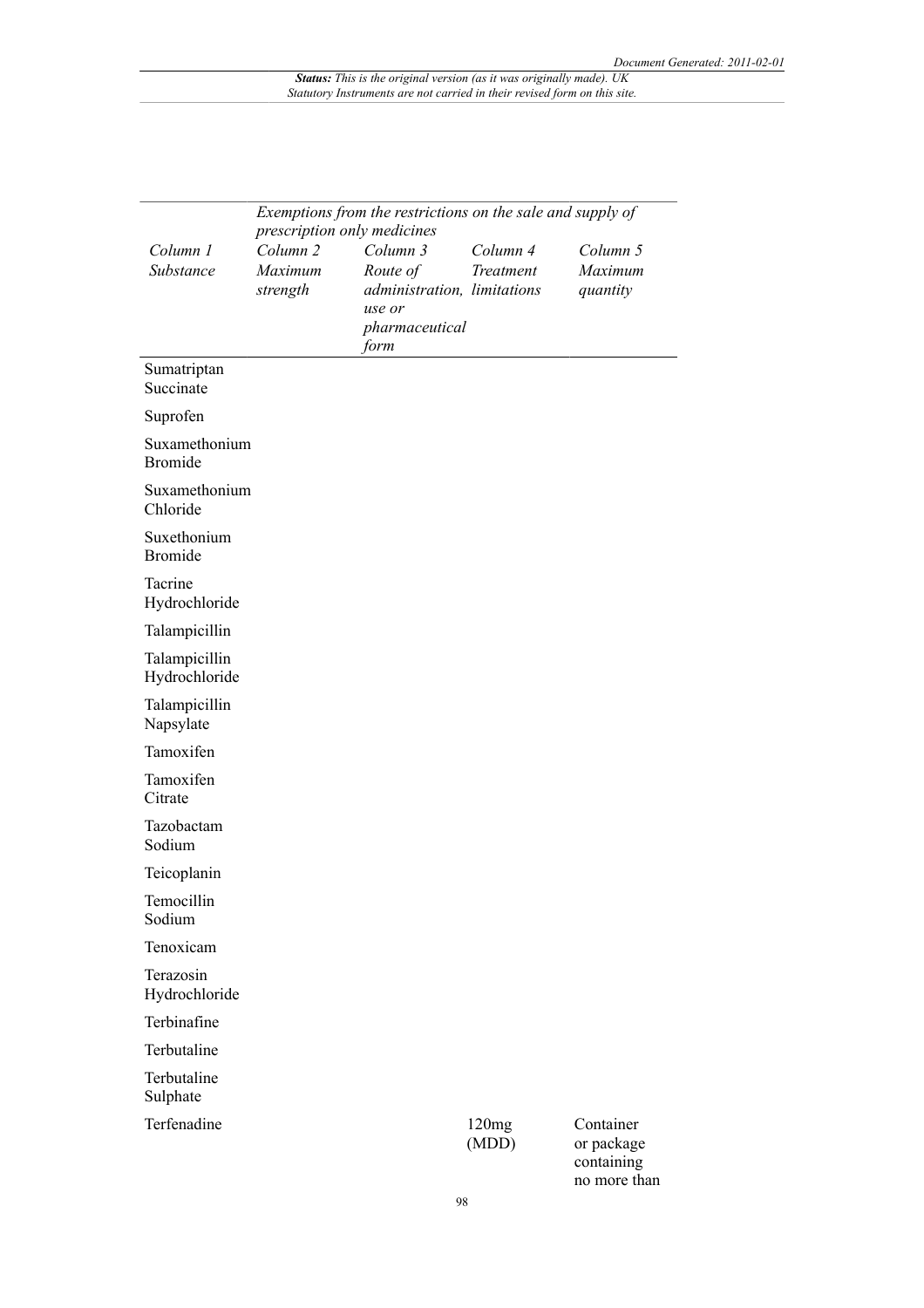| | Exemptions from the restrictions on the sale and supply of prescription only medicines | | | |
|---|---|---|---|---|
| *Column 1* *Substance* | *Column 2* *Maximum strength* | *Column 3* *Route of administration, use or pharmaceutical form* | *Column 4* *Treatment limitations* | *Column 5* *Maximum quantity* |
| Sumatriptan Succinate | | | | |
| Suprofen | | | | |
| Suxamethonium Bromide | | | | |
| Suxamethonium Chloride | | | | |
| Suxethonium Bromide | | | | |
| Tacrine Hydrochloride | | | | |
| Talampicillin | | | | |
| Talampicillin Hydrochloride | | | | |
| Talampicillin Napsylate | | | | |
| Tamoxifen | | | | |
| Tamoxifen Citrate | | | | |
| Tazobactam Sodium | | | | |
| Teicoplanin | | | | |
| Temocillin Sodium | | | | |
| Tenoxicam | | | | |
| Terazosin Hydrochloride | | | | |
| Terbinafine | | | | |
| Terbutaline | | | | |
| Terbutaline Sulphate | | | | |
| Terfenadine | | | 120mg (MDD) | Container or package containing no more than |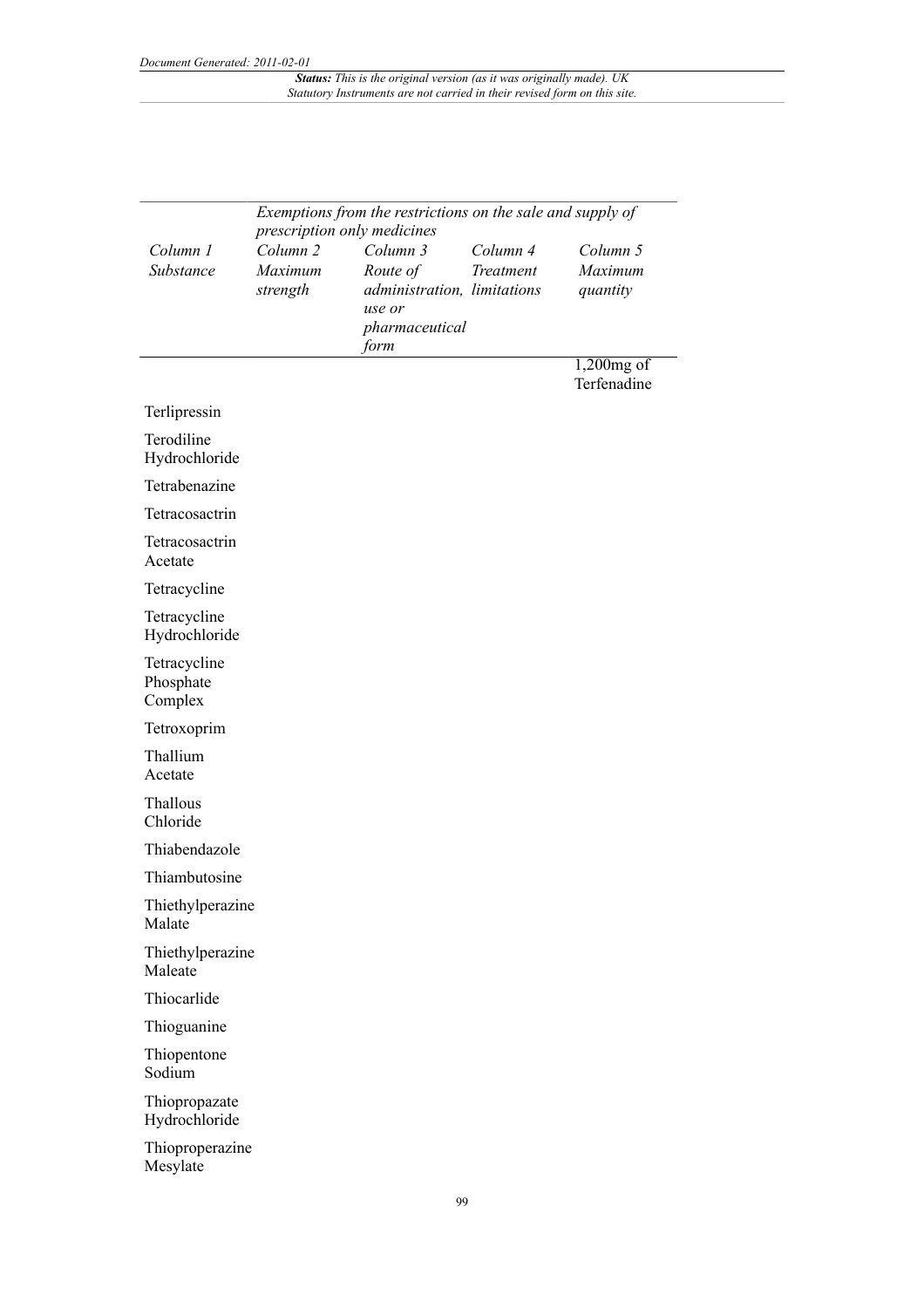| Column 1 Substance | Column 2 Maximum strength | Column 3 Route of administration, use or pharmaceutical form | Column 4 Treatment limitations | Column 5 Maximum quantity |
|---|---|---|---|---|
| | *Exemptions from the restrictions on the sale and supply of prescription only medicines* | | | |
| | | | | 1,200mg of Terfenadine |
| Terlipressin | | | | |
| Terodiline Hydrochloride | | | | |
| Tetrabenazine | | | | |
| Tetracosactrin | | | | |
| Tetracosactrin Acetate | | | | |
| Tetracycline | | | | |
| Tetracycline Hydrochloride | | | | |
| Tetracycline Phosphate Complex | | | | |
| Tetroxoprim | | | | |
| Thallium Acetate | | | | |
| Thallous Chloride | | | | |
| Thiabendazole | | | | |
| Thiambutosine | | | | |
| Thiethylperazine Malate | | | | |
| Thiethylperazine Maleate | | | | |
| Thiocarlide | | | | |
| Thioguanine | | | | |
| Thiopentone Sodium | | | | |
| Thiopropazate Hydrochloride | | | | |
| Thioproperazine Mesylate | | | | |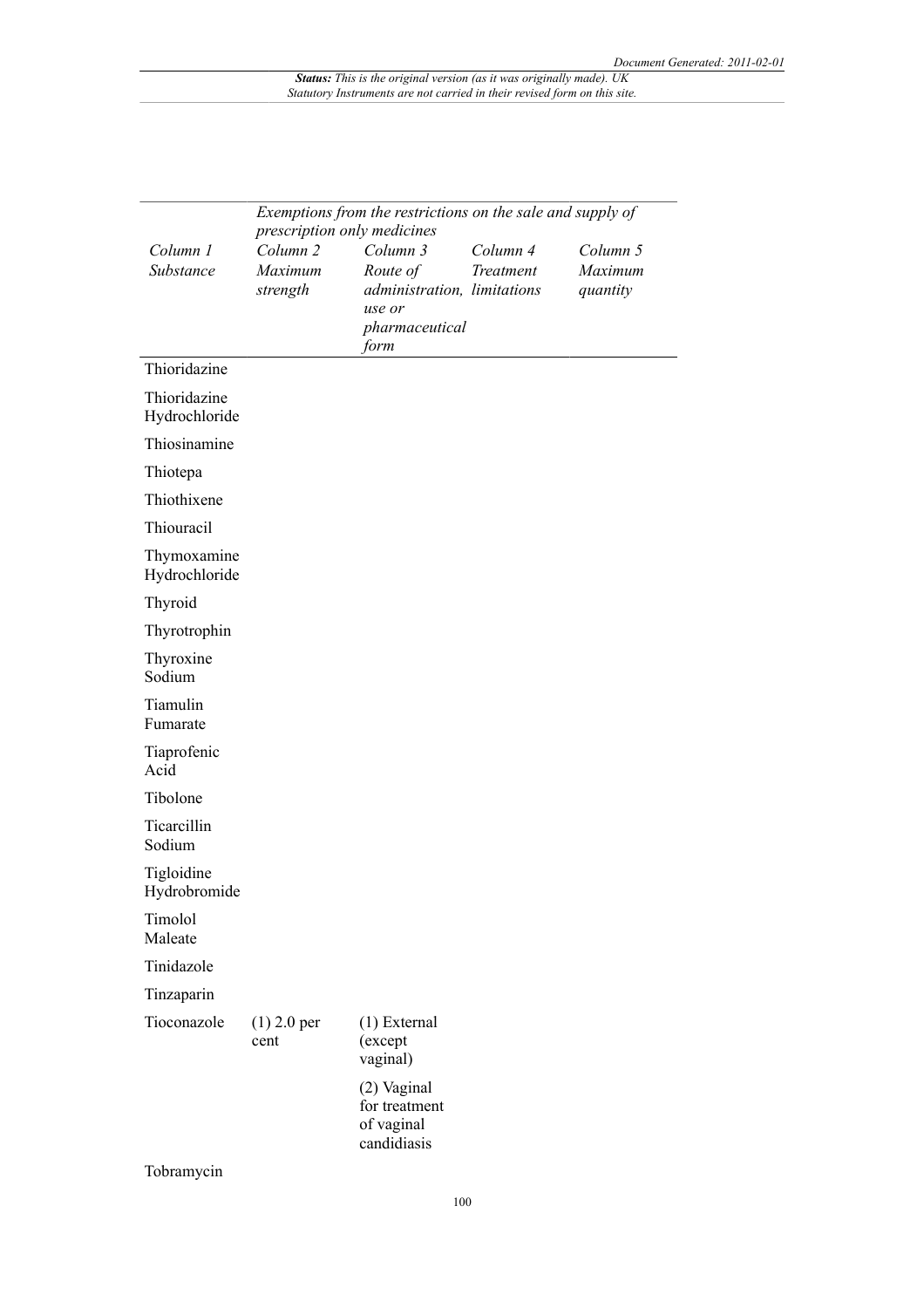| | Exemptions from the restrictions on the sale and supply of prescription only medicines | | | |
|---|---|---|---|---|
| *Column 1* *Substance* | *Column 2* *Maximum strength* | *Column 3* *Route of administration, use or pharmaceutical form* | *Column 4* *Treatment limitations* | *Column 5* *Maximum quantity* |
| Thioridazine | | | | |
| Thioridazine Hydrochloride | | | | |
| Thiosinamine | | | | |
| Thiotepa | | | | |
| Thiothixene | | | | |
| Thiouracil | | | | |
| Thymoxamine Hydrochloride | | | | |
| Thyroid | | | | |
| Thyrotrophin | | | | |
| Thyroxine Sodium | | | | |
| Tiamulin Fumarate | | | | |
| Tiaprofenic Acid | | | | |
| Tibolone | | | | |
| Ticarcillin Sodium | | | | |
| Tigloidine Hydrobromide | | | | |
| Timolol Maleate | | | | |
| Tinidazole | | | | |
| Tinzaparin | | | | |
| Tioconazole | (1) 2.0 per cent | (1) External (except vaginal) | | |
| | | (2) Vaginal for treatment of vaginal candidiasis | | |
| Tobramycin | | | | |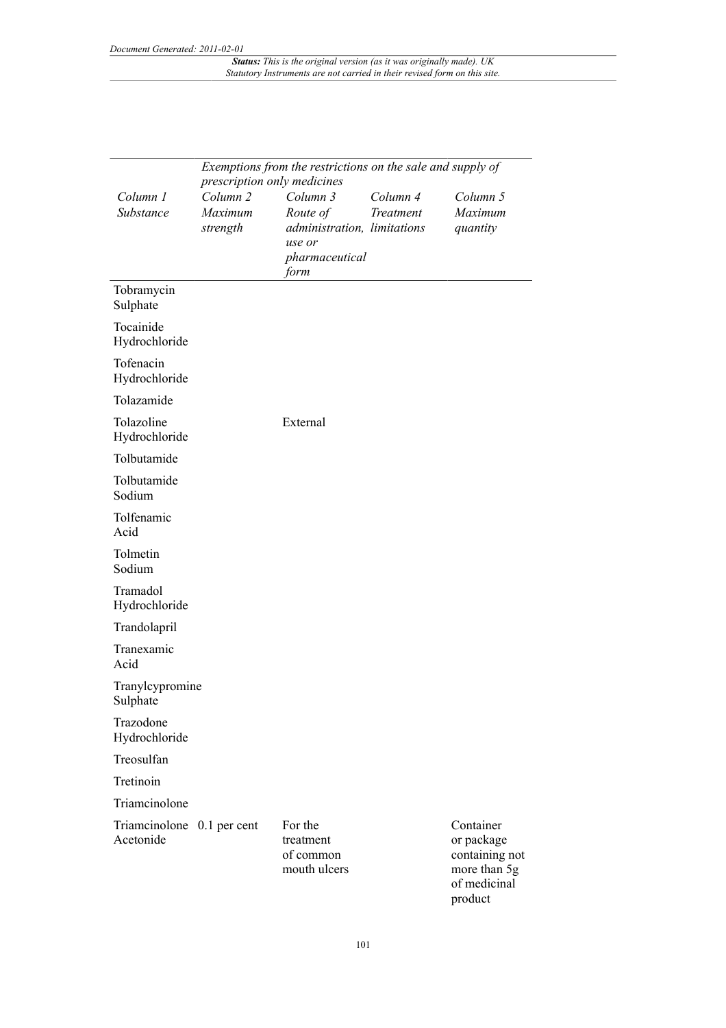| Column 1 Substance | Exemptions from the restrictions on the sale and supply of prescription only medicines | | | |
|---|---|---|---|---|
| | Column 2 Maximum strength | Column 3 Route of administration, use or pharmaceutical form | Column 4 Treatment limitations | Column 5 Maximum quantity |
| Tobramycin Sulphate | | | | |
| Tocainide Hydrochloride | | | | |
| Tofenacin Hydrochloride | | | | |
| Tolazamide | | | | |
| Tolazoline Hydrochloride | | External | | |
| Tolbutamide | | | | |
| Tolbutamide Sodium | | | | |
| Tolfenamic Acid | | | | |
| Tolmetin Sodium | | | | |
| Tramadol Hydrochloride | | | | |
| Trandolapril | | | | |
| Tranexamic Acid | | | | |
| Tranylcypromine Sulphate | | | | |
| Trazodone Hydrochloride | | | | |
| Treosulfan | | | | |
| Tretinoin | | | | |
| Triamcinolone | | | | |
| Triamcinolone Acetonide | 0.1 per cent | For the treatment of common mouth ulcers | | Container or package containing not more than 5g of medicinal product |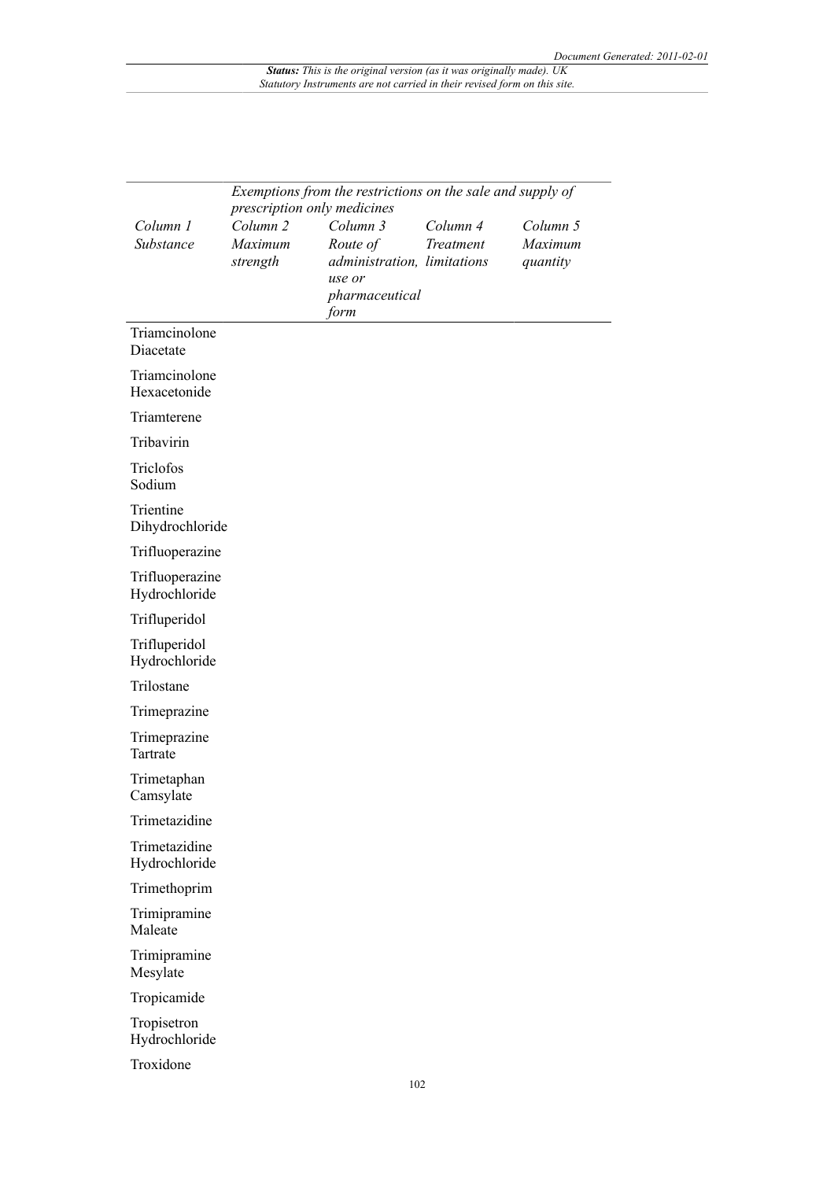| Column 1 Substance | Exemptions from the restrictions on the sale and supply of prescription only medicines | | | |
|---|---|---|---|---|
| | Column 2 Maximum strength | Column 3 Route of administration, use or pharmaceutical form | Column 4 Treatment limitations | Column 5 Maximum quantity |
| Triamcinolone Diacetate | | | | |
| Triamcinolone Hexacetonide | | | | |
| Triamterene | | | | |
| Tribavirin | | | | |
| Triclofos Sodium | | | | |
| Trientine Dihydrochloride | | | | |
| Trifluoperazine | | | | |
| Trifluoperazine Hydrochloride | | | | |
| Trifluperidol | | | | |
| Trifluperidol Hydrochloride | | | | |
| Trilostane | | | | |
| Trimeprazine | | | | |
| Trimeprazine Tartrate | | | | |
| Trimetaphan Camsylate | | | | |
| Trimetazidine | | | | |
| Trimetazidine Hydrochloride | | | | |
| Trimethoprim | | | | |
| Trimipramine Maleate | | | | |
| Trimipramine Mesylate | | | | |
| Tropicamide | | | | |
| Tropisetron Hydrochloride | | | | |
| Troxidone | | | | |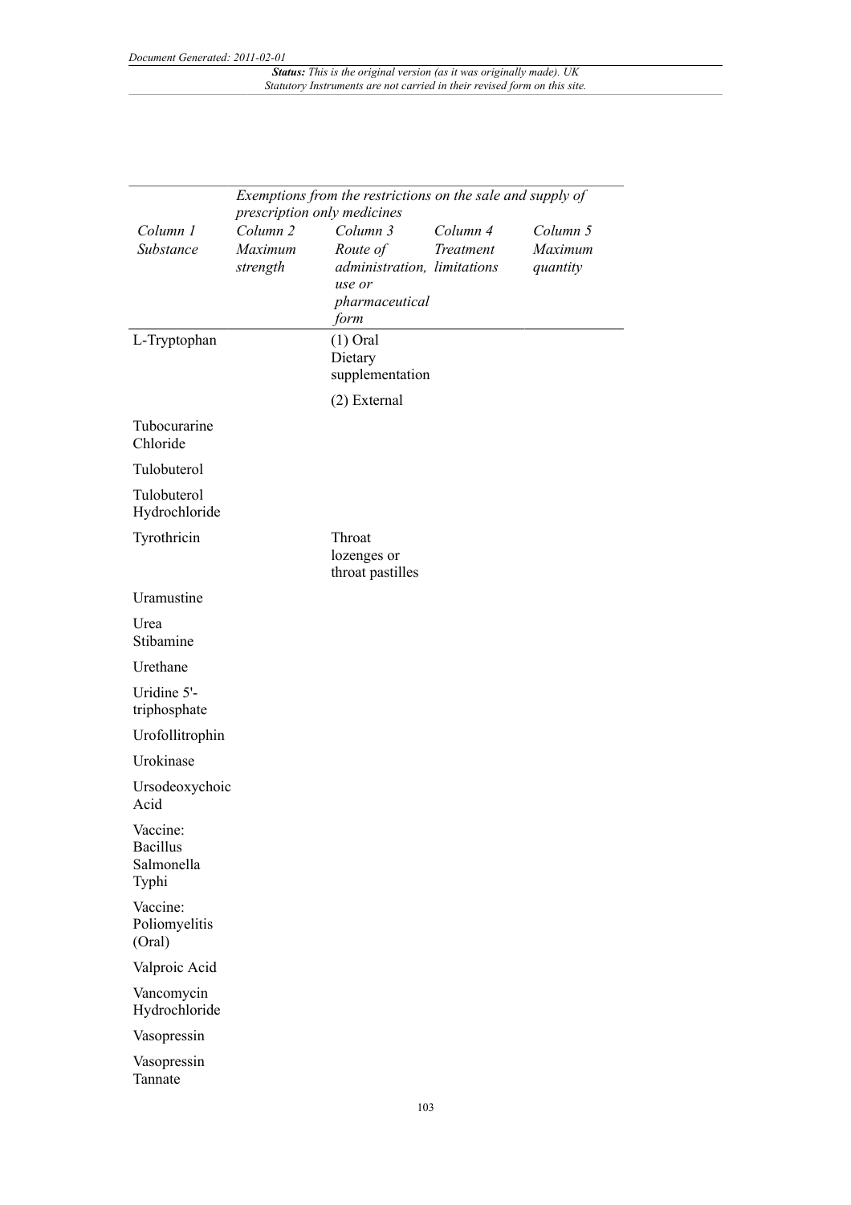*Document Generated: 2011-02-01*

***Status:** This is the original version (as it was originally made). UK Statutory Instruments are not carried in their revised form on this site.*

| | *Exemptions from the restrictions on the sale and supply of prescription only medicines* | | | |
|---|---|---|---|---|
| *Column 1 Substance* | *Column 2 Maximum strength* | *Column 3 Route of administration, use or pharmaceutical form* | *Column 4 Treatment limitations* | *Column 5 Maximum quantity* |
| L-Tryptophan | | (1) Oral Dietary supplementation | | |
| | | (2) External | | |
| Tubocurarine Chloride | | | | |
| Tulobuterol | | | | |
| Tulobuterol Hydrochloride | | | | |
| Tyrothricin | | Throat lozenges or throat pastilles | | |
| Uramustine | | | | |
| Urea Stibamine | | | | |
| Urethane | | | | |
| Uridine 5'-triphosphate | | | | |
| Urofollitrophin | | | | |
| Urokinase | | | | |
| Ursodeoxychoic Acid | | | | |
| Vaccine: Bacillus Salmonella Typhi | | | | |
| Vaccine: Poliomyelitis (Oral) | | | | |
| Valproic Acid | | | | |
| Vancomycin Hydrochloride | | | | |
| Vasopressin | | | | |
| Vasopressin Tannate | | | | |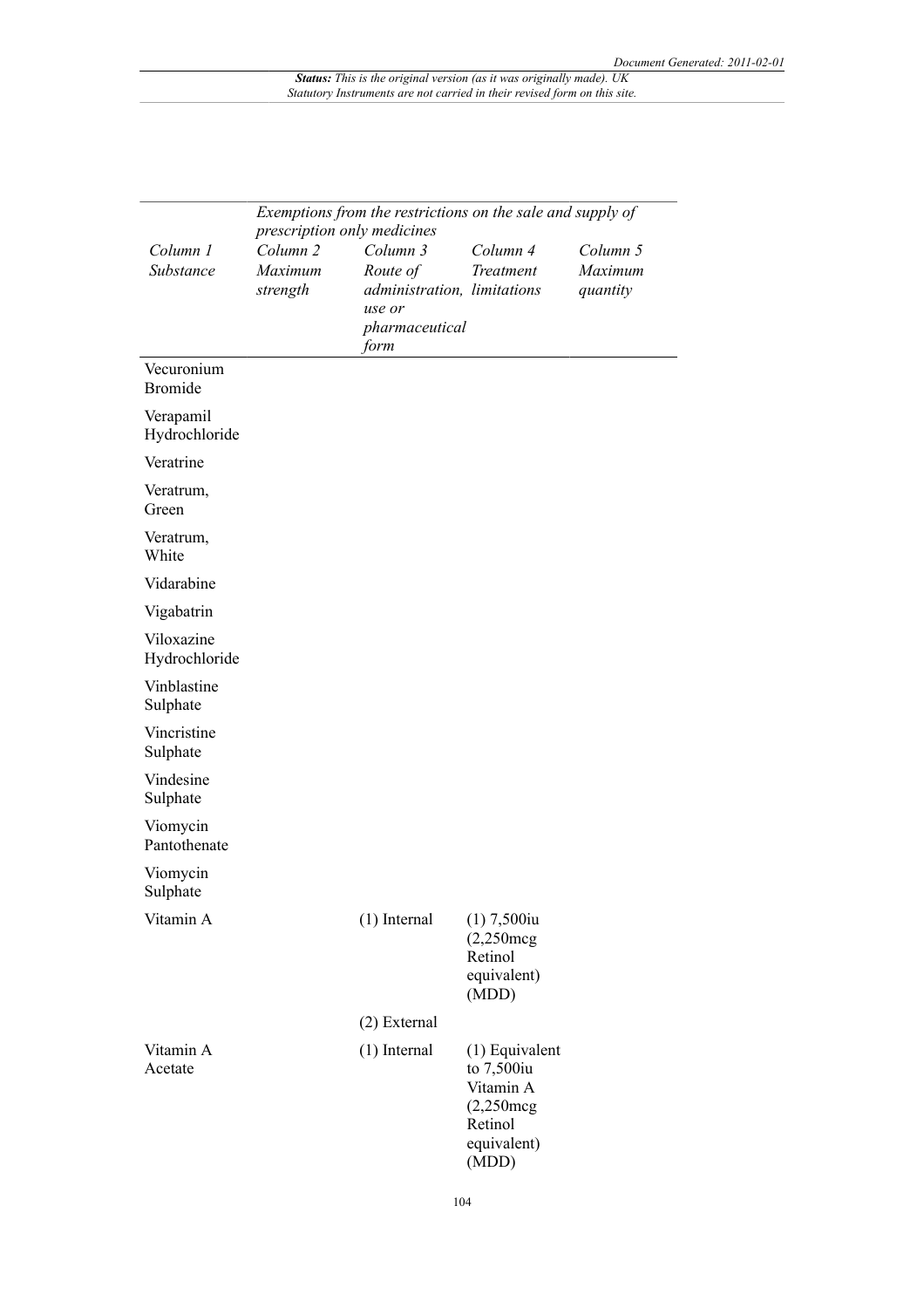| Column 1 Substance | Exemptions from the restrictions on the sale and supply of prescription only medicines | | | |
|---|---|---|---|---|
| | Column 2 Maximum strength | Column 3 Route of administration, use or pharmaceutical form | Column 4 Treatment limitations | Column 5 Maximum quantity |
| Vecuronium Bromide | | | | |
| Verapamil Hydrochloride | | | | |
| Veratrine | | | | |
| Veratrum, Green | | | | |
| Veratrum, White | | | | |
| Vidarabine | | | | |
| Vigabatrin | | | | |
| Viloxazine Hydrochloride | | | | |
| Vinblastine Sulphate | | | | |
| Vincristine Sulphate | | | | |
| Vindesine Sulphate | | | | |
| Viomycin Pantothenate | | | | |
| Viomycin Sulphate | | | | |
| Vitamin A | | (1) Internal | (1) 7,500iu (2,250mcg Retinol equivalent) (MDD) | |
| | | (2) External | | |
| Vitamin A Acetate | | (1) Internal | (1) Equivalent to 7,500iu Vitamin A (2,250mcg Retinol equivalent) (MDD) | |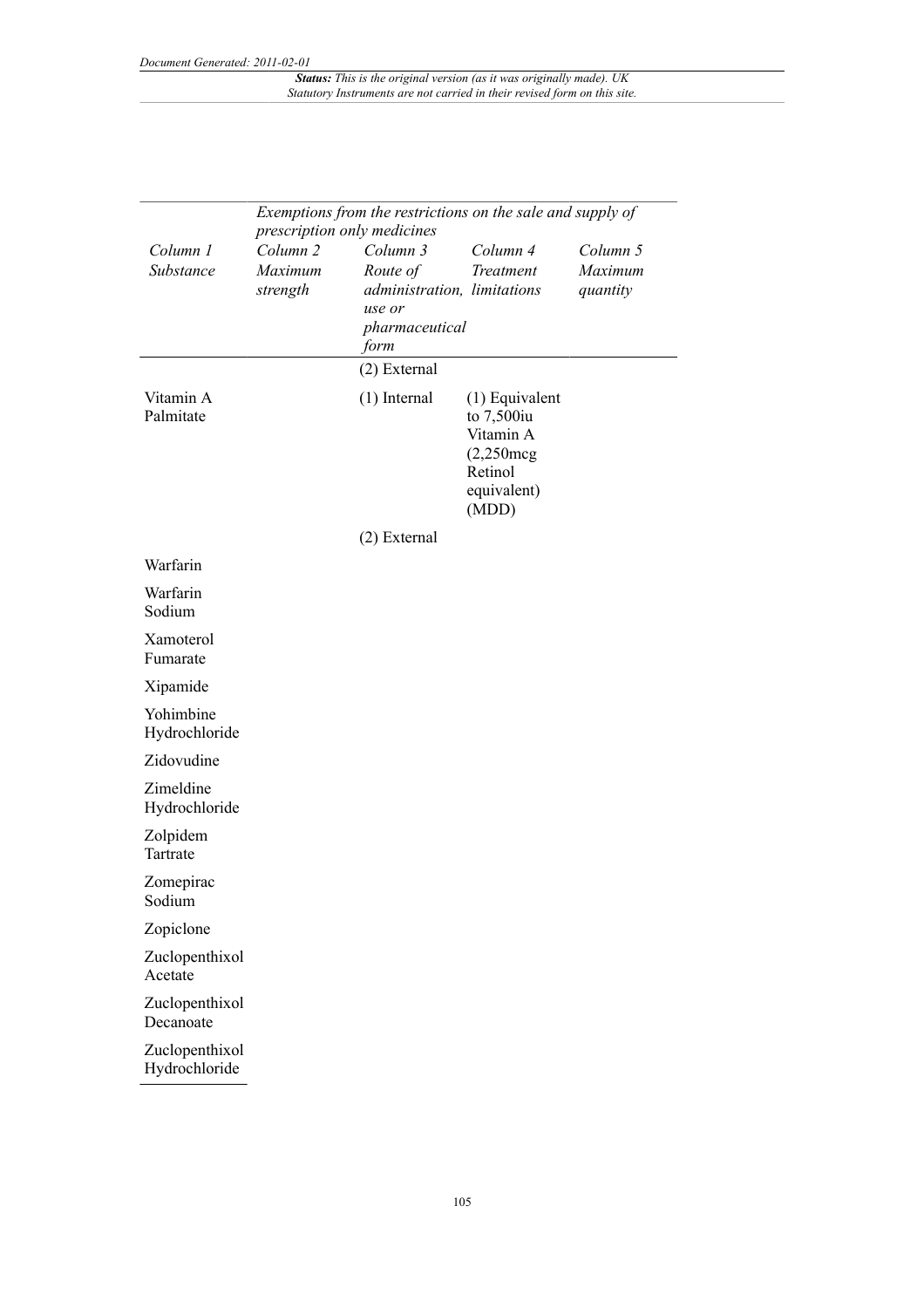| Column 1 Substance | Column 2 Maximum strength | Column 3 Route of administration, use or pharmaceutical form | Column 4 Treatment limitations | Column 5 Maximum quantity |
|---|---|---|---|---|
| | *Exemptions from the restrictions on the sale and supply of prescription only medicines* | | | |
| | | (2) External | | |
| Vitamin A Palmitate | | (1) Internal | (1) Equivalent to 7,500iu Vitamin A (2,250mcg Retinol equivalent) (MDD) | |
| | | (2) External | | |
| Warfarin | | | | |
| Warfarin Sodium | | | | |
| Xamoterol Fumarate | | | | |
| Xipamide | | | | |
| Yohimbine Hydrochloride | | | | |
| Zidovudine | | | | |
| Zimeldine Hydrochloride | | | | |
| Zolpidem Tartrate | | | | |
| Zomepirac Sodium | | | | |
| Zopiclone | | | | |
| Zuclopenthixol Acetate | | | | |
| Zuclopenthixol Decanoate | | | | |
| Zuclopenthixol Hydrochloride | | | | |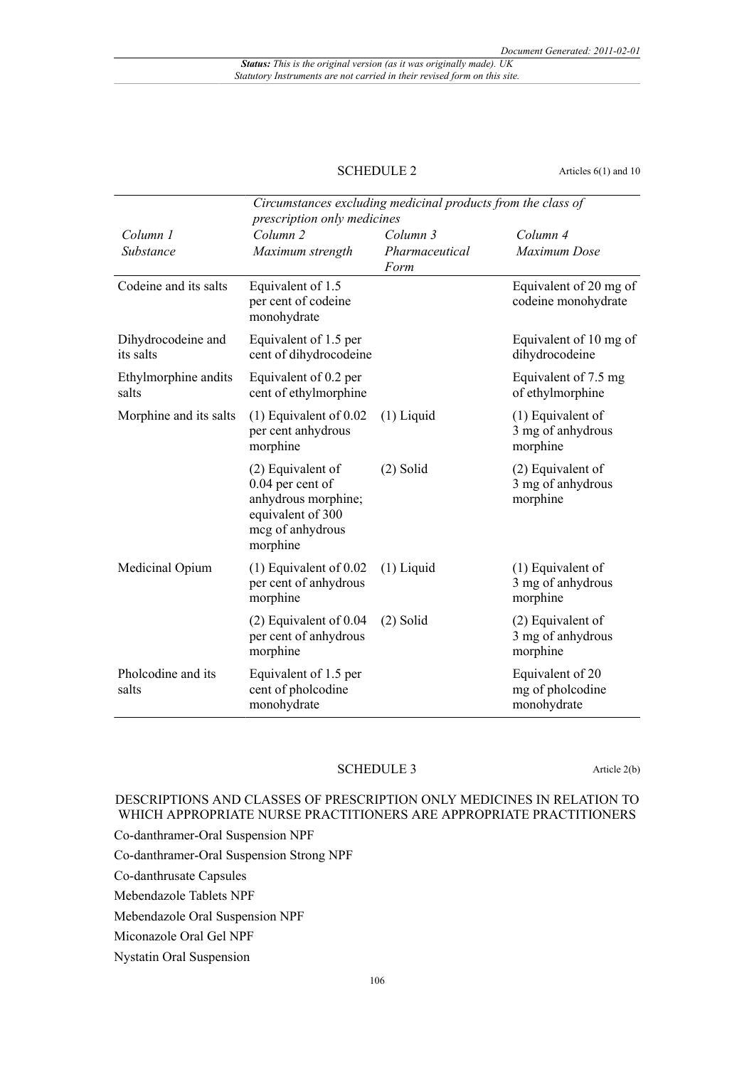SCHEDULE 2

Articles 6(1) and 10

| | *Circumstances excluding medicinal products from the class of prescription only medicines* | | |
|---|---|---|---|
| *Column 1*<br>*Substance* | *Column 2*<br>*Maximum strength* | *Column 3*<br>*Pharmaceutical Form* | *Column 4*<br>*Maximum Dose* |
| Codeine and its salts | Equivalent of 1.5 per cent of codeine monohydrate | | Equivalent of 20 mg of codeine monohydrate |
| Dihydrocodeine and its salts | Equivalent of 1.5 per cent of dihydrocodeine | | Equivalent of 10 mg of dihydrocodeine |
| Ethylmorphine andits salts | Equivalent of 0.2 per cent of ethylmorphine | | Equivalent of 7.5 mg of ethylmorphine |
| Morphine and its salts | (1) Equivalent of 0.02 per cent anhydrous morphine | (1) Liquid | (1) Equivalent of 3 mg of anhydrous morphine |
| | (2) Equivalent of 0.04 per cent of anhydrous morphine; equivalent of 300 mcg of anhydrous morphine | (2) Solid | (2) Equivalent of 3 mg of anhydrous morphine |
| Medicinal Opium | (1) Equivalent of 0.02 per cent of anhydrous morphine | (1) Liquid | (1) Equivalent of 3 mg of anhydrous morphine |
| | (2) Equivalent of 0.04 per cent of anhydrous morphine | (2) Solid | (2) Equivalent of 3 mg of anhydrous morphine |
| Pholcodine and its salts | Equivalent of 1.5 per cent of pholcodine monohydrate | | Equivalent of 20 mg of pholcodine monohydrate |

SCHEDULE 3

Article 2(b)

DESCRIPTIONS AND CLASSES OF PRESCRIPTION ONLY MEDICINES IN RELATION TO WHICH APPROPRIATE NURSE PRACTITIONERS ARE APPROPRIATE PRACTITIONERS

Co-danthramer-Oral Suspension NPF

Co-danthramer-Oral Suspension Strong NPF

Co-danthrusate Capsules

Mebendazole Tablets NPF

Mebendazole Oral Suspension NPF

Miconazole Oral Gel NPF

Nystatin Oral Suspension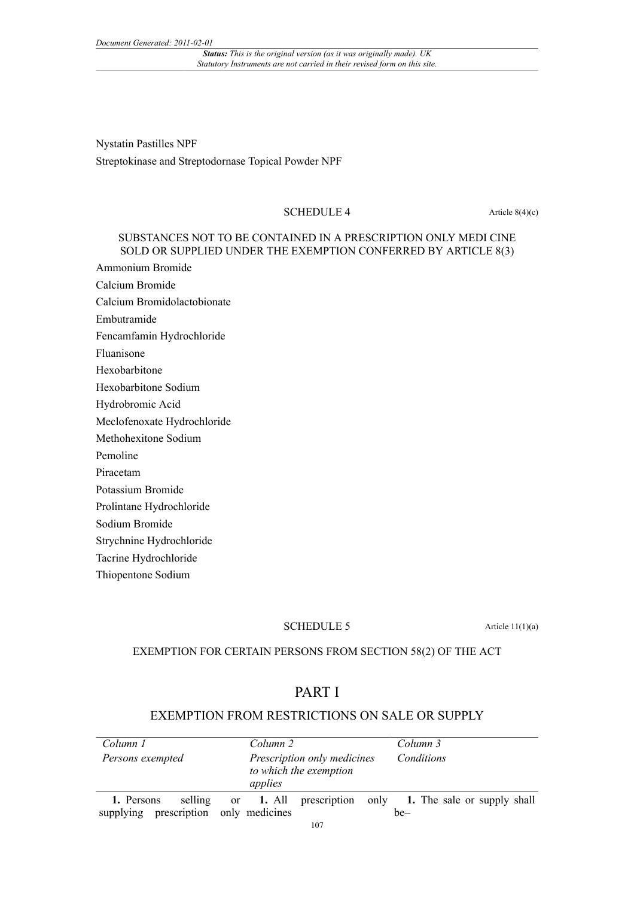Nystatin Pastilles NPF

Streptokinase and Streptodornase Topical Powder NPF

## SCHEDULE 4

Article 8(4)(c)

### SUBSTANCES NOT TO BE CONTAINED IN A PRESCRIPTION ONLY MEDI CINE SOLD OR SUPPLIED UNDER THE EXEMPTION CONFERRED BY ARTICLE 8(3)

Ammonium Bromide

Calcium Bromide

Calcium Bromidolactobionate

Embutramide

Fencamfamin Hydrochloride

Fluanisone

Hexobarbitone

Hexobarbitone Sodium

Hydrobromic Acid

Meclofenoxate Hydrochloride

Methohexitone Sodium

Pemoline

Piracetam

Potassium Bromide

Prolintane Hydrochloride

Sodium Bromide

Strychnine Hydrochloride

Tacrine Hydrochloride

Thiopentone Sodium

## SCHEDULE 5

Article 11(1)(a)

### EXEMPTION FOR CERTAIN PERSONS FROM SECTION 58(2) OF THE ACT

## PART I

### EXEMPTION FROM RESTRICTIONS ON SALE OR SUPPLY

| *Column 1* *Persons exempted* | *Column 2* *Prescription only medicines to which the exemption applies* | *Column 3* *Conditions* |
|---|---|---|
| **1.** Persons selling or supplying prescription only medicines | **1.** All prescription only | **1.** The sale or supply shall be– |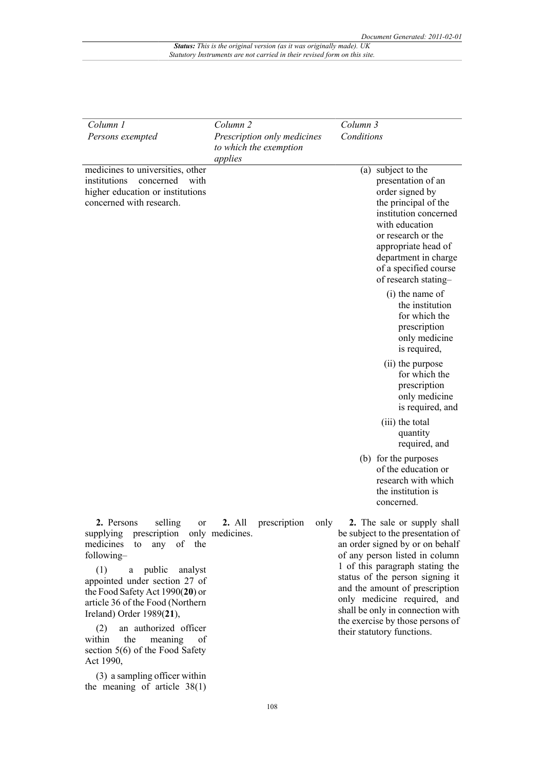| Column 1<br>Persons exempted | Column 2<br>Prescription only medicines to which the exemption applies | Column 3<br>Conditions |
|---|---|---|
| medicines to universities, other institutions concerned with higher education or institutions concerned with research. | | (a) subject to the presentation of an order signed by the principal of the institution concerned with education or research or the appropriate head of department in charge of a specified course of research stating–<br>(i) the name of the institution for which the prescription only medicine is required,<br>(ii) the purpose for which the prescription only medicine is required, and<br>(iii) the total quantity required, and<br>(b) for the purposes of the education or research with which the institution is concerned. |
| **2.** Persons selling or supplying prescription only medicines to any of the following–<br>(1) a public analyst appointed under section 27 of the Food Safety Act 1990(**20**) or article 36 of the Food (Northern Ireland) Order 1989(**21**),<br>(2) an authorized officer within the meaning of section 5(6) of the Food Safety Act 1990,<br>(3) a sampling officer within the meaning of article 38(1) | **2.** All prescription only medicines. | **2.** The sale or supply shall be subject to the presentation of an order signed by or on behalf of any person listed in column 1 of this paragraph stating the status of the person signing it and the amount of prescription only medicine required, and shall be only in connection with the exercise by those persons of their statutory functions. |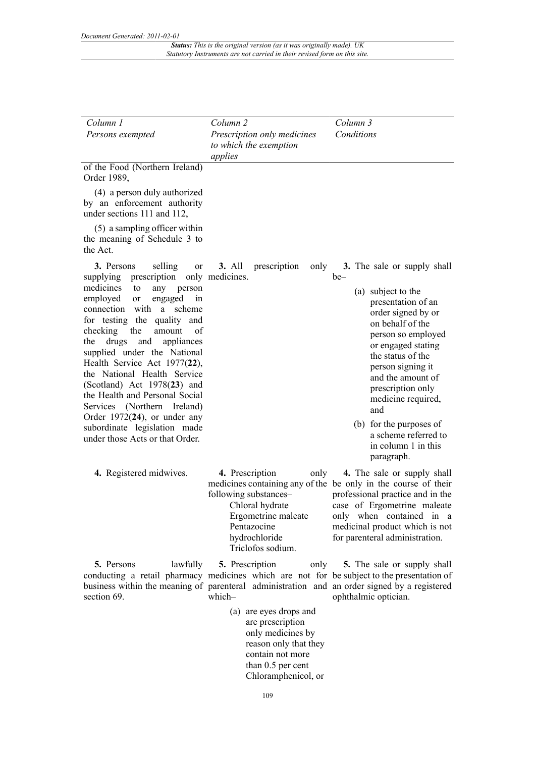| Column 1<br>*Persons exempted* | Column 2<br>*Prescription only medicines to which the exemption applies* | Column 3<br>*Conditions* |
|---|---|---|
| of the Food (Northern Ireland) Order 1989,<br><br>(4) a person duly authorized by an enforcement authority under sections 111 and 112,<br><br>(5) a sampling officer within the meaning of Schedule 3 to the Act. | | |
| **3.** Persons selling or supplying prescription only medicines to any person employed or engaged in connection with a scheme for testing the quality and checking the amount of the drugs and appliances supplied under the National Health Service Act 1977(**22**), the National Health Service (Scotland) Act 1978(**23**) and the Health and Personal Social Services (Northern Ireland) Order 1972(**24**), or under any subordinate legislation made under those Acts or that Order. | **3.** All prescription only medicines. | **3.** The sale or supply shall be–<br>(a) subject to the presentation of an order signed by or on behalf of the person so employed or engaged stating the status of the person signing it and the amount of prescription only medicine required, and<br>(b) for the purposes of a scheme referred to in column 1 in this paragraph. |
| **4.** Registered midwives. | **4.** Prescription only medicines containing any of the following substances–<br>Chloral hydrate<br>Ergometrine maleate<br>Pentazocine hydrochloride<br>Triclofos sodium. | **4.** The sale or supply shall be only in the course of their professional practice and in the case of Ergometrine maleate only when contained in a medicinal product which is not for parenteral administration. |
| **5.** Persons lawfully conducting a retail pharmacy business within the meaning of section 69. | **5.** Prescription only medicines which are not for parenteral administration and which–<br>(a) are eyes drops and are prescription only medicines by reason only that they contain not more than 0.5 per cent Chloramphenicol, or | **5.** The sale or supply shall be subject to the presentation of an order signed by a registered ophthalmic optician. |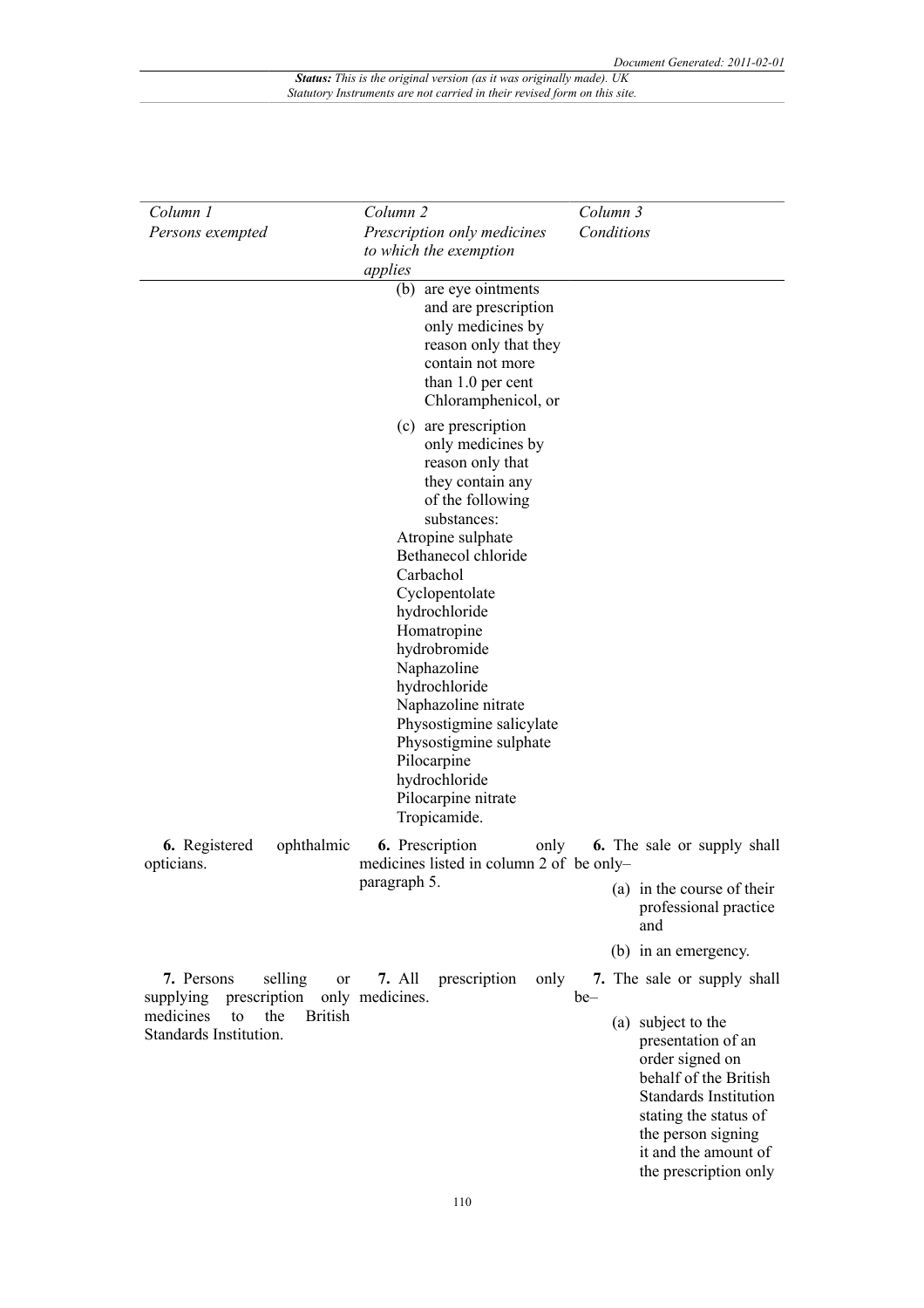| *Column 1* *Persons exempted* | *Column 2* *Prescription only medicines to which the exemption applies* | *Column 3* *Conditions* |
|---|---|---|
| | (b) are eye ointments and are prescription only medicines by reason only that they contain not more than 1.0 per cent Chloramphenicol, or | |
| | (c) are prescription only medicines by reason only that they contain any of the following substances: Atropine sulphate Bethanecol chloride Carbachol Cyclopentolate hydrochloride Homatropine hydrobromide Naphazoline hydrochloride Naphazoline nitrate Physostigmine salicylate Physostigmine sulphate Pilocarpine hydrochloride Pilocarpine nitrate Tropicamide. | |
| **6.** Registered ophthalmic opticians. | **6.** Prescription only medicines listed in column 2 of paragraph 5. | **6.** The sale or supply shall be only– (a) in the course of their professional practice and (b) in an emergency. |
| **7.** Persons selling or supplying prescription only medicines to the British Standards Institution. | **7.** All prescription only medicines. | **7.** The sale or supply shall be– (a) subject to the presentation of an order signed on behalf of the British Standards Institution stating the status of the person signing it and the amount of the prescription only |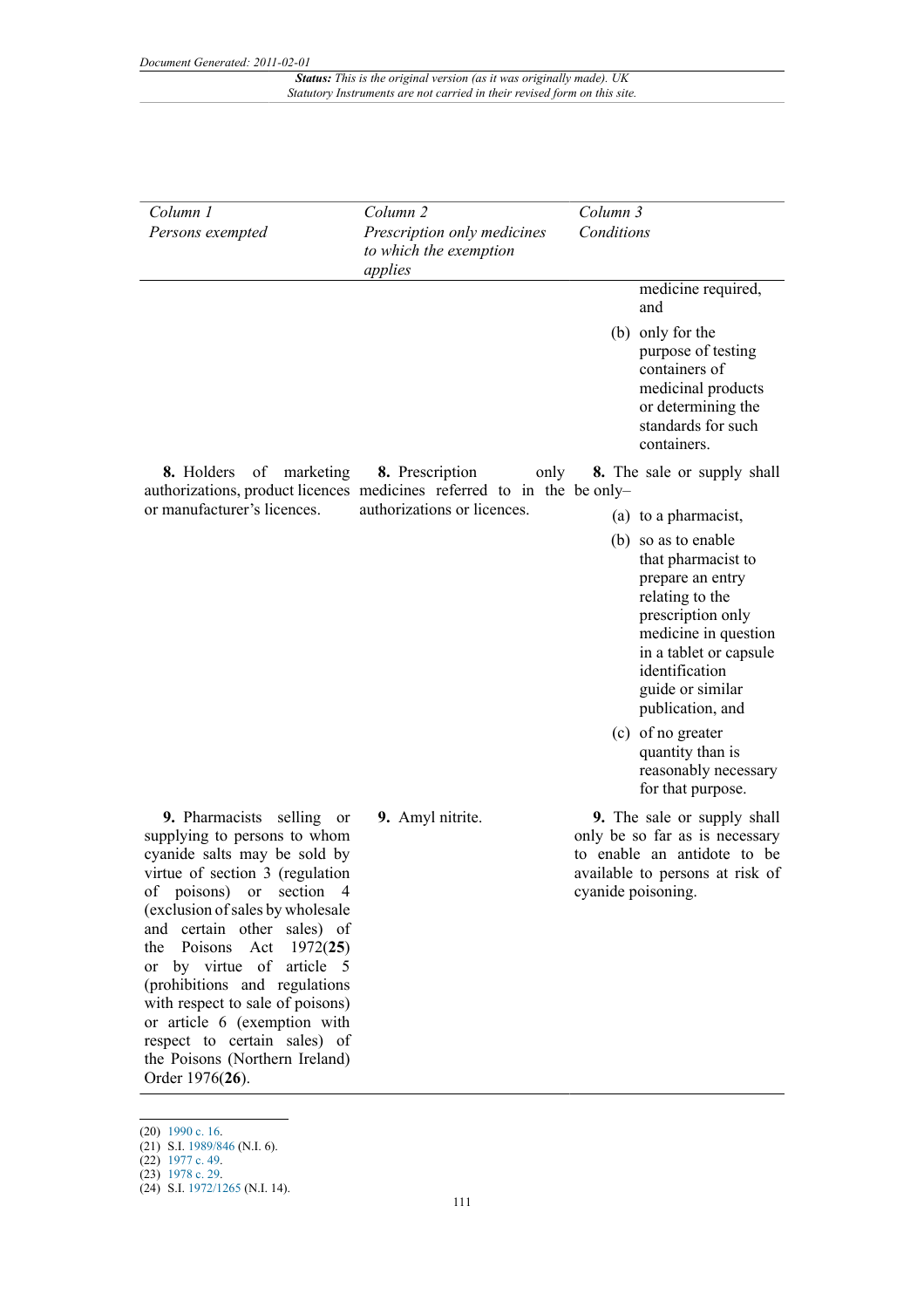| Column 1<br>*Persons exempted* | Column 2<br>*Prescription only medicines to which the exemption applies* | Column 3<br>*Conditions* |
|---|---|---|
| | | medicine required, and<br>(b) only for the purpose of testing containers of medicinal products or determining the standards for such containers. |
| **8.** Holders of marketing authorizations, product licences or manufacturer's licences. | **8.** Prescription only medicines referred to in the authorizations or licences. | **8.** The sale or supply shall be only–<br>(a) to a pharmacist,<br>(b) so as to enable that pharmacist to prepare an entry relating to the prescription only medicine in question in a tablet or capsule identification guide or similar publication, and<br>(c) of no greater quantity than is reasonably necessary for that purpose. |
| **9.** Pharmacists selling or supplying to persons to whom cyanide salts may be sold by virtue of section 3 (regulation of poisons) or section 4 (exclusion of sales by wholesale and certain other sales) of the Poisons Act 1972(**25**) or by virtue of article 5 (prohibitions and regulations with respect to sale of poisons) or article 6 (exemption with respect to certain sales) of the Poisons (Northern Ireland) Order 1976(**26**). | **9.** Amyl nitrite. | **9.** The sale or supply shall only be so far as is necessary to enable an antidote to be available to persons at risk of cyanide poisoning. |

(20) 1990 c. 16.
(21) S.I. 1989/846 (N.I. 6).
(22) 1977 c. 49.
(23) 1978 c. 29.
(24) S.I. 1972/1265 (N.I. 14).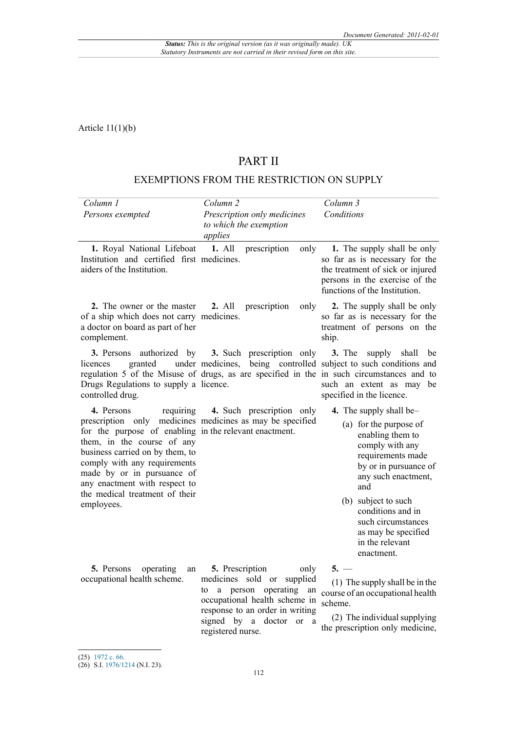Article 11(1)(b)

# PART II

## EXEMPTIONS FROM THE RESTRICTION ON SUPPLY

| *Column 1*<br>*Persons exempted* | *Column 2*<br>*Prescription only medicines to which the exemption applies* | *Column 3*<br>*Conditions* |
|---|---|---|
| **1.** Royal National Lifeboat Institution and certified first aiders of the Institution. | **1.** All prescription only medicines. | **1.** The supply shall be only so far as is necessary for the the treatment of sick or injured persons in the exercise of the functions of the Institution. |
| **2.** The owner or the master of a ship which does not carry a doctor on board as part of her complement. | **2.** All prescription only medicines. | **2.** The supply shall be only so far as is necessary for the treatment of persons on the ship. |
| **3.** Persons authorized by licences granted under regulation 5 of the Misuse of Drugs Regulations to supply a controlled drug. | **3.** Such prescription only medicines, being controlled drugs, as are specified in the licence. | **3.** The supply shall be subject to such conditions and in such circumstances and to such an extent as may be specified in the licence. |
| **4.** Persons requiring prescription only medicines for the purpose of enabling them, in the course of any business carried on by them, to comply with any requirements made by or in pursuance of any enactment with respect to the medical treatment of their employees. | **4.** Such prescription only medicines as may be specified in the relevant enactment. | **4.** The supply shall be– (a) for the purpose of enabling them to comply with any requirements made by or in pursuance of any such enactment, and (b) subject to such conditions and in such circumstances as may be specified in the relevant enactment. |
| **5.** Persons operating an occupational health scheme. | **5.** Prescription only medicines sold or supplied to a person operating an occupational health scheme in response to an order in writing signed by a doctor or a registered nurse. | **5.** — (1) The supply shall be in the course of an occupational health scheme. (2) The individual supplying the prescription only medicine, |

(25) 1972 c. 66.
(26) S.I. 1976/1214 (N.I. 23).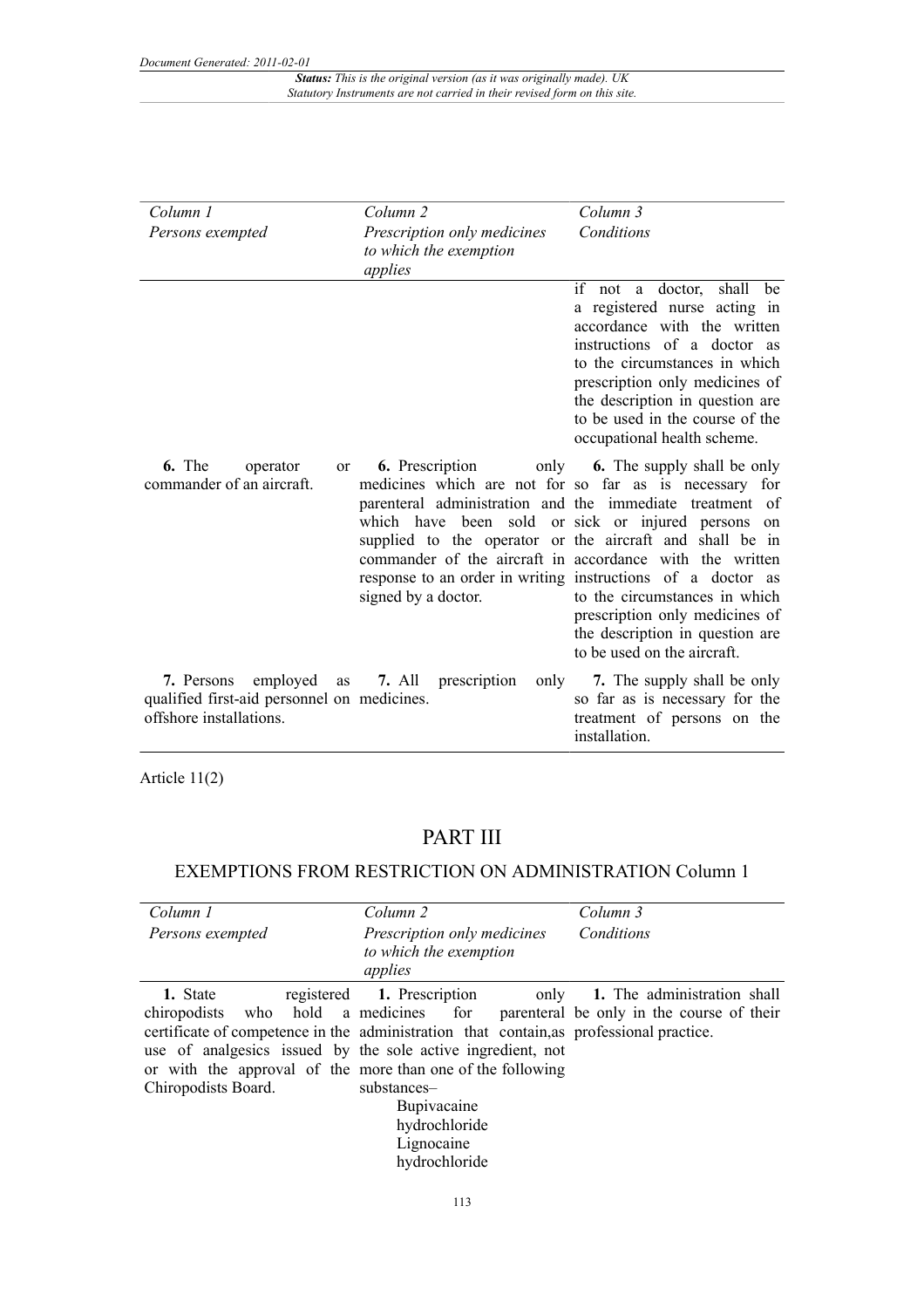| *Column 1* *Persons exempted* | *Column 2* *Prescription only medicines to which the exemption applies* | *Column 3* *Conditions* |
|---|---|---|
| | | if not a doctor, shall be a registered nurse acting in accordance with the written instructions of a doctor as to the circumstances in which prescription only medicines of the description in question are to be used in the course of the occupational health scheme. |
| **6.** The operator or commander of an aircraft. | **6.** Prescription only medicines which are not for parenteral administration and which have been sold or supplied to the operator or commander of the aircraft in response to an order in writing signed by a doctor. | **6.** The supply shall be only so far as is necessary for the immediate treatment of sick or injured persons on the aircraft and shall be in accordance with the written instructions of a doctor as to the circumstances in which prescription only medicines of the description in question are to be used on the aircraft. |
| **7.** Persons employed as qualified first-aid personnel on offshore installations. | **7.** All prescription only medicines. | **7.** The supply shall be only so far as is necessary for the treatment of persons on the installation. |

Article 11(2)

# PART III

## EXEMPTIONS FROM RESTRICTION ON ADMINISTRATION Column 1

| *Column 1* *Persons exempted* | *Column 2* *Prescription only medicines to which the exemption applies* | *Column 3* *Conditions* |
|---|---|---|
| **1.** State registered chiropodists who hold a certificate of competence in the use of analgesics issued by or with the approval of the Chiropodists Board. | **1.** Prescription only medicines for parenteral administration that contain,as the sole active ingredient, not more than one of the following substances– Bupivacaine hydrochloride Lignocaine hydrochloride | **1.** The administration shall be only in the course of their professional practice. |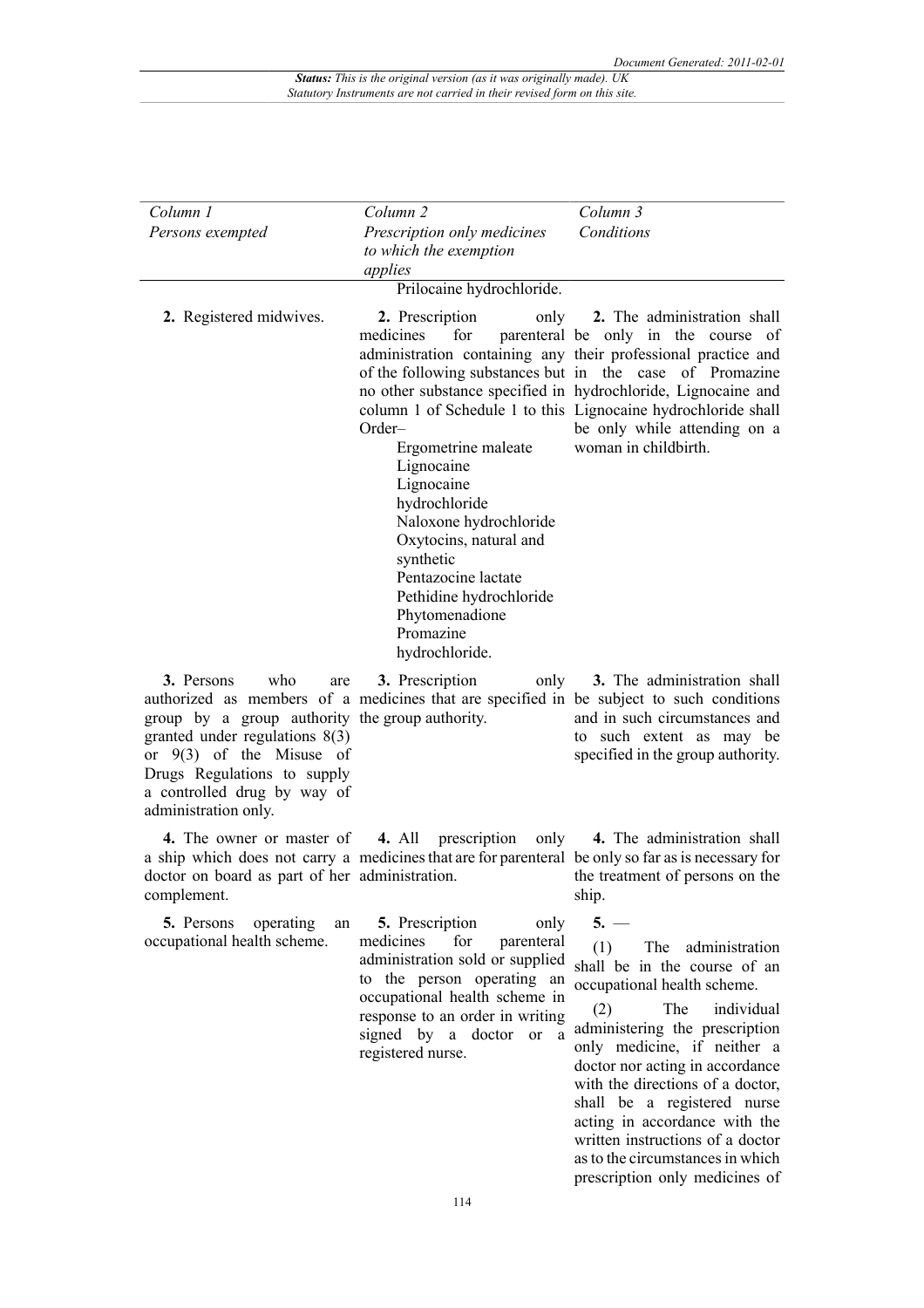| *Column 1* *Persons exempted* | *Column 2* *Prescription only medicines to which the exemption applies* | *Column 3* *Conditions* |
|---|---|---|
| | Prilocaine hydrochloride. | |
| **2.** Registered midwives. | **2.** Prescription only medicines for parenteral administration containing any of the following substances but no other substance specified in column 1 of Schedule 1 to this Order– Ergometrine maleate Lignocaine Lignocaine hydrochloride Naloxone hydrochloride Oxytocins, natural and synthetic Pentazocine lactate Pethidine hydrochloride Phytomenadione Promazine hydrochloride. | **2.** The administration shall be only in the course of their professional practice and in the case of Promazine hydrochloride, Lignocaine and Lignocaine hydrochloride shall be only while attending on a woman in childbirth. |
| **3.** Persons who are authorized as members of a group by a group authority granted under regulations 8(3) or 9(3) of the Misuse of Drugs Regulations to supply a controlled drug by way of administration only. | **3.** Prescription only medicines that are specified in the group authority. | **3.** The administration shall be subject to such conditions and in such circumstances and to such extent as may be specified in the group authority. |
| **4.** The owner or master of a ship which does not carry a doctor on board as part of her complement. | **4.** All prescription only medicines that are for parenteral administration. | **4.** The administration shall be only so far as is necessary for the treatment of persons on the ship. |
| **5.** Persons operating an occupational health scheme. | **5.** Prescription only medicines for parenteral administration sold or supplied to the person operating an occupational health scheme in response to an order in writing signed by a doctor or a registered nurse. | **5.** — (1) The administration shall be in the course of an occupational health scheme. (2) The individual administering the prescription only medicine, if neither a doctor nor acting in accordance with the directions of a doctor, shall be a registered nurse acting in accordance with the written instructions of a doctor as to the circumstances in which prescription only medicines of |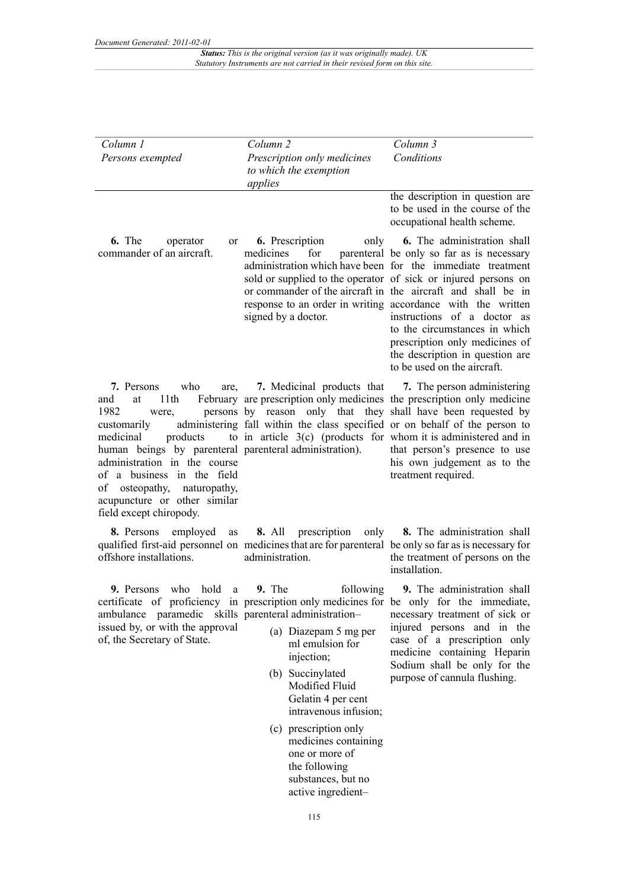| Column 1<br>*Persons exempted* | Column 2<br>*Prescription only medicines to which the exemption applies* | Column 3<br>*Conditions* |
|---|---|---|
| | | the description in question are to be used in the course of the occupational health scheme. |
| **6.** The operator or commander of an aircraft. | **6.** Prescription only medicines for parenteral administration which have been sold or supplied to the operator or commander of the aircraft in response to an order in writing signed by a doctor. | **6.** The administration shall be only so far as is necessary for the immediate treatment of sick or injured persons on the aircraft and shall be in accordance with the written instructions of a doctor as to the circumstances in which prescription only medicines of the description in question are to be used on the aircraft. |
| **7.** Persons who are, and at 11th February 1982 were, persons customarily administering medicinal products to human beings by parenteral administration in the course of a business in the field of osteopathy, naturopathy, acupuncture or other similar field except chiropody. | **7.** Medicinal products that are prescription only medicines by reason only that they fall within the class specified in article 3(c) (products for parenteral administration). | **7.** The person administering the prescription only medicine shall have been requested by or on behalf of the person to whom it is administered and in that person's presence to use his own judgement as to the treatment required. |
| **8.** Persons employed as qualified first-aid personnel on offshore installations. | **8.** All prescription only medicines that are for parenteral administration. | **8.** The administration shall be only so far as is necessary for the treatment of persons on the installation. |
| **9.** Persons who hold a certificate of proficiency in ambulance paramedic skills issued by, or with the approval of, the Secretary of State. | **9.** The following prescription only medicines for parenteral administration–<br>(a) Diazepam 5 mg per ml emulsion for injection;<br>(b) Succinylated Modified Fluid Gelatin 4 per cent intravenous infusion;<br>(c) prescription only medicines containing one or more of the following substances, but no active ingredient– | **9.** The administration shall be only for the immediate, necessary treatment of sick or injured persons and in the case of a prescription only medicine containing Heparin Sodium shall be only for the purpose of cannula flushing. |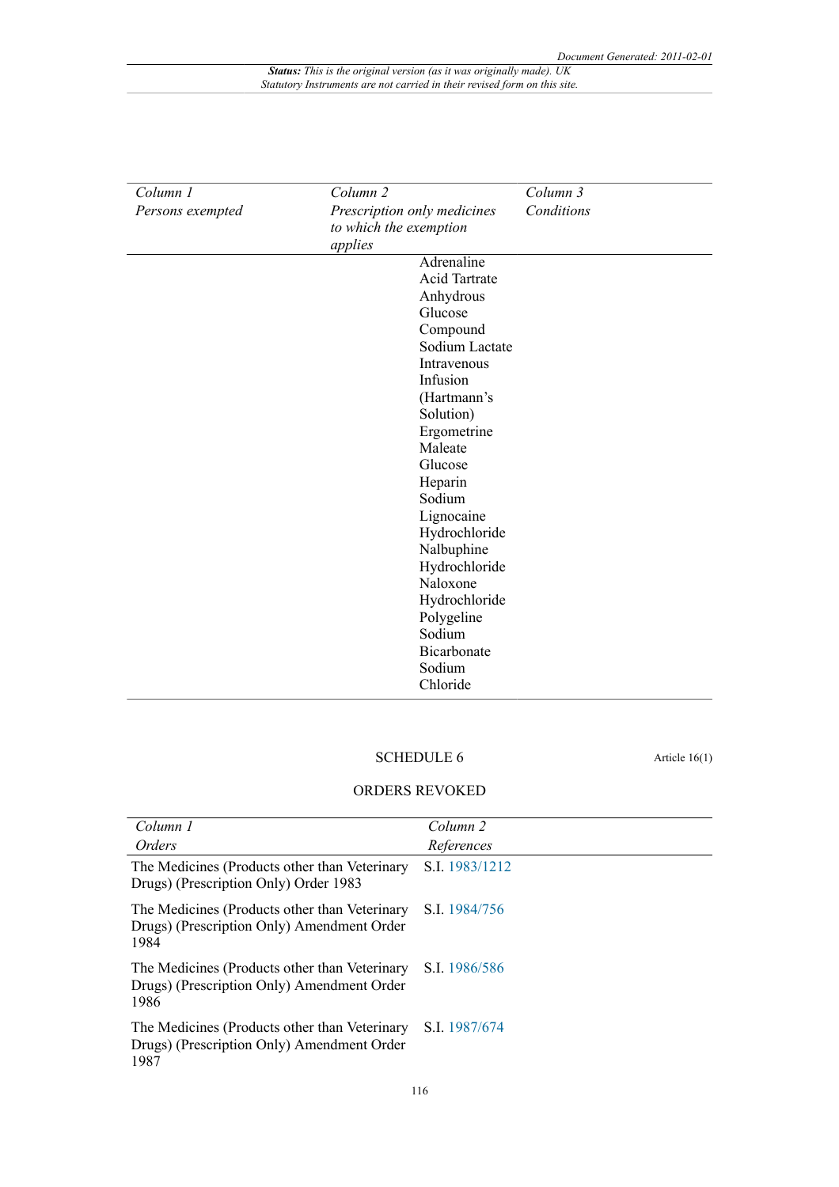| Column 1 | Column 2 | Column 3 |
|---|---|---|
| Persons exempted | Prescription only medicines to which the exemption applies | Conditions |
| | Adrenaline Acid Tartrate | |
| | Anhydrous Glucose | |
| | Compound Sodium Lactate Intravenous Infusion (Hartmann's Solution) | |
| | Ergometrine Maleate | |
| | Glucose | |
| | Heparin Sodium | |
| | Lignocaine Hydrochloride | |
| | Nalbuphine Hydrochloride | |
| | Naloxone Hydrochloride | |
| | Polygeline | |
| | Sodium Bicarbonate | |
| | Sodium Chloride | |

## SCHEDULE 6

Article 16(1)

### ORDERS REVOKED

| Column 1 | Column 2 |
|---|---|
| Orders | References |
| The Medicines (Products other than Veterinary Drugs) (Prescription Only) Order 1983 | S.I. 1983/1212 |
| The Medicines (Products other than Veterinary Drugs) (Prescription Only) Amendment Order 1984 | S.I. 1984/756 |
| The Medicines (Products other than Veterinary Drugs) (Prescription Only) Amendment Order 1986 | S.I. 1986/586 |
| The Medicines (Products other than Veterinary Drugs) (Prescription Only) Amendment Order 1987 | S.I. 1987/674 |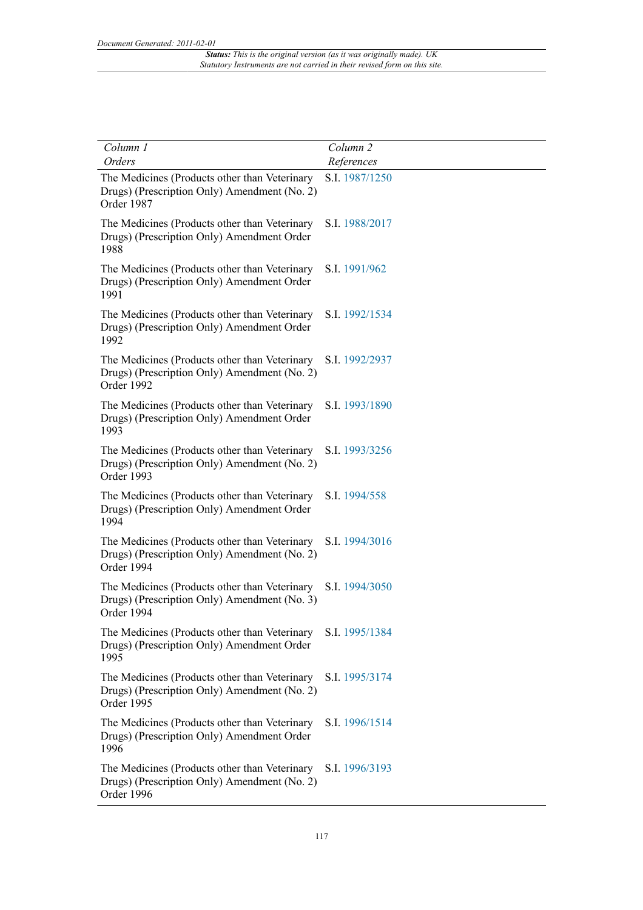| *Column 1* *Orders* | *Column 2* *References* |
|---|---|
| The Medicines (Products other than Veterinary Drugs) (Prescription Only) Amendment (No. 2) Order 1987 | S.I. 1987/1250 |
| The Medicines (Products other than Veterinary Drugs) (Prescription Only) Amendment Order 1988 | S.I. 1988/2017 |
| The Medicines (Products other than Veterinary Drugs) (Prescription Only) Amendment Order 1991 | S.I. 1991/962 |
| The Medicines (Products other than Veterinary Drugs) (Prescription Only) Amendment Order 1992 | S.I. 1992/1534 |
| The Medicines (Products other than Veterinary Drugs) (Prescription Only) Amendment (No. 2) Order 1992 | S.I. 1992/2937 |
| The Medicines (Products other than Veterinary Drugs) (Prescription Only) Amendment Order 1993 | S.I. 1993/1890 |
| The Medicines (Products other than Veterinary Drugs) (Prescription Only) Amendment (No. 2) Order 1993 | S.I. 1993/3256 |
| The Medicines (Products other than Veterinary Drugs) (Prescription Only) Amendment Order 1994 | S.I. 1994/558 |
| The Medicines (Products other than Veterinary Drugs) (Prescription Only) Amendment (No. 2) Order 1994 | S.I. 1994/3016 |
| The Medicines (Products other than Veterinary Drugs) (Prescription Only) Amendment (No. 3) Order 1994 | S.I. 1994/3050 |
| The Medicines (Products other than Veterinary Drugs) (Prescription Only) Amendment Order 1995 | S.I. 1995/1384 |
| The Medicines (Products other than Veterinary Drugs) (Prescription Only) Amendment (No. 2) Order 1995 | S.I. 1995/3174 |
| The Medicines (Products other than Veterinary Drugs) (Prescription Only) Amendment Order 1996 | S.I. 1996/1514 |
| The Medicines (Products other than Veterinary Drugs) (Prescription Only) Amendment (No. 2) Order 1996 | S.I. 1996/3193 |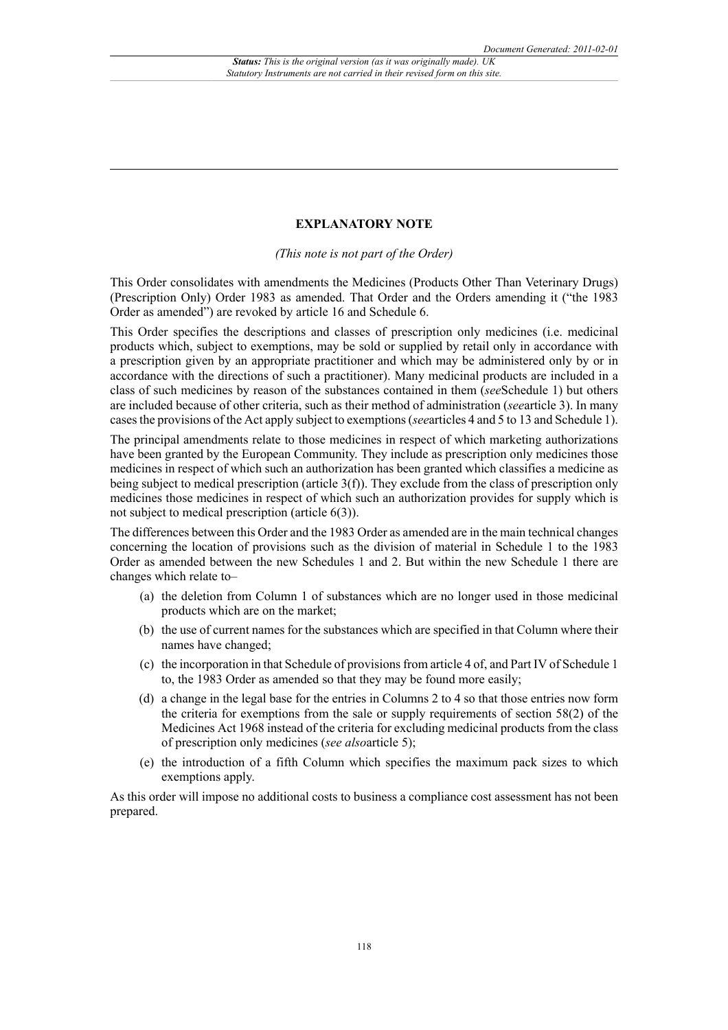## EXPLANATORY NOTE

*(This note is not part of the Order)*

This Order consolidates with amendments the Medicines (Products Other Than Veterinary Drugs) (Prescription Only) Order 1983 as amended. That Order and the Orders amending it ("the 1983 Order as amended") are revoked by article 16 and Schedule 6.

This Order specifies the descriptions and classes of prescription only medicines (i.e. medicinal products which, subject to exemptions, may be sold or supplied by retail only in accordance with a prescription given by an appropriate practitioner and which may be administered only by or in accordance with the directions of such a practitioner). Many medicinal products are included in a class of such medicines by reason of the substances contained in them (*see*Schedule 1) but others are included because of other criteria, such as their method of administration (*see*article 3). In many cases the provisions of the Act apply subject to exemptions (*see*articles 4 and 5 to 13 and Schedule 1).

The principal amendments relate to those medicines in respect of which marketing authorizations have been granted by the European Community. They include as prescription only medicines those medicines in respect of which such an authorization has been granted which classifies a medicine as being subject to medical prescription (article 3(f)). They exclude from the class of prescription only medicines those medicines in respect of which such an authorization provides for supply which is not subject to medical prescription (article 6(3)).

The differences between this Order and the 1983 Order as amended are in the main technical changes concerning the location of provisions such as the division of material in Schedule 1 to the 1983 Order as amended between the new Schedules 1 and 2. But within the new Schedule 1 there are changes which relate to–

(a) the deletion from Column 1 of substances which are no longer used in those medicinal products which are on the market;

(b) the use of current names for the substances which are specified in that Column where their names have changed;

(c) the incorporation in that Schedule of provisions from article 4 of, and Part IV of Schedule 1 to, the 1983 Order as amended so that they may be found more easily;

(d) a change in the legal base for the entries in Columns 2 to 4 so that those entries now form the criteria for exemptions from the sale or supply requirements of section 58(2) of the Medicines Act 1968 instead of the criteria for excluding medicinal products from the class of prescription only medicines (*see also*article 5);

(e) the introduction of a fifth Column which specifies the maximum pack sizes to which exemptions apply.

As this order will impose no additional costs to business a compliance cost assessment has not been prepared.